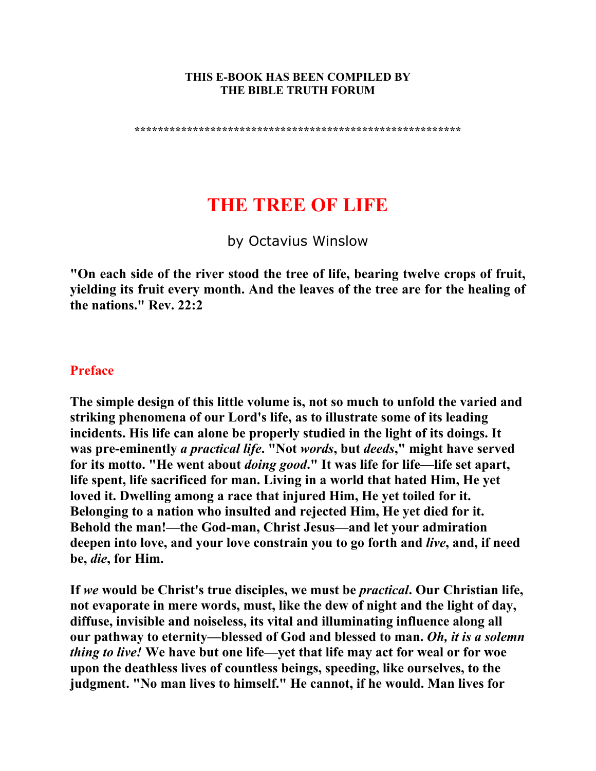**THIS E-BOOK HAS BEEN COMPILED BY**
**THE BIBLE TRUTH FORUM**

********************************************************

# THE TREE OF LIFE

by Octavius Winslow

**"On each side of the river stood the tree of life, bearing twelve crops of fruit, yielding its fruit every month. And the leaves of the tree are for the healing of the nations." Rev. 22:2**

## Preface

**The simple design of this little volume is, not so much to unfold the varied and striking phenomena of our Lord's life, as to illustrate some of its leading incidents. His life can alone be properly studied in the light of its doings. It was pre-eminently *a practical life*. "Not *words*, but *deeds*," might have served for its motto. "He went about *doing good*." It was life for life—life set apart, life spent, life sacrificed for man. Living in a world that hated Him, He yet loved it. Dwelling among a race that injured Him, He yet toiled for it. Belonging to a nation who insulted and rejected Him, He yet died for it. Behold the man!—the God-man, Christ Jesus—and let your admiration deepen into love, and your love constrain you to go forth and *live*, and, if need be, *die*, for Him.**

**If *we* would be Christ's true disciples, we must be *practical*. Our Christian life, not evaporate in mere words, must, like the dew of night and the light of day, diffuse, invisible and noiseless, its vital and illuminating influence along all our pathway to eternity—blessed of God and blessed to man. *Oh, it is a solemn thing to live!* We have but one life—yet that life may act for weal or for woe upon the deathless lives of countless beings, speeding, like ourselves, to the judgment. "No man lives to himself." He cannot, if he would. Man lives for**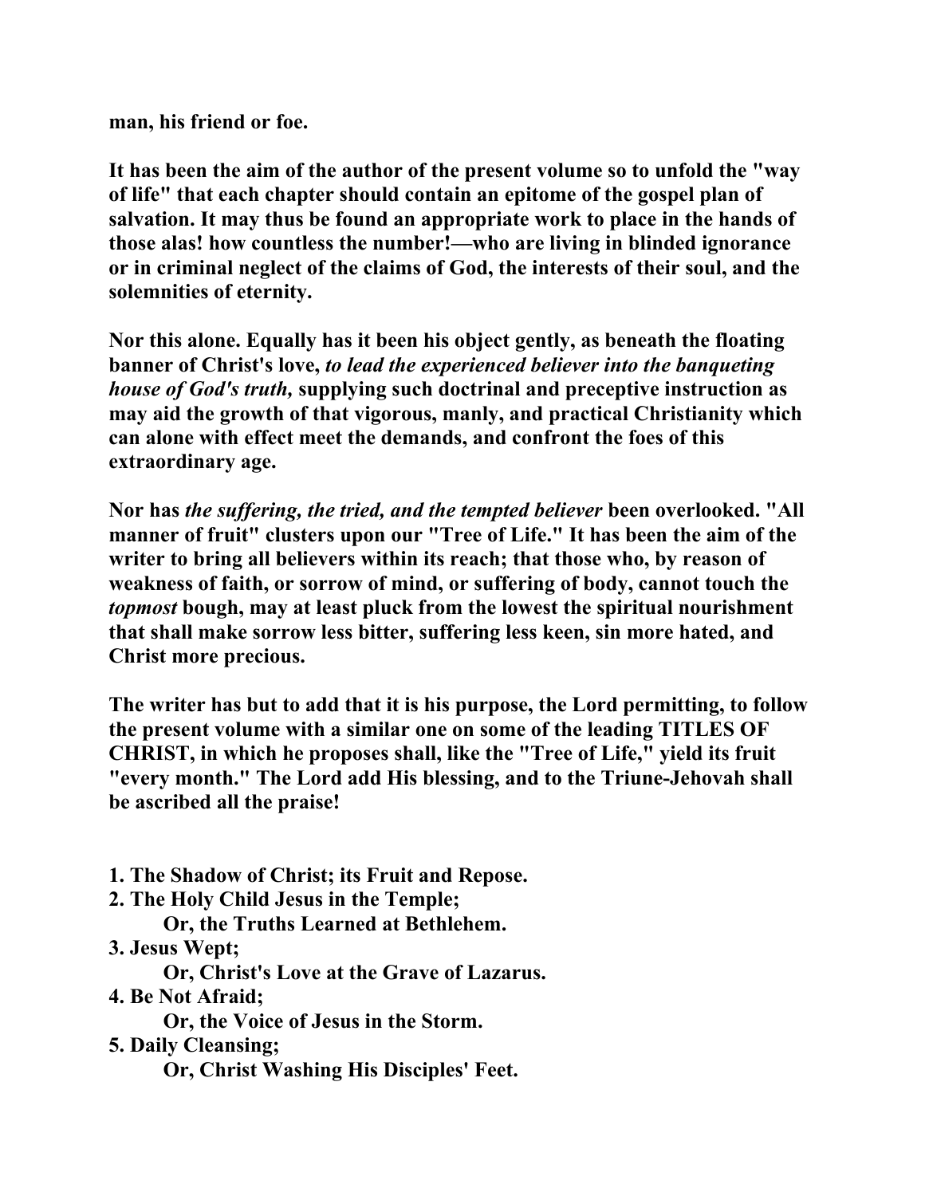man, his friend or foe.

It has been the aim of the author of the present volume so to unfold the "way of life" that each chapter should contain an epitome of the gospel plan of salvation. It may thus be found an appropriate work to place in the hands of those alas! how countless the number!—who are living in blinded ignorance or in criminal neglect of the claims of God, the interests of their soul, and the solemnities of eternity.

Nor this alone. Equally has it been his object gently, as beneath the floating banner of Christ's love, *to lead the experienced believer into the banqueting house of God's truth,* supplying such doctrinal and preceptive instruction as may aid the growth of that vigorous, manly, and practical Christianity which can alone with effect meet the demands, and confront the foes of this extraordinary age.

Nor has *the suffering, the tried, and the tempted believer* been overlooked. "All manner of fruit" clusters upon our "Tree of Life." It has been the aim of the writer to bring all believers within its reach; that those who, by reason of weakness of faith, or sorrow of mind, or suffering of body, cannot touch the *topmost* bough, may at least pluck from the lowest the spiritual nourishment that shall make sorrow less bitter, suffering less keen, sin more hated, and Christ more precious.

The writer has but to add that it is his purpose, the Lord permitting, to follow the present volume with a similar one on some of the leading TITLES OF CHRIST, in which he proposes shall, like the "Tree of Life," yield its fruit "every month." The Lord add His blessing, and to the Triune-Jehovah shall be ascribed all the praise!

1. The Shadow of Christ; its Fruit and Repose.
2. The Holy Child Jesus in the Temple;
   Or, the Truths Learned at Bethlehem.
3. Jesus Wept;
   Or, Christ's Love at the Grave of Lazarus.
4. Be Not Afraid;
   Or, the Voice of Jesus in the Storm.
5. Daily Cleansing;
   Or, Christ Washing His Disciples' Feet.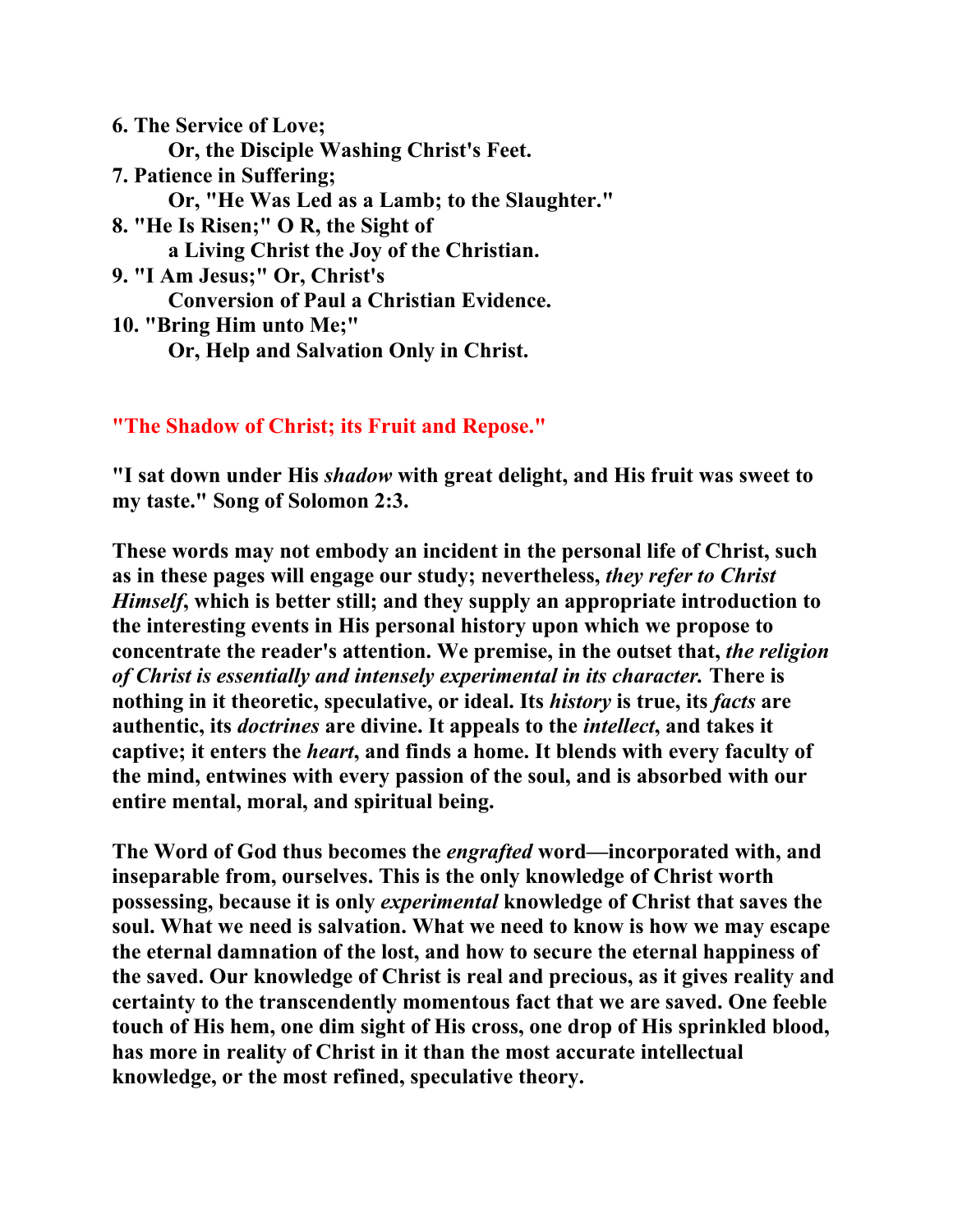**6. The Service of Love;**
**Or, the Disciple Washing Christ's Feet.**
**7. Patience in Suffering;**
**Or, "He Was Led as a Lamb; to the Slaughter."**
**8. "He Is Risen;" O R, the Sight of**
**a Living Christ the Joy of the Christian.**
**9. "I Am Jesus;" Or, Christ's**
**Conversion of Paul a Christian Evidence.**
**10. "Bring Him unto Me;"**
**Or, Help and Salvation Only in Christ.**

## "The Shadow of Christ; its Fruit and Repose."

**"I sat down under His *shadow* with great delight, and His fruit was sweet to my taste." Song of Solomon 2:3.**

**These words may not embody an incident in the personal life of Christ, such as in these pages will engage our study; nevertheless, *they refer to Christ Himself*, which is better still; and they supply an appropriate introduction to the interesting events in His personal history upon which we propose to concentrate the reader's attention. We premise, in the outset that, *the religion of Christ is essentially and intensely experimental in its character.* There is nothing in it theoretic, speculative, or ideal. Its *history* is true, its *facts* are authentic, its *doctrines* are divine. It appeals to the *intellect*, and takes it captive; it enters the *heart*, and finds a home. It blends with every faculty of the mind, entwines with every passion of the soul, and is absorbed with our entire mental, moral, and spiritual being.**

**The Word of God thus becomes the *engrafted* word—incorporated with, and inseparable from, ourselves. This is the only knowledge of Christ worth possessing, because it is only *experimental* knowledge of Christ that saves the soul. What we need is salvation. What we need to know is how we may escape the eternal damnation of the lost, and how to secure the eternal happiness of the saved. Our knowledge of Christ is real and precious, as it gives reality and certainty to the transcendently momentous fact that we are saved. One feeble touch of His hem, one dim sight of His cross, one drop of His sprinkled blood, has more in reality of Christ in it than the most accurate intellectual knowledge, or the most refined, speculative theory.**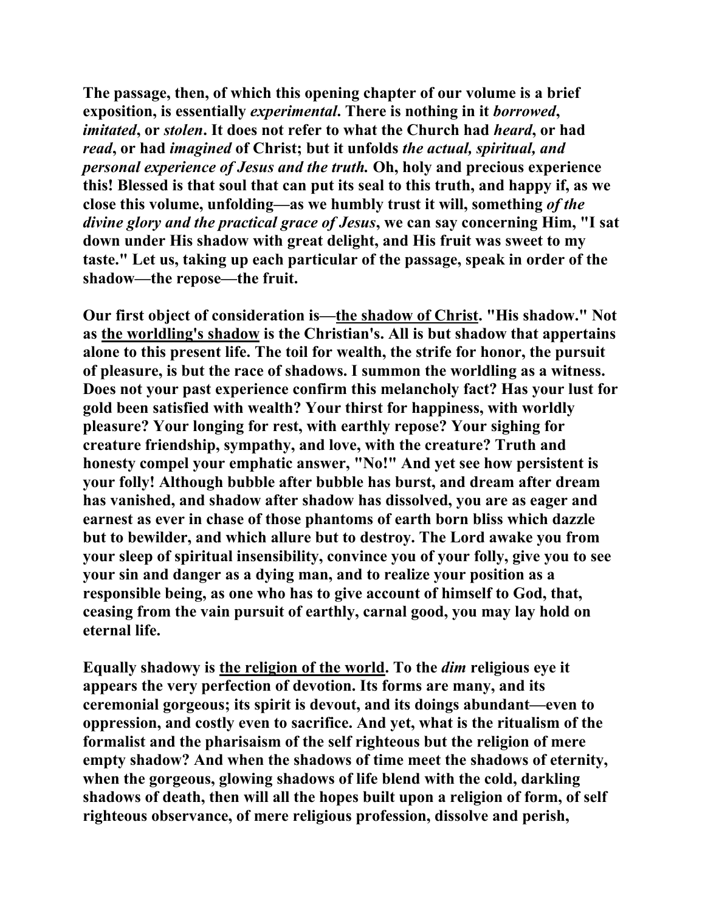**The passage, then, of which this opening chapter of our volume is a brief exposition, is essentially *experimental*. There is nothing in it *borrowed*, *imitated*, or *stolen*. It does not refer to what the Church had *heard*, or had *read*, or had *imagined* of Christ; but it unfolds *the actual, spiritual, and personal experience of Jesus and the truth.* Oh, holy and precious experience this! Blessed is that soul that can put its seal to this truth, and happy if, as we close this volume, unfolding—as we humbly trust it will, something *of the divine glory and the practical grace of Jesus*, we can say concerning Him, "I sat down under His shadow with great delight, and His fruit was sweet to my taste." Let us, taking up each particular of the passage, speak in order of the shadow—the repose—the fruit.**

**Our first object of consideration is—<u>the shadow of Christ</u>. "His shadow." Not as <u>the worldling's shadow</u> is the Christian's. All is but shadow that appertains alone to this present life. The toil for wealth, the strife for honor, the pursuit of pleasure, is but the race of shadows. I summon the worldling as a witness. Does not your past experience confirm this melancholy fact? Has your lust for gold been satisfied with wealth? Your thirst for happiness, with worldly pleasure? Your longing for rest, with earthly repose? Your sighing for creature friendship, sympathy, and love, with the creature? Truth and honesty compel your emphatic answer, "No!" And yet see how persistent is your folly! Although bubble after bubble has burst, and dream after dream has vanished, and shadow after shadow has dissolved, you are as eager and earnest as ever in chase of those phantoms of earth born bliss which dazzle but to bewilder, and which allure but to destroy. The Lord awake you from your sleep of spiritual insensibility, convince you of your folly, give you to see your sin and danger as a dying man, and to realize your position as a responsible being, as one who has to give account of himself to God, that, ceasing from the vain pursuit of earthly, carnal good, you may lay hold on eternal life.**

**Equally shadowy is <u>the religion of the world</u>. To the *dim* religious eye it appears the very perfection of devotion. Its forms are many, and its ceremonial gorgeous; its spirit is devout, and its doings abundant—even to oppression, and costly even to sacrifice. And yet, what is the ritualism of the formalist and the pharisaism of the self righteous but the religion of mere empty shadow? And when the shadows of time meet the shadows of eternity, when the gorgeous, glowing shadows of life blend with the cold, darkling shadows of death, then will all the hopes built upon a religion of form, of self righteous observance, of mere religious profession, dissolve and perish,**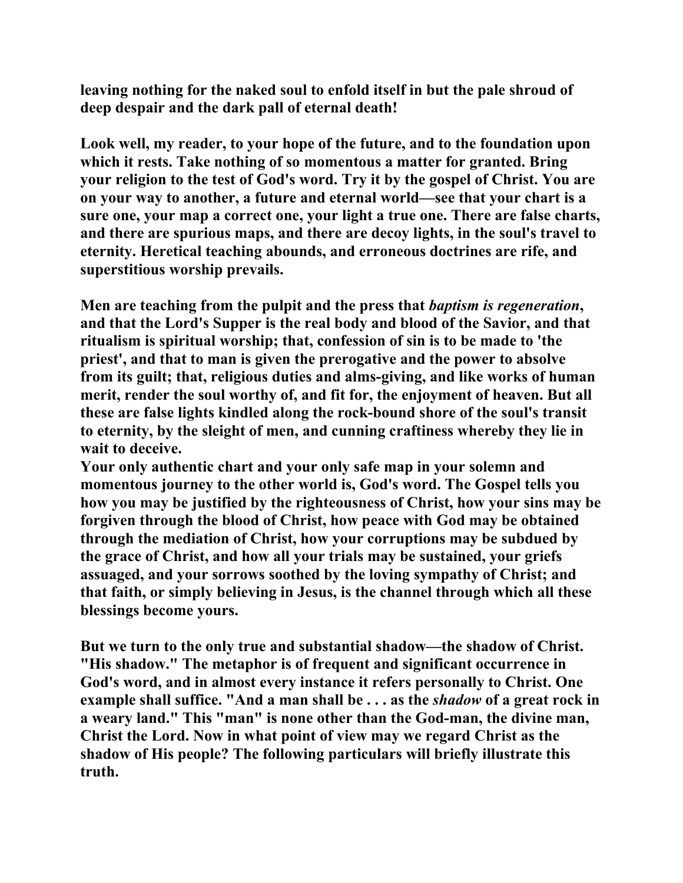leaving nothing for the naked soul to enfold itself in but the pale shroud of deep despair and the dark pall of eternal death!

Look well, my reader, to your hope of the future, and to the foundation upon which it rests. Take nothing of so momentous a matter for granted. Bring your religion to the test of God's word. Try it by the gospel of Christ. You are on your way to another, a future and eternal world—see that your chart is a sure one, your map a correct one, your light a true one. There are false charts, and there are spurious maps, and there are decoy lights, in the soul's travel to eternity. Heretical teaching abounds, and erroneous doctrines are rife, and superstitious worship prevails.

Men are teaching from the pulpit and the press that *baptism is regeneration*, and that the Lord's Supper is the real body and blood of the Savior, and that ritualism is spiritual worship; that, confession of sin is to be made to 'the priest', and that to man is given the prerogative and the power to absolve from its guilt; that, religious duties and alms-giving, and like works of human merit, render the soul worthy of, and fit for, the enjoyment of heaven. But all these are false lights kindled along the rock-bound shore of the soul's transit to eternity, by the sleight of men, and cunning craftiness whereby they lie in wait to deceive.

Your only authentic chart and your only safe map in your solemn and momentous journey to the other world is, God's word. The Gospel tells you how you may be justified by the righteousness of Christ, how your sins may be forgiven through the blood of Christ, how peace with God may be obtained through the mediation of Christ, how your corruptions may be subdued by the grace of Christ, and how all your trials may be sustained, your griefs assuaged, and your sorrows soothed by the loving sympathy of Christ; and that faith, or simply believing in Jesus, is the channel through which all these blessings become yours.

But we turn to the only true and substantial shadow—the shadow of Christ. "His shadow." The metaphor is of frequent and significant occurrence in God's word, and in almost every instance it refers personally to Christ. One example shall suffice. "And a man shall be . . . as the *shadow* of a great rock in a weary land." This "man" is none other than the God-man, the divine man, Christ the Lord. Now in what point of view may we regard Christ as the shadow of His people? The following particulars will briefly illustrate this truth.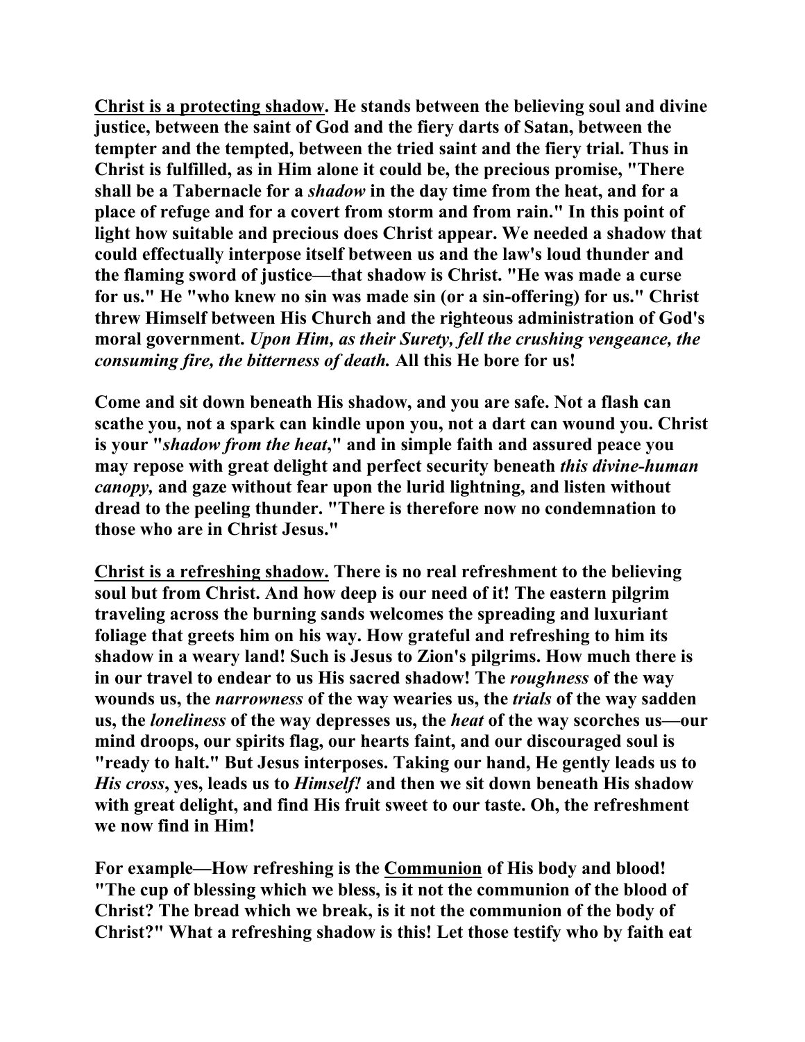**<u>Christ is a protecting shadow</u>. He stands between the believing soul and divine justice, between the saint of God and the fiery darts of Satan, between the tempter and the tempted, between the tried saint and the fiery trial. Thus in Christ is fulfilled, as in Him alone it could be, the precious promise, "There shall be a Tabernacle for a *shadow* in the day time from the heat, and for a place of refuge and for a covert from storm and from rain." In this point of light how suitable and precious does Christ appear. We needed a shadow that could effectually interpose itself between us and the law's loud thunder and the flaming sword of justice—that shadow is Christ. "He was made a curse for us." He "who knew no sin was made sin (or a sin-offering) for us." Christ threw Himself between His Church and the righteous administration of God's moral government. *Upon Him, as their Surety, fell the crushing vengeance, the consuming fire, the bitterness of death.* All this He bore for us!**

**Come and sit down beneath His shadow, and you are safe. Not a flash can scathe you, not a spark can kindle upon you, not a dart can wound you. Christ is your "*shadow from the heat*," and in simple faith and assured peace you may repose with great delight and perfect security beneath *this divine-human canopy,* and gaze without fear upon the lurid lightning, and listen without dread to the peeling thunder. "There is therefore now no condemnation to those who are in Christ Jesus."**

**<u>Christ is a refreshing shadow.</u> There is no real refreshment to the believing soul but from Christ. And how deep is our need of it! The eastern pilgrim traveling across the burning sands welcomes the spreading and luxuriant foliage that greets him on his way. How grateful and refreshing to him its shadow in a weary land! Such is Jesus to Zion's pilgrims. How much there is in our travel to endear to us His sacred shadow! The *roughness* of the way wounds us, the *narrowness* of the way wearies us, the *trials* of the way sadden us, the *loneliness* of the way depresses us, the *heat* of the way scorches us—our mind droops, our spirits flag, our hearts faint, and our discouraged soul is "ready to halt." But Jesus interposes. Taking our hand, He gently leads us to *His cross*, yes, leads us to *Himself!* and then we sit down beneath His shadow with great delight, and find His fruit sweet to our taste. Oh, the refreshment we now find in Him!**

**For example—How refreshing is the <u>Communion</u> of His body and blood! "The cup of blessing which we bless, is it not the communion of the blood of Christ? The bread which we break, is it not the communion of the body of Christ?" What a refreshing shadow is this! Let those testify who by faith eat**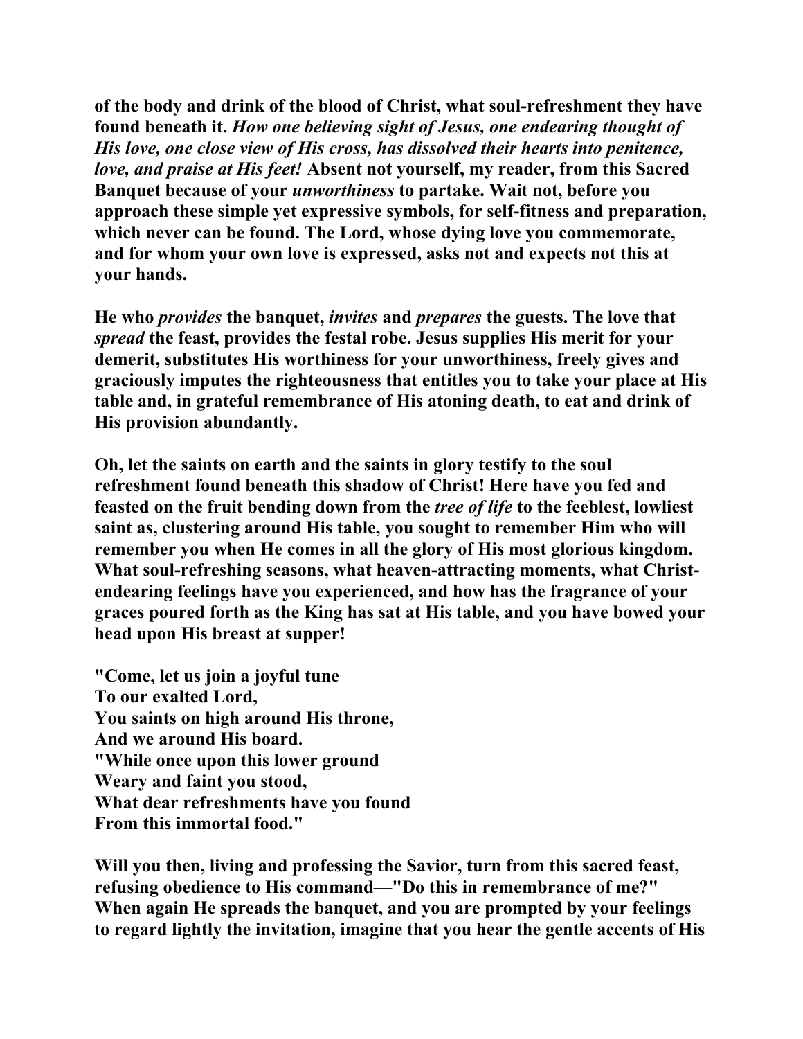**of the body and drink of the blood of Christ, what soul-refreshment they have found beneath it.** ***How one believing sight of Jesus, one endearing thought of His love, one close view of His cross, has dissolved their hearts into penitence, love, and praise at His feet!*** **Absent not yourself, my reader, from this Sacred Banquet because of your** ***unworthiness*** **to partake. Wait not, before you approach these simple yet expressive symbols, for self-fitness and preparation, which never can be found. The Lord, whose dying love you commemorate, and for whom your own love is expressed, asks not and expects not this at your hands.**

**He who** ***provides*** **the banquet,** ***invites*** **and** ***prepares*** **the guests. The love that** ***spread*** **the feast, provides the festal robe. Jesus supplies His merit for your demerit, substitutes His worthiness for your unworthiness, freely gives and graciously imputes the righteousness that entitles you to take your place at His table and, in grateful remembrance of His atoning death, to eat and drink of His provision abundantly.**

**Oh, let the saints on earth and the saints in glory testify to the soul refreshment found beneath this shadow of Christ! Here have you fed and feasted on the fruit bending down from the** ***tree of life*** **to the feeblest, lowliest saint as, clustering around His table, you sought to remember Him who will remember you when He comes in all the glory of His most glorious kingdom. What soul-refreshing seasons, what heaven-attracting moments, what Christ-endearing feelings have you experienced, and how has the fragrance of your graces poured forth as the King has sat at His table, and you have bowed your head upon His breast at supper!**

**"Come, let us join a joyful tune**
**To our exalted Lord,**
**You saints on high around His throne,**
**And we around His board.**
**"While once upon this lower ground**
**Weary and faint you stood,**
**What dear refreshments have you found**
**From this immortal food."**

**Will you then, living and professing the Savior, turn from this sacred feast, refusing obedience to His command—"Do this in remembrance of me?" When again He spreads the banquet, and you are prompted by your feelings to regard lightly the invitation, imagine that you hear the gentle accents of His**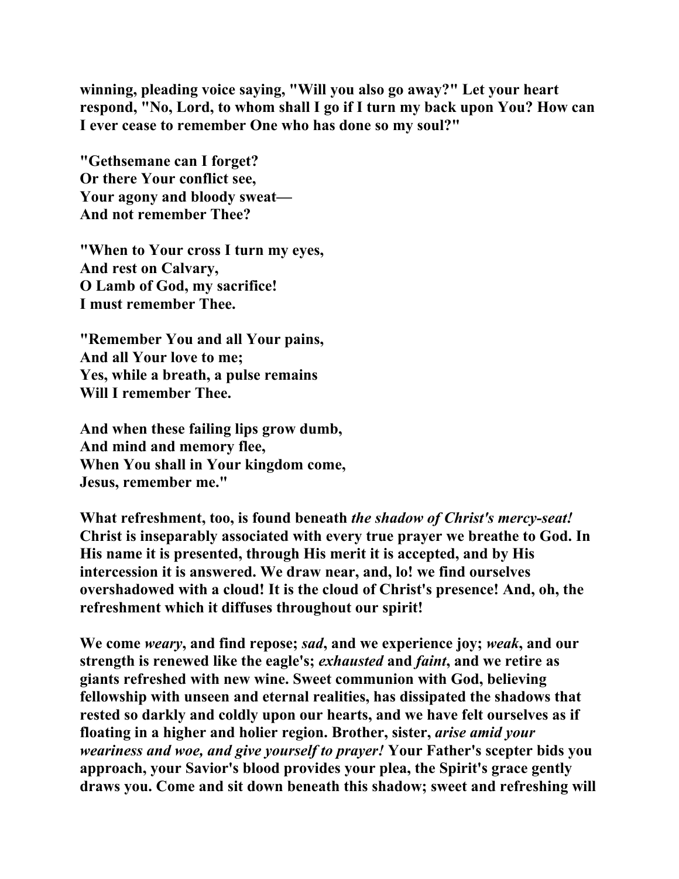**winning, pleading voice saying, "Will you also go away?" Let your heart respond, "No, Lord, to whom shall I go if I turn my back upon You? How can I ever cease to remember One who has done so my soul?"**

**"Gethsemane can I forget?**
**Or there Your conflict see,**
**Your agony and bloody sweat—**
**And not remember Thee?**

**"When to Your cross I turn my eyes,**
**And rest on Calvary,**
**O Lamb of God, my sacrifice!**
**I must remember Thee.**

**"Remember You and all Your pains,**
**And all Your love to me;**
**Yes, while a breath, a pulse remains**
**Will I remember Thee.**

**And when these failing lips grow dumb,**
**And mind and memory flee,**
**When You shall in Your kingdom come,**
**Jesus, remember me."**

**What refreshment, too, is found beneath *the shadow of Christ's mercy-seat!* Christ is inseparably associated with every true prayer we breathe to God. In His name it is presented, through His merit it is accepted, and by His intercession it is answered. We draw near, and, lo! we find ourselves overshadowed with a cloud! It is the cloud of Christ's presence! And, oh, the refreshment which it diffuses throughout our spirit!**

**We come *weary*, and find repose; *sad*, and we experience joy; *weak*, and our strength is renewed like the eagle's; *exhausted* and *faint*, and we retire as giants refreshed with new wine. Sweet communion with God, believing fellowship with unseen and eternal realities, has dissipated the shadows that rested so darkly and coldly upon our hearts, and we have felt ourselves as if floating in a higher and holier region. Brother, sister, *arise amid your weariness and woe, and give yourself to prayer!* Your Father's scepter bids you approach, your Savior's blood provides your plea, the Spirit's grace gently draws you. Come and sit down beneath this shadow; sweet and refreshing will**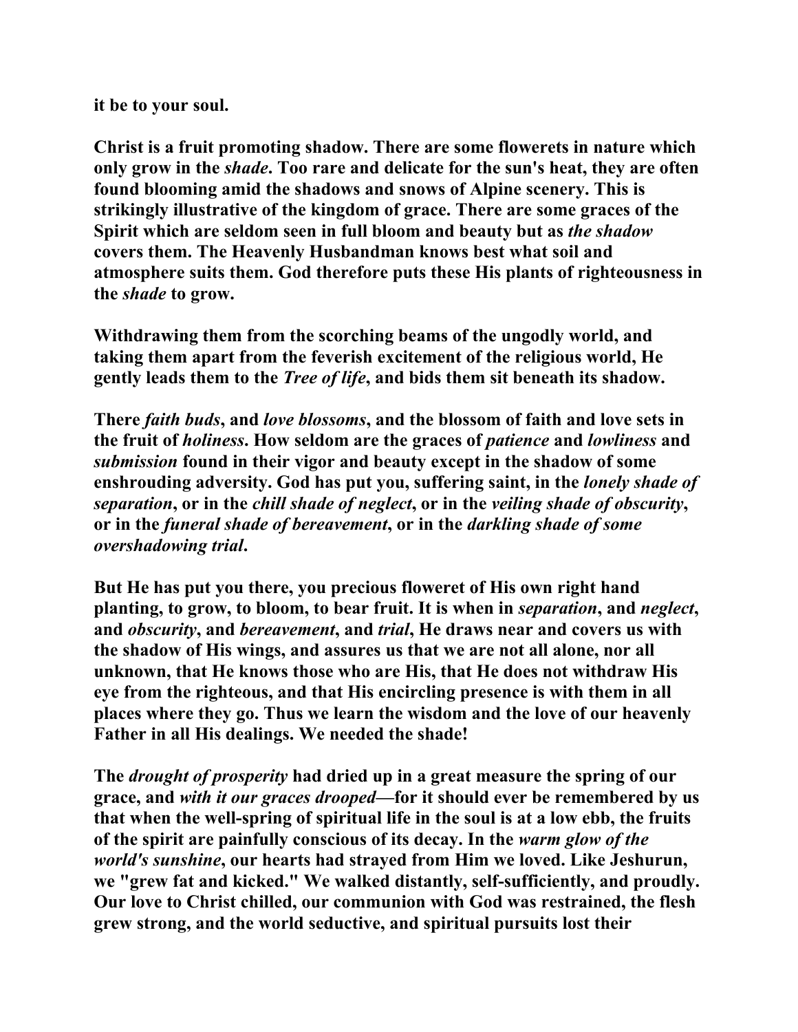**it be to your soul.**

**Christ is a fruit promoting shadow. There are some flowerets in nature which only grow in the *shade*. Too rare and delicate for the sun's heat, they are often found blooming amid the shadows and snows of Alpine scenery. This is strikingly illustrative of the kingdom of grace. There are some graces of the Spirit which are seldom seen in full bloom and beauty but as *the shadow* covers them. The Heavenly Husbandman knows best what soil and atmosphere suits them. God therefore puts these His plants of righteousness in the *shade* to grow.**

**Withdrawing them from the scorching beams of the ungodly world, and taking them apart from the feverish excitement of the religious world, He gently leads them to the *Tree of life*, and bids them sit beneath its shadow.**

**There *faith buds*, and *love blossoms*, and the blossom of faith and love sets in the fruit of *holiness*. How seldom are the graces of *patience* and *lowliness* and *submission* found in their vigor and beauty except in the shadow of some enshrouding adversity. God has put you, suffering saint, in the *lonely shade of separation*, or in the *chill shade of neglect*, or in the *veiling shade of obscurity*, or in the *funeral shade of bereavement*, or in the *darkling shade of some overshadowing trial*.**

**But He has put you there, you precious floweret of His own right hand planting, to grow, to bloom, to bear fruit. It is when in *separation*, and *neglect*, and *obscurity*, and *bereavement*, and *trial*, He draws near and covers us with the shadow of His wings, and assures us that we are not all alone, nor all unknown, that He knows those who are His, that He does not withdraw His eye from the righteous, and that His encircling presence is with them in all places where they go. Thus we learn the wisdom and the love of our heavenly Father in all His dealings. We needed the shade!**

**The *drought of prosperity* had dried up in a great measure the spring of our grace, and *with it our graces drooped*—for it should ever be remembered by us that when the well-spring of spiritual life in the soul is at a low ebb, the fruits of the spirit are painfully conscious of its decay. In the *warm glow of the world's sunshine*, our hearts had strayed from Him we loved. Like Jeshurun, we "grew fat and kicked." We walked distantly, self-sufficiently, and proudly. Our love to Christ chilled, our communion with God was restrained, the flesh grew strong, and the world seductive, and spiritual pursuits lost their**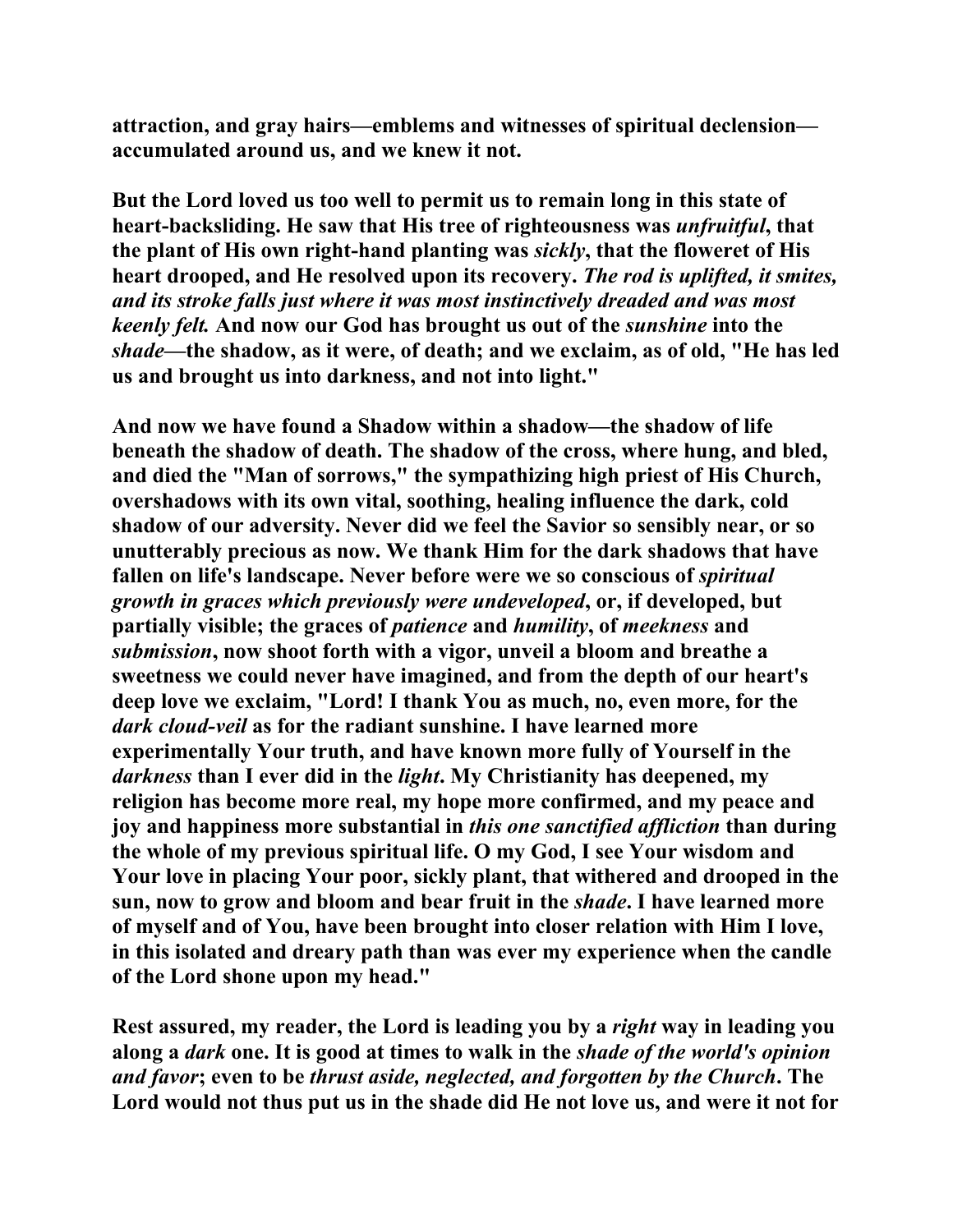attraction, and gray hairs—emblems and witnesses of spiritual declension—accumulated around us, and we knew it not.

But the Lord loved us too well to permit us to remain long in this state of heart-backsliding. He saw that His tree of righteousness was *unfruitful*, that the plant of His own right-hand planting was *sickly*, that the floweret of His heart drooped, and He resolved upon its recovery. *The rod is uplifted, it smites, and its stroke falls just where it was most instinctively dreaded and was most keenly felt.* And now our God has brought us out of the *sunshine* into the *shade*—the shadow, as it were, of death; and we exclaim, as of old, "He has led us and brought us into darkness, and not into light."

And now we have found a Shadow within a shadow—the shadow of life beneath the shadow of death. The shadow of the cross, where hung, and bled, and died the "Man of sorrows," the sympathizing high priest of His Church, overshadows with its own vital, soothing, healing influence the dark, cold shadow of our adversity. Never did we feel the Savior so sensibly near, or so unutterably precious as now. We thank Him for the dark shadows that have fallen on life's landscape. Never before were we so conscious of *spiritual growth in graces which previously were undeveloped*, or, if developed, but partially visible; the graces of *patience* and *humility*, of *meekness* and *submission*, now shoot forth with a vigor, unveil a bloom and breathe a sweetness we could never have imagined, and from the depth of our heart's deep love we exclaim, "Lord! I thank You as much, no, even more, for the *dark cloud-veil* as for the radiant sunshine. I have learned more experimentally Your truth, and have known more fully of Yourself in the *darkness* than I ever did in the *light*. My Christianity has deepened, my religion has become more real, my hope more confirmed, and my peace and joy and happiness more substantial in *this one sanctified affliction* than during the whole of my previous spiritual life. O my God, I see Your wisdom and Your love in placing Your poor, sickly plant, that withered and drooped in the sun, now to grow and bloom and bear fruit in the *shade*. I have learned more of myself and of You, have been brought into closer relation with Him I love, in this isolated and dreary path than was ever my experience when the candle of the Lord shone upon my head."

Rest assured, my reader, the Lord is leading you by a *right* way in leading you along a *dark* one. It is good at times to walk in the *shade of the world's opinion and favor*; even to be *thrust aside, neglected, and forgotten by the Church*. The Lord would not thus put us in the shade did He not love us, and were it not for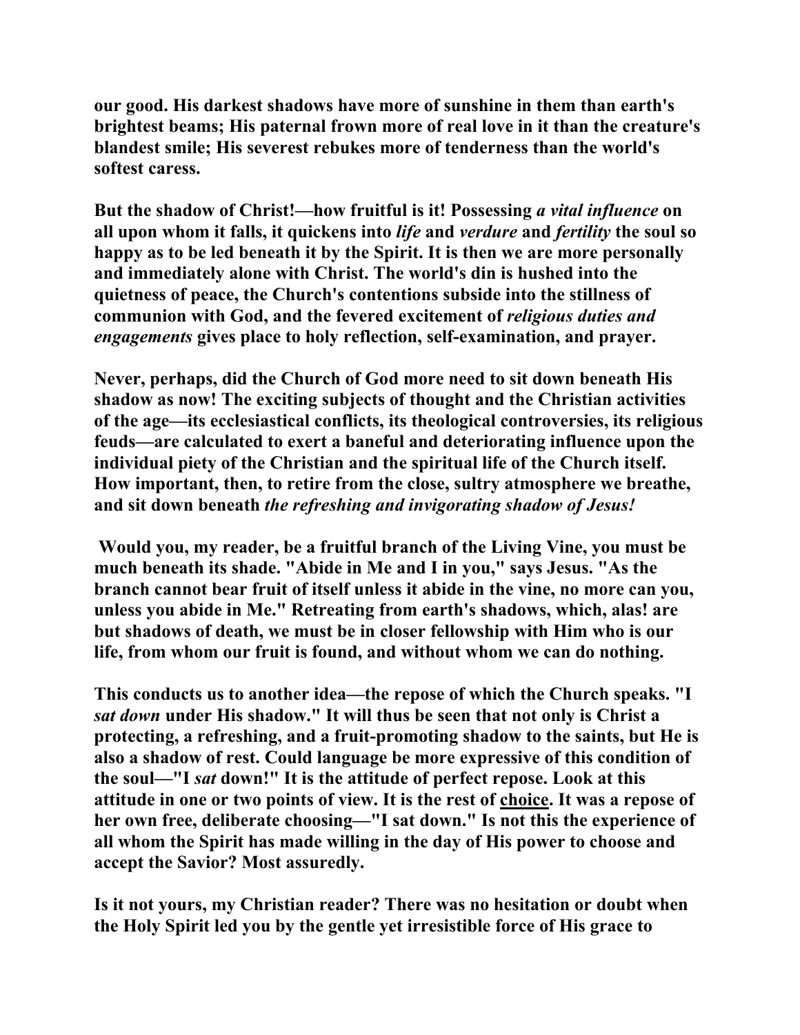**our good. His darkest shadows have more of sunshine in them than earth's brightest beams; His paternal frown more of real love in it than the creature's blandest smile; His severest rebukes more of tenderness than the world's softest caress.**

**But the shadow of Christ!—how fruitful is it! Possessing *a vital influence* on all upon whom it falls, it quickens into *life* and *verdure* and *fertility* the soul so happy as to be led beneath it by the Spirit. It is then we are more personally and immediately alone with Christ. The world's din is hushed into the quietness of peace, the Church's contentions subside into the stillness of communion with God, and the fevered excitement of *religious duties and engagements* gives place to holy reflection, self-examination, and prayer.**

**Never, perhaps, did the Church of God more need to sit down beneath His shadow as now! The exciting subjects of thought and the Christian activities of the age—its ecclesiastical conflicts, its theological controversies, its religious feuds—are calculated to exert a baneful and deteriorating influence upon the individual piety of the Christian and the spiritual life of the Church itself. How important, then, to retire from the close, sultry atmosphere we breathe, and sit down beneath *the refreshing and invigorating shadow of Jesus!***

**Would you, my reader, be a fruitful branch of the Living Vine, you must be much beneath its shade. "Abide in Me and I in you," says Jesus. "As the branch cannot bear fruit of itself unless it abide in the vine, no more can you, unless you abide in Me." Retreating from earth's shadows, which, alas! are but shadows of death, we must be in closer fellowship with Him who is our life, from whom our fruit is found, and without whom we can do nothing.**

**This conducts us to another idea—the repose of which the Church speaks. "I *sat down* under His shadow." It will thus be seen that not only is Christ a protecting, a refreshing, and a fruit-promoting shadow to the saints, but He is also a shadow of rest. Could language be more expressive of this condition of the soul—"I *sat* down!" It is the attitude of perfect repose. Look at this attitude in one or two points of view. It is the rest of <u>choice</u>. It was a repose of her own free, deliberate choosing—"I sat down." Is not this the experience of all whom the Spirit has made willing in the day of His power to choose and accept the Savior? Most assuredly.**

**Is it not yours, my Christian reader? There was no hesitation or doubt when the Holy Spirit led you by the gentle yet irresistible force of His grace to**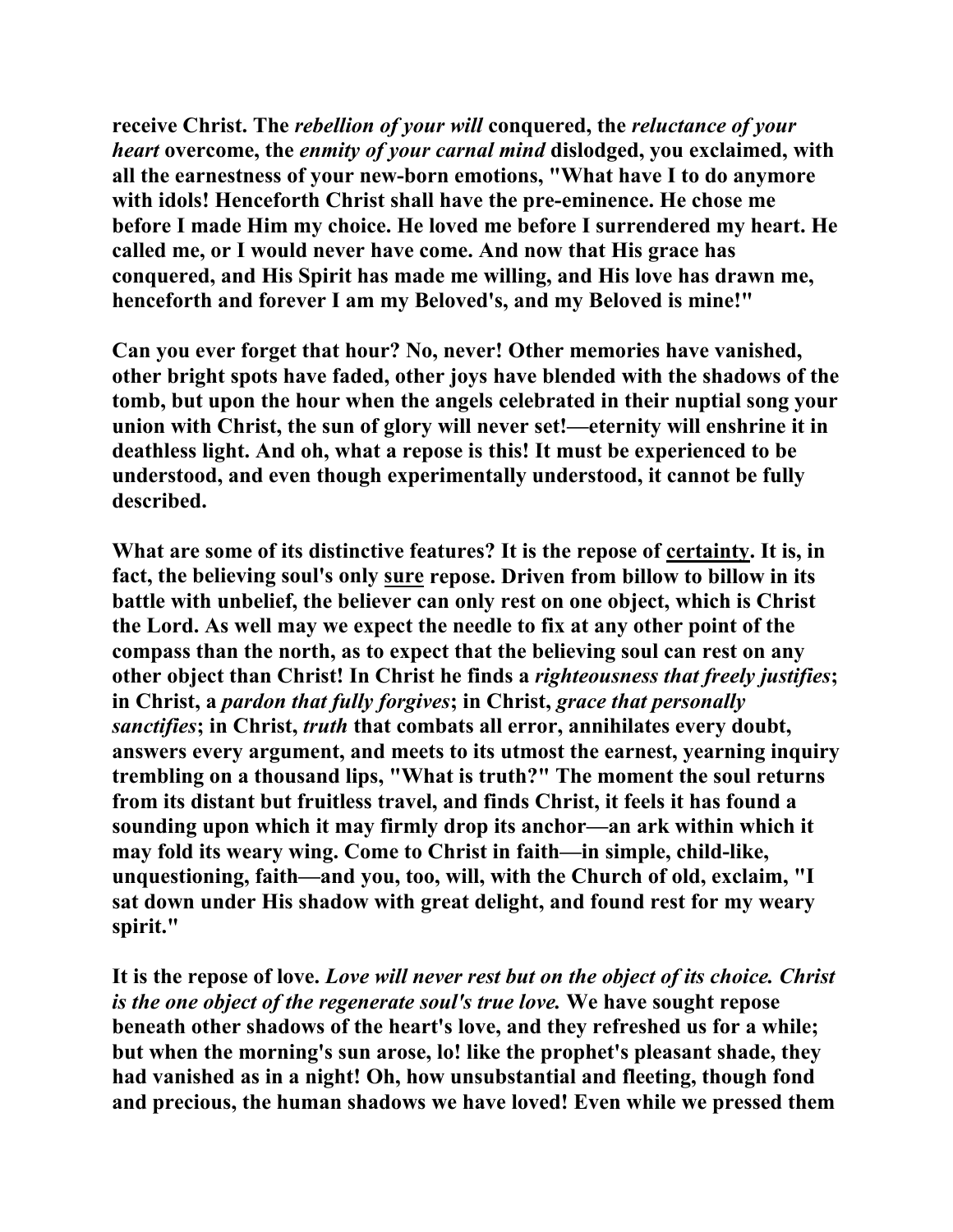**receive Christ. The *rebellion of your will* conquered, the *reluctance of your heart* overcome, the *enmity of your carnal mind* dislodged, you exclaimed, with all the earnestness of your new-born emotions, "What have I to do anymore with idols! Henceforth Christ shall have the pre-eminence. He chose me before I made Him my choice. He loved me before I surrendered my heart. He called me, or I would never have come. And now that His grace has conquered, and His Spirit has made me willing, and His love has drawn me, henceforth and forever I am my Beloved's, and my Beloved is mine!"**

**Can you ever forget that hour? No, never! Other memories have vanished, other bright spots have faded, other joys have blended with the shadows of the tomb, but upon the hour when the angels celebrated in their nuptial song your union with Christ, the sun of glory will never set!—eternity will enshrine it in deathless light. And oh, what a repose is this! It must be experienced to be understood, and even though experimentally understood, it cannot be fully described.**

**What are some of its distinctive features? It is the repose of <u>certainty</u>. It is, in fact, the believing soul's only <u>sure</u> repose. Driven from billow to billow in its battle with unbelief, the believer can only rest on one object, which is Christ the Lord. As well may we expect the needle to fix at any other point of the compass than the north, as to expect that the believing soul can rest on any other object than Christ! In Christ he finds a *righteousness that freely justifies*; in Christ, a *pardon that fully forgives*; in Christ, *grace that personally sanctifies*; in Christ, *truth* that combats all error, annihilates every doubt, answers every argument, and meets to its utmost the earnest, yearning inquiry trembling on a thousand lips, "What is truth?" The moment the soul returns from its distant but fruitless travel, and finds Christ, it feels it has found a sounding upon which it may firmly drop its anchor—an ark within which it may fold its weary wing. Come to Christ in faith—in simple, child-like, unquestioning, faith—and you, too, will, with the Church of old, exclaim, "I sat down under His shadow with great delight, and found rest for my weary spirit."**

**It is the repose of love. *Love will never rest but on the object of its choice. Christ is the one object of the regenerate soul's true love.* We have sought repose beneath other shadows of the heart's love, and they refreshed us for a while; but when the morning's sun arose, lo! like the prophet's pleasant shade, they had vanished as in a night! Oh, how unsubstantial and fleeting, though fond and precious, the human shadows we have loved! Even while we pressed them**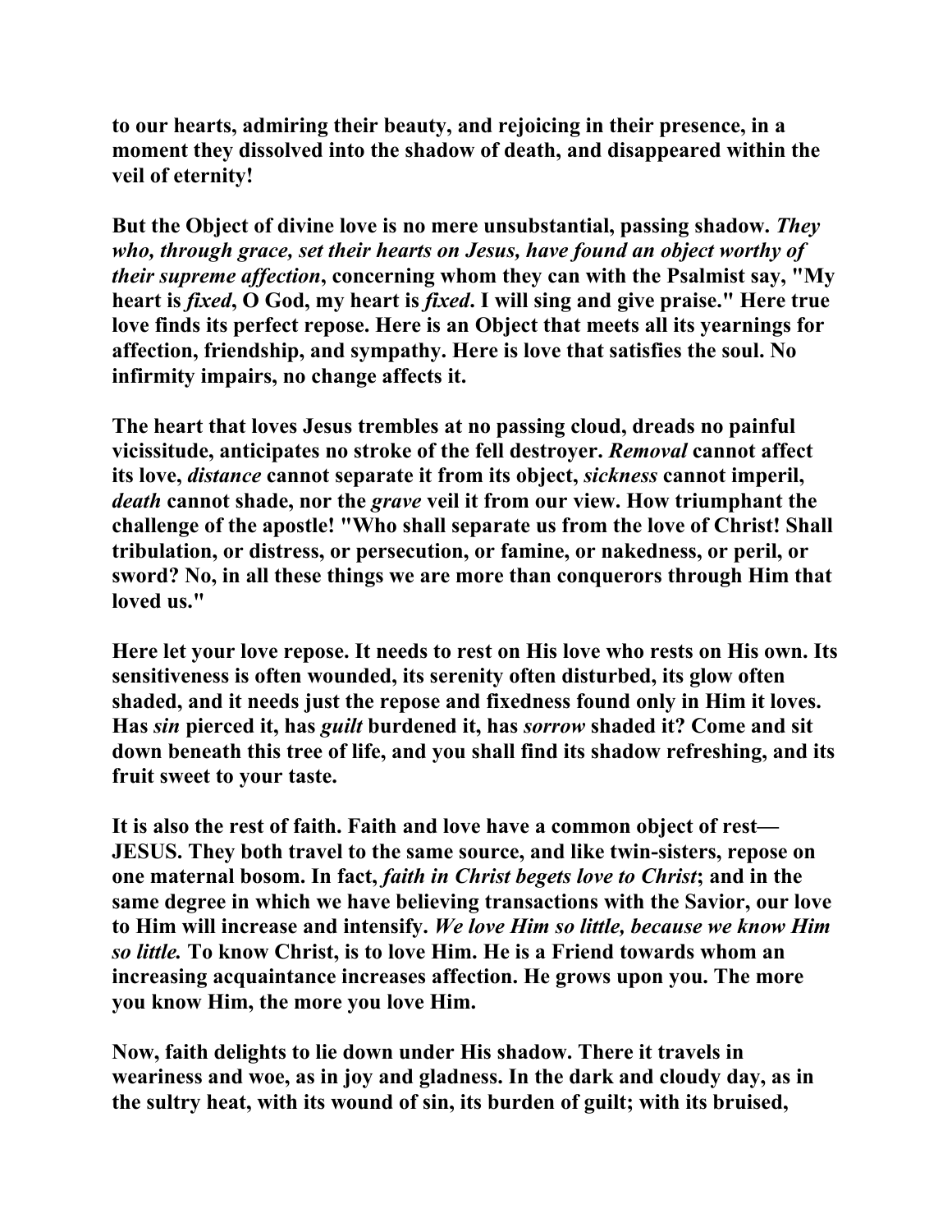to our hearts, admiring their beauty, and rejoicing in their presence, in a moment they dissolved into the shadow of death, and disappeared within the veil of eternity!

But the Object of divine love is no mere unsubstantial, passing shadow. *They who, through grace, set their hearts on Jesus, have found an object worthy of their supreme affection*, concerning whom they can with the Psalmist say, "My heart is *fixed*, O God, my heart is *fixed*. I will sing and give praise." Here true love finds its perfect repose. Here is an Object that meets all its yearnings for affection, friendship, and sympathy. Here is love that satisfies the soul. No infirmity impairs, no change affects it.

The heart that loves Jesus trembles at no passing cloud, dreads no painful vicissitude, anticipates no stroke of the fell destroyer. *Removal* cannot affect its love, *distance* cannot separate it from its object, *sickness* cannot imperil, *death* cannot shade, nor the *grave* veil it from our view. How triumphant the challenge of the apostle! "Who shall separate us from the love of Christ! Shall tribulation, or distress, or persecution, or famine, or nakedness, or peril, or sword? No, in all these things we are more than conquerors through Him that loved us."

Here let your love repose. It needs to rest on His love who rests on His own. Its sensitiveness is often wounded, its serenity often disturbed, its glow often shaded, and it needs just the repose and fixedness found only in Him it loves. Has *sin* pierced it, has *guilt* burdened it, has *sorrow* shaded it? Come and sit down beneath this tree of life, and you shall find its shadow refreshing, and its fruit sweet to your taste.

It is also the rest of faith. Faith and love have a common object of rest—JESUS. They both travel to the same source, and like twin-sisters, repose on one maternal bosom. In fact, *faith in Christ begets love to Christ*; and in the same degree in which we have believing transactions with the Savior, our love to Him will increase and intensify. *We love Him so little, because we know Him so little.* To know Christ, is to love Him. He is a Friend towards whom an increasing acquaintance increases affection. He grows upon you. The more you know Him, the more you love Him.

Now, faith delights to lie down under His shadow. There it travels in weariness and woe, as in joy and gladness. In the dark and cloudy day, as in the sultry heat, with its wound of sin, its burden of guilt; with its bruised,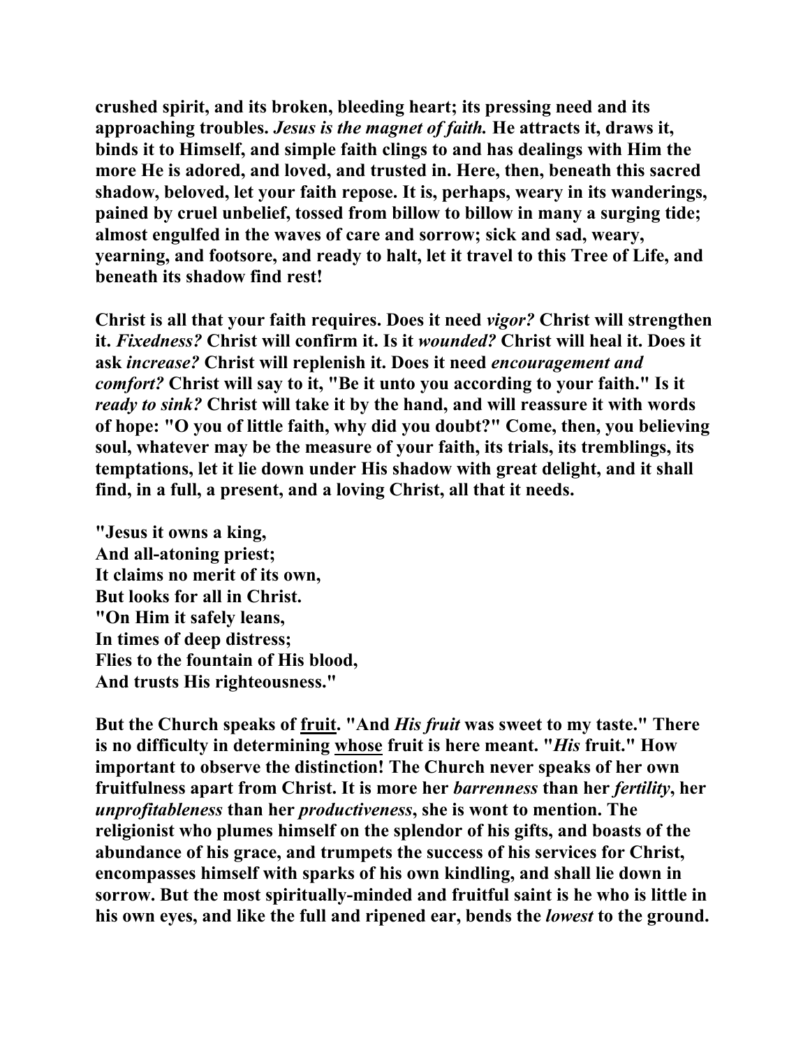**crushed spirit, and its broken, bleeding heart; its pressing need and its approaching troubles. *Jesus is the magnet of faith.* He attracts it, draws it, binds it to Himself, and simple faith clings to and has dealings with Him the more He is adored, and loved, and trusted in. Here, then, beneath this sacred shadow, beloved, let your faith repose. It is, perhaps, weary in its wanderings, pained by cruel unbelief, tossed from billow to billow in many a surging tide; almost engulfed in the waves of care and sorrow; sick and sad, weary, yearning, and footsore, and ready to halt, let it travel to this Tree of Life, and beneath its shadow find rest!**

**Christ is all that your faith requires. Does it need *vigor?* Christ will strengthen it. *Fixedness?* Christ will confirm it. Is it *wounded?* Christ will heal it. Does it ask *increase?* Christ will replenish it. Does it need *encouragement and comfort?* Christ will say to it, "Be it unto you according to your faith." Is it *ready to sink?* Christ will take it by the hand, and will reassure it with words of hope: "O you of little faith, why did you doubt?" Come, then, you believing soul, whatever may be the measure of your faith, its trials, its tremblings, its temptations, let it lie down under His shadow with great delight, and it shall find, in a full, a present, and a loving Christ, all that it needs.**

**"Jesus it owns a king,**
**And all-atoning priest;**
**It claims no merit of its own,**
**But looks for all in Christ.**
**"On Him it safely leans,**
**In times of deep distress;**
**Flies to the fountain of His blood,**
**And trusts His righteousness."**

**But the Church speaks of <u>fruit</u>. "And *His fruit* was sweet to my taste." There is no difficulty in determining <u>whose</u> fruit is here meant. "*His* fruit." How important to observe the distinction! The Church never speaks of her own fruitfulness apart from Christ. It is more her *barrenness* than her *fertility*, her *unprofitableness* than her *productiveness*, she is wont to mention. The religionist who plumes himself on the splendor of his gifts, and boasts of the abundance of his grace, and trumpets the success of his services for Christ, encompasses himself with sparks of his own kindling, and shall lie down in sorrow. But the most spiritually-minded and fruitful saint is he who is little in his own eyes, and like the full and ripened ear, bends the *lowest* to the ground.**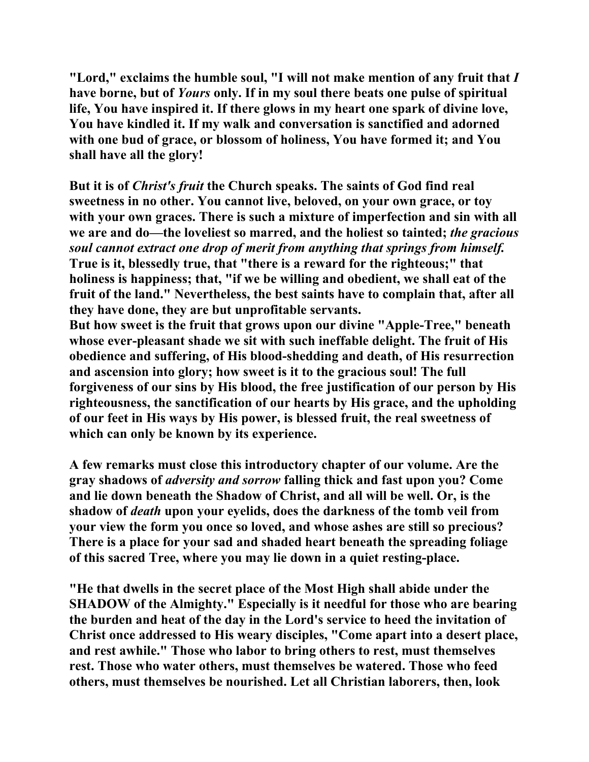"Lord," exclaims the humble soul, "I will not make mention of any fruit that *I* have borne, but of *Yours* only. If in my soul there beats one pulse of spiritual life, You have inspired it. If there glows in my heart one spark of divine love, You have kindled it. If my walk and conversation is sanctified and adorned with one bud of grace, or blossom of holiness, You have formed it; and You shall have all the glory!

But it is of *Christ's fruit* the Church speaks. The saints of God find real sweetness in no other. You cannot live, beloved, on your own grace, or toy with your own graces. There is such a mixture of imperfection and sin with all we are and do—the loveliest so marred, and the holiest so tainted; *the gracious soul cannot extract one drop of merit from anything that springs from himself.* True is it, blessedly true, that "there is a reward for the righteous;" that holiness is happiness; that, "if we be willing and obedient, we shall eat of the fruit of the land." Nevertheless, the best saints have to complain that, after all they have done, they are but unprofitable servants.

But how sweet is the fruit that grows upon our divine "Apple-Tree," beneath whose ever-pleasant shade we sit with such ineffable delight. The fruit of His obedience and suffering, of His blood-shedding and death, of His resurrection and ascension into glory; how sweet is it to the gracious soul! The full forgiveness of our sins by His blood, the free justification of our person by His righteousness, the sanctification of our hearts by His grace, and the upholding of our feet in His ways by His power, is blessed fruit, the real sweetness of which can only be known by its experience.

A few remarks must close this introductory chapter of our volume. Are the gray shadows of *adversity and sorrow* falling thick and fast upon you? Come and lie down beneath the Shadow of Christ, and all will be well. Or, is the shadow of *death* upon your eyelids, does the darkness of the tomb veil from your view the form you once so loved, and whose ashes are still so precious? There is a place for your sad and shaded heart beneath the spreading foliage of this sacred Tree, where you may lie down in a quiet resting-place.

"He that dwells in the secret place of the Most High shall abide under the SHADOW of the Almighty." Especially is it needful for those who are bearing the burden and heat of the day in the Lord's service to heed the invitation of Christ once addressed to His weary disciples, "Come apart into a desert place, and rest awhile." Those who labor to bring others to rest, must themselves rest. Those who water others, must themselves be watered. Those who feed others, must themselves be nourished. Let all Christian laborers, then, look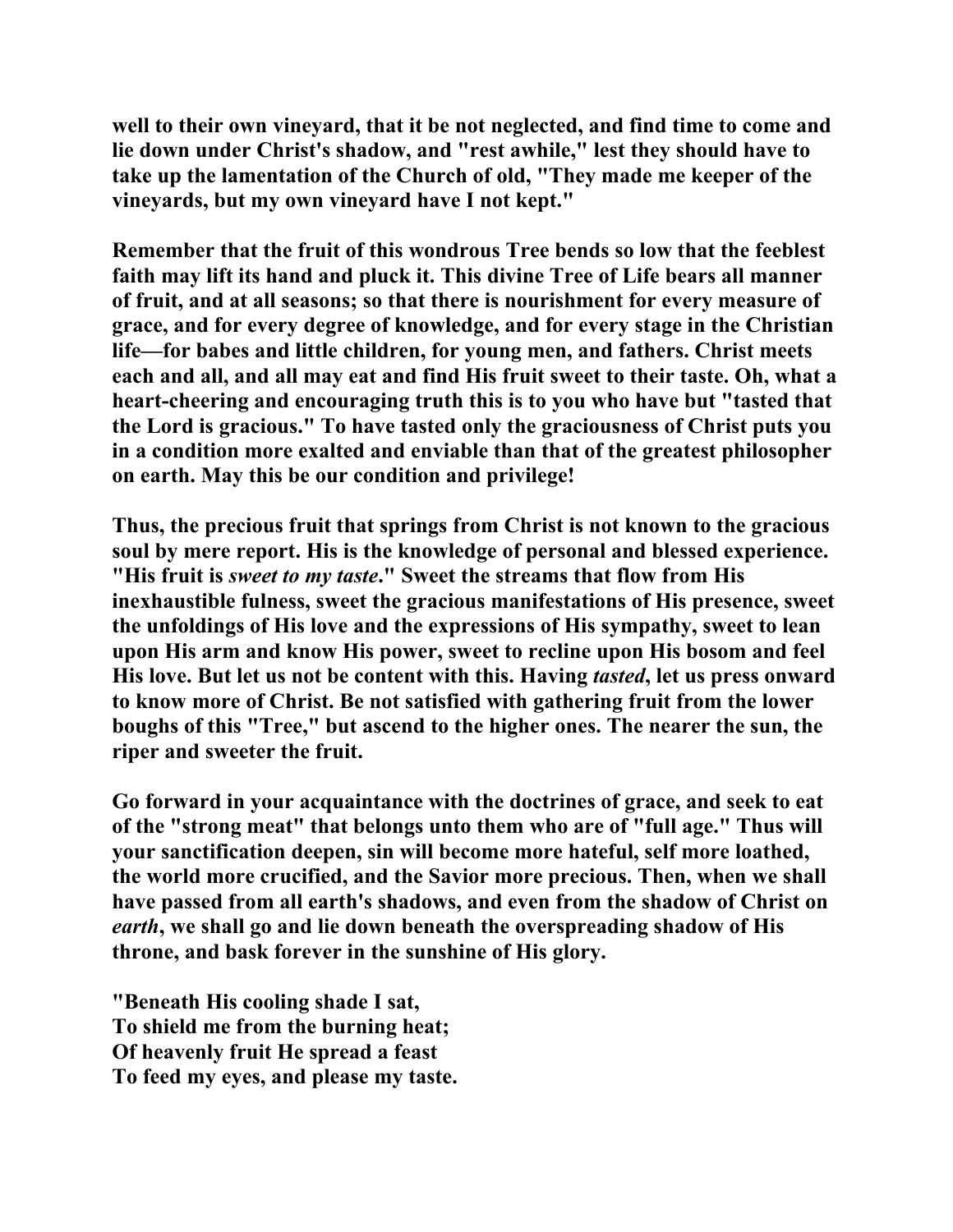well to their own vineyard, that it be not neglected, and find time to come and lie down under Christ's shadow, and "rest awhile," lest they should have to take up the lamentation of the Church of old, "They made me keeper of the vineyards, but my own vineyard have I not kept."

Remember that the fruit of this wondrous Tree bends so low that the feeblest faith may lift its hand and pluck it. This divine Tree of Life bears all manner of fruit, and at all seasons; so that there is nourishment for every measure of grace, and for every degree of knowledge, and for every stage in the Christian life—for babes and little children, for young men, and fathers. Christ meets each and all, and all may eat and find His fruit sweet to their taste. Oh, what a heart-cheering and encouraging truth this is to you who have but "tasted that the Lord is gracious." To have tasted only the graciousness of Christ puts you in a condition more exalted and enviable than that of the greatest philosopher on earth. May this be our condition and privilege!

Thus, the precious fruit that springs from Christ is not known to the gracious soul by mere report. His is the knowledge of personal and blessed experience. "His fruit is *sweet to my taste*." Sweet the streams that flow from His inexhaustible fulness, sweet the gracious manifestations of His presence, sweet the unfoldings of His love and the expressions of His sympathy, sweet to lean upon His arm and know His power, sweet to recline upon His bosom and feel His love. But let us not be content with this. Having *tasted*, let us press onward to know more of Christ. Be not satisfied with gathering fruit from the lower boughs of this "Tree," but ascend to the higher ones. The nearer the sun, the riper and sweeter the fruit.

Go forward in your acquaintance with the doctrines of grace, and seek to eat of the "strong meat" that belongs unto them who are of "full age." Thus will your sanctification deepen, sin will become more hateful, self more loathed, the world more crucified, and the Savior more precious. Then, when we shall have passed from all earth's shadows, and even from the shadow of Christ on *earth*, we shall go and lie down beneath the overspreading shadow of His throne, and bask forever in the sunshine of His glory.

"Beneath His cooling shade I sat,
To shield me from the burning heat;
Of heavenly fruit He spread a feast
To feed my eyes, and please my taste.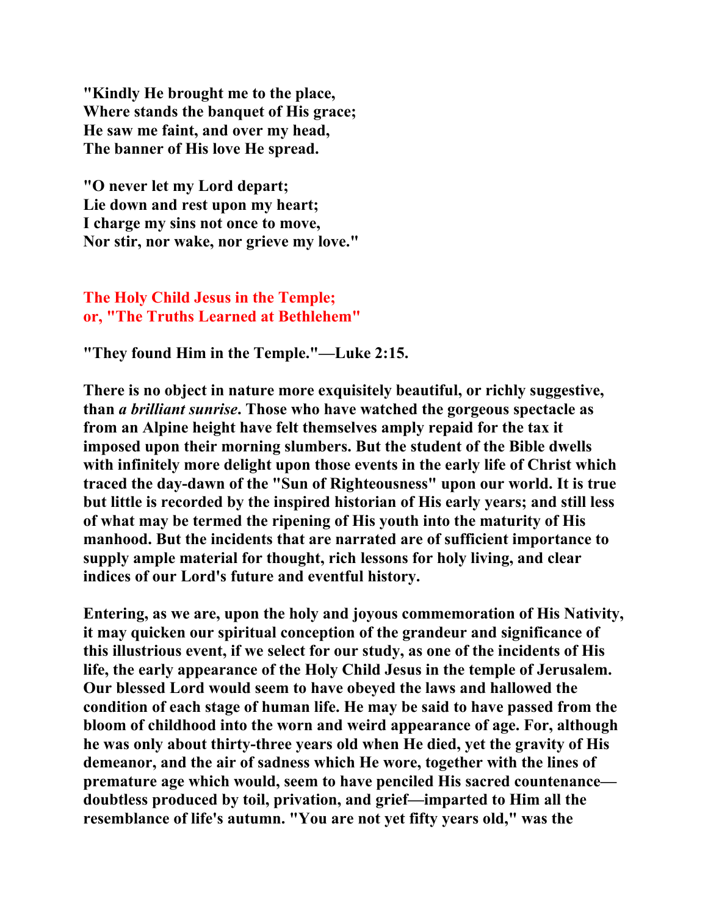"Kindly He brought me to the place,  
Where stands the banquet of His grace;  
He saw me faint, and over my head,  
The banner of His love He spread.

"O never let my Lord depart;  
Lie down and rest upon my heart;  
I charge my sins not once to move,  
Nor stir, nor wake, nor grieve my love."

## The Holy Child Jesus in the Temple; or, "The Truths Learned at Bethlehem"

**"They found Him in the Temple."—Luke 2:15.**

**There is no object in nature more exquisitely beautiful, or richly suggestive, than *a brilliant sunrise*. Those who have watched the gorgeous spectacle as from an Alpine height have felt themselves amply repaid for the tax it imposed upon their morning slumbers. But the student of the Bible dwells with infinitely more delight upon those events in the early life of Christ which traced the day-dawn of the "Sun of Righteousness" upon our world. It is true but little is recorded by the inspired historian of His early years; and still less of what may be termed the ripening of His youth into the maturity of His manhood. But the incidents that are narrated are of sufficient importance to supply ample material for thought, rich lessons for holy living, and clear indices of our Lord's future and eventful history.**

**Entering, as we are, upon the holy and joyous commemoration of His Nativity, it may quicken our spiritual conception of the grandeur and significance of this illustrious event, if we select for our study, as one of the incidents of His life, the early appearance of the Holy Child Jesus in the temple of Jerusalem. Our blessed Lord would seem to have obeyed the laws and hallowed the condition of each stage of human life. He may be said to have passed from the bloom of childhood into the worn and weird appearance of age. For, although he was only about thirty-three years old when He died, yet the gravity of His demeanor, and the air of sadness which He wore, together with the lines of premature age which would, seem to have penciled His sacred countenance—doubtless produced by toil, privation, and grief—imparted to Him all the resemblance of life's autumn. "You are not yet fifty years old," was the**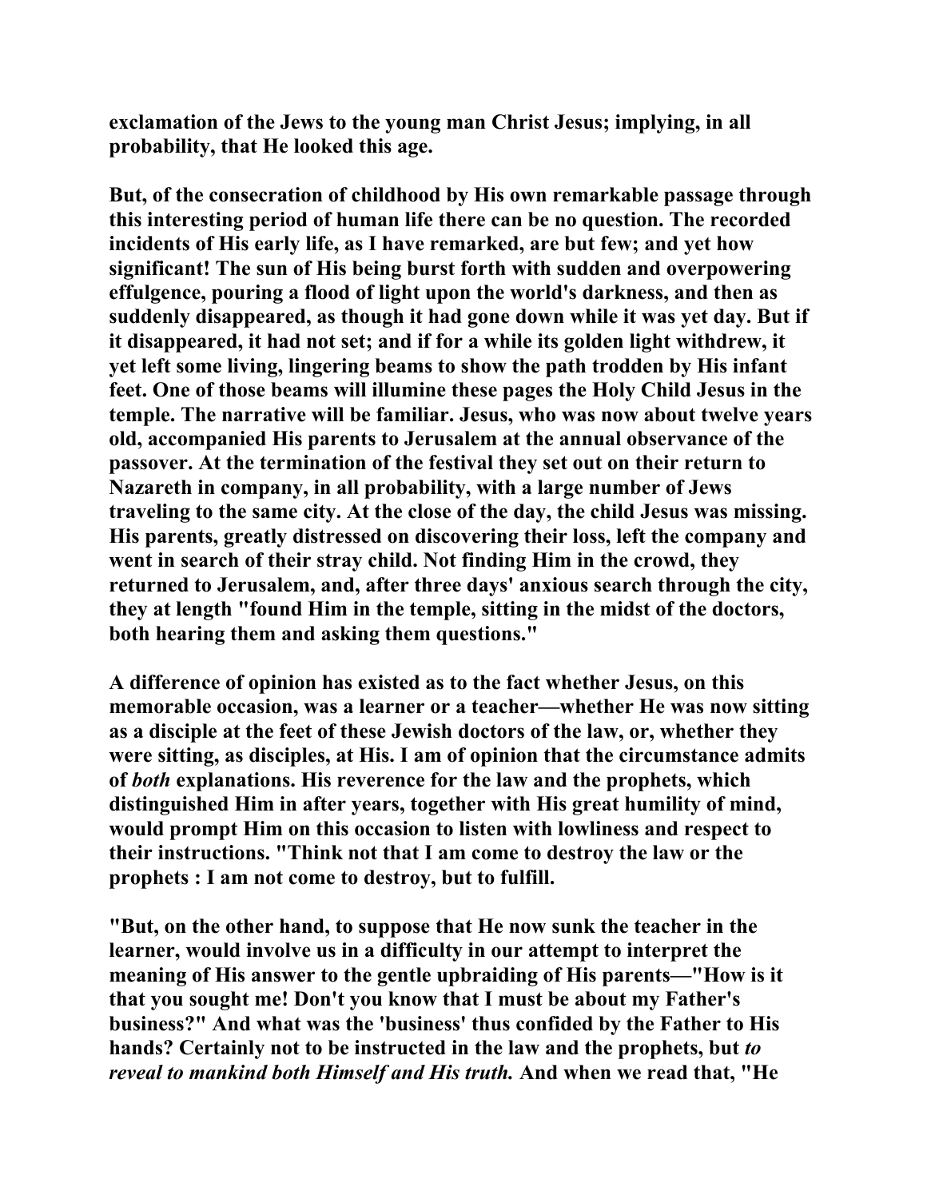exclamation of the Jews to the young man Christ Jesus; implying, in all probability, that He looked this age.

But, of the consecration of childhood by His own remarkable passage through this interesting period of human life there can be no question. The recorded incidents of His early life, as I have remarked, are but few; and yet how significant! The sun of His being burst forth with sudden and overpowering effulgence, pouring a flood of light upon the world's darkness, and then as suddenly disappeared, as though it had gone down while it was yet day. But if it disappeared, it had not set; and if for a while its golden light withdrew, it yet left some living, lingering beams to show the path trodden by His infant feet. One of those beams will illumine these pages the Holy Child Jesus in the temple. The narrative will be familiar. Jesus, who was now about twelve years old, accompanied His parents to Jerusalem at the annual observance of the passover. At the termination of the festival they set out on their return to Nazareth in company, in all probability, with a large number of Jews traveling to the same city. At the close of the day, the child Jesus was missing. His parents, greatly distressed on discovering their loss, left the company and went in search of their stray child. Not finding Him in the crowd, they returned to Jerusalem, and, after three days' anxious search through the city, they at length "found Him in the temple, sitting in the midst of the doctors, both hearing them and asking them questions."

A difference of opinion has existed as to the fact whether Jesus, on this memorable occasion, was a learner or a teacher—whether He was now sitting as a disciple at the feet of these Jewish doctors of the law, or, whether they were sitting, as disciples, at His. I am of opinion that the circumstance admits of *both* explanations. His reverence for the law and the prophets, which distinguished Him in after years, together with His great humility of mind, would prompt Him on this occasion to listen with lowliness and respect to their instructions. "Think not that I am come to destroy the law or the prophets : I am not come to destroy, but to fulfill.

"But, on the other hand, to suppose that He now sunk the teacher in the learner, would involve us in a difficulty in our attempt to interpret the meaning of His answer to the gentle upbraiding of His parents—"How is it that you sought me! Don't you know that I must be about my Father's business?" And what was the 'business' thus confided by the Father to His hands? Certainly not to be instructed in the law and the prophets, but *to reveal to mankind both Himself and His truth.* And when we read that, "He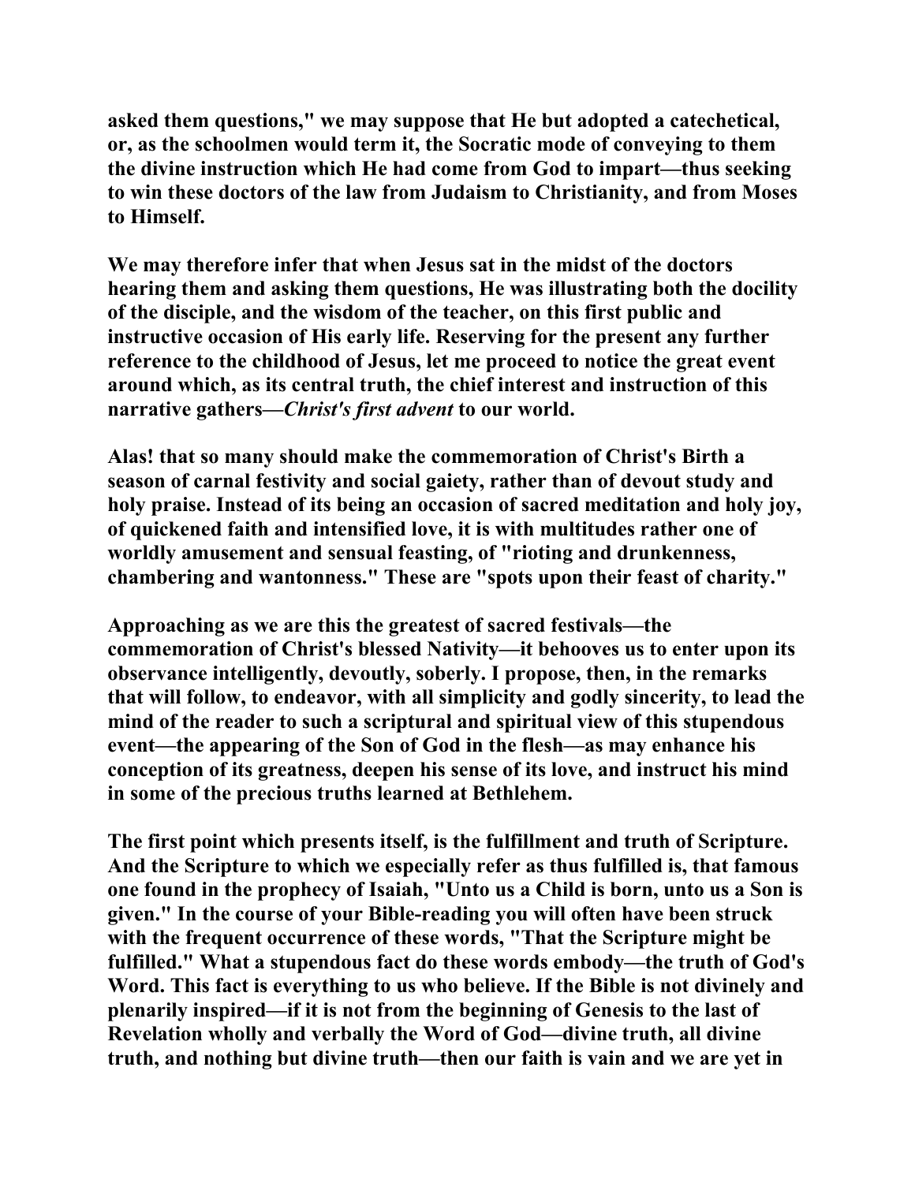asked them questions," we may suppose that He but adopted a catechetical, or, as the schoolmen would term it, the Socratic mode of conveying to them the divine instruction which He had come from God to impart—thus seeking to win these doctors of the law from Judaism to Christianity, and from Moses to Himself.

We may therefore infer that when Jesus sat in the midst of the doctors hearing them and asking them questions, He was illustrating both the docility of the disciple, and the wisdom of the teacher, on this first public and instructive occasion of His early life. Reserving for the present any further reference to the childhood of Jesus, let me proceed to notice the great event around which, as its central truth, the chief interest and instruction of this narrative gathers—*Christ's first advent* to our world.

Alas! that so many should make the commemoration of Christ's Birth a season of carnal festivity and social gaiety, rather than of devout study and holy praise. Instead of its being an occasion of sacred meditation and holy joy, of quickened faith and intensified love, it is with multitudes rather one of worldly amusement and sensual feasting, of "rioting and drunkenness, chambering and wantonness." These are "spots upon their feast of charity."

Approaching as we are this the greatest of sacred festivals—the commemoration of Christ's blessed Nativity—it behooves us to enter upon its observance intelligently, devoutly, soberly. I propose, then, in the remarks that will follow, to endeavor, with all simplicity and godly sincerity, to lead the mind of the reader to such a scriptural and spiritual view of this stupendous event—the appearing of the Son of God in the flesh—as may enhance his conception of its greatness, deepen his sense of its love, and instruct his mind in some of the precious truths learned at Bethlehem.

The first point which presents itself, is the fulfillment and truth of Scripture. And the Scripture to which we especially refer as thus fulfilled is, that famous one found in the prophecy of Isaiah, "Unto us a Child is born, unto us a Son is given." In the course of your Bible-reading you will often have been struck with the frequent occurrence of these words, "That the Scripture might be fulfilled." What a stupendous fact do these words embody—the truth of God's Word. This fact is everything to us who believe. If the Bible is not divinely and plenarily inspired—if it is not from the beginning of Genesis to the last of Revelation wholly and verbally the Word of God—divine truth, all divine truth, and nothing but divine truth—then our faith is vain and we are yet in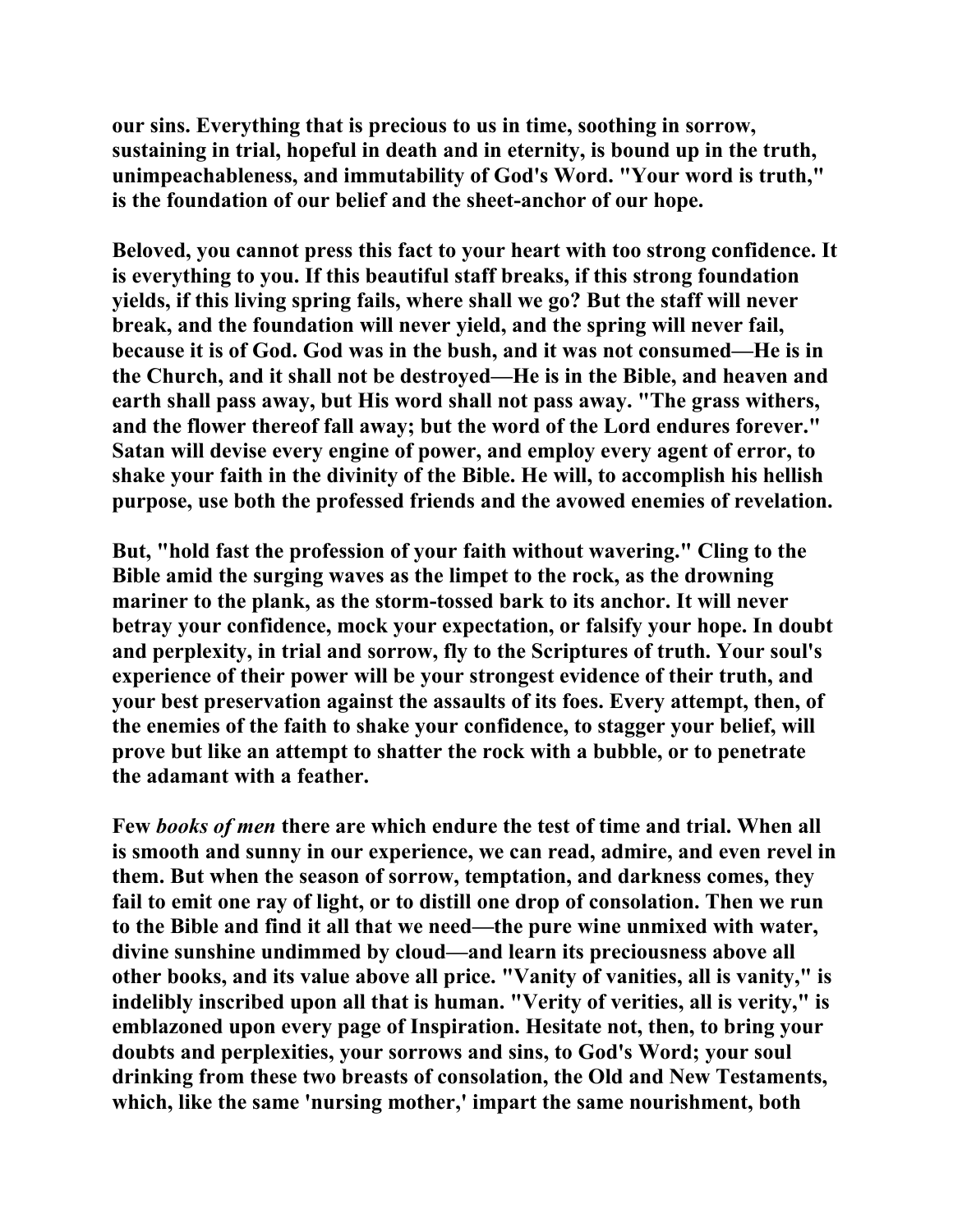our sins. Everything that is precious to us in time, soothing in sorrow, sustaining in trial, hopeful in death and in eternity, is bound up in the truth, unimpeachableness, and immutability of God's Word. "Your word is truth," is the foundation of our belief and the sheet-anchor of our hope.

Beloved, you cannot press this fact to your heart with too strong confidence. It is everything to you. If this beautiful staff breaks, if this strong foundation yields, if this living spring fails, where shall we go? But the staff will never break, and the foundation will never yield, and the spring will never fail, because it is of God. God was in the bush, and it was not consumed—He is in the Church, and it shall not be destroyed—He is in the Bible, and heaven and earth shall pass away, but His word shall not pass away. "The grass withers, and the flower thereof fall away; but the word of the Lord endures forever." Satan will devise every engine of power, and employ every agent of error, to shake your faith in the divinity of the Bible. He will, to accomplish his hellish purpose, use both the professed friends and the avowed enemies of revelation.

But, "hold fast the profession of your faith without wavering." Cling to the Bible amid the surging waves as the limpet to the rock, as the drowning mariner to the plank, as the storm-tossed bark to its anchor. It will never betray your confidence, mock your expectation, or falsify your hope. In doubt and perplexity, in trial and sorrow, fly to the Scriptures of truth. Your soul's experience of their power will be your strongest evidence of their truth, and your best preservation against the assaults of its foes. Every attempt, then, of the enemies of the faith to shake your confidence, to stagger your belief, will prove but like an attempt to shatter the rock with a bubble, or to penetrate the adamant with a feather.

Few *books of men* there are which endure the test of time and trial. When all is smooth and sunny in our experience, we can read, admire, and even revel in them. But when the season of sorrow, temptation, and darkness comes, they fail to emit one ray of light, or to distill one drop of consolation. Then we run to the Bible and find it all that we need—the pure wine unmixed with water, divine sunshine undimmed by cloud—and learn its preciousness above all other books, and its value above all price. "Vanity of vanities, all is vanity," is indelibly inscribed upon all that is human. "Verity of verities, all is verity," is emblazoned upon every page of Inspiration. Hesitate not, then, to bring your doubts and perplexities, your sorrows and sins, to God's Word; your soul drinking from these two breasts of consolation, the Old and New Testaments, which, like the same 'nursing mother,' impart the same nourishment, both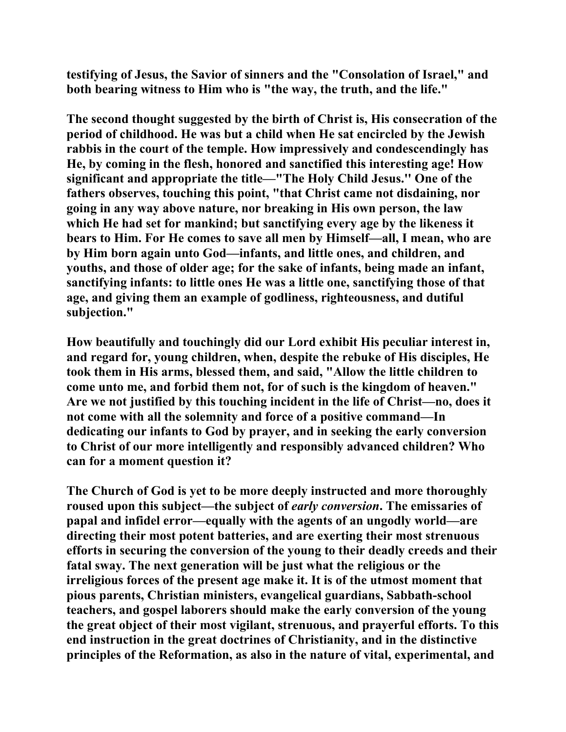testifying of Jesus, the Savior of sinners and the "Consolation of Israel," and both bearing witness to Him who is "the way, the truth, and the life."

The second thought suggested by the birth of Christ is, His consecration of the period of childhood. He was but a child when He sat encircled by the Jewish rabbis in the court of the temple. How impressively and condescendingly has He, by coming in the flesh, honored and sanctified this interesting age! How significant and appropriate the title—"The Holy Child Jesus." One of the fathers observes, touching this point, "that Christ came not disdaining, nor going in any way above nature, nor breaking in His own person, the law which He had set for mankind; but sanctifying every age by the likeness it bears to Him. For He comes to save all men by Himself—all, I mean, who are by Him born again unto God—infants, and little ones, and children, and youths, and those of older age; for the sake of infants, being made an infant, sanctifying infants: to little ones He was a little one, sanctifying those of that age, and giving them an example of godliness, righteousness, and dutiful subjection."

How beautifully and touchingly did our Lord exhibit His peculiar interest in, and regard for, young children, when, despite the rebuke of His disciples, He took them in His arms, blessed them, and said, "Allow the little children to come unto me, and forbid them not, for of such is the kingdom of heaven." Are we not justified by this touching incident in the life of Christ—no, does it not come with all the solemnity and force of a positive command—In dedicating our infants to God by prayer, and in seeking the early conversion to Christ of our more intelligently and responsibly advanced children? Who can for a moment question it?

The Church of God is yet to be more deeply instructed and more thoroughly roused upon this subject—the subject of *early conversion*. The emissaries of papal and infidel error—equally with the agents of an ungodly world—are directing their most potent batteries, and are exerting their most strenuous efforts in securing the conversion of the young to their deadly creeds and their fatal sway. The next generation will be just what the religious or the irreligious forces of the present age make it. It is of the utmost moment that pious parents, Christian ministers, evangelical guardians, Sabbath-school teachers, and gospel laborers should make the early conversion of the young the great object of their most vigilant, strenuous, and prayerful efforts. To this end instruction in the great doctrines of Christianity, and in the distinctive principles of the Reformation, as also in the nature of vital, experimental, and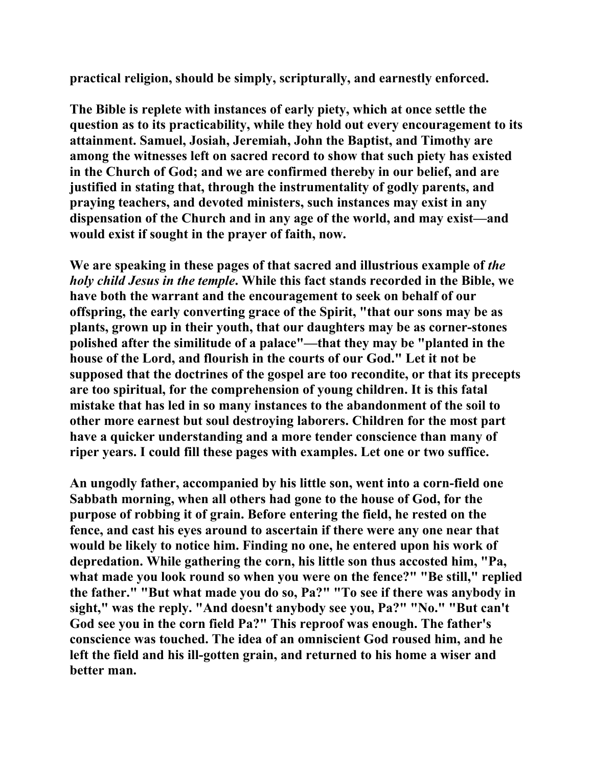**practical religion, should be simply, scripturally, and earnestly enforced.**

**The Bible is replete with instances of early piety, which at once settle the question as to its practicability, while they hold out every encouragement to its attainment. Samuel, Josiah, Jeremiah, John the Baptist, and Timothy are among the witnesses left on sacred record to show that such piety has existed in the Church of God; and we are confirmed thereby in our belief, and are justified in stating that, through the instrumentality of godly parents, and praying teachers, and devoted ministers, such instances may exist in any dispensation of the Church and in any age of the world, and may exist—and would exist if sought in the prayer of faith, now.**

**We are speaking in these pages of that sacred and illustrious example of *the holy child Jesus in the temple*. While this fact stands recorded in the Bible, we have both the warrant and the encouragement to seek on behalf of our offspring, the early converting grace of the Spirit, "that our sons may be as plants, grown up in their youth, that our daughters may be as corner-stones polished after the similitude of a palace"—that they may be "planted in the house of the Lord, and flourish in the courts of our God." Let it not be supposed that the doctrines of the gospel are too recondite, or that its precepts are too spiritual, for the comprehension of young children. It is this fatal mistake that has led in so many instances to the abandonment of the soil to other more earnest but soul destroying laborers. Children for the most part have a quicker understanding and a more tender conscience than many of riper years. I could fill these pages with examples. Let one or two suffice.**

**An ungodly father, accompanied by his little son, went into a corn-field one Sabbath morning, when all others had gone to the house of God, for the purpose of robbing it of grain. Before entering the field, he rested on the fence, and cast his eyes around to ascertain if there were any one near that would be likely to notice him. Finding no one, he entered upon his work of depredation. While gathering the corn, his little son thus accosted him, "Pa, what made you look round so when you were on the fence?" "Be still," replied the father." "But what made you do so, Pa?" "To see if there was anybody in sight," was the reply. "And doesn't anybody see you, Pa?" "No." "But can't God see you in the corn field Pa?" This reproof was enough. The father's conscience was touched. The idea of an omniscient God roused him, and he left the field and his ill-gotten grain, and returned to his home a wiser and better man.**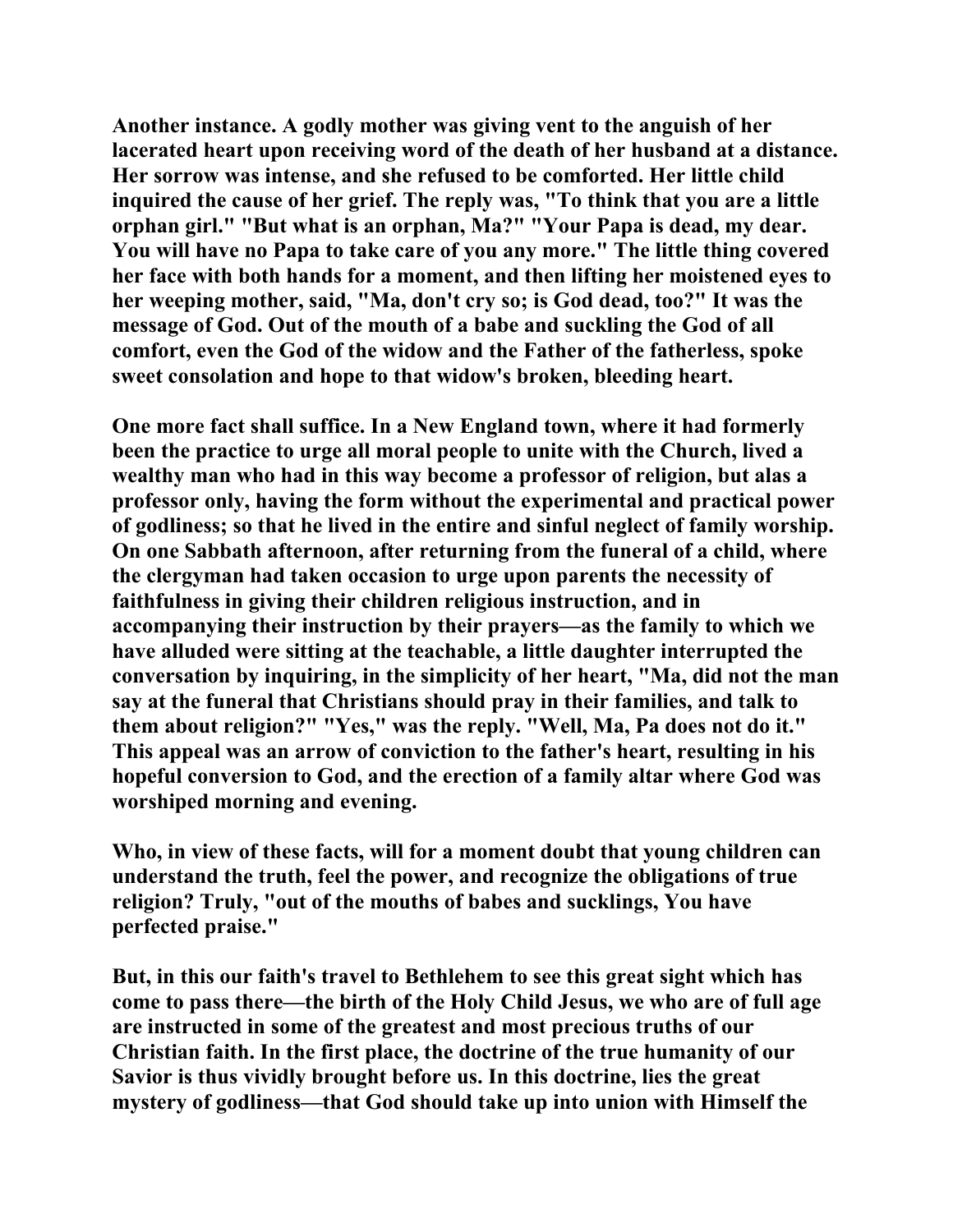Another instance. A godly mother was giving vent to the anguish of her lacerated heart upon receiving word of the death of her husband at a distance. Her sorrow was intense, and she refused to be comforted. Her little child inquired the cause of her grief. The reply was, "To think that you are a little orphan girl." "But what is an orphan, Ma?" "Your Papa is dead, my dear. You will have no Papa to take care of you any more." The little thing covered her face with both hands for a moment, and then lifting her moistened eyes to her weeping mother, said, "Ma, don't cry so; is God dead, too?" It was the message of God. Out of the mouth of a babe and suckling the God of all comfort, even the God of the widow and the Father of the fatherless, spoke sweet consolation and hope to that widow's broken, bleeding heart.

One more fact shall suffice. In a New England town, where it had formerly been the practice to urge all moral people to unite with the Church, lived a wealthy man who had in this way become a professor of religion, but alas a professor only, having the form without the experimental and practical power of godliness; so that he lived in the entire and sinful neglect of family worship. On one Sabbath afternoon, after returning from the funeral of a child, where the clergyman had taken occasion to urge upon parents the necessity of faithfulness in giving their children religious instruction, and in accompanying their instruction by their prayers—as the family to which we have alluded were sitting at the teachable, a little daughter interrupted the conversation by inquiring, in the simplicity of her heart, "Ma, did not the man say at the funeral that Christians should pray in their families, and talk to them about religion?" "Yes," was the reply. "Well, Ma, Pa does not do it." This appeal was an arrow of conviction to the father's heart, resulting in his hopeful conversion to God, and the erection of a family altar where God was worshiped morning and evening.

Who, in view of these facts, will for a moment doubt that young children can understand the truth, feel the power, and recognize the obligations of true religion? Truly, "out of the mouths of babes and sucklings, You have perfected praise."

But, in this our faith's travel to Bethlehem to see this great sight which has come to pass there—the birth of the Holy Child Jesus, we who are of full age are instructed in some of the greatest and most precious truths of our Christian faith. In the first place, the doctrine of the true humanity of our Savior is thus vividly brought before us. In this doctrine, lies the great mystery of godliness—that God should take up into union with Himself the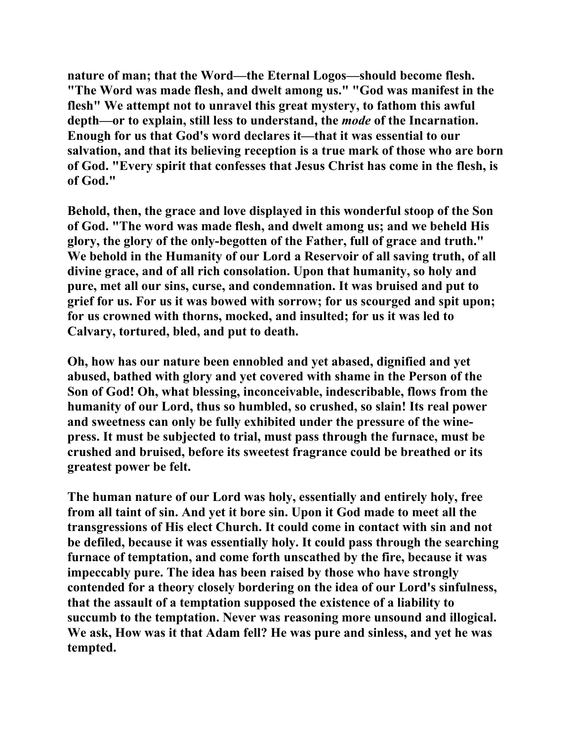nature of man; that the Word—the Eternal Logos—should become flesh. "The Word was made flesh, and dwelt among us." "God was manifest in the flesh" We attempt not to unravel this great mystery, to fathom this awful depth—or to explain, still less to understand, the *mode* of the Incarnation. Enough for us that God's word declares it—that it was essential to our salvation, and that its believing reception is a true mark of those who are born of God. "Every spirit that confesses that Jesus Christ has come in the flesh, is of God."

Behold, then, the grace and love displayed in this wonderful stoop of the Son of God. "The word was made flesh, and dwelt among us; and we beheld His glory, the glory of the only-begotten of the Father, full of grace and truth." We behold in the Humanity of our Lord a Reservoir of all saving truth, of all divine grace, and of all rich consolation. Upon that humanity, so holy and pure, met all our sins, curse, and condemnation. It was bruised and put to grief for us. For us it was bowed with sorrow; for us scourged and spit upon; for us crowned with thorns, mocked, and insulted; for us it was led to Calvary, tortured, bled, and put to death.

Oh, how has our nature been ennobled and yet abased, dignified and yet abused, bathed with glory and yet covered with shame in the Person of the Son of God! Oh, what blessing, inconceivable, indescribable, flows from the humanity of our Lord, thus so humbled, so crushed, so slain! Its real power and sweetness can only be fully exhibited under the pressure of the wine-press. It must be subjected to trial, must pass through the furnace, must be crushed and bruised, before its sweetest fragrance could be breathed or its greatest power be felt.

The human nature of our Lord was holy, essentially and entirely holy, free from all taint of sin. And yet it bore sin. Upon it God made to meet all the transgressions of His elect Church. It could come in contact with sin and not be defiled, because it was essentially holy. It could pass through the searching furnace of temptation, and come forth unscathed by the fire, because it was impeccably pure. The idea has been raised by those who have strongly contended for a theory closely bordering on the idea of our Lord's sinfulness, that the assault of a temptation supposed the existence of a liability to succumb to the temptation. Never was reasoning more unsound and illogical. We ask, How was it that Adam fell? He was pure and sinless, and yet he was tempted.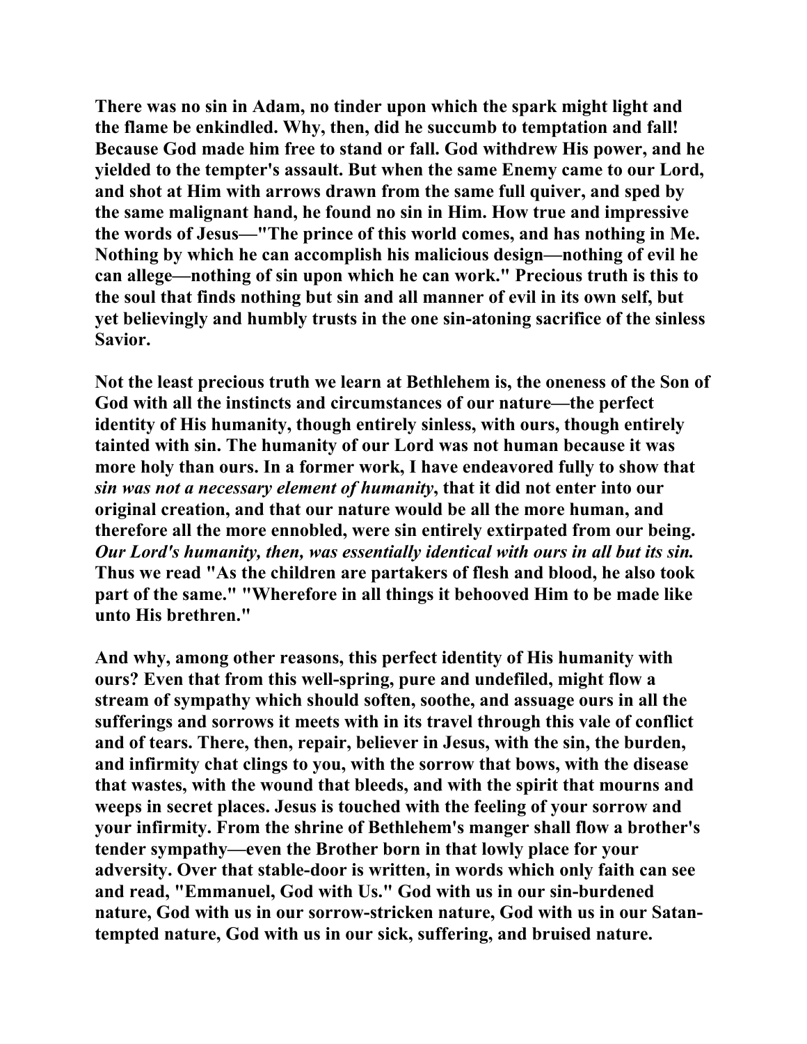There was no sin in Adam, no tinder upon which the spark might light and the flame be enkindled. Why, then, did he succumb to temptation and fall! Because God made him free to stand or fall. God withdrew His power, and he yielded to the tempter's assault. But when the same Enemy came to our Lord, and shot at Him with arrows drawn from the same full quiver, and sped by the same malignant hand, he found no sin in Him. How true and impressive the words of Jesus—"The prince of this world comes, and has nothing in Me. Nothing by which he can accomplish his malicious design—nothing of evil he can allege—nothing of sin upon which he can work." Precious truth is this to the soul that finds nothing but sin and all manner of evil in its own self, but yet believingly and humbly trusts in the one sin-atoning sacrifice of the sinless Savior.

Not the least precious truth we learn at Bethlehem is, the oneness of the Son of God with all the instincts and circumstances of our nature—the perfect identity of His humanity, though entirely sinless, with ours, though entirely tainted with sin. The humanity of our Lord was not human because it was more holy than ours. In a former work, I have endeavored fully to show that *sin was not a necessary element of humanity*, that it did not enter into our original creation, and that our nature would be all the more human, and therefore all the more ennobled, were sin entirely extirpated from our being. *Our Lord's humanity, then, was essentially identical with ours in all but its sin.* Thus we read "As the children are partakers of flesh and blood, he also took part of the same." "Wherefore in all things it behooved Him to be made like unto His brethren."

And why, among other reasons, this perfect identity of His humanity with ours? Even that from this well-spring, pure and undefiled, might flow a stream of sympathy which should soften, soothe, and assuage ours in all the sufferings and sorrows it meets with in its travel through this vale of conflict and of tears. There, then, repair, believer in Jesus, with the sin, the burden, and infirmity chat clings to you, with the sorrow that bows, with the disease that wastes, with the wound that bleeds, and with the spirit that mourns and weeps in secret places. Jesus is touched with the feeling of your sorrow and your infirmity. From the shrine of Bethlehem's manger shall flow a brother's tender sympathy—even the Brother born in that lowly place for your adversity. Over that stable-door is written, in words which only faith can see and read, "Emmanuel, God with Us." God with us in our sin-burdened nature, God with us in our sorrow-stricken nature, God with us in our Satan-tempted nature, God with us in our sick, suffering, and bruised nature.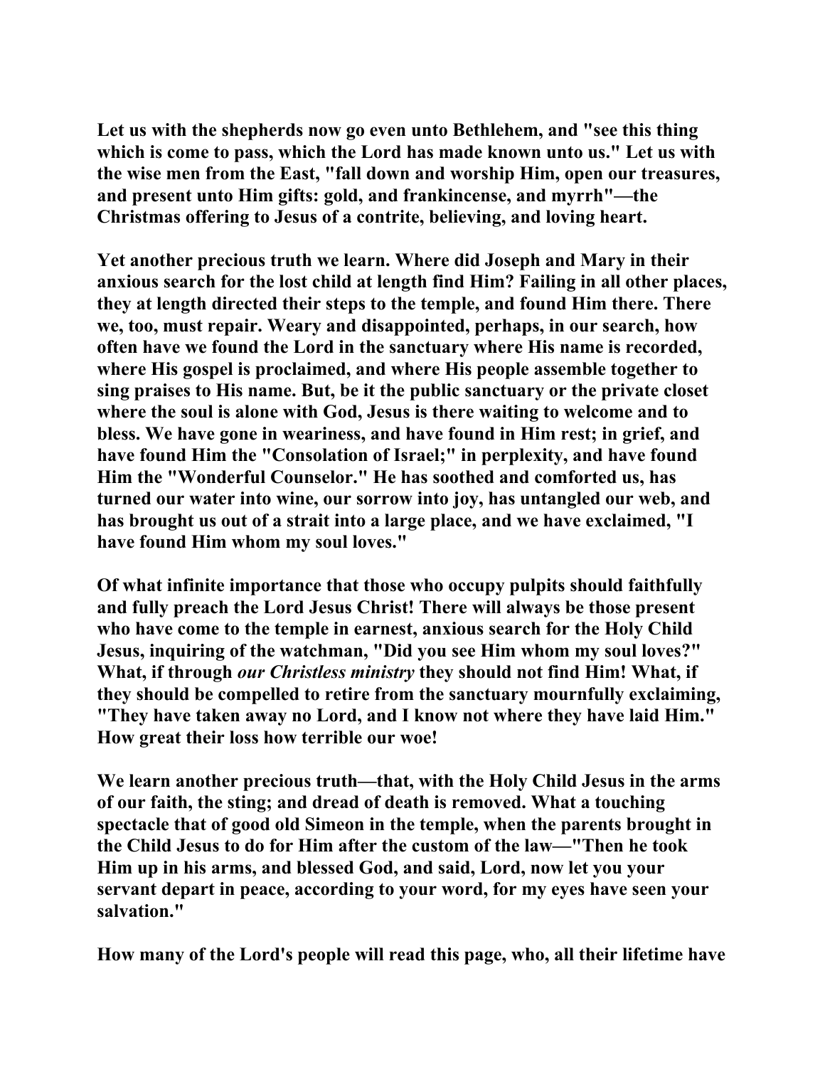**Let us with the shepherds now go even unto Bethlehem, and "see this thing which is come to pass, which the Lord has made known unto us." Let us with the wise men from the East, "fall down and worship Him, open our treasures, and present unto Him gifts: gold, and frankincense, and myrrh"—the Christmas offering to Jesus of a contrite, believing, and loving heart.**

**Yet another precious truth we learn. Where did Joseph and Mary in their anxious search for the lost child at length find Him? Failing in all other places, they at length directed their steps to the temple, and found Him there. There we, too, must repair. Weary and disappointed, perhaps, in our search, how often have we found the Lord in the sanctuary where His name is recorded, where His gospel is proclaimed, and where His people assemble together to sing praises to His name. But, be it the public sanctuary or the private closet where the soul is alone with God, Jesus is there waiting to welcome and to bless. We have gone in weariness, and have found in Him rest; in grief, and have found Him the "Consolation of Israel;" in perplexity, and have found Him the "Wonderful Counselor." He has soothed and comforted us, has turned our water into wine, our sorrow into joy, has untangled our web, and has brought us out of a strait into a large place, and we have exclaimed, "I have found Him whom my soul loves."**

**Of what infinite importance that those who occupy pulpits should faithfully and fully preach the Lord Jesus Christ! There will always be those present who have come to the temple in earnest, anxious search for the Holy Child Jesus, inquiring of the watchman, "Did you see Him whom my soul loves?" What, if through *our Christless ministry* they should not find Him! What, if they should be compelled to retire from the sanctuary mournfully exclaiming, "They have taken away no Lord, and I know not where they have laid Him." How great their loss how terrible our woe!**

**We learn another precious truth—that, with the Holy Child Jesus in the arms of our faith, the sting; and dread of death is removed. What a touching spectacle that of good old Simeon in the temple, when the parents brought in the Child Jesus to do for Him after the custom of the law—"Then he took Him up in his arms, and blessed God, and said, Lord, now let you your servant depart in peace, according to your word, for my eyes have seen your salvation."**

**How many of the Lord's people will read this page, who, all their lifetime have**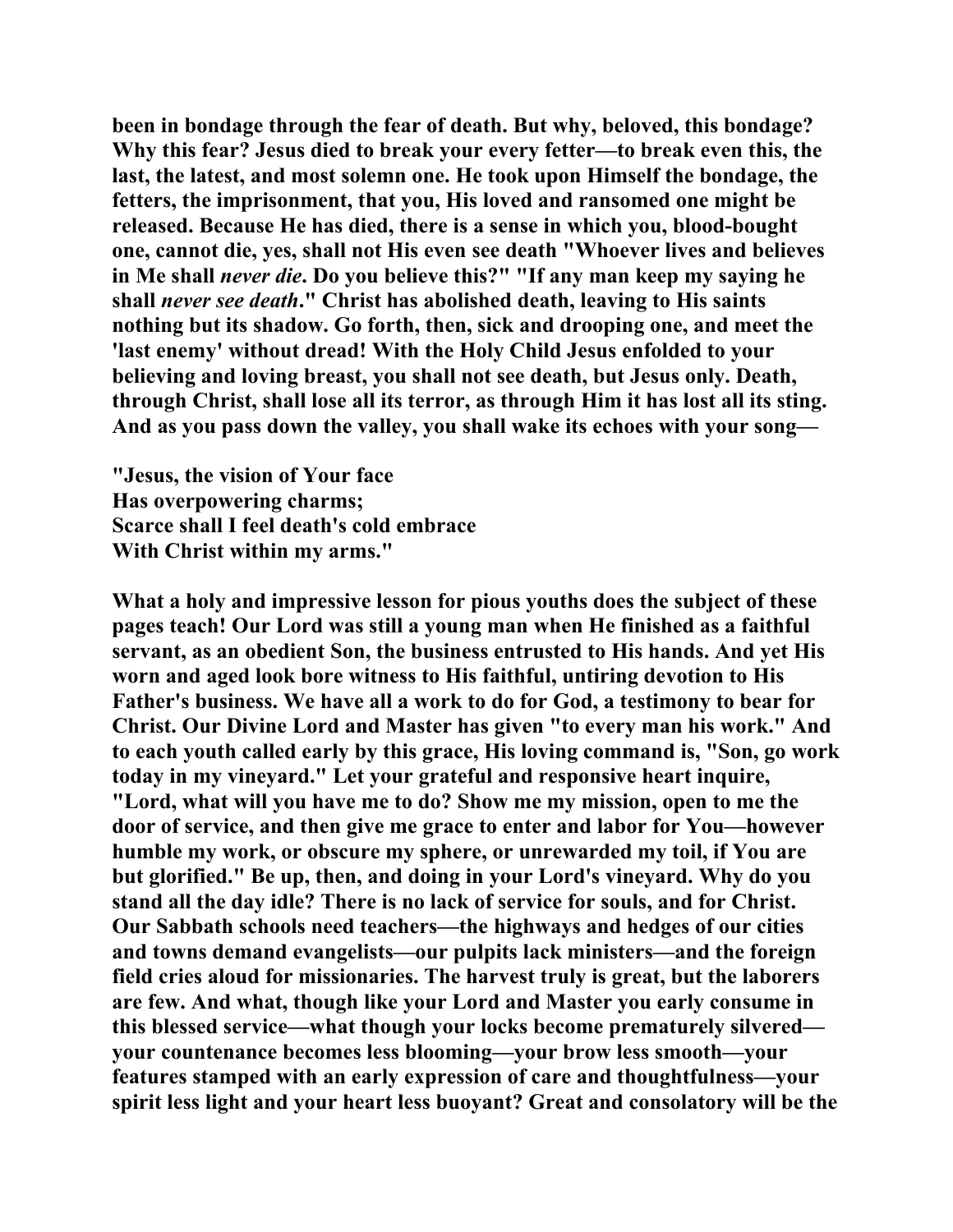**been in bondage through the fear of death. But why, beloved, this bondage? Why this fear? Jesus died to break your every fetter—to break even this, the last, the latest, and most solemn one. He took upon Himself the bondage, the fetters, the imprisonment, that you, His loved and ransomed one might be released. Because He has died, there is a sense in which you, blood-bought one, cannot die, yes, shall not His even see death "Whoever lives and believes in Me shall *never die*. Do you believe this?" "If any man keep my saying he shall *never see death*." Christ has abolished death, leaving to His saints nothing but its shadow. Go forth, then, sick and drooping one, and meet the 'last enemy' without dread! With the Holy Child Jesus enfolded to your believing and loving breast, you shall not see death, but Jesus only. Death, through Christ, shall lose all its terror, as through Him it has lost all its sting. And as you pass down the valley, you shall wake its echoes with your song—**

**"Jesus, the vision of Your face**
**Has overpowering charms;**
**Scarce shall I feel death's cold embrace**
**With Christ within my arms."**

**What a holy and impressive lesson for pious youths does the subject of these pages teach! Our Lord was still a young man when He finished as a faithful servant, as an obedient Son, the business entrusted to His hands. And yet His worn and aged look bore witness to His faithful, untiring devotion to His Father's business. We have all a work to do for God, a testimony to bear for Christ. Our Divine Lord and Master has given "to every man his work." And to each youth called early by this grace, His loving command is, "Son, go work today in my vineyard." Let your grateful and responsive heart inquire, "Lord, what will you have me to do? Show me my mission, open to me the door of service, and then give me grace to enter and labor for You—however humble my work, or obscure my sphere, or unrewarded my toil, if You are but glorified." Be up, then, and doing in your Lord's vineyard. Why do you stand all the day idle? There is no lack of service for souls, and for Christ. Our Sabbath schools need teachers—the highways and hedges of our cities and towns demand evangelists—our pulpits lack ministers—and the foreign field cries aloud for missionaries. The harvest truly is great, but the laborers are few. And what, though like your Lord and Master you early consume in this blessed service—what though your locks become prematurely silvered—your countenance becomes less blooming—your brow less smooth—your features stamped with an early expression of care and thoughtfulness—your spirit less light and your heart less buoyant? Great and consolatory will be the**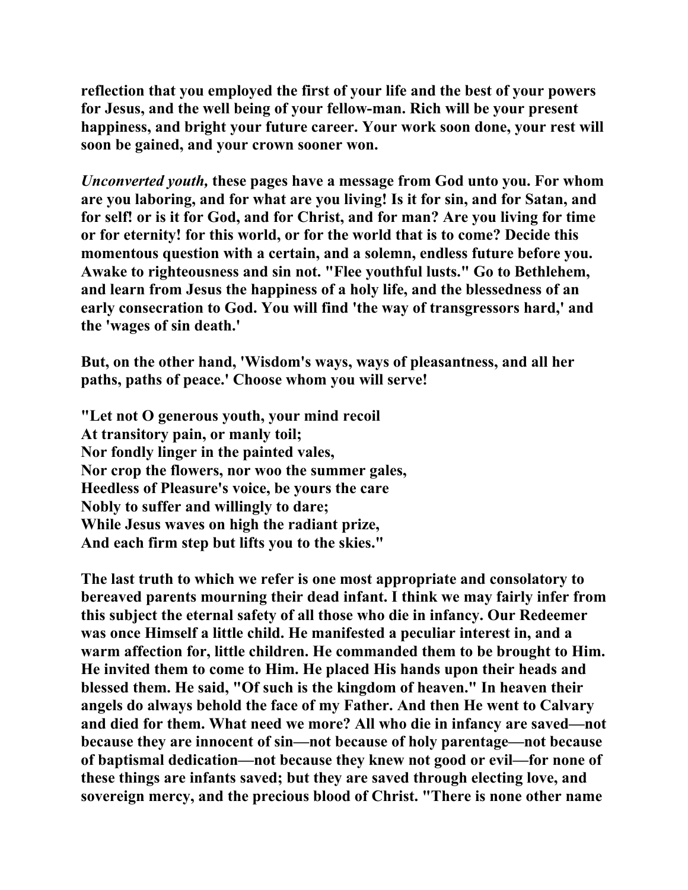reflection that you employed the first of your life and the best of your powers for Jesus, and the well being of your fellow-man. Rich will be your present happiness, and bright your future career. Your work soon done, your rest will soon be gained, and your crown sooner won.

*Unconverted youth,* these pages have a message from God unto you. For whom are you laboring, and for what are you living! Is it for sin, and for Satan, and for self! or is it for God, and for Christ, and for man? Are you living for time or for eternity! for this world, or for the world that is to come? Decide this momentous question with a certain, and a solemn, endless future before you. Awake to righteousness and sin not. "Flee youthful lusts." Go to Bethlehem, and learn from Jesus the happiness of a holy life, and the blessedness of an early consecration to God. You will find 'the way of transgressors hard,' and the 'wages of sin death.'

But, on the other hand, 'Wisdom's ways, ways of pleasantness, and all her paths, paths of peace.' Choose whom you will serve!

"Let not O generous youth, your mind recoil
At transitory pain, or manly toil;
Nor fondly linger in the painted vales,
Nor crop the flowers, nor woo the summer gales,
Heedless of Pleasure's voice, be yours the care
Nobly to suffer and willingly to dare;
While Jesus waves on high the radiant prize,
And each firm step but lifts you to the skies."

The last truth to which we refer is one most appropriate and consolatory to bereaved parents mourning their dead infant. I think we may fairly infer from this subject the eternal safety of all those who die in infancy. Our Redeemer was once Himself a little child. He manifested a peculiar interest in, and a warm affection for, little children. He commanded them to be brought to Him. He invited them to come to Him. He placed His hands upon their heads and blessed them. He said, "Of such is the kingdom of heaven." In heaven their angels do always behold the face of my Father. And then He went to Calvary and died for them. What need we more? All who die in infancy are saved—not because they are innocent of sin—not because of holy parentage—not because of baptismal dedication—not because they knew not good or evil—for none of these things are infants saved; but they are saved through electing love, and sovereign mercy, and the precious blood of Christ. "There is none other name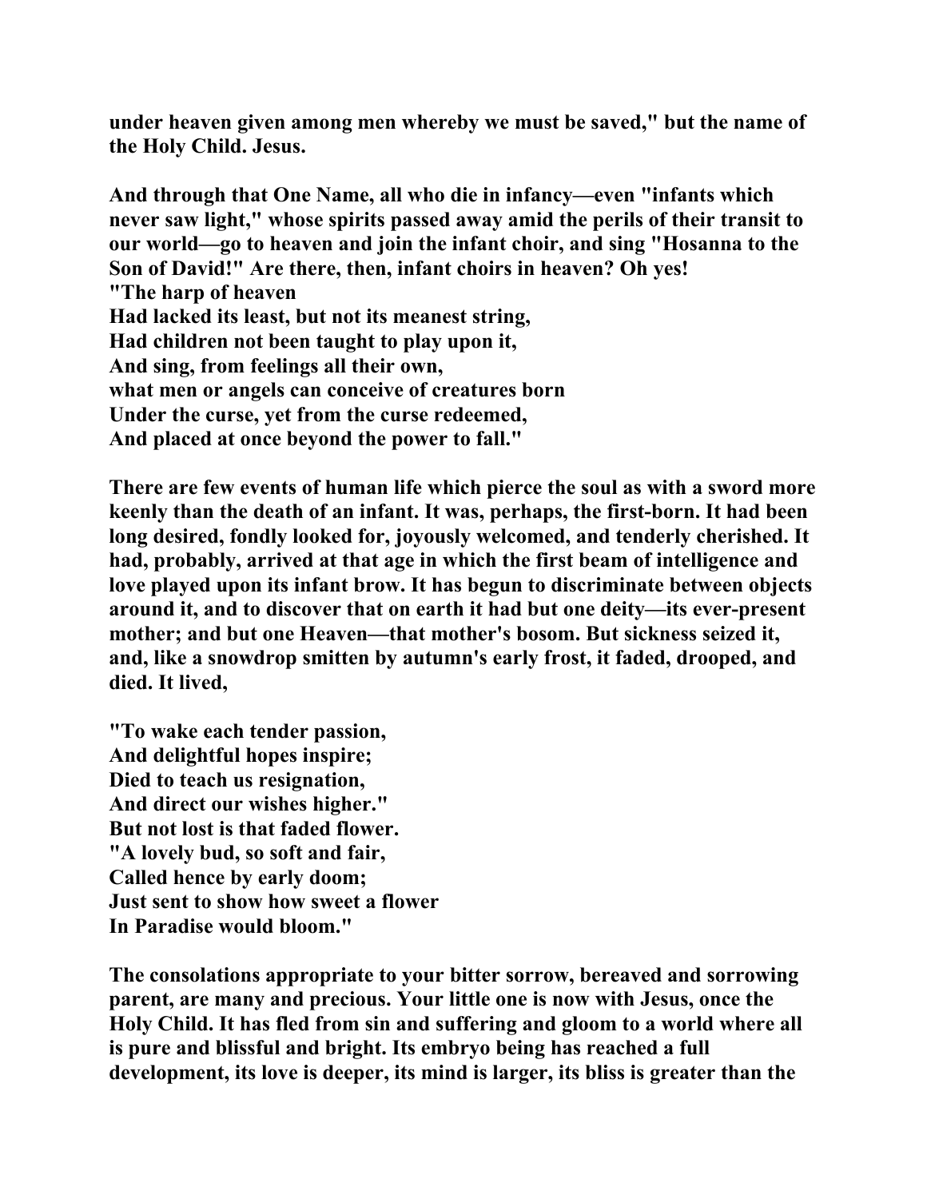under heaven given among men whereby we must be saved," but the name of the Holy Child. Jesus.

And through that One Name, all who die in infancy—even "infants which never saw light," whose spirits passed away amid the perils of their transit to our world—go to heaven and join the infant choir, and sing "Hosanna to the Son of David!" Are there, then, infant choirs in heaven? Oh yes!

"The harp of heaven
Had lacked its least, but not its meanest string,
Had children not been taught to play upon it,
And sing, from feelings all their own,
what men or angels can conceive of creatures born
Under the curse, yet from the curse redeemed,
And placed at once beyond the power to fall."

There are few events of human life which pierce the soul as with a sword more keenly than the death of an infant. It was, perhaps, the first-born. It had been long desired, fondly looked for, joyously welcomed, and tenderly cherished. It had, probably, arrived at that age in which the first beam of intelligence and love played upon its infant brow. It has begun to discriminate between objects around it, and to discover that on earth it had but one deity—its ever-present mother; and but one Heaven—that mother's bosom. But sickness seized it, and, like a snowdrop smitten by autumn's early frost, it faded, drooped, and died. It lived,

"To wake each tender passion,
And delightful hopes inspire;
Died to teach us resignation,
And direct our wishes higher."
But not lost is that faded flower.
"A lovely bud, so soft and fair,
Called hence by early doom;
Just sent to show how sweet a flower
In Paradise would bloom."

The consolations appropriate to your bitter sorrow, bereaved and sorrowing parent, are many and precious. Your little one is now with Jesus, once the Holy Child. It has fled from sin and suffering and gloom to a world where all is pure and blissful and bright. Its embryo being has reached a full development, its love is deeper, its mind is larger, its bliss is greater than the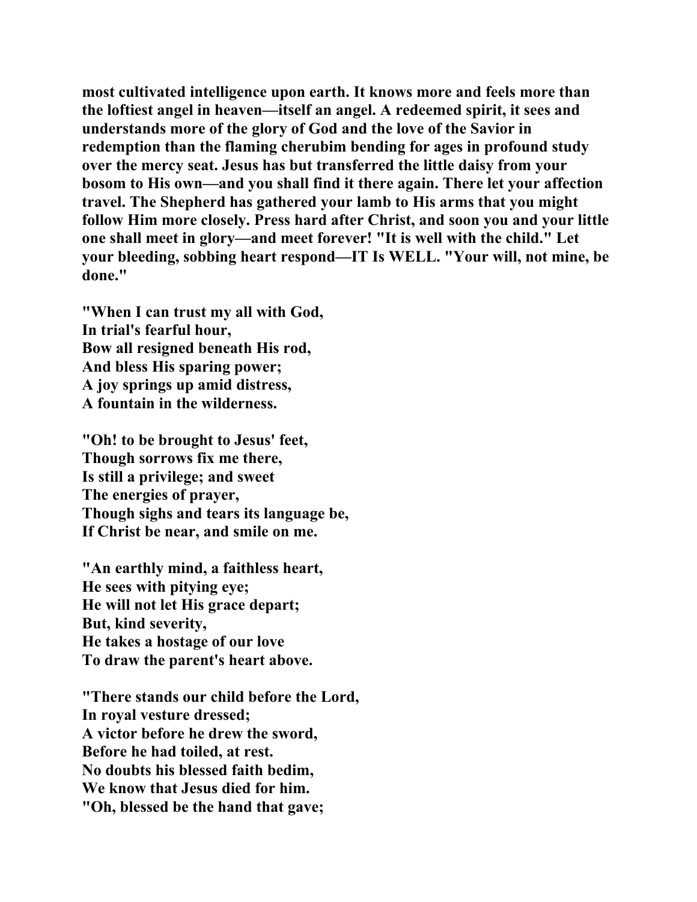**most cultivated intelligence upon earth. It knows more and feels more than the loftiest angel in heaven—itself an angel. A redeemed spirit, it sees and understands more of the glory of God and the love of the Savior in redemption than the flaming cherubim bending for ages in profound study over the mercy seat. Jesus has but transferred the little daisy from your bosom to His own—and you shall find it there again. There let your affection travel. The Shepherd has gathered your lamb to His arms that you might follow Him more closely. Press hard after Christ, and soon you and your little one shall meet in glory—and meet forever! "It is well with the child." Let your bleeding, sobbing heart respond—IT Is WELL. "Your will, not mine, be done."**

**"When I can trust my all with God,**
**In trial's fearful hour,**
**Bow all resigned beneath His rod,**
**And bless His sparing power;**
**A joy springs up amid distress,**
**A fountain in the wilderness.**

**"Oh! to be brought to Jesus' feet,**
**Though sorrows fix me there,**
**Is still a privilege; and sweet**
**The energies of prayer,**
**Though sighs and tears its language be,**
**If Christ be near, and smile on me.**

**"An earthly mind, a faithless heart,**
**He sees with pitying eye;**
**He will not let His grace depart;**
**But, kind severity,**
**He takes a hostage of our love**
**To draw the parent's heart above.**

**"There stands our child before the Lord,**
**In royal vesture dressed;**
**A victor before he drew the sword,**
**Before he had toiled, at rest.**
**No doubts his blessed faith bedim,**
**We know that Jesus died for him.**
**"Oh, blessed be the hand that gave;**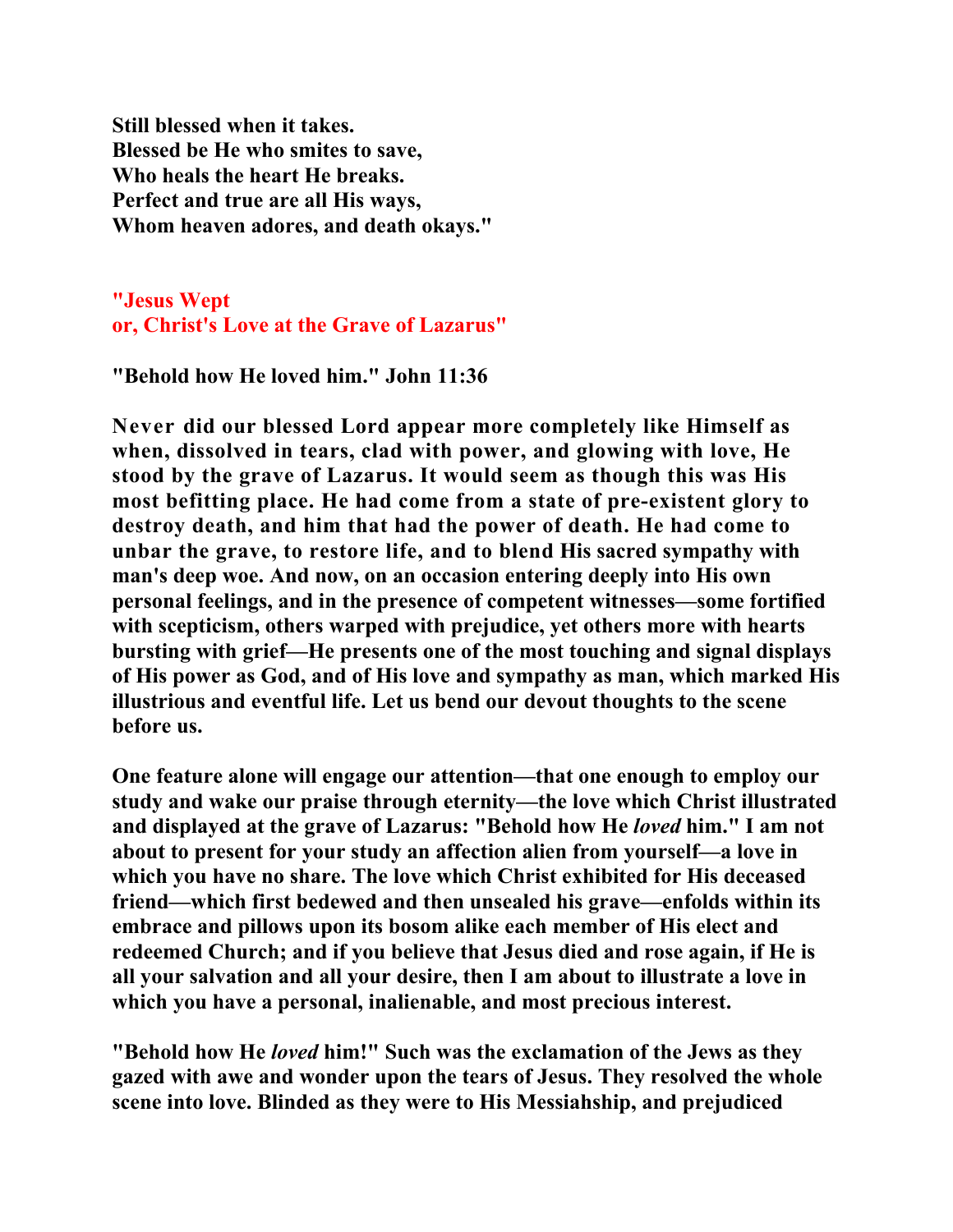**Still blessed when it takes.**
**Blessed be He who smites to save,**
**Who heals the heart He breaks.**
**Perfect and true are all His ways,**
**Whom heaven adores, and death okays."**

## "Jesus Wept
## or, Christ's Love at the Grave of Lazarus"

**"Behold how He loved him." John 11:36**

**Never did our blessed Lord appear more completely like Himself as when, dissolved in tears, clad with power, and glowing with love, He stood by the grave of Lazarus. It would seem as though this was His most befitting place. He had come from a state of pre-existent glory to destroy death, and him that had the power of death. He had come to unbar the grave, to restore life, and to blend His sacred sympathy with man's deep woe. And now, on an occasion entering deeply into His own personal feelings, and in the presence of competent witnesses—some fortified with scepticism, others warped with prejudice, yet others more with hearts bursting with grief—He presents one of the most touching and signal displays of His power as God, and of His love and sympathy as man, which marked His illustrious and eventful life. Let us bend our devout thoughts to the scene before us.**

**One feature alone will engage our attention—that one enough to employ our study and wake our praise through eternity—the love which Christ illustrated and displayed at the grave of Lazarus: "Behold how He *loved* him." I am not about to present for your study an affection alien from yourself—a love in which you have no share. The love which Christ exhibited for His deceased friend—which first bedewed and then unsealed his grave—enfolds within its embrace and pillows upon its bosom alike each member of His elect and redeemed Church; and if you believe that Jesus died and rose again, if He is all your salvation and all your desire, then I am about to illustrate a love in which you have a personal, inalienable, and most precious interest.**

**"Behold how He *loved* him!" Such was the exclamation of the Jews as they gazed with awe and wonder upon the tears of Jesus. They resolved the whole scene into love. Blinded as they were to His Messiahship, and prejudiced**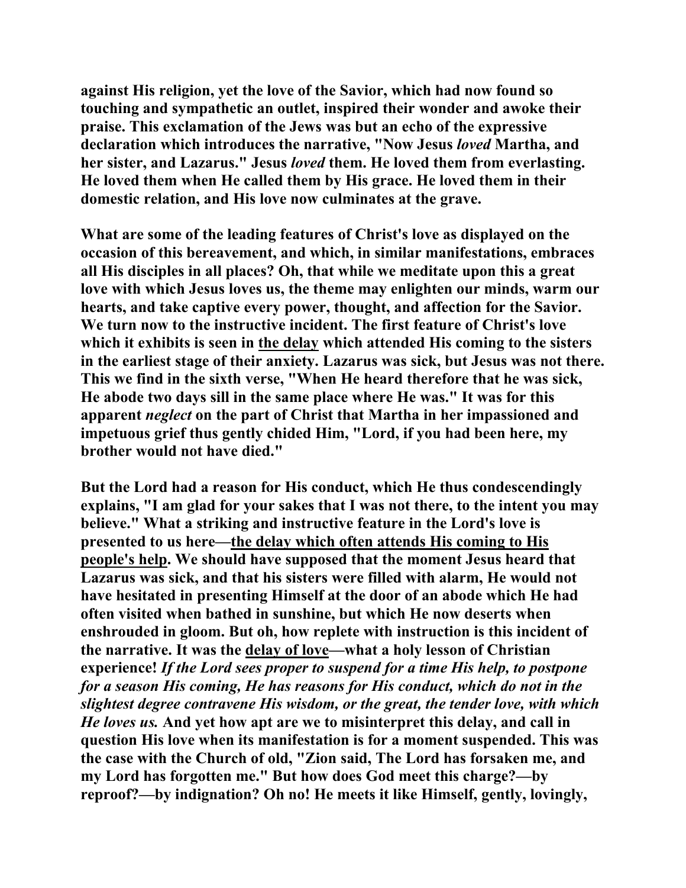**against His religion, yet the love of the Savior, which had now found so touching and sympathetic an outlet, inspired their wonder and awoke their praise. This exclamation of the Jews was but an echo of the expressive declaration which introduces the narrative, "Now Jesus *loved* Martha, and her sister, and Lazarus." Jesus *loved* them. He loved them from everlasting. He loved them when He called them by His grace. He loved them in their domestic relation, and His love now culminates at the grave.**

**What are some of the leading features of Christ's love as displayed on the occasion of this bereavement, and which, in similar manifestations, embraces all His disciples in all places? Oh, that while we meditate upon this a great love with which Jesus loves us, the theme may enlighten our minds, warm our hearts, and take captive every power, thought, and affection for the Savior. We turn now to the instructive incident. The first feature of Christ's love which it exhibits is seen in <u>the delay</u> which attended His coming to the sisters in the earliest stage of their anxiety. Lazarus was sick, but Jesus was not there. This we find in the sixth verse, "When He heard therefore that he was sick, He abode two days sill in the same place where He was." It was for this apparent *neglect* on the part of Christ that Martha in her impassioned and impetuous grief thus gently chided Him, "Lord, if you had been here, my brother would not have died."**

**But the Lord had a reason for His conduct, which He thus condescendingly explains, "I am glad for your sakes that I was not there, to the intent you may believe." What a striking and instructive feature in the Lord's love is presented to us here—<u>the delay which often attends His coming to His people's help</u>. We should have supposed that the moment Jesus heard that Lazarus was sick, and that his sisters were filled with alarm, He would not have hesitated in presenting Himself at the door of an abode which He had often visited when bathed in sunshine, but which He now deserts when enshrouded in gloom. But oh, how replete with instruction is this incident of the narrative. It was the <u>delay of love</u>—what a holy lesson of Christian experience! *If the Lord sees proper to suspend for a time His help, to postpone for a season His coming, He has reasons for His conduct, which do not in the slightest degree contravene His wisdom, or the great, the tender love, with which He loves us.* And yet how apt are we to misinterpret this delay, and call in question His love when its manifestation is for a moment suspended. This was the case with the Church of old, "Zion said, The Lord has forsaken me, and my Lord has forgotten me." But how does God meet this charge?—by reproof?—by indignation? Oh no! He meets it like Himself, gently, lovingly,**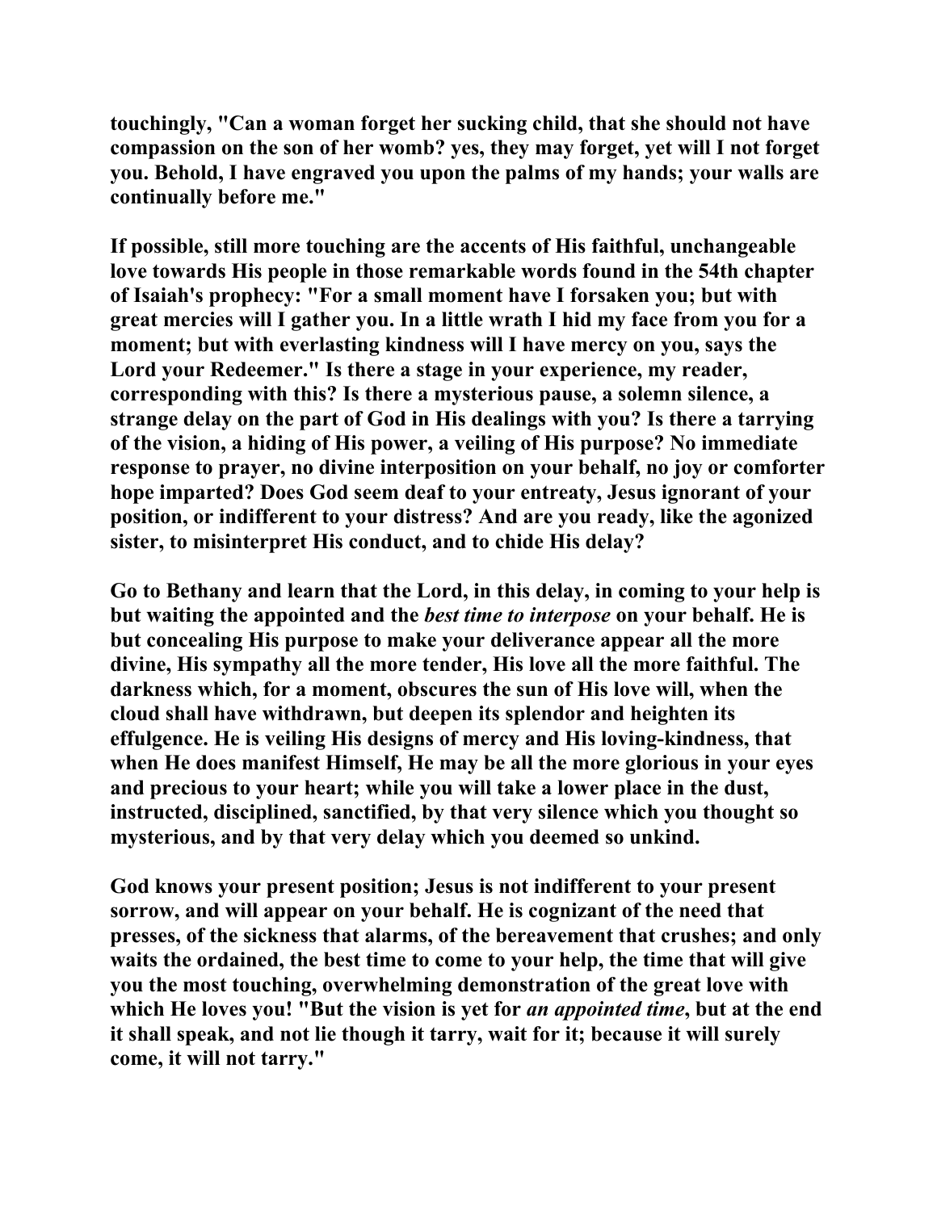touchingly, "Can a woman forget her sucking child, that she should not have compassion on the son of her womb? yes, they may forget, yet will I not forget you. Behold, I have engraved you upon the palms of my hands; your walls are continually before me."

If possible, still more touching are the accents of His faithful, unchangeable love towards His people in those remarkable words found in the 54th chapter of Isaiah's prophecy: "For a small moment have I forsaken you; but with great mercies will I gather you. In a little wrath I hid my face from you for a moment; but with everlasting kindness will I have mercy on you, says the Lord your Redeemer." Is there a stage in your experience, my reader, corresponding with this? Is there a mysterious pause, a solemn silence, a strange delay on the part of God in His dealings with you? Is there a tarrying of the vision, a hiding of His power, a veiling of His purpose? No immediate response to prayer, no divine interposition on your behalf, no joy or comforter hope imparted? Does God seem deaf to your entreaty, Jesus ignorant of your position, or indifferent to your distress? And are you ready, like the agonized sister, to misinterpret His conduct, and to chide His delay?

Go to Bethany and learn that the Lord, in this delay, in coming to your help is but waiting the appointed and the *best time to interpose* on your behalf. He is but concealing His purpose to make your deliverance appear all the more divine, His sympathy all the more tender, His love all the more faithful. The darkness which, for a moment, obscures the sun of His love will, when the cloud shall have withdrawn, but deepen its splendor and heighten its effulgence. He is veiling His designs of mercy and His loving-kindness, that when He does manifest Himself, He may be all the more glorious in your eyes and precious to your heart; while you will take a lower place in the dust, instructed, disciplined, sanctified, by that very silence which you thought so mysterious, and by that very delay which you deemed so unkind.

God knows your present position; Jesus is not indifferent to your present sorrow, and will appear on your behalf. He is cognizant of the need that presses, of the sickness that alarms, of the bereavement that crushes; and only waits the ordained, the best time to come to your help, the time that will give you the most touching, overwhelming demonstration of the great love with which He loves you! "But the vision is yet for *an appointed time*, but at the end it shall speak, and not lie though it tarry, wait for it; because it will surely come, it will not tarry."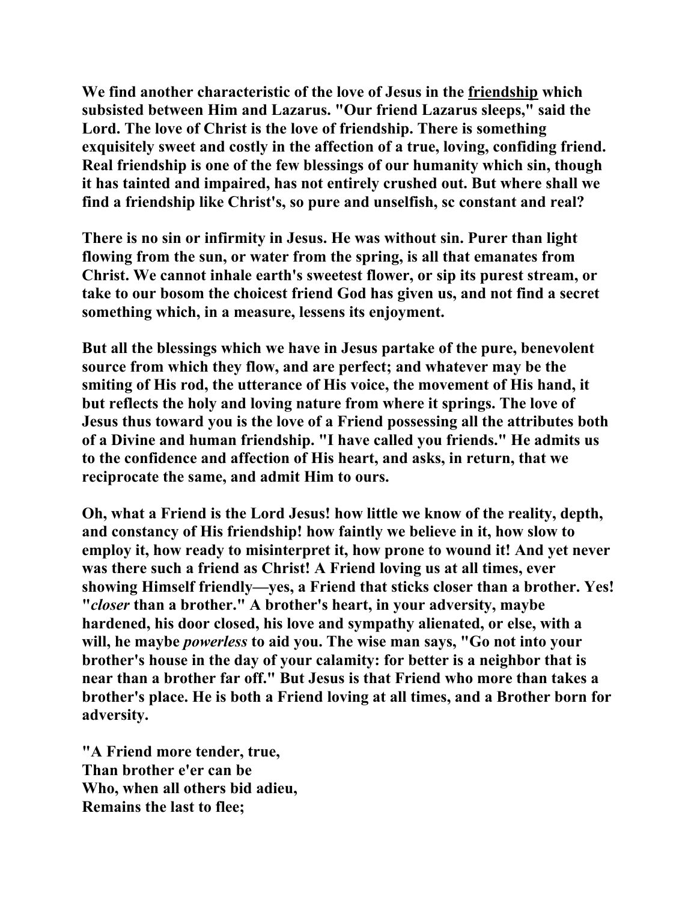**We find another characteristic of the love of Jesus in the friendship which subsisted between Him and Lazarus. "Our friend Lazarus sleeps," said the Lord. The love of Christ is the love of friendship. There is something exquisitely sweet and costly in the affection of a true, loving, confiding friend. Real friendship is one of the few blessings of our humanity which sin, though it has tainted and impaired, has not entirely crushed out. But where shall we find a friendship like Christ's, so pure and unselfish, sc constant and real?**

**There is no sin or infirmity in Jesus. He was without sin. Purer than light flowing from the sun, or water from the spring, is all that emanates from Christ. We cannot inhale earth's sweetest flower, or sip its purest stream, or take to our bosom the choicest friend God has given us, and not find a secret something which, in a measure, lessens its enjoyment.**

**But all the blessings which we have in Jesus partake of the pure, benevolent source from which they flow, and are perfect; and whatever may be the smiting of His rod, the utterance of His voice, the movement of His hand, it but reflects the holy and loving nature from where it springs. The love of Jesus thus toward you is the love of a Friend possessing all the attributes both of a Divine and human friendship. "I have called you friends." He admits us to the confidence and affection of His heart, and asks, in return, that we reciprocate the same, and admit Him to ours.**

**Oh, what a Friend is the Lord Jesus! how little we know of the reality, depth, and constancy of His friendship! how faintly we believe in it, how slow to employ it, how ready to misinterpret it, how prone to wound it! And yet never was there such a friend as Christ! A Friend loving us at all times, ever showing Himself friendly—yes, a Friend that sticks closer than a brother. Yes! "*closer* than a brother." A brother's heart, in your adversity, maybe hardened, his door closed, his love and sympathy alienated, or else, with a will, he maybe *powerless* to aid you. The wise man says, "Go not into your brother's house in the day of your calamity: for better is a neighbor that is near than a brother far off." But Jesus is that Friend who more than takes a brother's place. He is both a Friend loving at all times, and a Brother born for adversity.**

**"A Friend more tender, true,**
**Than brother e'er can be**
**Who, when all others bid adieu,**
**Remains the last to flee;**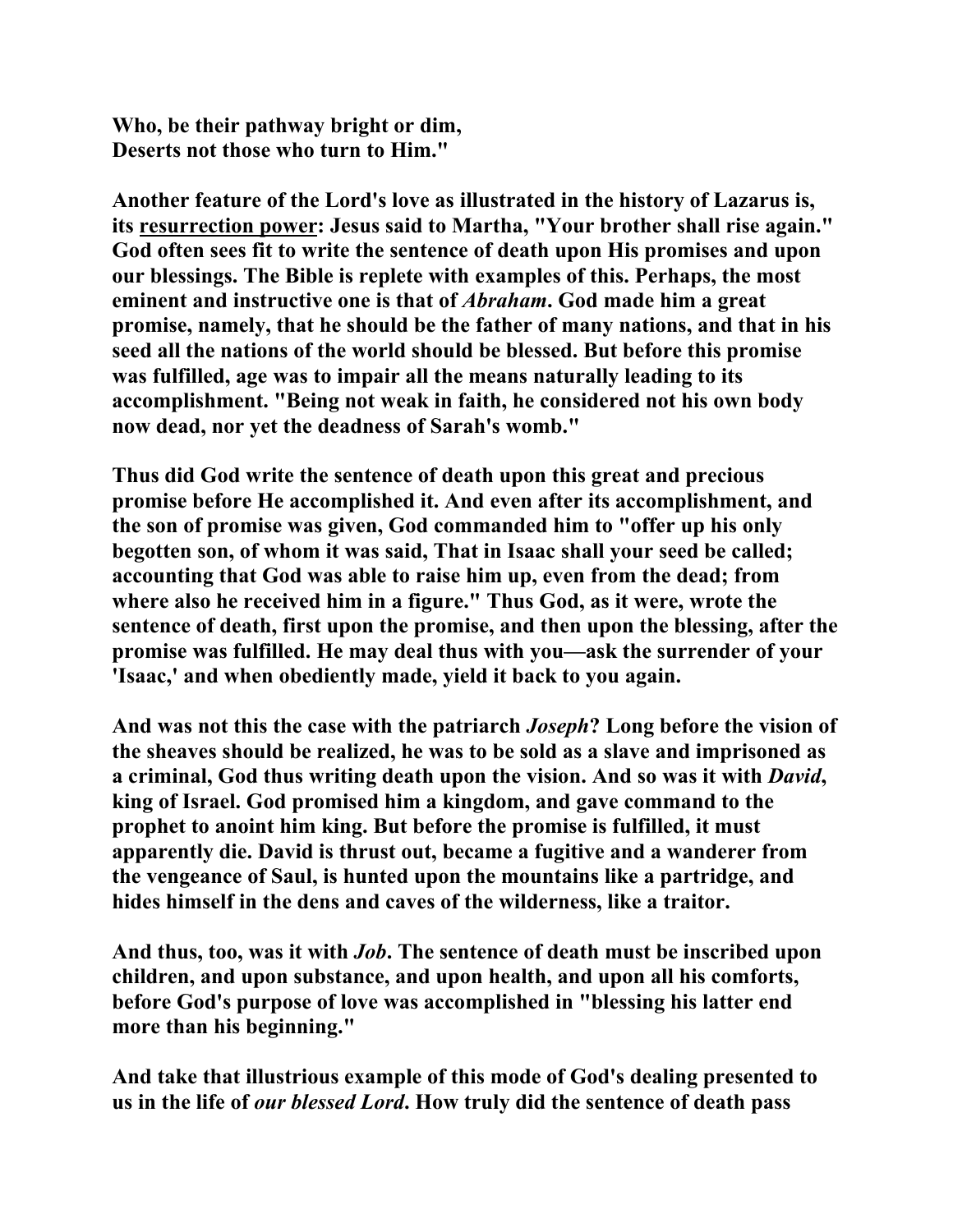**Who, be their pathway bright or dim,**
**Deserts not those who turn to Him."**

**Another feature of the Lord's love as illustrated in the history of Lazarus is, its <u>resurrection power</u>: Jesus said to Martha, "Your brother shall rise again." God often sees fit to write the sentence of death upon His promises and upon our blessings. The Bible is replete with examples of this. Perhaps, the most eminent and instructive one is that of *Abraham*. God made him a great promise, namely, that he should be the father of many nations, and that in his seed all the nations of the world should be blessed. But before this promise was fulfilled, age was to impair all the means naturally leading to its accomplishment. "Being not weak in faith, he considered not his own body now dead, nor yet the deadness of Sarah's womb."**

**Thus did God write the sentence of death upon this great and precious promise before He accomplished it. And even after its accomplishment, and the son of promise was given, God commanded him to "offer up his only begotten son, of whom it was said, That in Isaac shall your seed be called; accounting that God was able to raise him up, even from the dead; from where also he received him in a figure." Thus God, as it were, wrote the sentence of death, first upon the promise, and then upon the blessing, after the promise was fulfilled. He may deal thus with you—ask the surrender of your 'Isaac,' and when obediently made, yield it back to you again.**

**And was not this the case with the patriarch *Joseph*? Long before the vision of the sheaves should be realized, he was to be sold as a slave and imprisoned as a criminal, God thus writing death upon the vision. And so was it with *David*, king of Israel. God promised him a kingdom, and gave command to the prophet to anoint him king. But before the promise is fulfilled, it must apparently die. David is thrust out, became a fugitive and a wanderer from the vengeance of Saul, is hunted upon the mountains like a partridge, and hides himself in the dens and caves of the wilderness, like a traitor.**

**And thus, too, was it with *Job*. The sentence of death must be inscribed upon children, and upon substance, and upon health, and upon all his comforts, before God's purpose of love was accomplished in "blessing his latter end more than his beginning."**

**And take that illustrious example of this mode of God's dealing presented to us in the life of *our blessed Lord*. How truly did the sentence of death pass**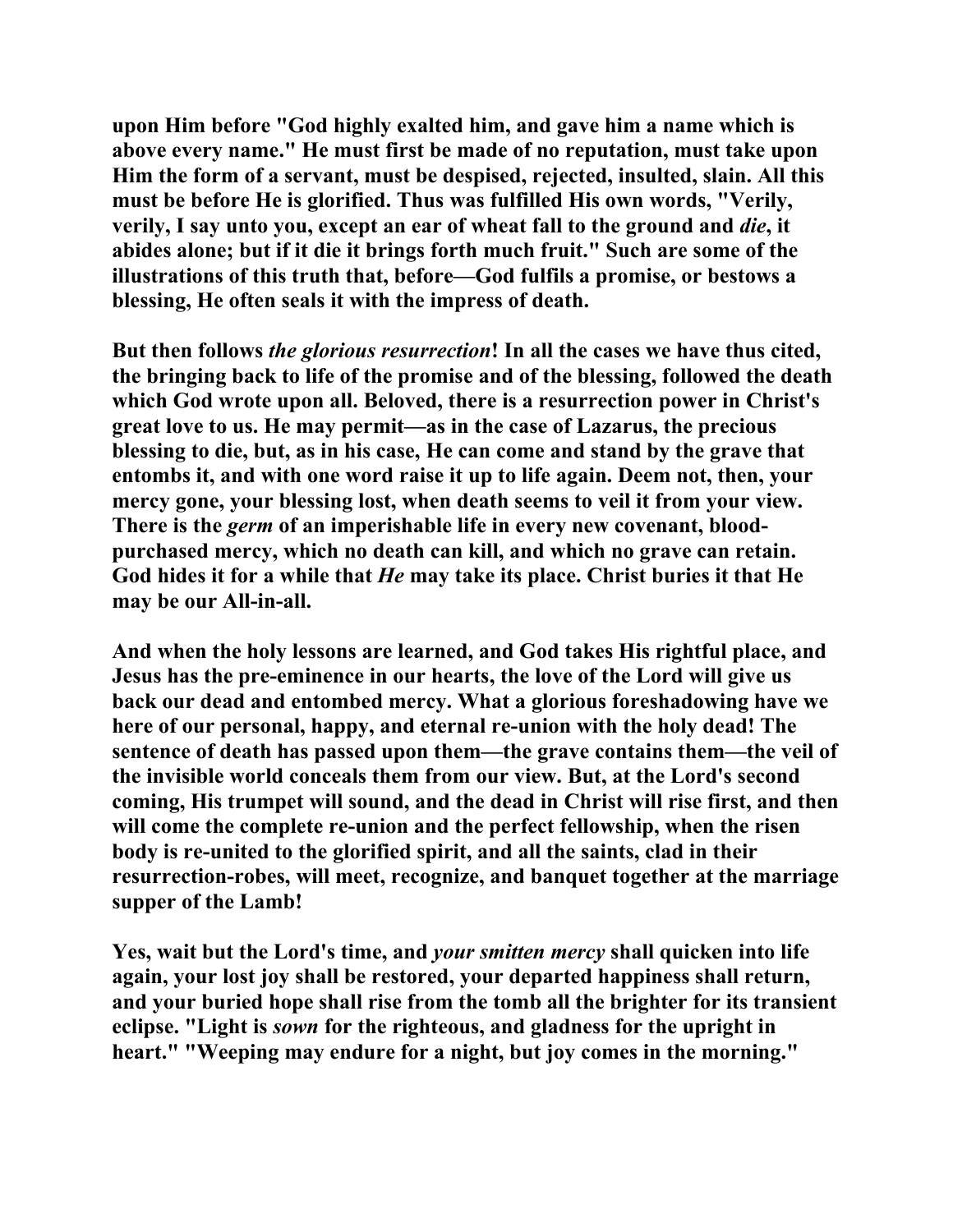upon Him before "God highly exalted him, and gave him a name which is above every name." He must first be made of no reputation, must take upon Him the form of a servant, must be despised, rejected, insulted, slain. All this must be before He is glorified. Thus was fulfilled His own words, "Verily, verily, I say unto you, except an ear of wheat fall to the ground and *die*, it abides alone; but if it die it brings forth much fruit." Such are some of the illustrations of this truth that, before—God fulfils a promise, or bestows a blessing, He often seals it with the impress of death.

But then follows *the glorious resurrection*! In all the cases we have thus cited, the bringing back to life of the promise and of the blessing, followed the death which God wrote upon all. Beloved, there is a resurrection power in Christ's great love to us. He may permit—as in the case of Lazarus, the precious blessing to die, but, as in his case, He can come and stand by the grave that entombs it, and with one word raise it up to life again. Deem not, then, your mercy gone, your blessing lost, when death seems to veil it from your view. There is the *germ* of an imperishable life in every new covenant, blood-purchased mercy, which no death can kill, and which no grave can retain. God hides it for a while that *He* may take its place. Christ buries it that He may be our All-in-all.

And when the holy lessons are learned, and God takes His rightful place, and Jesus has the pre-eminence in our hearts, the love of the Lord will give us back our dead and entombed mercy. What a glorious foreshadowing have we here of our personal, happy, and eternal re-union with the holy dead! The sentence of death has passed upon them—the grave contains them—the veil of the invisible world conceals them from our view. But, at the Lord's second coming, His trumpet will sound, and the dead in Christ will rise first, and then will come the complete re-union and the perfect fellowship, when the risen body is re-united to the glorified spirit, and all the saints, clad in their resurrection-robes, will meet, recognize, and banquet together at the marriage supper of the Lamb!

Yes, wait but the Lord's time, and *your smitten mercy* shall quicken into life again, your lost joy shall be restored, your departed happiness shall return, and your buried hope shall rise from the tomb all the brighter for its transient eclipse. "Light is *sown* for the righteous, and gladness for the upright in heart." "Weeping may endure for a night, but joy comes in the morning."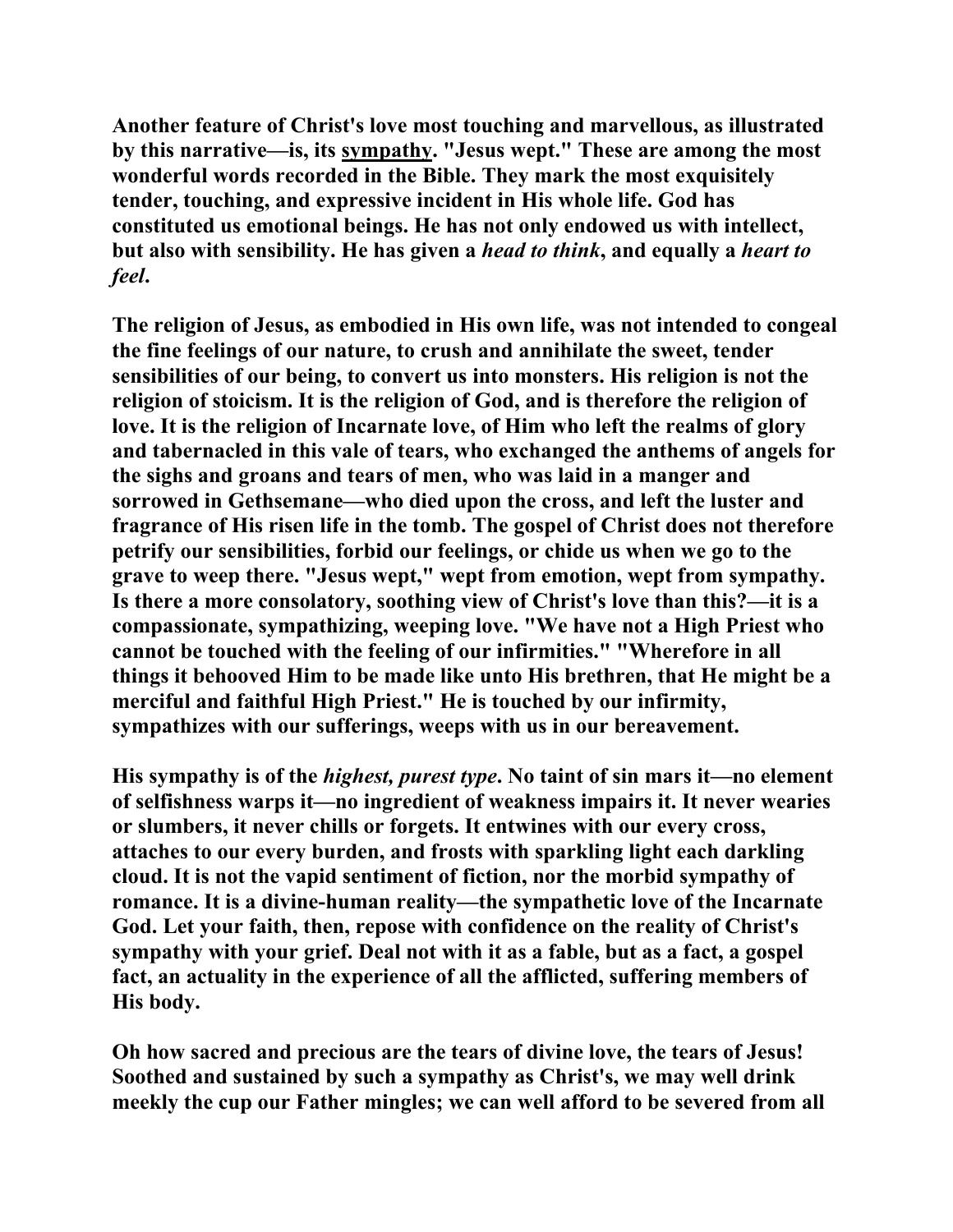Another feature of Christ's love most touching and marvellous, as illustrated by this narrative—is, its <u>sympathy</u>. "Jesus wept." These are among the most wonderful words recorded in the Bible. They mark the most exquisitely tender, touching, and expressive incident in His whole life. God has constituted us emotional beings. He has not only endowed us with intellect, but also with sensibility. He has given a *head to think*, and equally a *heart to feel*.

The religion of Jesus, as embodied in His own life, was not intended to congeal the fine feelings of our nature, to crush and annihilate the sweet, tender sensibilities of our being, to convert us into monsters. His religion is not the religion of stoicism. It is the religion of God, and is therefore the religion of love. It is the religion of Incarnate love, of Him who left the realms of glory and tabernacled in this vale of tears, who exchanged the anthems of angels for the sighs and groans and tears of men, who was laid in a manger and sorrowed in Gethsemane—who died upon the cross, and left the luster and fragrance of His risen life in the tomb. The gospel of Christ does not therefore petrify our sensibilities, forbid our feelings, or chide us when we go to the grave to weep there. "Jesus wept," wept from emotion, wept from sympathy. Is there a more consolatory, soothing view of Christ's love than this?—it is a compassionate, sympathizing, weeping love. "We have not a High Priest who cannot be touched with the feeling of our infirmities." "Wherefore in all things it behooved Him to be made like unto His brethren, that He might be a merciful and faithful High Priest." He is touched by our infirmity, sympathizes with our sufferings, weeps with us in our bereavement.

His sympathy is of the *highest, purest type*. No taint of sin mars it—no element of selfishness warps it—no ingredient of weakness impairs it. It never wearies or slumbers, it never chills or forgets. It entwines with our every cross, attaches to our every burden, and frosts with sparkling light each darkling cloud. It is not the vapid sentiment of fiction, nor the morbid sympathy of romance. It is a divine-human reality—the sympathetic love of the Incarnate God. Let your faith, then, repose with confidence on the reality of Christ's sympathy with your grief. Deal not with it as a fable, but as a fact, a gospel fact, an actuality in the experience of all the afflicted, suffering members of His body.

Oh how sacred and precious are the tears of divine love, the tears of Jesus! Soothed and sustained by such a sympathy as Christ's, we may well drink meekly the cup our Father mingles; we can well afford to be severed from all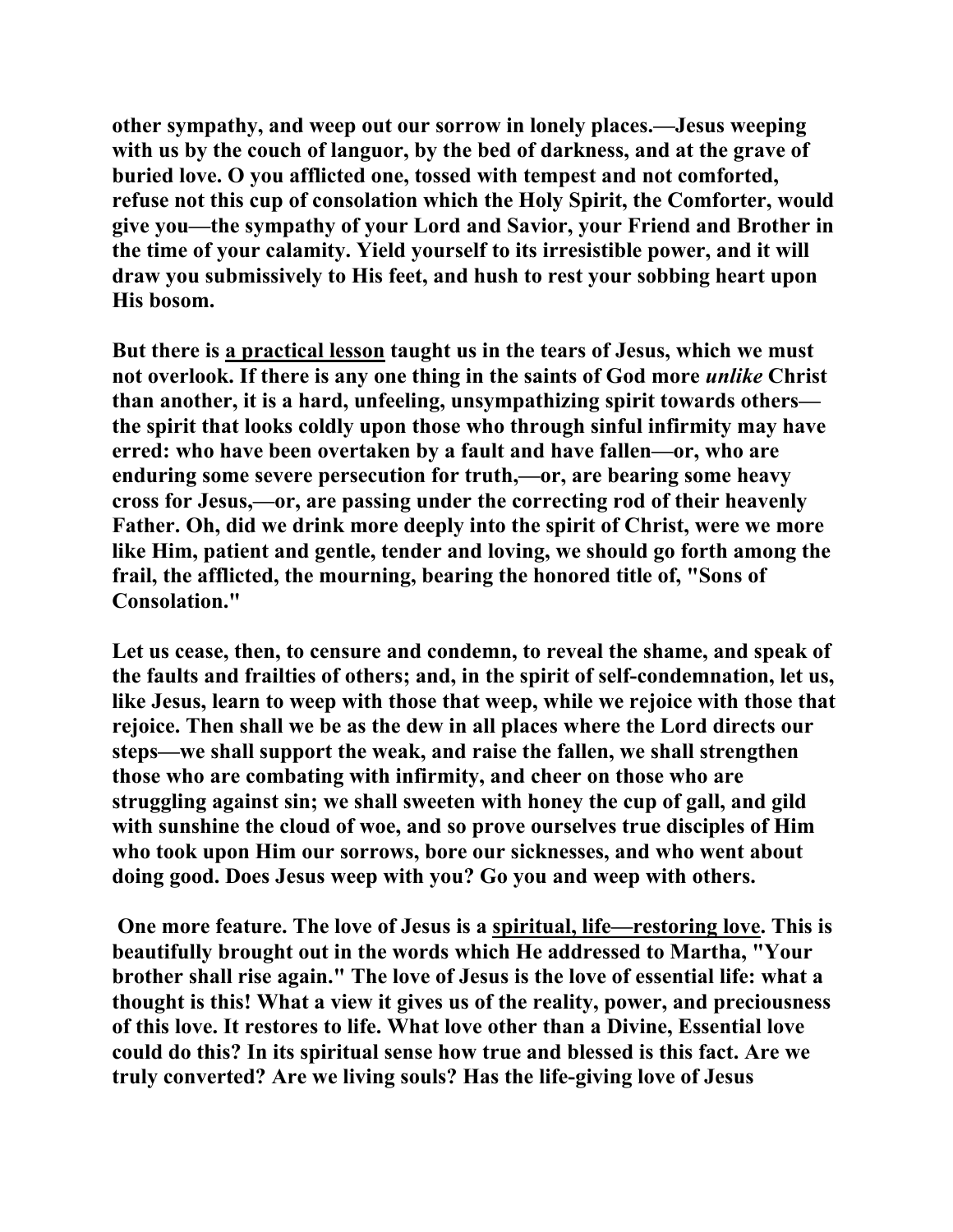**other sympathy, and weep out our sorrow in lonely places.—Jesus weeping with us by the couch of languor, by the bed of darkness, and at the grave of buried love. O you afflicted one, tossed with tempest and not comforted, refuse not this cup of consolation which the Holy Spirit, the Comforter, would give you—the sympathy of your Lord and Savior, your Friend and Brother in the time of your calamity. Yield yourself to its irresistible power, and it will draw you submissively to His feet, and hush to rest your sobbing heart upon His bosom.**

**But there is <u>a practical lesson</u> taught us in the tears of Jesus, which we must not overlook. If there is any one thing in the saints of God more *unlike* Christ than another, it is a hard, unfeeling, unsympathizing spirit towards others—the spirit that looks coldly upon those who through sinful infirmity may have erred: who have been overtaken by a fault and have fallen—or, who are enduring some severe persecution for truth,—or, are bearing some heavy cross for Jesus,—or, are passing under the correcting rod of their heavenly Father. Oh, did we drink more deeply into the spirit of Christ, were we more like Him, patient and gentle, tender and loving, we should go forth among the frail, the afflicted, the mourning, bearing the honored title of, "Sons of Consolation."**

**Let us cease, then, to censure and condemn, to reveal the shame, and speak of the faults and frailties of others; and, in the spirit of self-condemnation, let us, like Jesus, learn to weep with those that weep, while we rejoice with those that rejoice. Then shall we be as the dew in all places where the Lord directs our steps—we shall support the weak, and raise the fallen, we shall strengthen those who are combating with infirmity, and cheer on those who are struggling against sin; we shall sweeten with honey the cup of gall, and gild with sunshine the cloud of woe, and so prove ourselves true disciples of Him who took upon Him our sorrows, bore our sicknesses, and who went about doing good. Does Jesus weep with you? Go you and weep with others.**

**One more feature. The love of Jesus is a <u>spiritual, life—restoring love</u>. This is beautifully brought out in the words which He addressed to Martha, "Your brother shall rise again." The love of Jesus is the love of essential life: what a thought is this! What a view it gives us of the reality, power, and preciousness of this love. It restores to life. What love other than a Divine, Essential love could do this? In its spiritual sense how true and blessed is this fact. Are we truly converted? Are we living souls? Has the life-giving love of Jesus**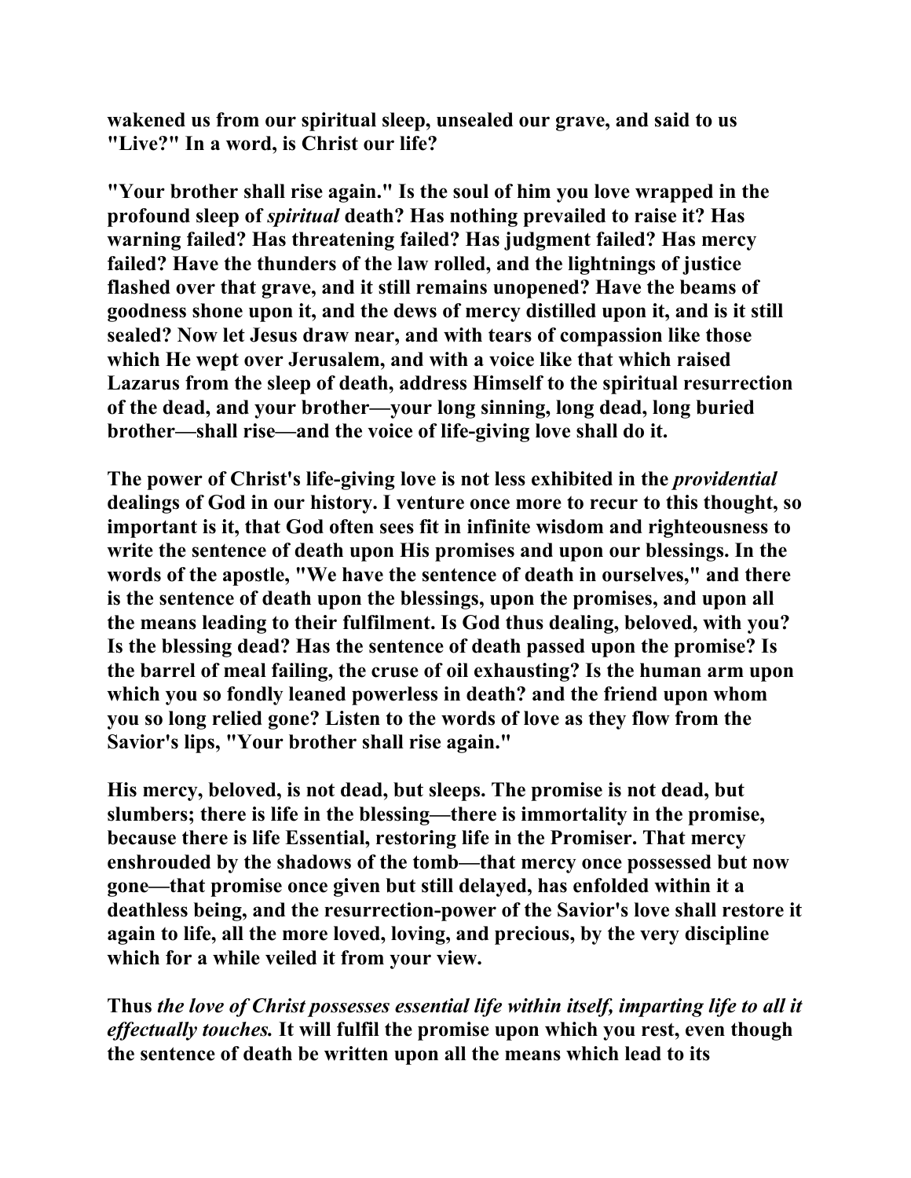wakened us from our spiritual sleep, unsealed our grave, and said to us "Live?" In a word, is Christ our life?

"Your brother shall rise again." Is the soul of him you love wrapped in the profound sleep of *spiritual* death? Has nothing prevailed to raise it? Has warning failed? Has threatening failed? Has judgment failed? Has mercy failed? Have the thunders of the law rolled, and the lightnings of justice flashed over that grave, and it still remains unopened? Have the beams of goodness shone upon it, and the dews of mercy distilled upon it, and is it still sealed? Now let Jesus draw near, and with tears of compassion like those which He wept over Jerusalem, and with a voice like that which raised Lazarus from the sleep of death, address Himself to the spiritual resurrection of the dead, and your brother—your long sinning, long dead, long buried brother—shall rise—and the voice of life-giving love shall do it.

The power of Christ's life-giving love is not less exhibited in the *providential* dealings of God in our history. I venture once more to recur to this thought, so important is it, that God often sees fit in infinite wisdom and righteousness to write the sentence of death upon His promises and upon our blessings. In the words of the apostle, "We have the sentence of death in ourselves," and there is the sentence of death upon the blessings, upon the promises, and upon all the means leading to their fulfilment. Is God thus dealing, beloved, with you? Is the blessing dead? Has the sentence of death passed upon the promise? Is the barrel of meal failing, the cruse of oil exhausting? Is the human arm upon which you so fondly leaned powerless in death? and the friend upon whom you so long relied gone? Listen to the words of love as they flow from the Savior's lips, "Your brother shall rise again."

His mercy, beloved, is not dead, but sleeps. The promise is not dead, but slumbers; there is life in the blessing—there is immortality in the promise, because there is life Essential, restoring life in the Promiser. That mercy enshrouded by the shadows of the tomb—that mercy once possessed but now gone—that promise once given but still delayed, has enfolded within it a deathless being, and the resurrection-power of the Savior's love shall restore it again to life, all the more loved, loving, and precious, by the very discipline which for a while veiled it from your view.

Thus *the love of Christ possesses essential life within itself, imparting life to all it effectually touches.* It will fulfil the promise upon which you rest, even though the sentence of death be written upon all the means which lead to its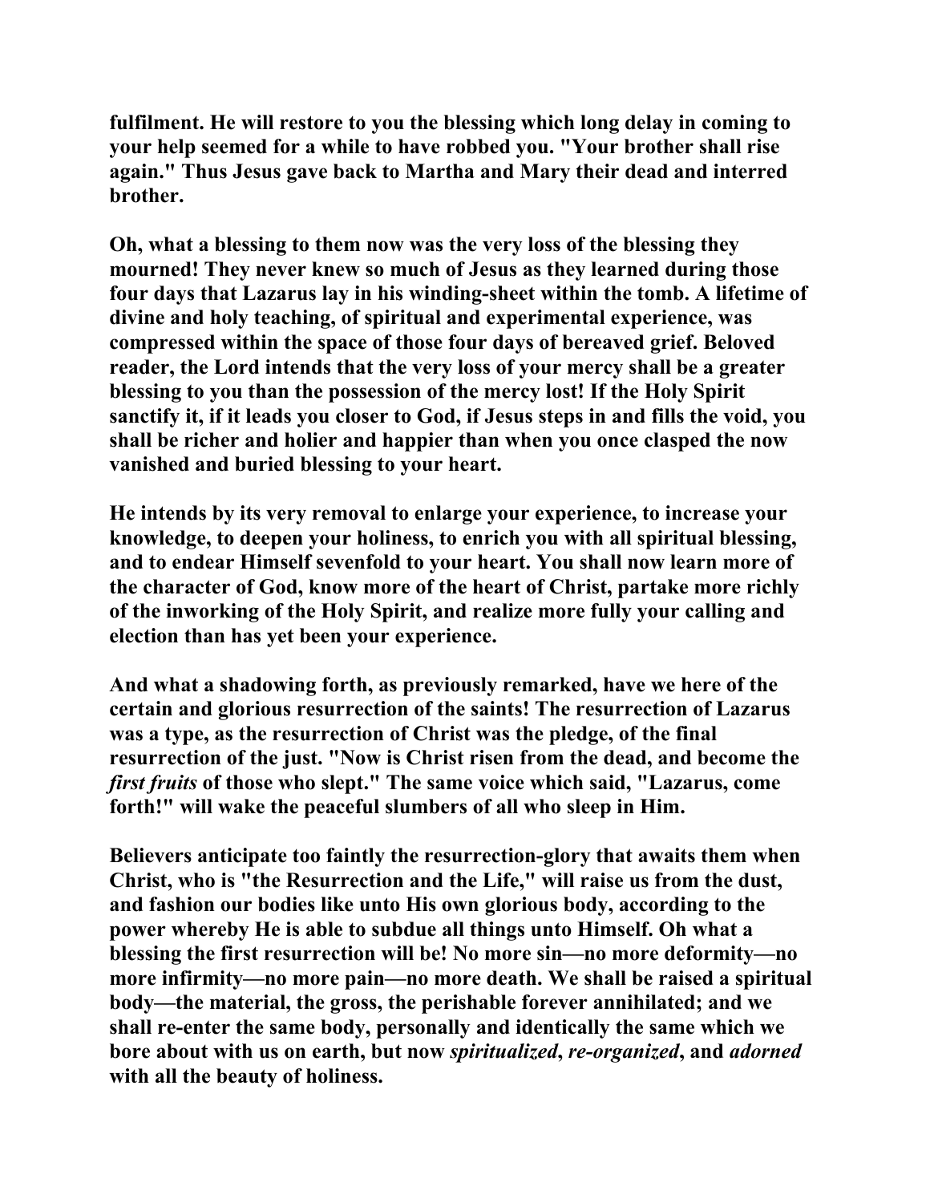fulfilment. He will restore to you the blessing which long delay in coming to your help seemed for a while to have robbed you. "Your brother shall rise again." Thus Jesus gave back to Martha and Mary their dead and interred brother.

Oh, what a blessing to them now was the very loss of the blessing they mourned! They never knew so much of Jesus as they learned during those four days that Lazarus lay in his winding-sheet within the tomb. A lifetime of divine and holy teaching, of spiritual and experimental experience, was compressed within the space of those four days of bereaved grief. Beloved reader, the Lord intends that the very loss of your mercy shall be a greater blessing to you than the possession of the mercy lost! If the Holy Spirit sanctify it, if it leads you closer to God, if Jesus steps in and fills the void, you shall be richer and holier and happier than when you once clasped the now vanished and buried blessing to your heart.

He intends by its very removal to enlarge your experience, to increase your knowledge, to deepen your holiness, to enrich you with all spiritual blessing, and to endear Himself sevenfold to your heart. You shall now learn more of the character of God, know more of the heart of Christ, partake more richly of the inworking of the Holy Spirit, and realize more fully your calling and election than has yet been your experience.

And what a shadowing forth, as previously remarked, have we here of the certain and glorious resurrection of the saints! The resurrection of Lazarus was a type, as the resurrection of Christ was the pledge, of the final resurrection of the just. "Now is Christ risen from the dead, and become the *first fruits* of those who slept." The same voice which said, "Lazarus, come forth!" will wake the peaceful slumbers of all who sleep in Him.

Believers anticipate too faintly the resurrection-glory that awaits them when Christ, who is "the Resurrection and the Life," will raise us from the dust, and fashion our bodies like unto His own glorious body, according to the power whereby He is able to subdue all things unto Himself. Oh what a blessing the first resurrection will be! No more sin—no more deformity—no more infirmity—no more pain—no more death. We shall be raised a spiritual body—the material, the gross, the perishable forever annihilated; and we shall re-enter the same body, personally and identically the same which we bore about with us on earth, but now *spiritualized*, *re-organized*, and *adorned* with all the beauty of holiness.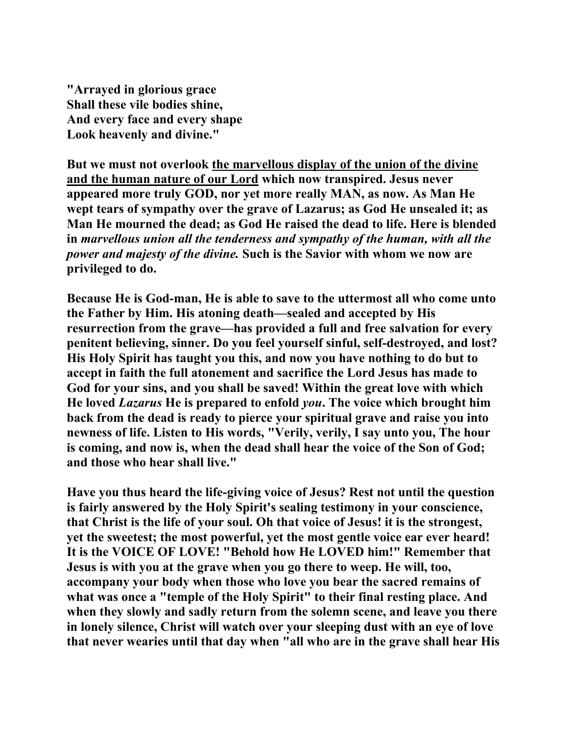**"Arrayed in glorious grace**
**Shall these vile bodies shine,**
**And every face and every shape**
**Look heavenly and divine."**

**But we must not overlook <u>the marvellous display of the union of the divine and the human nature of our Lord</u> which now transpired. Jesus never appeared more truly GOD, nor yet more really MAN, as now. As Man He wept tears of sympathy over the grave of Lazarus; as God He unsealed it; as Man He mourned the dead; as God He raised the dead to life. Here is blended in *marvellous union all the tenderness and sympathy of the human, with all the power and majesty of the divine.* Such is the Savior with whom we now are privileged to do.**

**Because He is God-man, He is able to save to the uttermost all who come unto the Father by Him. His atoning death—sealed and accepted by His resurrection from the grave—has provided a full and free salvation for every penitent believing, sinner. Do you feel yourself sinful, self-destroyed, and lost? His Holy Spirit has taught you this, and now you have nothing to do but to accept in faith the full atonement and sacrifice the Lord Jesus has made to God for your sins, and you shall be saved! Within the great love with which He loved *Lazarus* He is prepared to enfold *you*. The voice which brought him back from the dead is ready to pierce your spiritual grave and raise you into newness of life. Listen to His words, "Verily, verily, I say unto you, The hour is coming, and now is, when the dead shall hear the voice of the Son of God; and those who hear shall live."**

**Have you thus heard the life-giving voice of Jesus? Rest not until the question is fairly answered by the Holy Spirit's sealing testimony in your conscience, that Christ is the life of your soul. Oh that voice of Jesus! it is the strongest, yet the sweetest; the most powerful, yet the most gentle voice ear ever heard! It is the VOICE OF LOVE! "Behold how He LOVED him!" Remember that Jesus is with you at the grave when you go there to weep. He will, too, accompany your body when those who love you bear the sacred remains of what was once a "temple of the Holy Spirit" to their final resting place. And when they slowly and sadly return from the solemn scene, and leave you there in lonely silence, Christ will watch over your sleeping dust with an eye of love that never wearies until that day when "all who are in the grave shall hear His**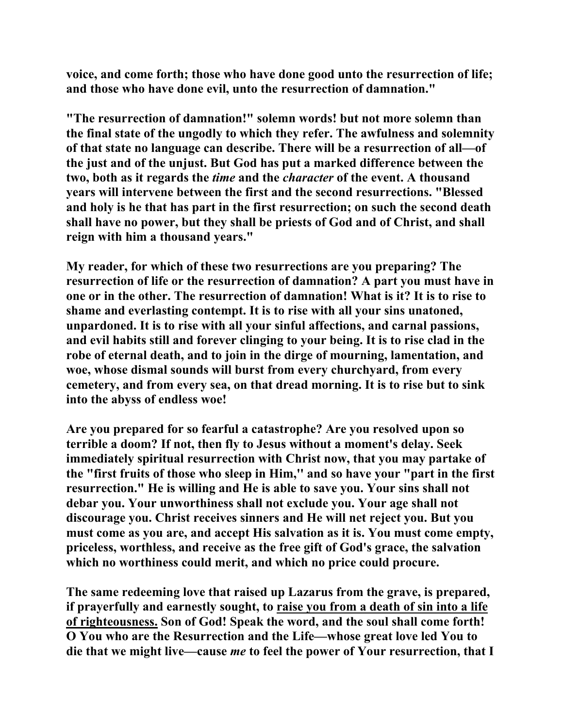**voice, and come forth; those who have done good unto the resurrection of life; and those who have done evil, unto the resurrection of damnation."**

**"The resurrection of damnation!" solemn words! but not more solemn than the final state of the ungodly to which they refer. The awfulness and solemnity of that state no language can describe. There will be a resurrection of all—of the just and of the unjust. But God has put a marked difference between the two, both as it regards the *time* and the *character* of the event. A thousand years will intervene between the first and the second resurrections. "Blessed and holy is he that has part in the first resurrection; on such the second death shall have no power, but they shall be priests of God and of Christ, and shall reign with him a thousand years."**

**My reader, for which of these two resurrections are you preparing? The resurrection of life or the resurrection of damnation? A part you must have in one or in the other. The resurrection of damnation! What is it? It is to rise to shame and everlasting contempt. It is to rise with all your sins unatoned, unpardoned. It is to rise with all your sinful affections, and carnal passions, and evil habits still and forever clinging to your being. It is to rise clad in the robe of eternal death, and to join in the dirge of mourning, lamentation, and woe, whose dismal sounds will burst from every churchyard, from every cemetery, and from every sea, on that dread morning. It is to rise but to sink into the abyss of endless woe!**

**Are you prepared for so fearful a catastrophe? Are you resolved upon so terrible a doom? If not, then fly to Jesus without a moment's delay. Seek immediately spiritual resurrection with Christ now, that you may partake of the "first fruits of those who sleep in Him," and so have your "part in the first resurrection." He is willing and He is able to save you. Your sins shall not debar you. Your unworthiness shall not exclude you. Your age shall not discourage you. Christ receives sinners and He will net reject you. But you must come as you are, and accept His salvation as it is. You must come empty, priceless, worthless, and receive as the free gift of God's grace, the salvation which no worthiness could merit, and which no price could procure.**

**The same redeeming love that raised up Lazarus from the grave, is prepared, if prayerfully and earnestly sought, to <u>raise you from a death of sin into a life of righteousness.</u> Son of God! Speak the word, and the soul shall come forth! O You who are the Resurrection and the Life—whose great love led You to die that we might live—cause *me* to feel the power of Your resurrection, that I**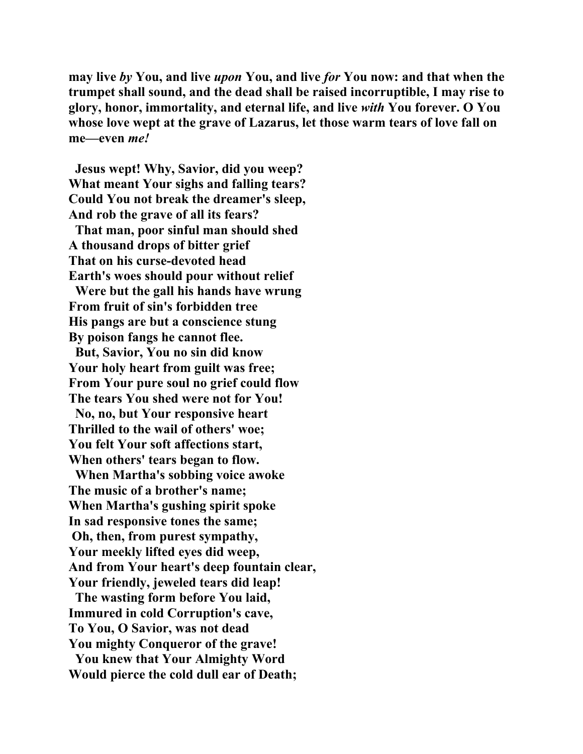**may live *by* You, and live *upon* You, and live *for* You now: and that when the trumpet shall sound, and the dead shall be raised incorruptible, I may rise to glory, honor, immortality, and eternal life, and live *with* You forever. O You whose love wept at the grave of Lazarus, let those warm tears of love fall on me—even *me!***

**Jesus wept! Why, Savior, did you weep?**
**What meant Your sighs and falling tears?**
**Could You not break the dreamer's sleep,**
**And rob the grave of all its fears?**
**That man, poor sinful man should shed**
**A thousand drops of bitter grief**
**That on his curse-devoted head**
**Earth's woes should pour without relief**
**Were but the gall his hands have wrung**
**From fruit of sin's forbidden tree**
**His pangs are but a conscience stung**
**By poison fangs he cannot flee.**
**But, Savior, You no sin did know**
**Your holy heart from guilt was free;**
**From Your pure soul no grief could flow**
**The tears You shed were not for You!**
**No, no, but Your responsive heart**
**Thrilled to the wail of others' woe;**
**You felt Your soft affections start,**
**When others' tears began to flow.**
**When Martha's sobbing voice awoke**
**The music of a brother's name;**
**When Martha's gushing spirit spoke**
**In sad responsive tones the same;**
**Oh, then, from purest sympathy,**
**Your meekly lifted eyes did weep,**
**And from Your heart's deep fountain clear,**
**Your friendly, jeweled tears did leap!**
**The wasting form before You laid,**
**Immured in cold Corruption's cave,**
**To You, O Savior, was not dead**
**You mighty Conqueror of the grave!**
**You knew that Your Almighty Word**
**Would pierce the cold dull ear of Death;**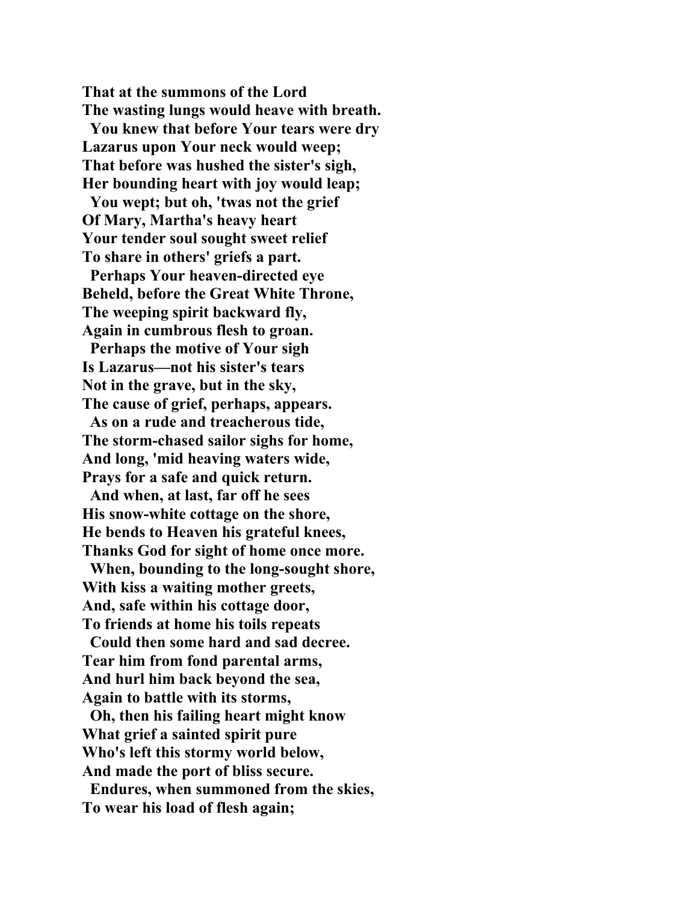**That at the summons of the Lord**
**The wasting lungs would heave with breath.**
  **You knew that before Your tears were dry**
**Lazarus upon Your neck would weep;**
**That before was hushed the sister's sigh,**
**Her bounding heart with joy would leap;**
  **You wept; but oh, 'twas not the grief**
**Of Mary, Martha's heavy heart**
**Your tender soul sought sweet relief**
**To share in others' griefs a part.**
  **Perhaps Your heaven-directed eye**
**Beheld, before the Great White Throne,**
**The weeping spirit backward fly,**
**Again in cumbrous flesh to groan.**
  **Perhaps the motive of Your sigh**
**Is Lazarus—not his sister's tears**
**Not in the grave, but in the sky,**
**The cause of grief, perhaps, appears.**
  **As on a rude and treacherous tide,**
**The storm-chased sailor sighs for home,**
**And long, 'mid heaving waters wide,**
**Prays for a safe and quick return.**
  **And when, at last, far off he sees**
**His snow-white cottage on the shore,**
**He bends to Heaven his grateful knees,**
**Thanks God for sight of home once more.**
  **When, bounding to the long-sought shore,**
**With kiss a waiting mother greets,**
**And, safe within his cottage door,**
**To friends at home his toils repeats**
  **Could then some hard and sad decree.**
**Tear him from fond parental arms,**
**And hurl him back beyond the sea,**
**Again to battle with its storms,**
  **Oh, then his failing heart might know**
**What grief a sainted spirit pure**
**Who's left this stormy world below,**
**And made the port of bliss secure.**
  **Endures, when summoned from the skies,**
**To wear his load of flesh again;**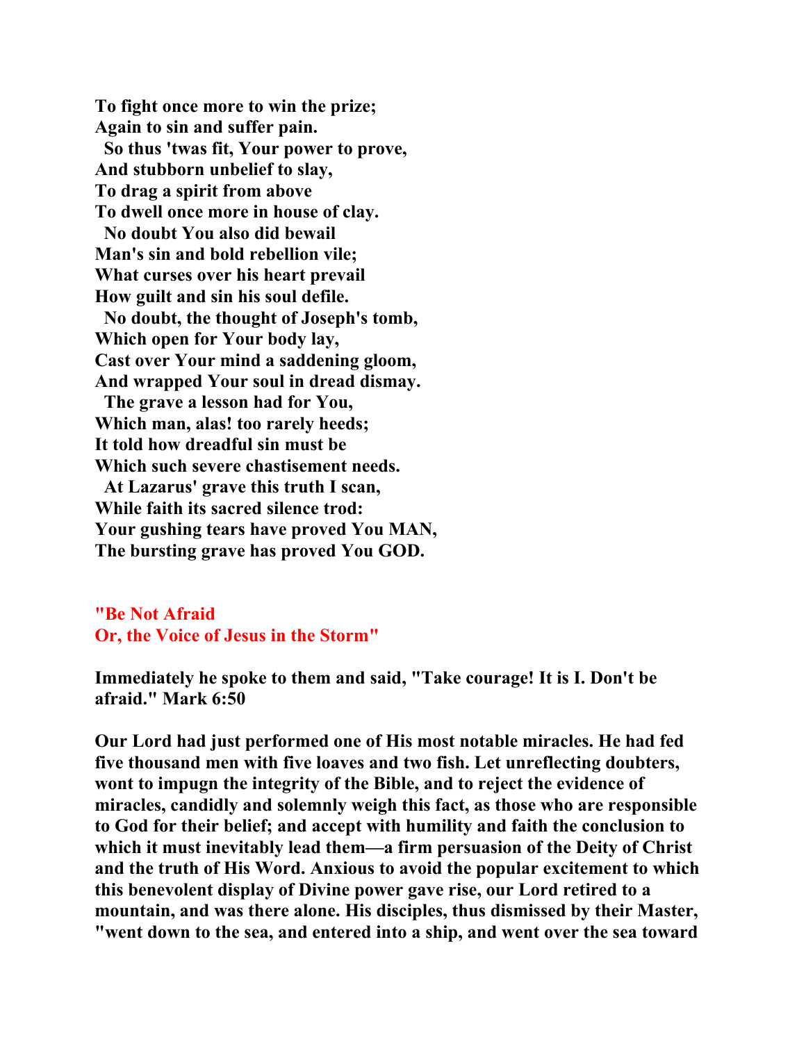**To fight once more to win the prize;**
**Again to sin and suffer pain.**
**So thus 'twas fit, Your power to prove,**
**And stubborn unbelief to slay,**
**To drag a spirit from above**
**To dwell once more in house of clay.**
**No doubt You also did bewail**
**Man's sin and bold rebellion vile;**
**What curses over his heart prevail**
**How guilt and sin his soul defile.**
**No doubt, the thought of Joseph's tomb,**
**Which open for Your body lay,**
**Cast over Your mind a saddening gloom,**
**And wrapped Your soul in dread dismay.**
**The grave a lesson had for You,**
**Which man, alas! too rarely heeds;**
**It told how dreadful sin must be**
**Which such severe chastisement needs.**
**At Lazarus' grave this truth I scan,**
**While faith its sacred silence trod:**
**Your gushing tears have proved You MAN,**
**The bursting grave has proved You GOD.**

## "Be Not Afraid
## Or, the Voice of Jesus in the Storm"

**Immediately he spoke to them and said, "Take courage! It is I. Don't be afraid." Mark 6:50**

**Our Lord had just performed one of His most notable miracles. He had fed five thousand men with five loaves and two fish. Let unreflecting doubters, wont to impugn the integrity of the Bible, and to reject the evidence of miracles, candidly and solemnly weigh this fact, as those who are responsible to God for their belief; and accept with humility and faith the conclusion to which it must inevitably lead them—a firm persuasion of the Deity of Christ and the truth of His Word. Anxious to avoid the popular excitement to which this benevolent display of Divine power gave rise, our Lord retired to a mountain, and was there alone. His disciples, thus dismissed by their Master, "went down to the sea, and entered into a ship, and went over the sea toward**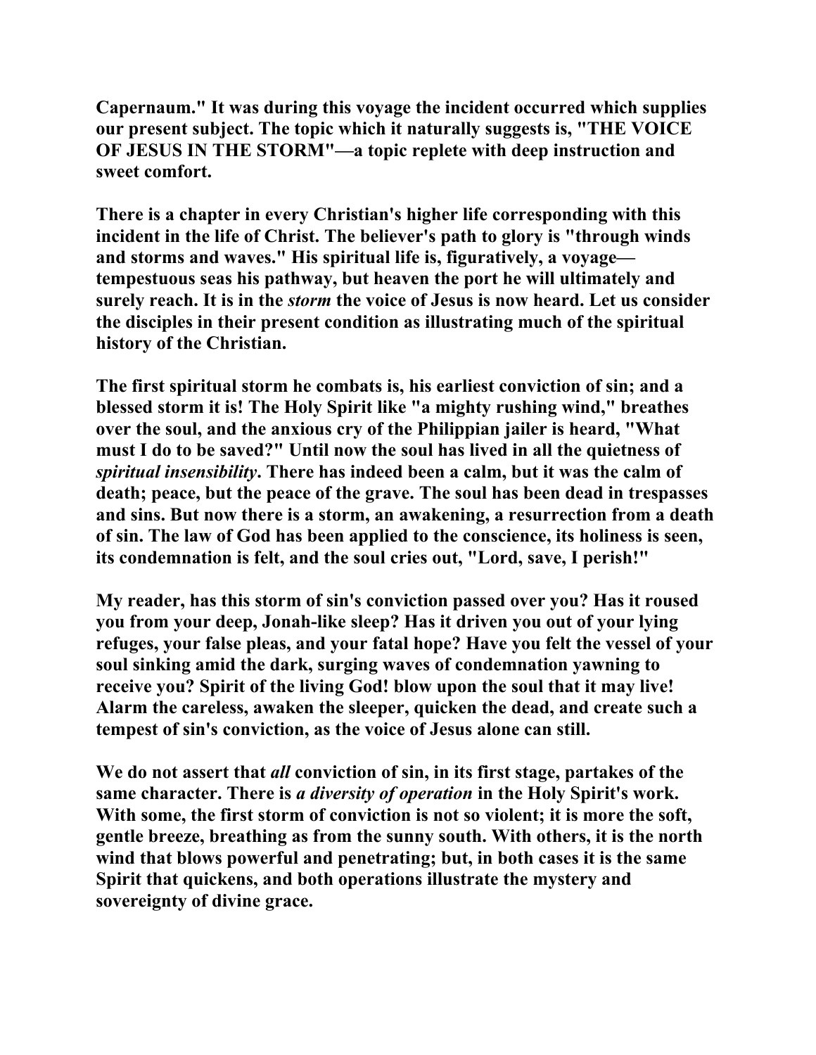Capernaum." It was during this voyage the incident occurred which supplies our present subject. The topic which it naturally suggests is, "THE VOICE OF JESUS IN THE STORM"—a topic replete with deep instruction and sweet comfort.

There is a chapter in every Christian's higher life corresponding with this incident in the life of Christ. The believer's path to glory is "through winds and storms and waves." His spiritual life is, figuratively, a voyage—tempestuous seas his pathway, but heaven the port he will ultimately and surely reach. It is in the *storm* the voice of Jesus is now heard. Let us consider the disciples in their present condition as illustrating much of the spiritual history of the Christian.

The first spiritual storm he combats is, his earliest conviction of sin; and a blessed storm it is! The Holy Spirit like "a mighty rushing wind," breathes over the soul, and the anxious cry of the Philippian jailer is heard, "What must I do to be saved?" Until now the soul has lived in all the quietness of *spiritual insensibility*. There has indeed been a calm, but it was the calm of death; peace, but the peace of the grave. The soul has been dead in trespasses and sins. But now there is a storm, an awakening, a resurrection from a death of sin. The law of God has been applied to the conscience, its holiness is seen, its condemnation is felt, and the soul cries out, "Lord, save, I perish!"

My reader, has this storm of sin's conviction passed over you? Has it roused you from your deep, Jonah-like sleep? Has it driven you out of your lying refuges, your false pleas, and your fatal hope? Have you felt the vessel of your soul sinking amid the dark, surging waves of condemnation yawning to receive you? Spirit of the living God! blow upon the soul that it may live! Alarm the careless, awaken the sleeper, quicken the dead, and create such a tempest of sin's conviction, as the voice of Jesus alone can still.

We do not assert that *all* conviction of sin, in its first stage, partakes of the same character. There is *a diversity of operation* in the Holy Spirit's work. With some, the first storm of conviction is not so violent; it is more the soft, gentle breeze, breathing as from the sunny south. With others, it is the north wind that blows powerful and penetrating; but, in both cases it is the same Spirit that quickens, and both operations illustrate the mystery and sovereignty of divine grace.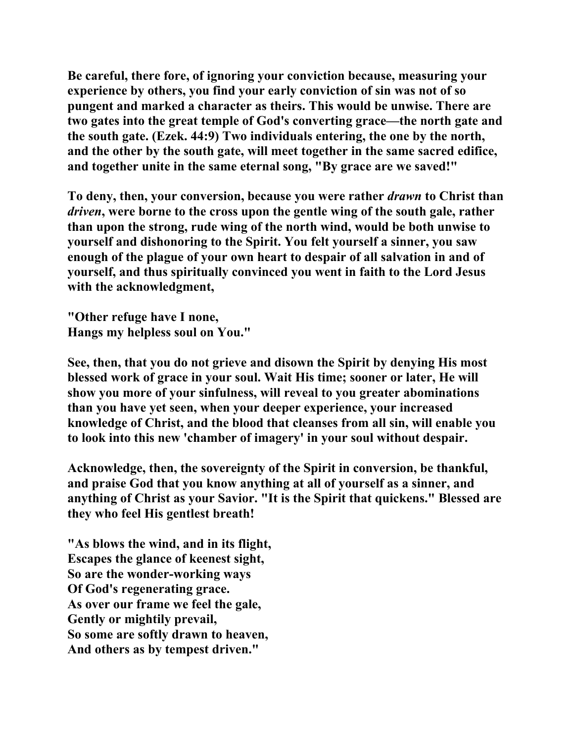**Be careful, there fore, of ignoring your conviction because, measuring your experience by others, you find your early conviction of sin was not of so pungent and marked a character as theirs. This would be unwise. There are two gates into the great temple of God's converting grace—the north gate and the south gate. (Ezek. 44:9) Two individuals entering, the one by the north, and the other by the south gate, will meet together in the same sacred edifice, and together unite in the same eternal song, "By grace are we saved!"**

**To deny, then, your conversion, because you were rather *drawn* to Christ than *driven*, were borne to the cross upon the gentle wing of the south gale, rather than upon the strong, rude wing of the north wind, would be both unwise to yourself and dishonoring to the Spirit. You felt yourself a sinner, you saw enough of the plague of your own heart to despair of all salvation in and of yourself, and thus spiritually convinced you went in faith to the Lord Jesus with the acknowledgment,**

**"Other refuge have I none,
Hangs my helpless soul on You."**

**See, then, that you do not grieve and disown the Spirit by denying His most blessed work of grace in your soul. Wait His time; sooner or later, He will show you more of your sinfulness, will reveal to you greater abominations than you have yet seen, when your deeper experience, your increased knowledge of Christ, and the blood that cleanses from all sin, will enable you to look into this new 'chamber of imagery' in your soul without despair.**

**Acknowledge, then, the sovereignty of the Spirit in conversion, be thankful, and praise God that you know anything at all of yourself as a sinner, and anything of Christ as your Savior. "It is the Spirit that quickens." Blessed are they who feel His gentlest breath!**

**"As blows the wind, and in its flight,
Escapes the glance of keenest sight,
So are the wonder-working ways
Of God's regenerating grace.
As over our frame we feel the gale,
Gently or mightily prevail,
So some are softly drawn to heaven,
And others as by tempest driven."**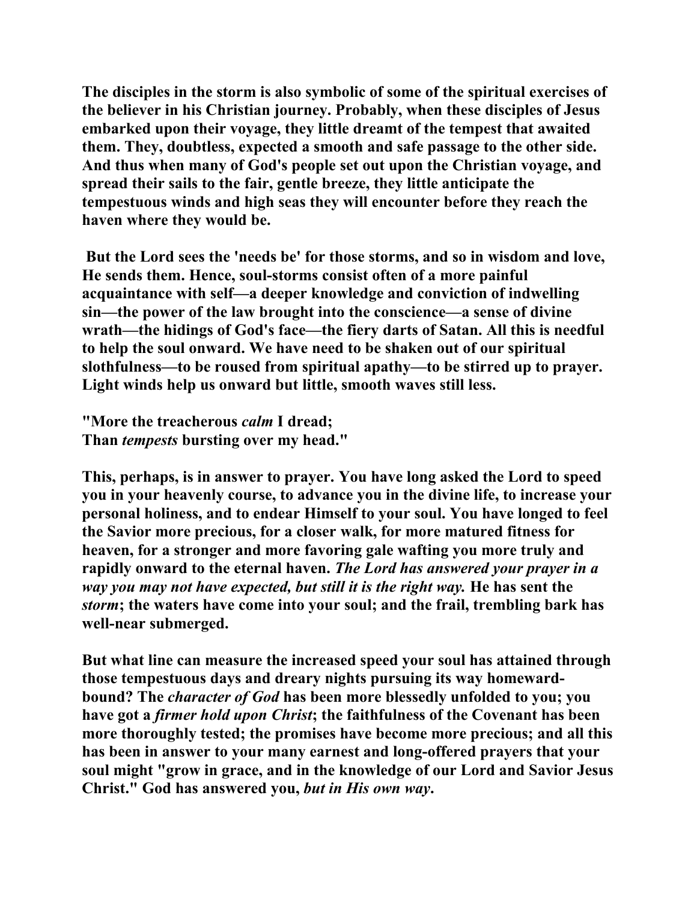The disciples in the storm is also symbolic of some of the spiritual exercises of the believer in his Christian journey. Probably, when these disciples of Jesus embarked upon their voyage, they little dreamt of the tempest that awaited them. They, doubtless, expected a smooth and safe passage to the other side. And thus when many of God's people set out upon the Christian voyage, and spread their sails to the fair, gentle breeze, they little anticipate the tempestuous winds and high seas they will encounter before they reach the haven where they would be.

But the Lord sees the 'needs be' for those storms, and so in wisdom and love, He sends them. Hence, soul-storms consist often of a more painful acquaintance with self—a deeper knowledge and conviction of indwelling sin—the power of the law brought into the conscience—a sense of divine wrath—the hidings of God's face—the fiery darts of Satan. All this is needful to help the soul onward. We have need to be shaken out of our spiritual slothfulness—to be roused from spiritual apathy—to be stirred up to prayer. Light winds help us onward but little, smooth waves still less.

"More the treacherous *calm* I dread;
Than *tempests* bursting over my head."

This, perhaps, is in answer to prayer. You have long asked the Lord to speed you in your heavenly course, to advance you in the divine life, to increase your personal holiness, and to endear Himself to your soul. You have longed to feel the Savior more precious, for a closer walk, for more matured fitness for heaven, for a stronger and more favoring gale wafting you more truly and rapidly onward to the eternal haven. *The Lord has answered your prayer in a way you may not have expected, but still it is the right way.* He has sent the *storm*; the waters have come into your soul; and the frail, trembling bark has well-near submerged.

But what line can measure the increased speed your soul has attained through those tempestuous days and dreary nights pursuing its way homeward-bound? The *character of God* has been more blessedly unfolded to you; you have got a *firmer hold upon Christ*; the faithfulness of the Covenant has been more thoroughly tested; the promises have become more precious; and all this has been in answer to your many earnest and long-offered prayers that your soul might "grow in grace, and in the knowledge of our Lord and Savior Jesus Christ." God has answered you, *but in His own way*.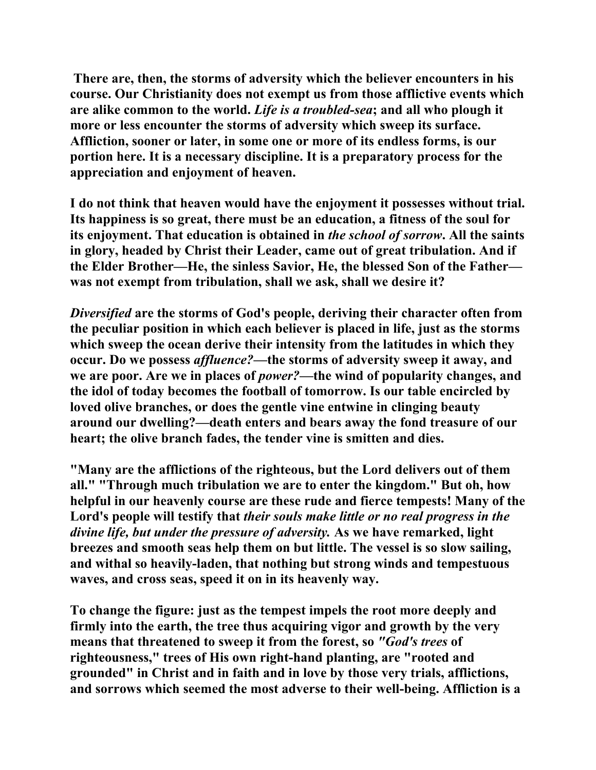**There are, then, the storms of adversity which the believer encounters in his course. Our Christianity does not exempt us from those afflictive events which are alike common to the world. *Life is a troubled-sea*; and all who plough it more or less encounter the storms of adversity which sweep its surface. Affliction, sooner or later, in some one or more of its endless forms, is our portion here. It is a necessary discipline. It is a preparatory process for the appreciation and enjoyment of heaven.**

**I do not think that heaven would have the enjoyment it possesses without trial. Its happiness is so great, there must be an education, a fitness of the soul for its enjoyment. That education is obtained in *the school of sorrow*. All the saints in glory, headed by Christ their Leader, came out of great tribulation. And if the Elder Brother—He, the sinless Savior, He, the blessed Son of the Father—was not exempt from tribulation, shall we ask, shall we desire it?**

***Diversified* are the storms of God's people, deriving their character often from the peculiar position in which each believer is placed in life, just as the storms which sweep the ocean derive their intensity from the latitudes in which they occur. Do we possess *affluence?*—the storms of adversity sweep it away, and we are poor. Are we in places of *power?*—the wind of popularity changes, and the idol of today becomes the football of tomorrow. Is our table encircled by loved olive branches, or does the gentle vine entwine in clinging beauty around our dwelling?—death enters and bears away the fond treasure of our heart; the olive branch fades, the tender vine is smitten and dies.**

**"Many are the afflictions of the righteous, but the Lord delivers out of them all." "Through much tribulation we are to enter the kingdom." But oh, how helpful in our heavenly course are these rude and fierce tempests! Many of the Lord's people will testify that *their souls make little or no real progress in the divine life, but under the pressure of adversity.* As we have remarked, light breezes and smooth seas help them on but little. The vessel is so slow sailing, and withal so heavily-laden, that nothing but strong winds and tempestuous waves, and cross seas, speed it on in its heavenly way.**

**To change the figure: just as the tempest impels the root more deeply and firmly into the earth, the tree thus acquiring vigor and growth by the very means that threatened to sweep it from the forest, so *"God's trees* of righteousness," trees of His own right-hand planting, are "rooted and grounded" in Christ and in faith and in love by those very trials, afflictions, and sorrows which seemed the most adverse to their well-being. Affliction is a**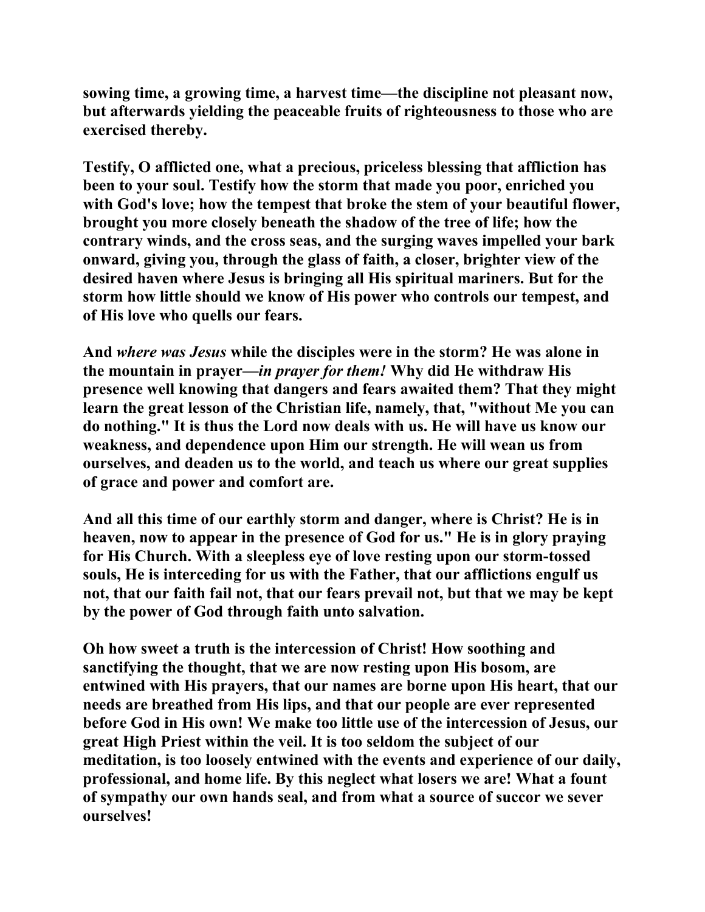**sowing time, a growing time, a harvest time—the discipline not pleasant now, but afterwards yielding the peaceable fruits of righteousness to those who are exercised thereby.**

**Testify, O afflicted one, what a precious, priceless blessing that affliction has been to your soul. Testify how the storm that made you poor, enriched you with God's love; how the tempest that broke the stem of your beautiful flower, brought you more closely beneath the shadow of the tree of life; how the contrary winds, and the cross seas, and the surging waves impelled your bark onward, giving you, through the glass of faith, a closer, brighter view of the desired haven where Jesus is bringing all His spiritual mariners. But for the storm how little should we know of His power who controls our tempest, and of His love who quells our fears.**

**And *where was Jesus* while the disciples were in the storm? He was alone in the mountain in prayer—*in prayer for them!* Why did He withdraw His presence well knowing that dangers and fears awaited them? That they might learn the great lesson of the Christian life, namely, that, "without Me you can do nothing." It is thus the Lord now deals with us. He will have us know our weakness, and dependence upon Him our strength. He will wean us from ourselves, and deaden us to the world, and teach us where our great supplies of grace and power and comfort are.**

**And all this time of our earthly storm and danger, where is Christ? He is in heaven, now to appear in the presence of God for us." He is in glory praying for His Church. With a sleepless eye of love resting upon our storm-tossed souls, He is interceding for us with the Father, that our afflictions engulf us not, that our faith fail not, that our fears prevail not, but that we may be kept by the power of God through faith unto salvation.**

**Oh how sweet a truth is the intercession of Christ! How soothing and sanctifying the thought, that we are now resting upon His bosom, are entwined with His prayers, that our names are borne upon His heart, that our needs are breathed from His lips, and that our people are ever represented before God in His own! We make too little use of the intercession of Jesus, our great High Priest within the veil. It is too seldom the subject of our meditation, is too loosely entwined with the events and experience of our daily, professional, and home life. By this neglect what losers we are! What a fount of sympathy our own hands seal, and from what a source of succor we sever ourselves!**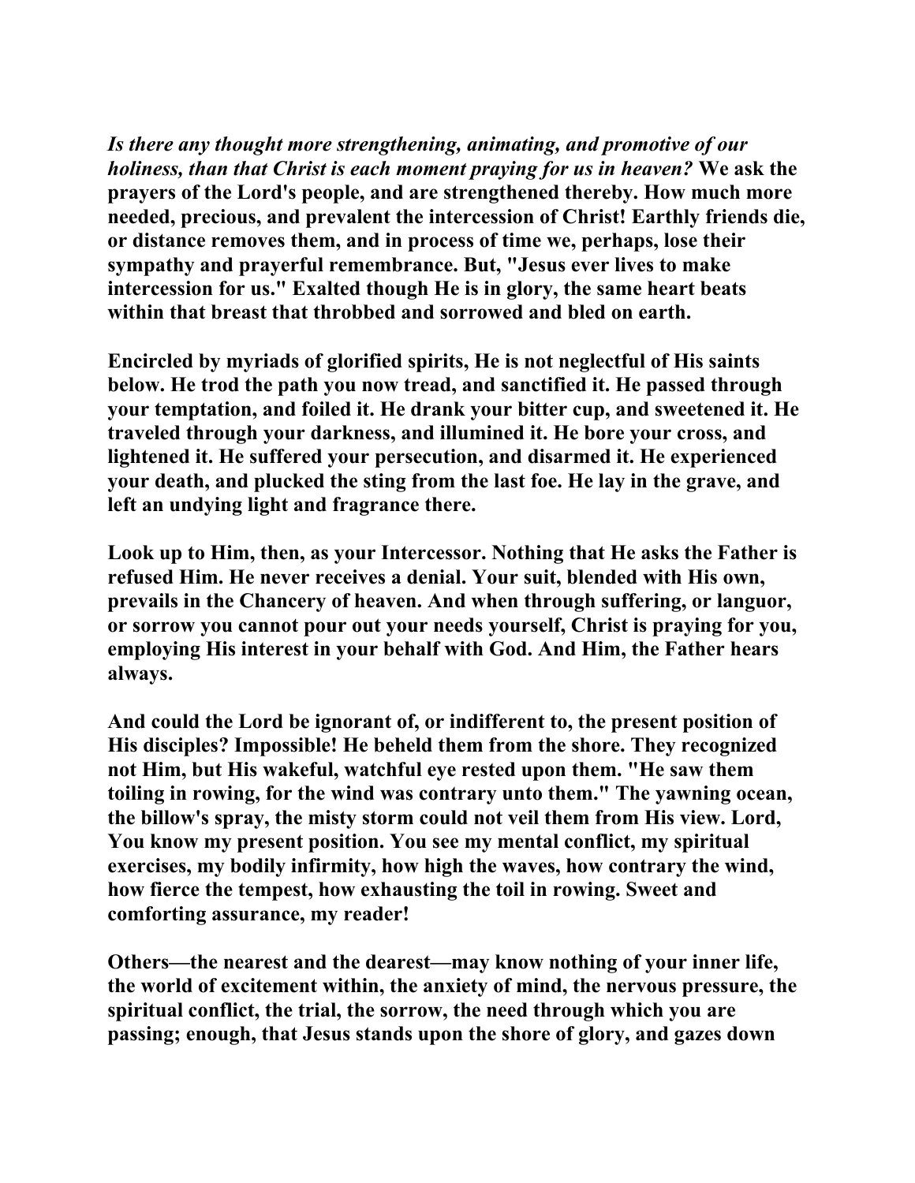***Is there any thought more strengthening, animating, and promotive of our holiness, than that Christ is each moment praying for us in heaven?*** **We ask the prayers of the Lord's people, and are strengthened thereby. How much more needed, precious, and prevalent the intercession of Christ! Earthly friends die, or distance removes them, and in process of time we, perhaps, lose their sympathy and prayerful remembrance. But, "Jesus ever lives to make intercession for us." Exalted though He is in glory, the same heart beats within that breast that throbbed and sorrowed and bled on earth.**

**Encircled by myriads of glorified spirits, He is not neglectful of His saints below. He trod the path you now tread, and sanctified it. He passed through your temptation, and foiled it. He drank your bitter cup, and sweetened it. He traveled through your darkness, and illumined it. He bore your cross, and lightened it. He suffered your persecution, and disarmed it. He experienced your death, and plucked the sting from the last foe. He lay in the grave, and left an undying light and fragrance there.**

**Look up to Him, then, as your Intercessor. Nothing that He asks the Father is refused Him. He never receives a denial. Your suit, blended with His own, prevails in the Chancery of heaven. And when through suffering, or languor, or sorrow you cannot pour out your needs yourself, Christ is praying for you, employing His interest in your behalf with God. And Him, the Father hears always.**

**And could the Lord be ignorant of, or indifferent to, the present position of His disciples? Impossible! He beheld them from the shore. They recognized not Him, but His wakeful, watchful eye rested upon them. "He saw them toiling in rowing, for the wind was contrary unto them." The yawning ocean, the billow's spray, the misty storm could not veil them from His view. Lord, You know my present position. You see my mental conflict, my spiritual exercises, my bodily infirmity, how high the waves, how contrary the wind, how fierce the tempest, how exhausting the toil in rowing. Sweet and comforting assurance, my reader!**

**Others—the nearest and the dearest—may know nothing of your inner life, the world of excitement within, the anxiety of mind, the nervous pressure, the spiritual conflict, the trial, the sorrow, the need through which you are passing; enough, that Jesus stands upon the shore of glory, and gazes down**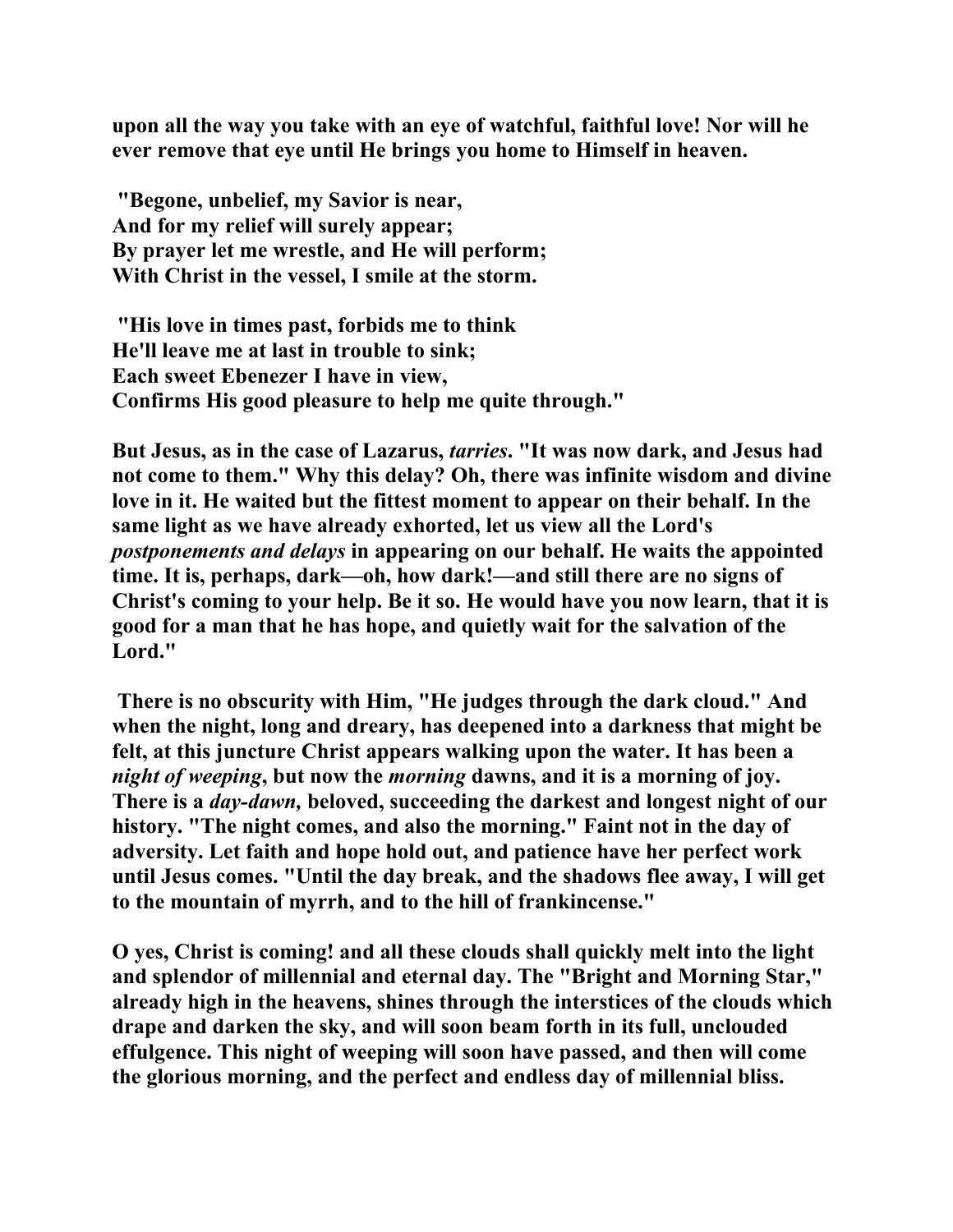upon all the way you take with an eye of watchful, faithful love! Nor will he ever remove that eye until He brings you home to Himself in heaven.

"Begone, unbelief, my Savior is near,  
And for my relief will surely appear;  
By prayer let me wrestle, and He will perform;  
With Christ in the vessel, I smile at the storm.

"His love in times past, forbids me to think  
He'll leave me at last in trouble to sink;  
Each sweet Ebenezer I have in view,  
Confirms His good pleasure to help me quite through."

But Jesus, as in the case of Lazarus, *tarries*. "It was now dark, and Jesus had not come to them." Why this delay? Oh, there was infinite wisdom and divine love in it. He waited but the fittest moment to appear on their behalf. In the same light as we have already exhorted, let us view all the Lord's *postponements and delays* in appearing on our behalf. He waits the appointed time. It is, perhaps, dark—oh, how dark!—and still there are no signs of Christ's coming to your help. Be it so. He would have you now learn, that it is good for a man that he has hope, and quietly wait for the salvation of the Lord."

There is no obscurity with Him, "He judges through the dark cloud." And when the night, long and dreary, has deepened into a darkness that might be felt, at this juncture Christ appears walking upon the water. It has been a *night of weeping*, but now the *morning* dawns, and it is a morning of joy. There is a *day-dawn,* beloved, succeeding the darkest and longest night of our history. "The night comes, and also the morning." Faint not in the day of adversity. Let faith and hope hold out, and patience have her perfect work until Jesus comes. "Until the day break, and the shadows flee away, I will get to the mountain of myrrh, and to the hill of frankincense."

O yes, Christ is coming! and all these clouds shall quickly melt into the light and splendor of millennial and eternal day. The "Bright and Morning Star," already high in the heavens, shines through the interstices of the clouds which drape and darken the sky, and will soon beam forth in its full, unclouded effulgence. This night of weeping will soon have passed, and then will come the glorious morning, and the perfect and endless day of millennial bliss.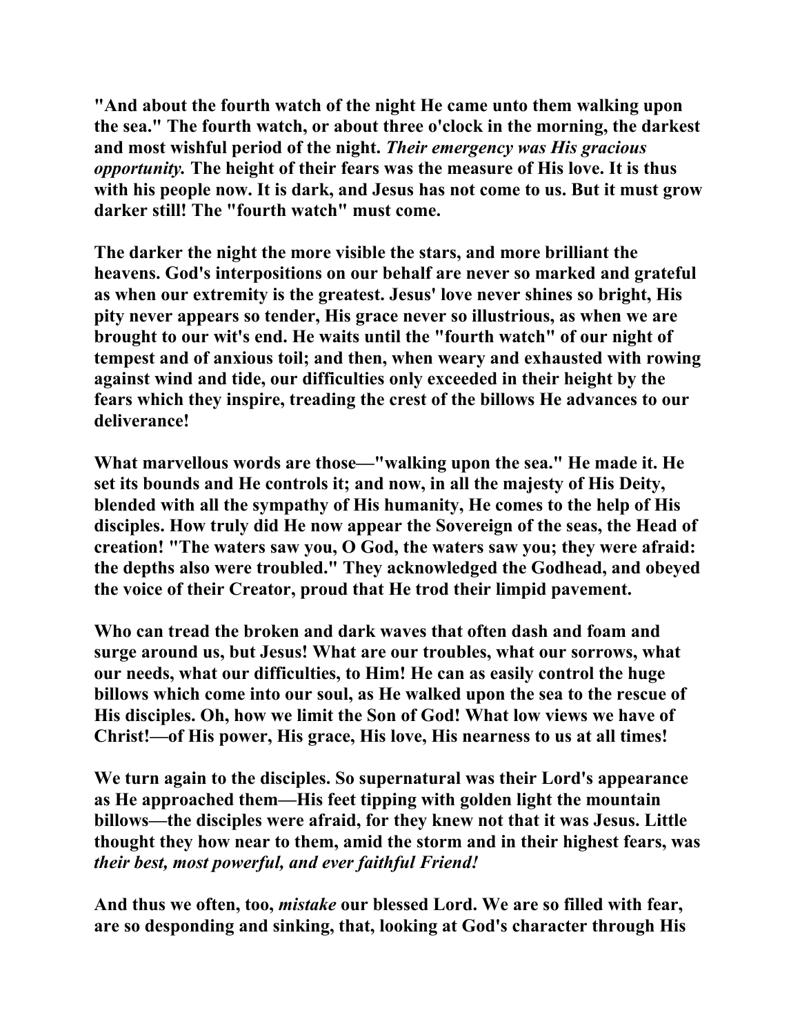"And about the fourth watch of the night He came unto them walking upon the sea." The fourth watch, or about three o'clock in the morning, the darkest and most wishful period of the night. *Their emergency was His gracious opportunity.* The height of their fears was the measure of His love. It is thus with his people now. It is dark, and Jesus has not come to us. But it must grow darker still! The "fourth watch" must come.

The darker the night the more visible the stars, and more brilliant the heavens. God's interpositions on our behalf are never so marked and grateful as when our extremity is the greatest. Jesus' love never shines so bright, His pity never appears so tender, His grace never so illustrious, as when we are brought to our wit's end. He waits until the "fourth watch" of our night of tempest and of anxious toil; and then, when weary and exhausted with rowing against wind and tide, our difficulties only exceeded in their height by the fears which they inspire, treading the crest of the billows He advances to our deliverance!

What marvellous words are those—"walking upon the sea." He made it. He set its bounds and He controls it; and now, in all the majesty of His Deity, blended with all the sympathy of His humanity, He comes to the help of His disciples. How truly did He now appear the Sovereign of the seas, the Head of creation! "The waters saw you, O God, the waters saw you; they were afraid: the depths also were troubled." They acknowledged the Godhead, and obeyed the voice of their Creator, proud that He trod their limpid pavement.

Who can tread the broken and dark waves that often dash and foam and surge around us, but Jesus! What are our troubles, what our sorrows, what our needs, what our difficulties, to Him! He can as easily control the huge billows which come into our soul, as He walked upon the sea to the rescue of His disciples. Oh, how we limit the Son of God! What low views we have of Christ!—of His power, His grace, His love, His nearness to us at all times!

We turn again to the disciples. So supernatural was their Lord's appearance as He approached them—His feet tipping with golden light the mountain billows—the disciples were afraid, for they knew not that it was Jesus. Little thought they how near to them, amid the storm and in their highest fears, was *their best, most powerful, and ever faithful Friend!*

And thus we often, too, *mistake* our blessed Lord. We are so filled with fear, are so desponding and sinking, that, looking at God's character through His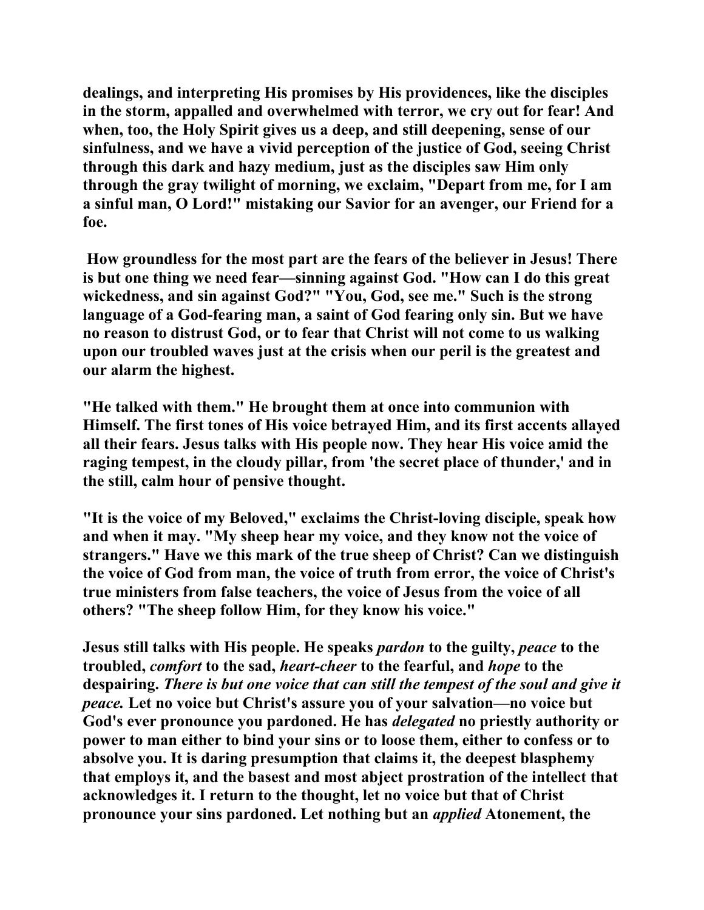dealings, and interpreting His promises by His providences, like the disciples in the storm, appalled and overwhelmed with terror, we cry out for fear! And when, too, the Holy Spirit gives us a deep, and still deepening, sense of our sinfulness, and we have a vivid perception of the justice of God, seeing Christ through this dark and hazy medium, just as the disciples saw Him only through the gray twilight of morning, we exclaim, "Depart from me, for I am a sinful man, O Lord!" mistaking our Savior for an avenger, our Friend for a foe.

How groundless for the most part are the fears of the believer in Jesus! There is but one thing we need fear—sinning against God. "How can I do this great wickedness, and sin against God?" "You, God, see me." Such is the strong language of a God-fearing man, a saint of God fearing only sin. But we have no reason to distrust God, or to fear that Christ will not come to us walking upon our troubled waves just at the crisis when our peril is the greatest and our alarm the highest.

"He talked with them." He brought them at once into communion with Himself. The first tones of His voice betrayed Him, and its first accents allayed all their fears. Jesus talks with His people now. They hear His voice amid the raging tempest, in the cloudy pillar, from 'the secret place of thunder,' and in the still, calm hour of pensive thought.

"It is the voice of my Beloved," exclaims the Christ-loving disciple, speak how and when it may. "My sheep hear my voice, and they know not the voice of strangers." Have we this mark of the true sheep of Christ? Can we distinguish the voice of God from man, the voice of truth from error, the voice of Christ's true ministers from false teachers, the voice of Jesus from the voice of all others? "The sheep follow Him, for they know his voice."

Jesus still talks with His people. He speaks *pardon* to the guilty, *peace* to the troubled, *comfort* to the sad, *heart-cheer* to the fearful, and *hope* to the despairing. *There is but one voice that can still the tempest of the soul and give it peace.* Let no voice but Christ's assure you of your salvation—no voice but God's ever pronounce you pardoned. He has *delegated* no priestly authority or power to man either to bind your sins or to loose them, either to confess or to absolve you. It is daring presumption that claims it, the deepest blasphemy that employs it, and the basest and most abject prostration of the intellect that acknowledges it. I return to the thought, let no voice but that of Christ pronounce your sins pardoned. Let nothing but an *applied* Atonement, the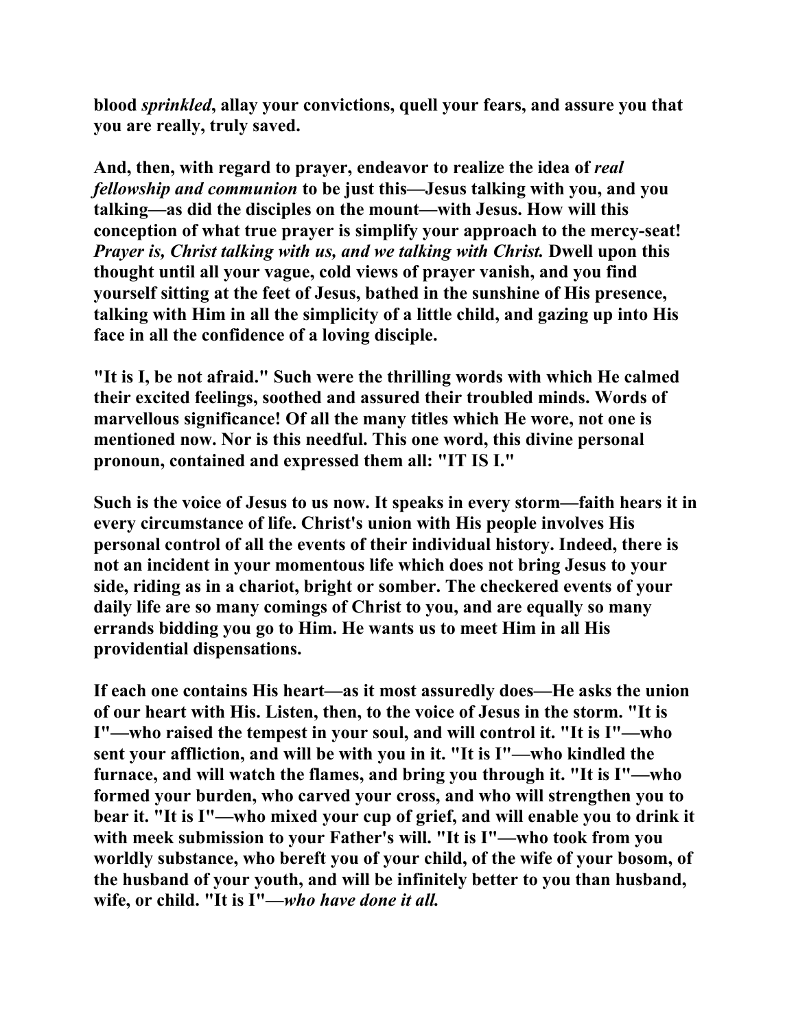**blood *sprinkled*, allay your convictions, quell your fears, and assure you that you are really, truly saved.**

**And, then, with regard to prayer, endeavor to realize the idea of *real fellowship and communion* to be just this—Jesus talking with you, and you talking—as did the disciples on the mount—with Jesus. How will this conception of what true prayer is simplify your approach to the mercy-seat! *Prayer is, Christ talking with us, and we talking with Christ.* Dwell upon this thought until all your vague, cold views of prayer vanish, and you find yourself sitting at the feet of Jesus, bathed in the sunshine of His presence, talking with Him in all the simplicity of a little child, and gazing up into His face in all the confidence of a loving disciple.**

**"It is I, be not afraid." Such were the thrilling words with which He calmed their excited feelings, soothed and assured their troubled minds. Words of marvellous significance! Of all the many titles which He wore, not one is mentioned now. Nor is this needful. This one word, this divine personal pronoun, contained and expressed them all: "IT IS I."**

**Such is the voice of Jesus to us now. It speaks in every storm—faith hears it in every circumstance of life. Christ's union with His people involves His personal control of all the events of their individual history. Indeed, there is not an incident in your momentous life which does not bring Jesus to your side, riding as in a chariot, bright or somber. The checkered events of your daily life are so many comings of Christ to you, and are equally so many errands bidding you go to Him. He wants us to meet Him in all His providential dispensations.**

**If each one contains His heart—as it most assuredly does—He asks the union of our heart with His. Listen, then, to the voice of Jesus in the storm. "It is I"—who raised the tempest in your soul, and will control it. "It is I"—who sent your affliction, and will be with you in it. "It is I"—who kindled the furnace, and will watch the flames, and bring you through it. "It is I"—who formed your burden, who carved your cross, and who will strengthen you to bear it. "It is I"—who mixed your cup of grief, and will enable you to drink it with meek submission to your Father's will. "It is I"—who took from you worldly substance, who bereft you of your child, of the wife of your bosom, of the husband of your youth, and will be infinitely better to you than husband, wife, or child. "It is I"—*who have done it all.***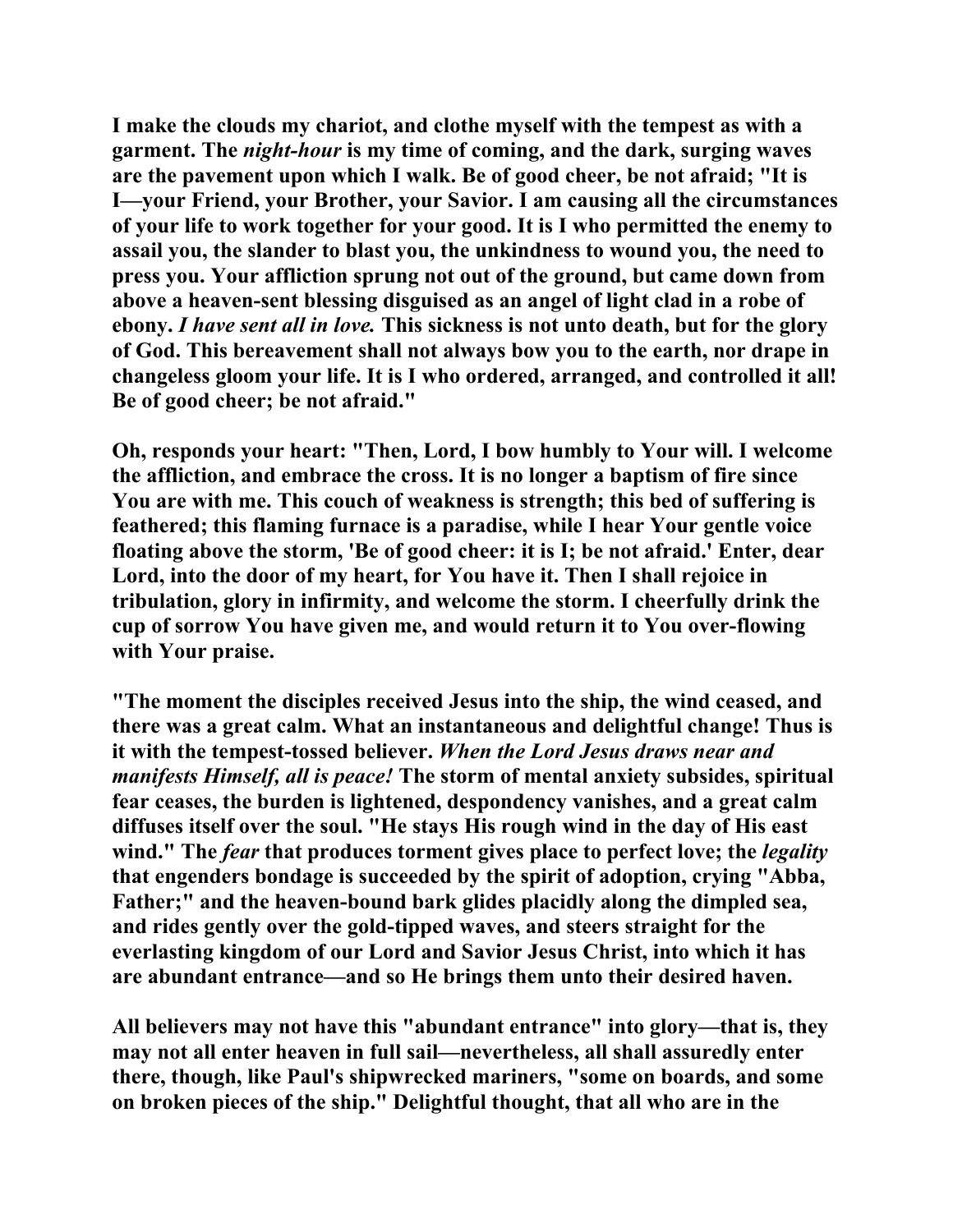**I make the clouds my chariot, and clothe myself with the tempest as with a garment. The *night-hour* is my time of coming, and the dark, surging waves are the pavement upon which I walk. Be of good cheer, be not afraid; "It is I—your Friend, your Brother, your Savior. I am causing all the circumstances of your life to work together for your good. It is I who permitted the enemy to assail you, the slander to blast you, the unkindness to wound you, the need to press you. Your affliction sprung not out of the ground, but came down from above a heaven-sent blessing disguised as an angel of light clad in a robe of ebony. *I have sent all in love.* This sickness is not unto death, but for the glory of God. This bereavement shall not always bow you to the earth, nor drape in changeless gloom your life. It is I who ordered, arranged, and controlled it all! Be of good cheer; be not afraid."**

**Oh, responds your heart: "Then, Lord, I bow humbly to Your will. I welcome the affliction, and embrace the cross. It is no longer a baptism of fire since You are with me. This couch of weakness is strength; this bed of suffering is feathered; this flaming furnace is a paradise, while I hear Your gentle voice floating above the storm, 'Be of good cheer: it is I; be not afraid.' Enter, dear Lord, into the door of my heart, for You have it. Then I shall rejoice in tribulation, glory in infirmity, and welcome the storm. I cheerfully drink the cup of sorrow You have given me, and would return it to You over-flowing with Your praise.**

**"The moment the disciples received Jesus into the ship, the wind ceased, and there was a great calm. What an instantaneous and delightful change! Thus is it with the tempest-tossed believer. *When the Lord Jesus draws near and manifests Himself, all is peace!* The storm of mental anxiety subsides, spiritual fear ceases, the burden is lightened, despondency vanishes, and a great calm diffuses itself over the soul. "He stays His rough wind in the day of His east wind." The *fear* that produces torment gives place to perfect love; the *legality* that engenders bondage is succeeded by the spirit of adoption, crying "Abba, Father;" and the heaven-bound bark glides placidly along the dimpled sea, and rides gently over the gold-tipped waves, and steers straight for the everlasting kingdom of our Lord and Savior Jesus Christ, into which it has are abundant entrance—and so He brings them unto their desired haven.**

**All believers may not have this "abundant entrance" into glory—that is, they may not all enter heaven in full sail—nevertheless, all shall assuredly enter there, though, like Paul's shipwrecked mariners, "some on boards, and some on broken pieces of the ship." Delightful thought, that all who are in the**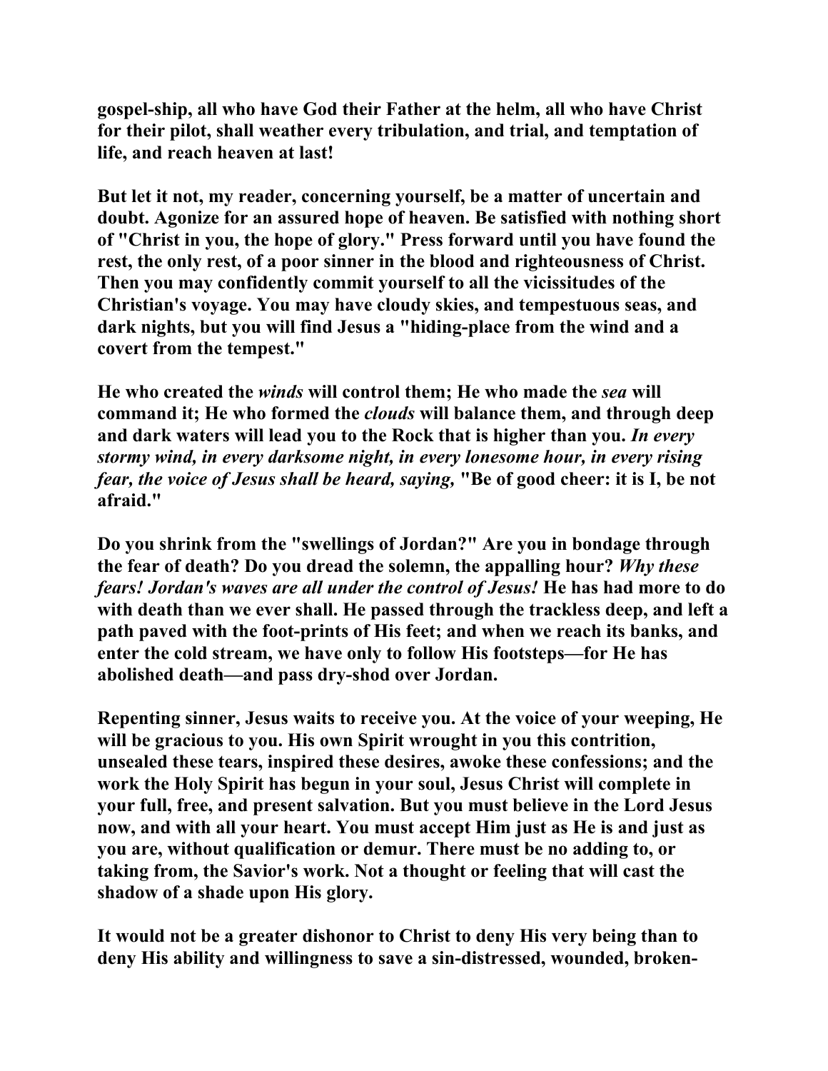**gospel-ship, all who have God their Father at the helm, all who have Christ for their pilot, shall weather every tribulation, and trial, and temptation of life, and reach heaven at last!**

**But let it not, my reader, concerning yourself, be a matter of uncertain and doubt. Agonize for an assured hope of heaven. Be satisfied with nothing short of "Christ in you, the hope of glory." Press forward until you have found the rest, the only rest, of a poor sinner in the blood and righteousness of Christ. Then you may confidently commit yourself to all the vicissitudes of the Christian's voyage. You may have cloudy skies, and tempestuous seas, and dark nights, but you will find Jesus a "hiding-place from the wind and a covert from the tempest."**

**He who created the *winds* will control them; He who made the *sea* will command it; He who formed the *clouds* will balance them, and through deep and dark waters will lead you to the Rock that is higher than you. *In every stormy wind, in every darksome night, in every lonesome hour, in every rising fear, the voice of Jesus shall be heard, saying,* "Be of good cheer: it is I, be not afraid."**

**Do you shrink from the "swellings of Jordan?" Are you in bondage through the fear of death? Do you dread the solemn, the appalling hour? *Why these fears! Jordan's waves are all under the control of Jesus!* He has had more to do with death than we ever shall. He passed through the trackless deep, and left a path paved with the foot-prints of His feet; and when we reach its banks, and enter the cold stream, we have only to follow His footsteps—for He has abolished death—and pass dry-shod over Jordan.**

**Repenting sinner, Jesus waits to receive you. At the voice of your weeping, He will be gracious to you. His own Spirit wrought in you this contrition, unsealed these tears, inspired these desires, awoke these confessions; and the work the Holy Spirit has begun in your soul, Jesus Christ will complete in your full, free, and present salvation. But you must believe in the Lord Jesus now, and with all your heart. You must accept Him just as He is and just as you are, without qualification or demur. There must be no adding to, or taking from, the Savior's work. Not a thought or feeling that will cast the shadow of a shade upon His glory.**

**It would not be a greater dishonor to Christ to deny His very being than to deny His ability and willingness to save a sin-distressed, wounded, broken-**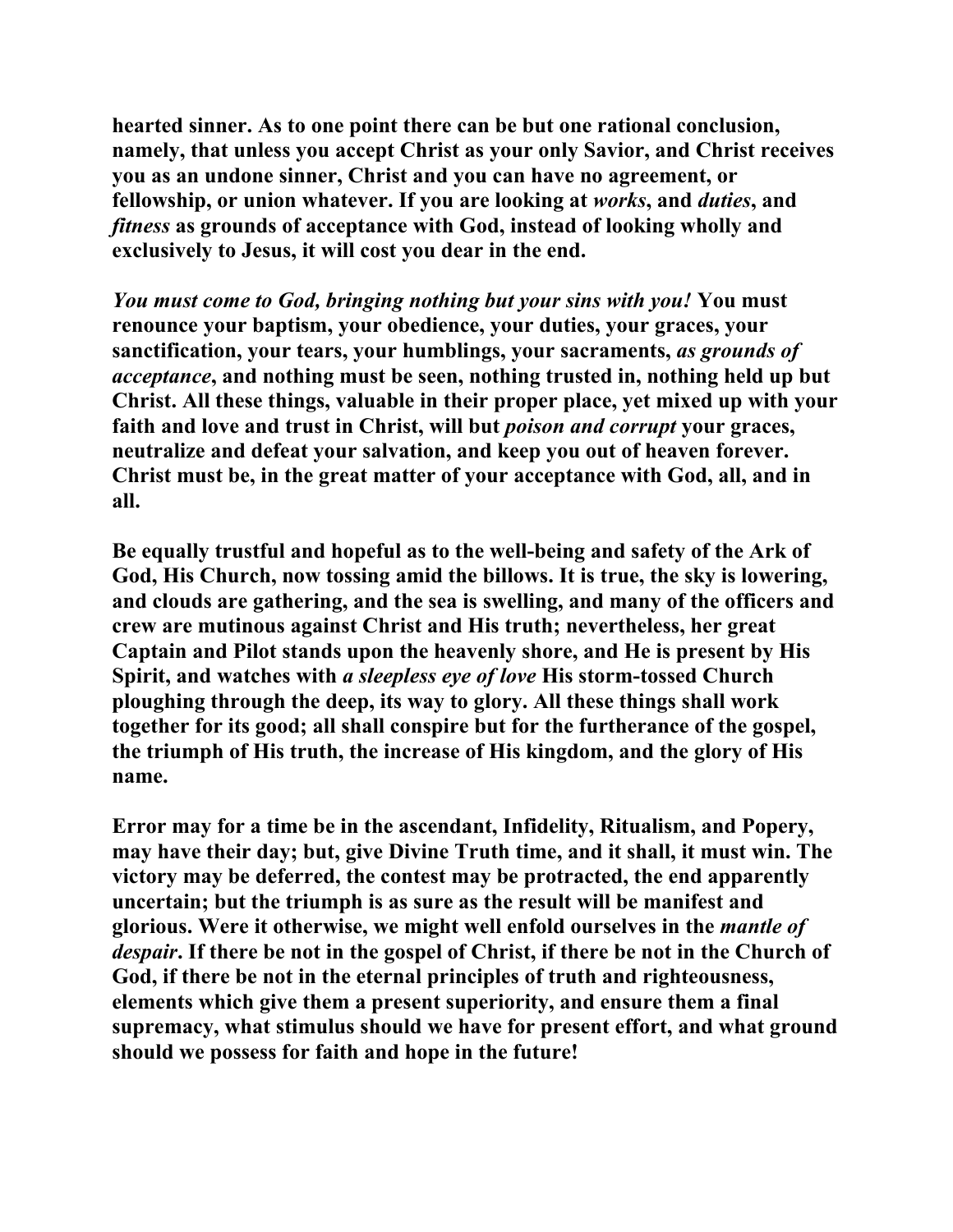hearted sinner. As to one point there can be but one rational conclusion, namely, that unless you accept Christ as your only Savior, and Christ receives you as an undone sinner, Christ and you can have no agreement, or fellowship, or union whatever. If you are looking at *works*, and *duties*, and *fitness* as grounds of acceptance with God, instead of looking wholly and exclusively to Jesus, it will cost you dear in the end.

*You must come to God, bringing nothing but your sins with you!* You must renounce your baptism, your obedience, your duties, your graces, your sanctification, your tears, your humblings, your sacraments, *as grounds of acceptance*, and nothing must be seen, nothing trusted in, nothing held up but Christ. All these things, valuable in their proper place, yet mixed up with your faith and love and trust in Christ, will but *poison and corrupt* your graces, neutralize and defeat your salvation, and keep you out of heaven forever. Christ must be, in the great matter of your acceptance with God, all, and in all.

Be equally trustful and hopeful as to the well-being and safety of the Ark of God, His Church, now tossing amid the billows. It is true, the sky is lowering, and clouds are gathering, and the sea is swelling, and many of the officers and crew are mutinous against Christ and His truth; nevertheless, her great Captain and Pilot stands upon the heavenly shore, and He is present by His Spirit, and watches with *a sleepless eye of love* His storm-tossed Church ploughing through the deep, its way to glory. All these things shall work together for its good; all shall conspire but for the furtherance of the gospel, the triumph of His truth, the increase of His kingdom, and the glory of His name.

Error may for a time be in the ascendant, Infidelity, Ritualism, and Popery, may have their day; but, give Divine Truth time, and it shall, it must win. The victory may be deferred, the contest may be protracted, the end apparently uncertain; but the triumph is as sure as the result will be manifest and glorious. Were it otherwise, we might well enfold ourselves in the *mantle of despair*. If there be not in the gospel of Christ, if there be not in the Church of God, if there be not in the eternal principles of truth and righteousness, elements which give them a present superiority, and ensure them a final supremacy, what stimulus should we have for present effort, and what ground should we possess for faith and hope in the future!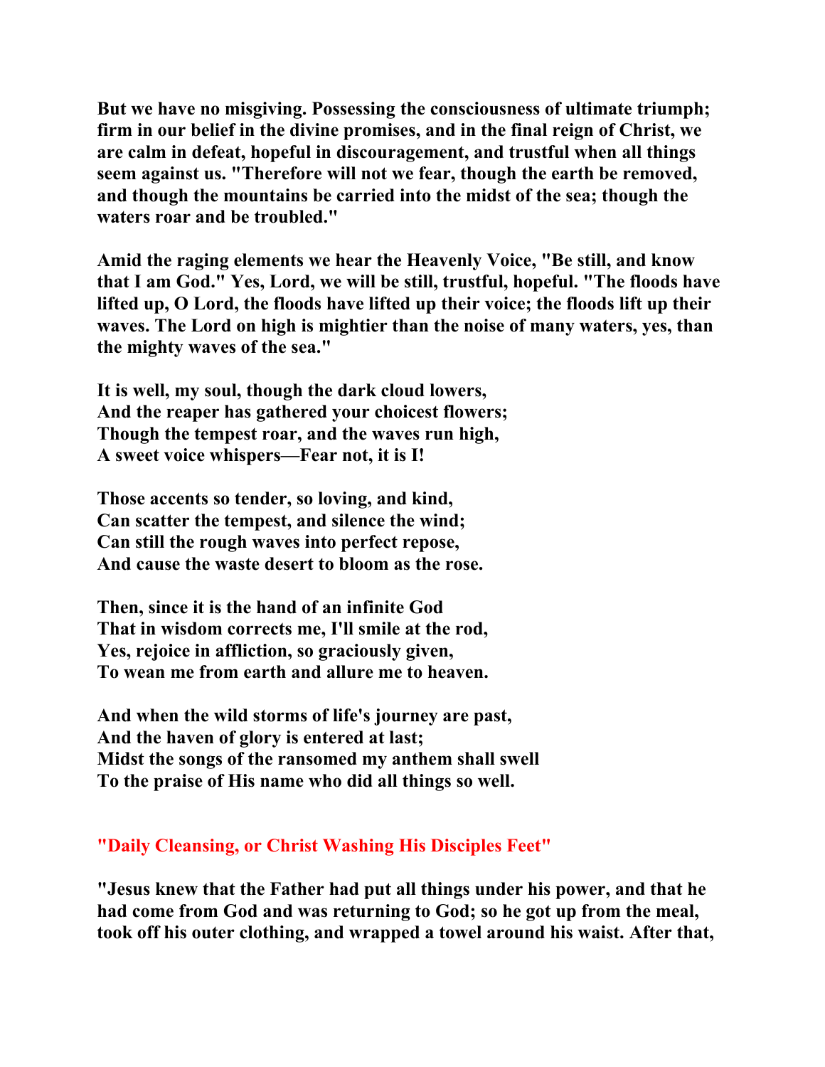**But we have no misgiving. Possessing the consciousness of ultimate triumph; firm in our belief in the divine promises, and in the final reign of Christ, we are calm in defeat, hopeful in discouragement, and trustful when all things seem against us. "Therefore will not we fear, though the earth be removed, and though the mountains be carried into the midst of the sea; though the waters roar and be troubled."**

**Amid the raging elements we hear the Heavenly Voice, "Be still, and know that I am God." Yes, Lord, we will be still, trustful, hopeful. "The floods have lifted up, O Lord, the floods have lifted up their voice; the floods lift up their waves. The Lord on high is mightier than the noise of many waters, yes, than the mighty waves of the sea."**

**It is well, my soul, though the dark cloud lowers,**
**And the reaper has gathered your choicest flowers;**
**Though the tempest roar, and the waves run high,**
**A sweet voice whispers—Fear not, it is I!**

**Those accents so tender, so loving, and kind,**
**Can scatter the tempest, and silence the wind;**
**Can still the rough waves into perfect repose,**
**And cause the waste desert to bloom as the rose.**

**Then, since it is the hand of an infinite God**
**That in wisdom corrects me, I'll smile at the rod,**
**Yes, rejoice in affliction, so graciously given,**
**To wean me from earth and allure me to heaven.**

**And when the wild storms of life's journey are past,**
**And the haven of glory is entered at last;**
**Midst the songs of the ransomed my anthem shall swell**
**To the praise of His name who did all things so well.**

## "Daily Cleansing, or Christ Washing His Disciples Feet"

**"Jesus knew that the Father had put all things under his power, and that he had come from God and was returning to God; so he got up from the meal, took off his outer clothing, and wrapped a towel around his waist. After that,**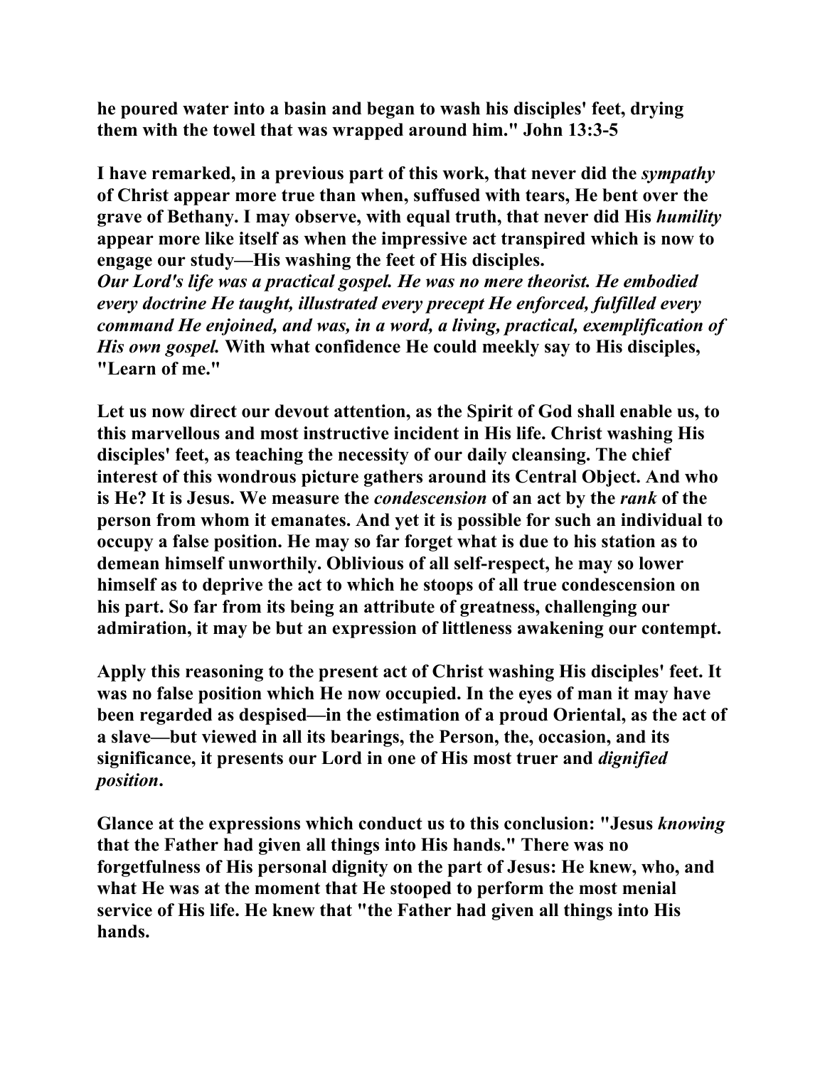**he poured water into a basin and began to wash his disciples' feet, drying them with the towel that was wrapped around him." John 13:3-5**

**I have remarked, in a previous part of this work, that never did the *sympathy* of Christ appear more true than when, suffused with tears, He bent over the grave of Bethany. I may observe, with equal truth, that never did His *humility* appear more like itself as when the impressive act transpired which is now to engage our study—His washing the feet of His disciples.**
***Our Lord's life was a practical gospel. He was no mere theorist. He embodied every doctrine He taught, illustrated every precept He enforced, fulfilled every command He enjoined, and was, in a word, a living, practical, exemplification of His own gospel.*** **With what confidence He could meekly say to His disciples, "Learn of me."**

**Let us now direct our devout attention, as the Spirit of God shall enable us, to this marvellous and most instructive incident in His life. Christ washing His disciples' feet, as teaching the necessity of our daily cleansing. The chief interest of this wondrous picture gathers around its Central Object. And who is He? It is Jesus. We measure the *condescension* of an act by the *rank* of the person from whom it emanates. And yet it is possible for such an individual to occupy a false position. He may so far forget what is due to his station as to demean himself unworthily. Oblivious of all self-respect, he may so lower himself as to deprive the act to which he stoops of all true condescension on his part. So far from its being an attribute of greatness, challenging our admiration, it may be but an expression of littleness awakening our contempt.**

**Apply this reasoning to the present act of Christ washing His disciples' feet. It was no false position which He now occupied. In the eyes of man it may have been regarded as despised—in the estimation of a proud Oriental, as the act of a slave—but viewed in all its bearings, the Person, the, occasion, and its significance, it presents our Lord in one of His most truer and *dignified position*.**

**Glance at the expressions which conduct us to this conclusion: "Jesus *knowing* that the Father had given all things into His hands." There was no forgetfulness of His personal dignity on the part of Jesus: He knew, who, and what He was at the moment that He stooped to perform the most menial service of His life. He knew that "the Father had given all things into His hands.**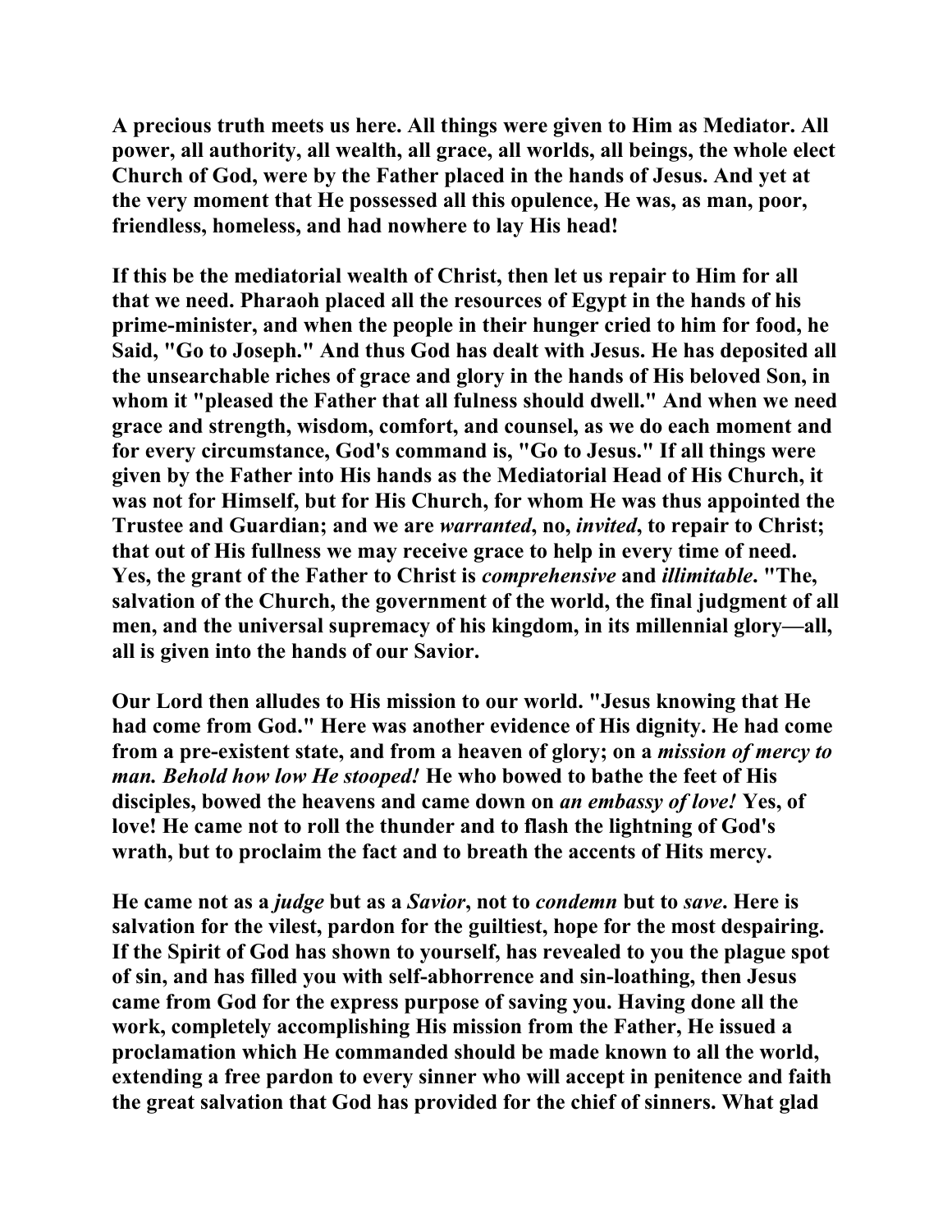**A precious truth meets us here. All things were given to Him as Mediator. All power, all authority, all wealth, all grace, all worlds, all beings, the whole elect Church of God, were by the Father placed in the hands of Jesus. And yet at the very moment that He possessed all this opulence, He was, as man, poor, friendless, homeless, and had nowhere to lay His head!**

**If this be the mediatorial wealth of Christ, then let us repair to Him for all that we need. Pharaoh placed all the resources of Egypt in the hands of his prime-minister, and when the people in their hunger cried to him for food, he Said, "Go to Joseph." And thus God has dealt with Jesus. He has deposited all the unsearchable riches of grace and glory in the hands of His beloved Son, in whom it "pleased the Father that all fulness should dwell." And when we need grace and strength, wisdom, comfort, and counsel, as we do each moment and for every circumstance, God's command is, "Go to Jesus." If all things were given by the Father into His hands as the Mediatorial Head of His Church, it was not for Himself, but for His Church, for whom He was thus appointed the Trustee and Guardian; and we are *warranted*, no, *invited*, to repair to Christ; that out of His fullness we may receive grace to help in every time of need. Yes, the grant of the Father to Christ is *comprehensive* and *illimitable*. "The, salvation of the Church, the government of the world, the final judgment of all men, and the universal supremacy of his kingdom, in its millennial glory—all, all is given into the hands of our Savior.**

**Our Lord then alludes to His mission to our world. "Jesus knowing that He had come from God." Here was another evidence of His dignity. He had come from a pre-existent state, and from a heaven of glory; on a *mission of mercy to man. Behold how low He stooped!* He who bowed to bathe the feet of His disciples, bowed the heavens and came down on *an embassy of love!* Yes, of love! He came not to roll the thunder and to flash the lightning of God's wrath, but to proclaim the fact and to breath the accents of Hits mercy.**

**He came not as a *judge* but as a *Savior*, not to *condemn* but to *save*. Here is salvation for the vilest, pardon for the guiltiest, hope for the most despairing. If the Spirit of God has shown to yourself, has revealed to you the plague spot of sin, and has filled you with self-abhorrence and sin-loathing, then Jesus came from God for the express purpose of saving you. Having done all the work, completely accomplishing His mission from the Father, He issued a proclamation which He commanded should be made known to all the world, extending a free pardon to every sinner who will accept in penitence and faith the great salvation that God has provided for the chief of sinners. What glad**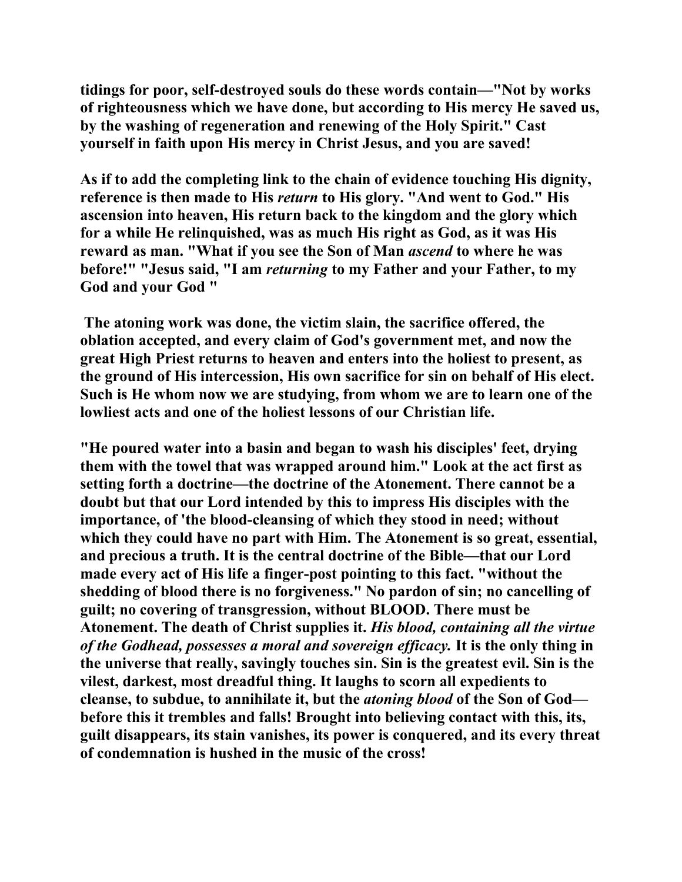**tidings for poor, self-destroyed souls do these words contain—"Not by works of righteousness which we have done, but according to His mercy He saved us, by the washing of regeneration and renewing of the Holy Spirit." Cast yourself in faith upon His mercy in Christ Jesus, and you are saved!**

**As if to add the completing link to the chain of evidence touching His dignity, reference is then made to His *return* to His glory. "And went to God." His ascension into heaven, His return back to the kingdom and the glory which for a while He relinquished, was as much His right as God, as it was His reward as man. "What if you see the Son of Man *ascend* to where he was before!" "Jesus said, "I am *returning* to my Father and your Father, to my God and your God "**

**The atoning work was done, the victim slain, the sacrifice offered, the oblation accepted, and every claim of God's government met, and now the great High Priest returns to heaven and enters into the holiest to present, as the ground of His intercession, His own sacrifice for sin on behalf of His elect. Such is He whom now we are studying, from whom we are to learn one of the lowliest acts and one of the holiest lessons of our Christian life.**

**"He poured water into a basin and began to wash his disciples' feet, drying them with the towel that was wrapped around him." Look at the act first as setting forth a doctrine—the doctrine of the Atonement. There cannot be a doubt but that our Lord intended by this to impress His disciples with the importance, of 'the blood-cleansing of which they stood in need; without which they could have no part with Him. The Atonement is so great, essential, and precious a truth. It is the central doctrine of the Bible—that our Lord made every act of His life a finger-post pointing to this fact. "without the shedding of blood there is no forgiveness." No pardon of sin; no cancelling of guilt; no covering of transgression, without BLOOD. There must be Atonement. The death of Christ supplies it. *His blood, containing all the virtue of the Godhead, possesses a moral and sovereign efficacy.* It is the only thing in the universe that really, savingly touches sin. Sin is the greatest evil. Sin is the vilest, darkest, most dreadful thing. It laughs to scorn all expedients to cleanse, to subdue, to annihilate it, but the *atoning blood* of the Son of God—before this it trembles and falls! Brought into believing contact with this, its, guilt disappears, its stain vanishes, its power is conquered, and its every threat of condemnation is hushed in the music of the cross!**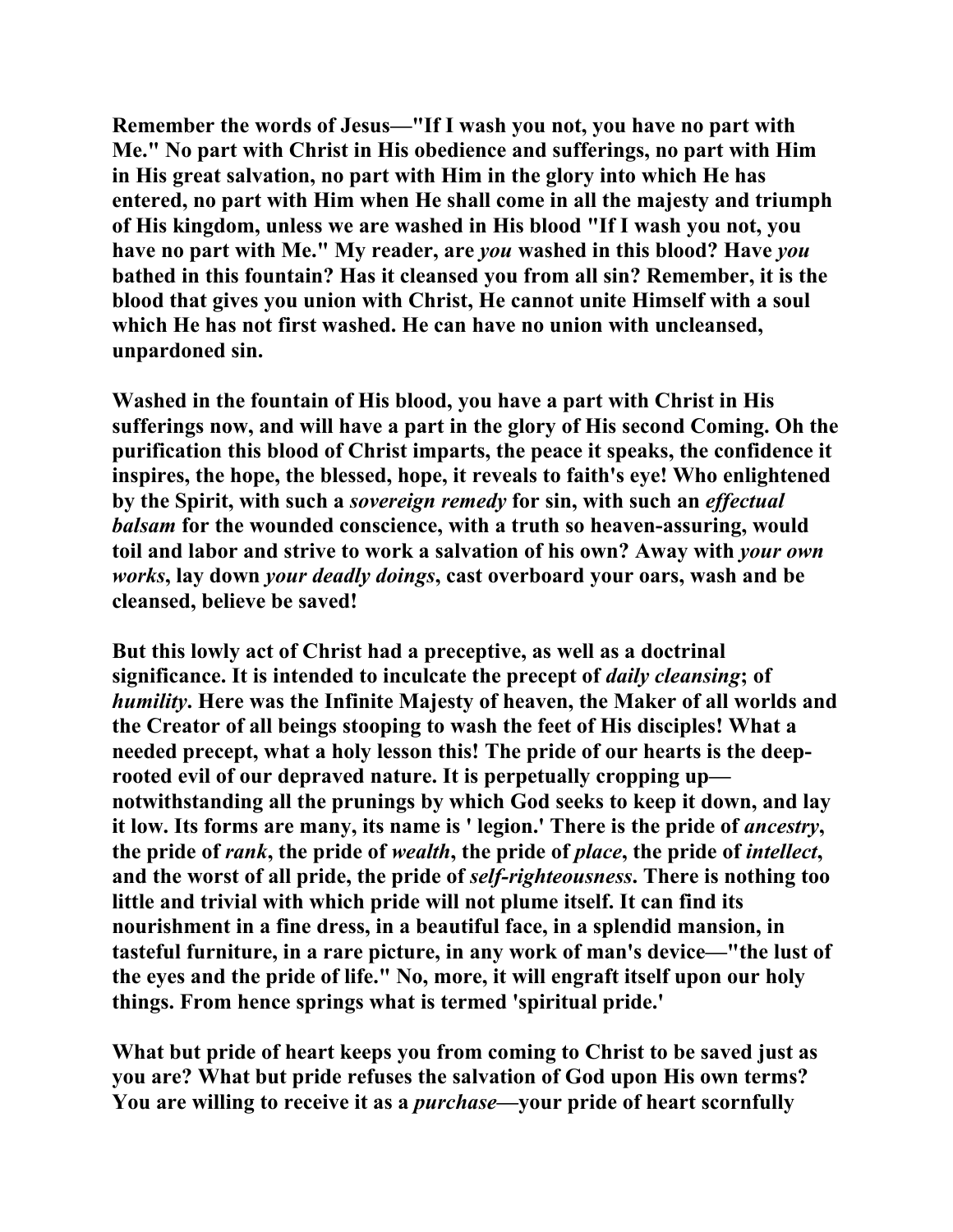**Remember the words of Jesus—"If I wash you not, you have no part with Me." No part with Christ in His obedience and sufferings, no part with Him in His great salvation, no part with Him in the glory into which He has entered, no part with Him when He shall come in all the majesty and triumph of His kingdom, unless we are washed in His blood "If I wash you not, you have no part with Me." My reader, are *you* washed in this blood? Have *you* bathed in this fountain? Has it cleansed you from all sin? Remember, it is the blood that gives you union with Christ, He cannot unite Himself with a soul which He has not first washed. He can have no union with uncleansed, unpardoned sin.**

**Washed in the fountain of His blood, you have a part with Christ in His sufferings now, and will have a part in the glory of His second Coming. Oh the purification this blood of Christ imparts, the peace it speaks, the confidence it inspires, the hope, the blessed, hope, it reveals to faith's eye! Who enlightened by the Spirit, with such a *sovereign remedy* for sin, with such an *effectual balsam* for the wounded conscience, with a truth so heaven-assuring, would toil and labor and strive to work a salvation of his own? Away with *your own works*, lay down *your deadly doings*, cast overboard your oars, wash and be cleansed, believe be saved!**

**But this lowly act of Christ had a preceptive, as well as a doctrinal significance. It is intended to inculcate the precept of *daily cleansing*; of *humility*. Here was the Infinite Majesty of heaven, the Maker of all worlds and the Creator of all beings stooping to wash the feet of His disciples! What a needed precept, what a holy lesson this! The pride of our hearts is the deep-rooted evil of our depraved nature. It is perpetually cropping up—notwithstanding all the prunings by which God seeks to keep it down, and lay it low. Its forms are many, its name is ' legion.' There is the pride of *ancestry*, the pride of *rank*, the pride of *wealth*, the pride of *place*, the pride of *intellect*, and the worst of all pride, the pride of *self-righteousness*. There is nothing too little and trivial with which pride will not plume itself. It can find its nourishment in a fine dress, in a beautiful face, in a splendid mansion, in tasteful furniture, in a rare picture, in any work of man's device—"the lust of the eyes and the pride of life." No, more, it will engraft itself upon our holy things. From hence springs what is termed 'spiritual pride.'**

**What but pride of heart keeps you from coming to Christ to be saved just as you are? What but pride refuses the salvation of God upon His own terms? You are willing to receive it as a *purchase*—your pride of heart scornfully**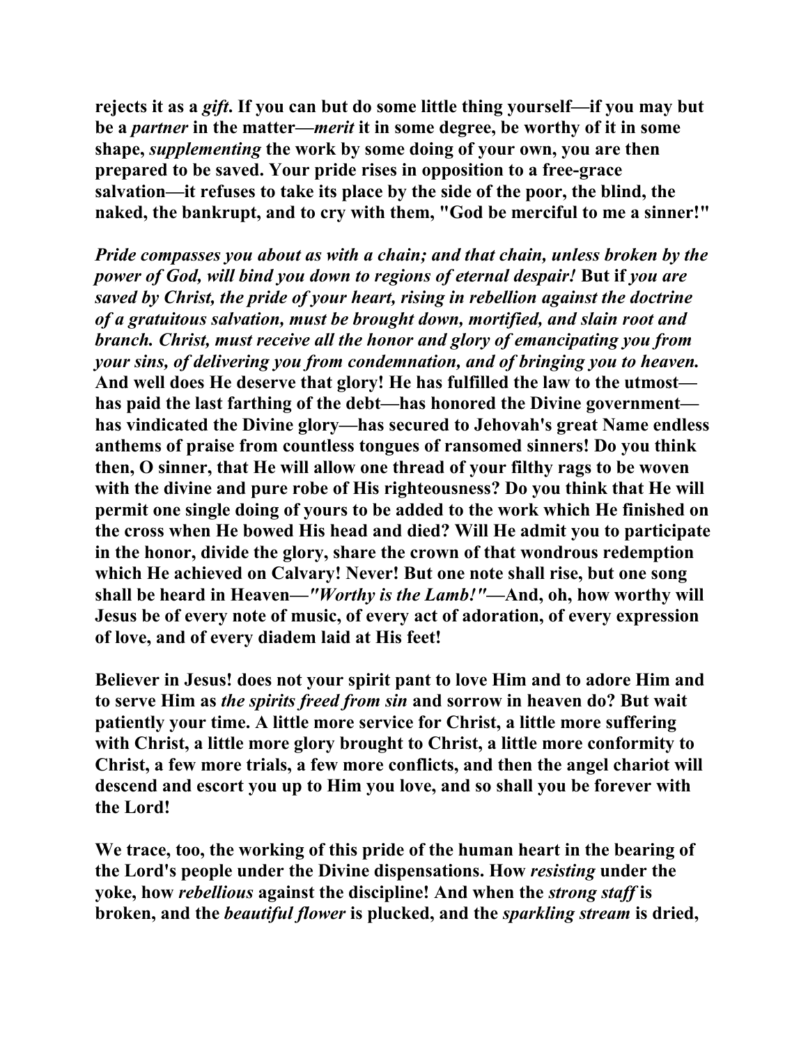**rejects it as a *gift*. If you can but do some little thing yourself—if you may but be a *partner* in the matter—*merit* it in some degree, be worthy of it in some shape, *supplementing* the work by some doing of your own, you are then prepared to be saved. Your pride rises in opposition to a free-grace salvation—it refuses to take its place by the side of the poor, the blind, the naked, the bankrupt, and to cry with them, "God be merciful to me a sinner!"**

***Pride compasses you about as with a chain; and that chain, unless broken by the power of God, will bind you down to regions of eternal despair!* But if *you are saved by Christ, the pride of your heart, rising in rebellion against the doctrine of a gratuitous salvation, must be brought down, mortified, and slain root and branch. Christ, must receive all the honor and glory of emancipating you from your sins, of delivering you from condemnation, and of bringing you to heaven.* And well does He deserve that glory! He has fulfilled the law to the utmost—has paid the last farthing of the debt—has honored the Divine government—has vindicated the Divine glory—has secured to Jehovah's great Name endless anthems of praise from countless tongues of ransomed sinners! Do you think then, O sinner, that He will allow one thread of your filthy rags to be woven with the divine and pure robe of His righteousness? Do you think that He will permit one single doing of yours to be added to the work which He finished on the cross when He bowed His head and died? Will He admit you to participate in the honor, divide the glory, share the crown of that wondrous redemption which He achieved on Calvary! Never! But one note shall rise, but one song shall be heard in Heaven—*"Worthy is the Lamb!"*—And, oh, how worthy will Jesus be of every note of music, of every act of adoration, of every expression of love, and of every diadem laid at His feet!**

**Believer in Jesus! does not your spirit pant to love Him and to adore Him and to serve Him as *the spirits freed from sin* and sorrow in heaven do? But wait patiently your time. A little more service for Christ, a little more suffering with Christ, a little more glory brought to Christ, a little more conformity to Christ, a few more trials, a few more conflicts, and then the angel chariot will descend and escort you up to Him you love, and so shall you be forever with the Lord!**

**We trace, too, the working of this pride of the human heart in the bearing of the Lord's people under the Divine dispensations. How *resisting* under the yoke, how *rebellious* against the discipline! And when the *strong staff* is broken, and the *beautiful flower* is plucked, and the *sparkling stream* is dried,**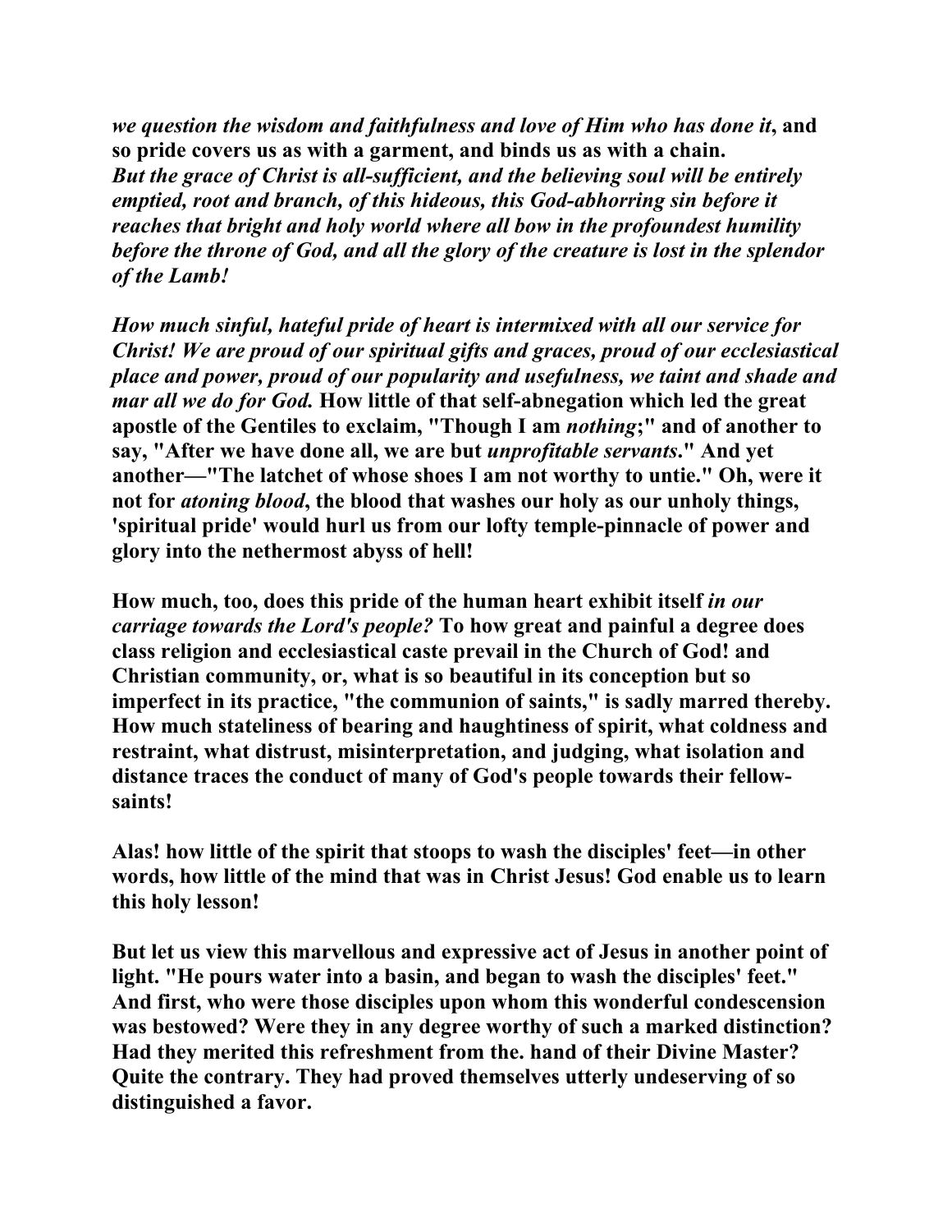***we question the wisdom and faithfulness and love of Him who has done it*, and so pride covers us as with a garment, and binds us as with a chain.**
***But the grace of Christ is all-sufficient, and the believing soul will be entirely emptied, root and branch, of this hideous, this God-abhorring sin before it reaches that bright and holy world where all bow in the profoundest humility before the throne of God, and all the glory of the creature is lost in the splendor of the Lamb!***

***How much sinful, hateful pride of heart is intermixed with all our service for Christ! We are proud of our spiritual gifts and graces, proud of our ecclesiastical place and power, proud of our popularity and usefulness, we taint and shade and mar all we do for God.* How little of that self-abnegation which led the great apostle of the Gentiles to exclaim, "Though I am *nothing*;" and of another to say, "After we have done all, we are but *unprofitable servants*." And yet another—"The latchet of whose shoes I am not worthy to untie." Oh, were it not for *atoning blood*, the blood that washes our holy as our unholy things, 'spiritual pride' would hurl us from our lofty temple-pinnacle of power and glory into the nethermost abyss of hell!**

**How much, too, does this pride of the human heart exhibit itself *in our carriage towards the Lord's people?* To how great and painful a degree does class religion and ecclesiastical caste prevail in the Church of God! and Christian community, or, what is so beautiful in its conception but so imperfect in its practice, "the communion of saints," is sadly marred thereby. How much stateliness of bearing and haughtiness of spirit, what coldness and restraint, what distrust, misinterpretation, and judging, what isolation and distance traces the conduct of many of God's people towards their fellow-saints!**

**Alas! how little of the spirit that stoops to wash the disciples' feet—in other words, how little of the mind that was in Christ Jesus! God enable us to learn this holy lesson!**

**But let us view this marvellous and expressive act of Jesus in another point of light. "He pours water into a basin, and began to wash the disciples' feet." And first, who were those disciples upon whom this wonderful condescension was bestowed? Were they in any degree worthy of such a marked distinction? Had they merited this refreshment from the. hand of their Divine Master? Quite the contrary. They had proved themselves utterly undeserving of so distinguished a favor.**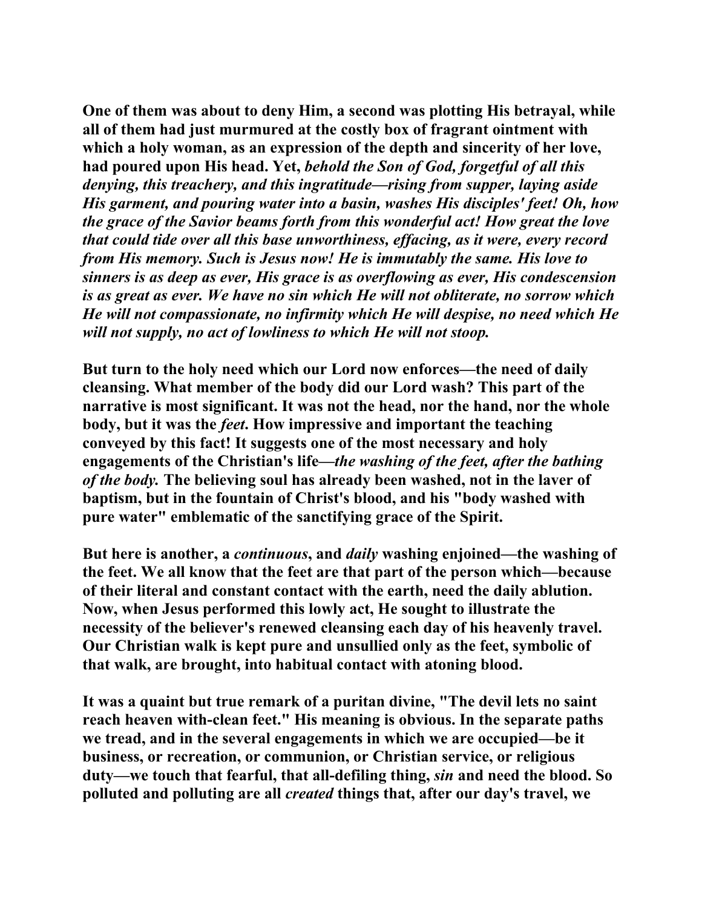**One of them was about to deny Him, a second was plotting His betrayal, while all of them had just murmured at the costly box of fragrant ointment with which a holy woman, as an expression of the depth and sincerity of her love, had poured upon His head. Yet, *behold the Son of God, forgetful of all this denying, this treachery, and this ingratitude—rising from supper, laying aside His garment, and pouring water into a basin, washes His disciples' feet! Oh, how the grace of the Savior beams forth from this wonderful act! How great the love that could tide over all this base unworthiness, effacing, as it were, every record from His memory. Such is Jesus now! He is immutably the same. His love to sinners is as deep as ever, His grace is as overflowing as ever, His condescension is as great as ever. We have no sin which He will not obliterate, no sorrow which He will not compassionate, no infirmity which He will despise, no need which He will not supply, no act of lowliness to which He will not stoop.***

**But turn to the holy need which our Lord now enforces—the need of daily cleansing. What member of the body did our Lord wash? This part of the narrative is most significant. It was not the head, nor the hand, nor the whole body, but it was the *feet*. How impressive and important the teaching conveyed by this fact! It suggests one of the most necessary and holy engagements of the Christian's life—*the washing of the feet, after the bathing of the body.* The believing soul has already been washed, not in the laver of baptism, but in the fountain of Christ's blood, and his "body washed with pure water" emblematic of the sanctifying grace of the Spirit.**

**But here is another, a *continuous*, and *daily* washing enjoined—the washing of the feet. We all know that the feet are that part of the person which—because of their literal and constant contact with the earth, need the daily ablution. Now, when Jesus performed this lowly act, He sought to illustrate the necessity of the believer's renewed cleansing each day of his heavenly travel. Our Christian walk is kept pure and unsullied only as the feet, symbolic of that walk, are brought, into habitual contact with atoning blood.**

**It was a quaint but true remark of a puritan divine, "The devil lets no saint reach heaven with-clean feet." His meaning is obvious. In the separate paths we tread, and in the several engagements in which we are occupied—be it business, or recreation, or communion, or Christian service, or religious duty—we touch that fearful, that all-defiling thing, *sin* and need the blood. So polluted and polluting are all *created* things that, after our day's travel, we**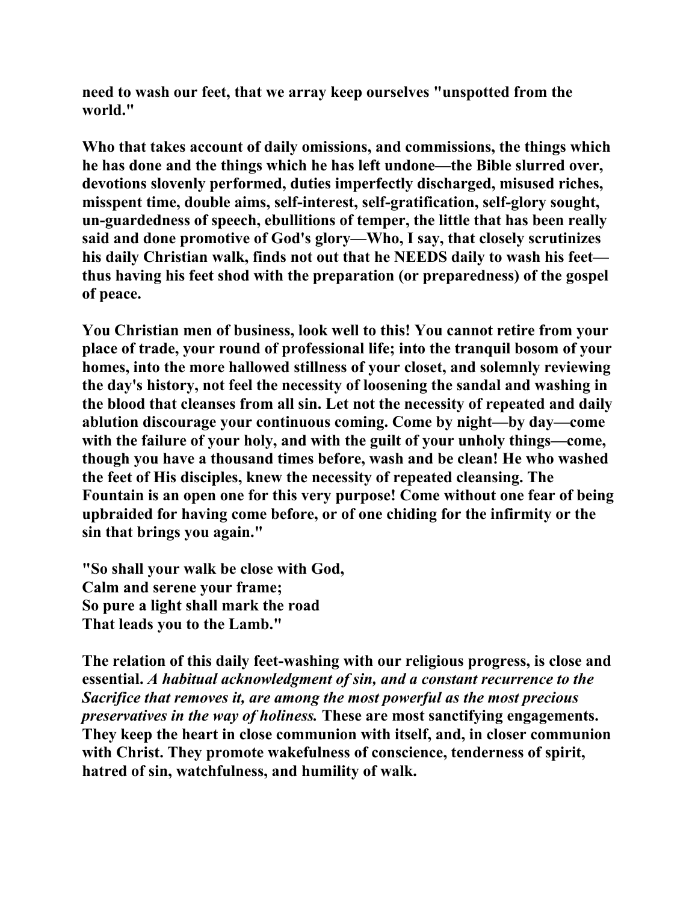**need to wash our feet, that we array keep ourselves "unspotted from the world."**

**Who that takes account of daily omissions, and commissions, the things which he has done and the things which he has left undone—the Bible slurred over, devotions slovenly performed, duties imperfectly discharged, misused riches, misspent time, double aims, self-interest, self-gratification, self-glory sought, un-guardedness of speech, ebullitions of temper, the little that has been really said and done promotive of God's glory—Who, I say, that closely scrutinizes his daily Christian walk, finds not out that he NEEDS daily to wash his feet—thus having his feet shod with the preparation (or preparedness) of the gospel of peace.**

**You Christian men of business, look well to this! You cannot retire from your place of trade, your round of professional life; into the tranquil bosom of your homes, into the more hallowed stillness of your closet, and solemnly reviewing the day's history, not feel the necessity of loosening the sandal and washing in the blood that cleanses from all sin. Let not the necessity of repeated and daily ablution discourage your continuous coming. Come by night—by day—come with the failure of your holy, and with the guilt of your unholy things—come, though you have a thousand times before, wash and be clean! He who washed the feet of His disciples, knew the necessity of repeated cleansing. The Fountain is an open one for this very purpose! Come without one fear of being upbraided for having come before, or of one chiding for the infirmity or the sin that brings you again."**

**"So shall your walk be close with God,**
**Calm and serene your frame;**
**So pure a light shall mark the road**
**That leads you to the Lamb."**

**The relation of this daily feet-washing with our religious progress, is close and essential. *A habitual acknowledgment of sin, and a constant recurrence to the Sacrifice that removes it, are among the most powerful as the most precious preservatives in the way of holiness.* These are most sanctifying engagements. They keep the heart in close communion with itself, and, in closer communion with Christ. They promote wakefulness of conscience, tenderness of spirit, hatred of sin, watchfulness, and humility of walk.**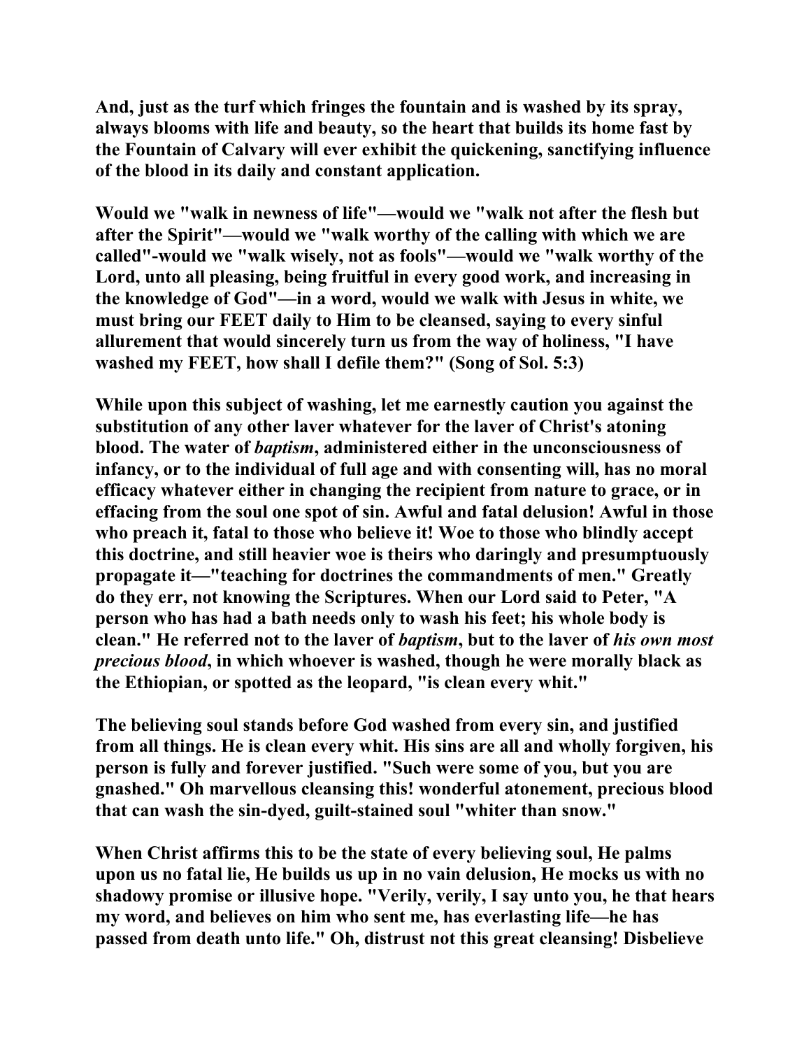**And, just as the turf which fringes the fountain and is washed by its spray, always blooms with life and beauty, so the heart that builds its home fast by the Fountain of Calvary will ever exhibit the quickening, sanctifying influence of the blood in its daily and constant application.**

**Would we "walk in newness of life"—would we "walk not after the flesh but after the Spirit"—would we "walk worthy of the calling with which we are called"-would we "walk wisely, not as fools"—would we "walk worthy of the Lord, unto all pleasing, being fruitful in every good work, and increasing in the knowledge of God"—in a word, would we walk with Jesus in white, we must bring our FEET daily to Him to be cleansed, saying to every sinful allurement that would sincerely turn us from the way of holiness, "I have washed my FEET, how shall I defile them?" (Song of Sol. 5:3)**

**While upon this subject of washing, let me earnestly caution you against the substitution of any other laver whatever for the laver of Christ's atoning blood. The water of *baptism*, administered either in the unconsciousness of infancy, or to the individual of full age and with consenting will, has no moral efficacy whatever either in changing the recipient from nature to grace, or in effacing from the soul one spot of sin. Awful and fatal delusion! Awful in those who preach it, fatal to those who believe it! Woe to those who blindly accept this doctrine, and still heavier woe is theirs who daringly and presumptuously propagate it—"teaching for doctrines the commandments of men." Greatly do they err, not knowing the Scriptures. When our Lord said to Peter, "A person who has had a bath needs only to wash his feet; his whole body is clean." He referred not to the laver of *baptism*, but to the laver of *his own most precious blood*, in which whoever is washed, though he were morally black as the Ethiopian, or spotted as the leopard, "is clean every whit."**

**The believing soul stands before God washed from every sin, and justified from all things. He is clean every whit. His sins are all and wholly forgiven, his person is fully and forever justified. "Such were some of you, but you are gnashed." Oh marvellous cleansing this! wonderful atonement, precious blood that can wash the sin-dyed, guilt-stained soul "whiter than snow."**

**When Christ affirms this to be the state of every believing soul, He palms upon us no fatal lie, He builds us up in no vain delusion, He mocks us with no shadowy promise or illusive hope. "Verily, verily, I say unto you, he that hears my word, and believes on him who sent me, has everlasting life—he has passed from death unto life." Oh, distrust not this great cleansing! Disbelieve**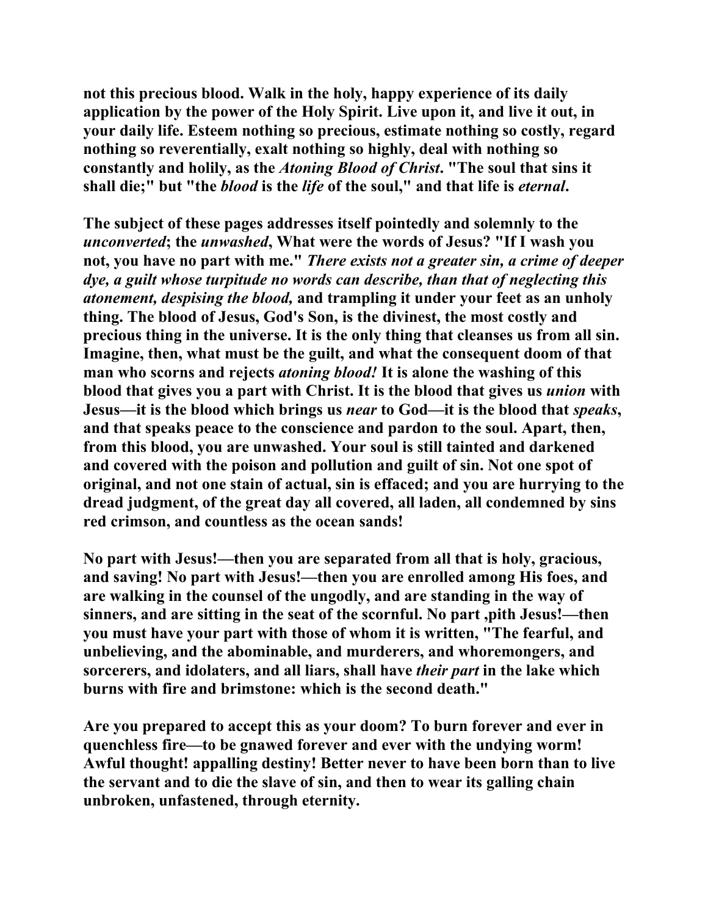not this precious blood. Walk in the holy, happy experience of its daily application by the power of the Holy Spirit. Live upon it, and live it out, in your daily life. Esteem nothing so precious, estimate nothing so costly, regard nothing so reverentially, exalt nothing so highly, deal with nothing so constantly and holily, as the *Atoning Blood of Christ*. "The soul that sins it shall die;" but "the *blood* is the *life* of the soul," and that life is *eternal*.

The subject of these pages addresses itself pointedly and solemnly to the *unconverted*; the *unwashed*, What were the words of Jesus? "If I wash you not, you have no part with me." *There exists not a greater sin, a crime of deeper dye, a guilt whose turpitude no words can describe, than that of neglecting this atonement, despising the blood,* and trampling it under your feet as an unholy thing. The blood of Jesus, God's Son, is the divinest, the most costly and precious thing in the universe. It is the only thing that cleanses us from all sin. Imagine, then, what must be the guilt, and what the consequent doom of that man who scorns and rejects *atoning blood!* It is alone the washing of this blood that gives you a part with Christ. It is the blood that gives us *union* with Jesus—it is the blood which brings us *near* to God—it is the blood that *speaks*, and that speaks peace to the conscience and pardon to the soul. Apart, then, from this blood, you are unwashed. Your soul is still tainted and darkened and covered with the poison and pollution and guilt of sin. Not one spot of original, and not one stain of actual, sin is effaced; and you are hurrying to the dread judgment, of the great day all covered, all laden, all condemned by sins red crimson, and countless as the ocean sands!

No part with Jesus!—then you are separated from all that is holy, gracious, and saving! No part with Jesus!—then you are enrolled among His foes, and are walking in the counsel of the ungodly, and are standing in the way of sinners, and are sitting in the seat of the scornful. No part ,pith Jesus!—then you must have your part with those of whom it is written, "The fearful, and unbelieving, and the abominable, and murderers, and whoremongers, and sorcerers, and idolaters, and all liars, shall have *their part* in the lake which burns with fire and brimstone: which is the second death."

Are you prepared to accept this as your doom? To burn forever and ever in quenchless fire—to be gnawed forever and ever with the undying worm! Awful thought! appalling destiny! Better never to have been born than to live the servant and to die the slave of sin, and then to wear its galling chain unbroken, unfastened, through eternity.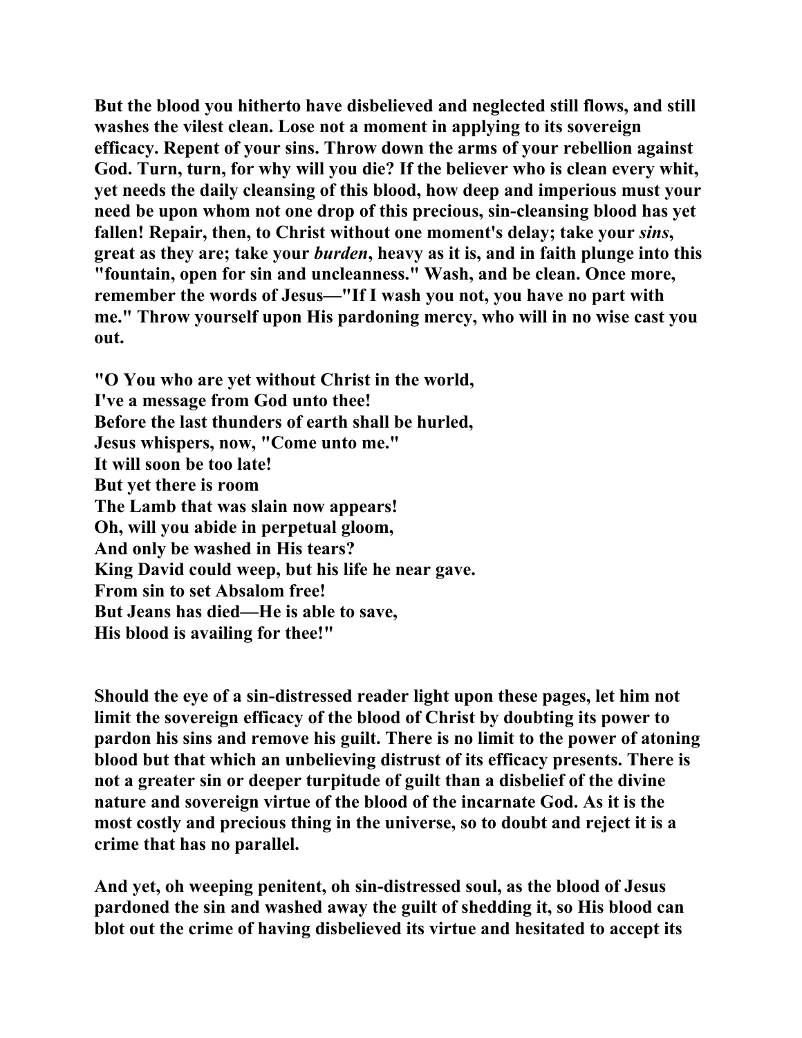**But the blood you hitherto have disbelieved and neglected still flows, and still washes the vilest clean. Lose not a moment in applying to its sovereign efficacy. Repent of your sins. Throw down the arms of your rebellion against God. Turn, turn, for why will you die? If the believer who is clean every whit, yet needs the daily cleansing of this blood, how deep and imperious must your need be upon whom not one drop of this precious, sin-cleansing blood has yet fallen! Repair, then, to Christ without one moment's delay; take your *sins*, great as they are; take your *burden*, heavy as it is, and in faith plunge into this "fountain, open for sin and uncleanness." Wash, and be clean. Once more, remember the words of Jesus—"If I wash you not, you have no part with me." Throw yourself upon His pardoning mercy, who will in no wise cast you out.**

**"O You who are yet without Christ in the world,
I've a message from God unto thee!
Before the last thunders of earth shall be hurled,
Jesus whispers, now, "Come unto me."
It will soon be too late!
But yet there is room
The Lamb that was slain now appears!
Oh, will you abide in perpetual gloom,
And only be washed in His tears?
King David could weep, but his life he near gave.
From sin to set Absalom free!
But Jeans has died—He is able to save,
His blood is availing for thee!"**

**Should the eye of a sin-distressed reader light upon these pages, let him not limit the sovereign efficacy of the blood of Christ by doubting its power to pardon his sins and remove his guilt. There is no limit to the power of atoning blood but that which an unbelieving distrust of its efficacy presents. There is not a greater sin or deeper turpitude of guilt than a disbelief of the divine nature and sovereign virtue of the blood of the incarnate God. As it is the most costly and precious thing in the universe, so to doubt and reject it is a crime that has no parallel.**

**And yet, oh weeping penitent, oh sin-distressed soul, as the blood of Jesus pardoned the sin and washed away the guilt of shedding it, so His blood can blot out the crime of having disbelieved its virtue and hesitated to accept its**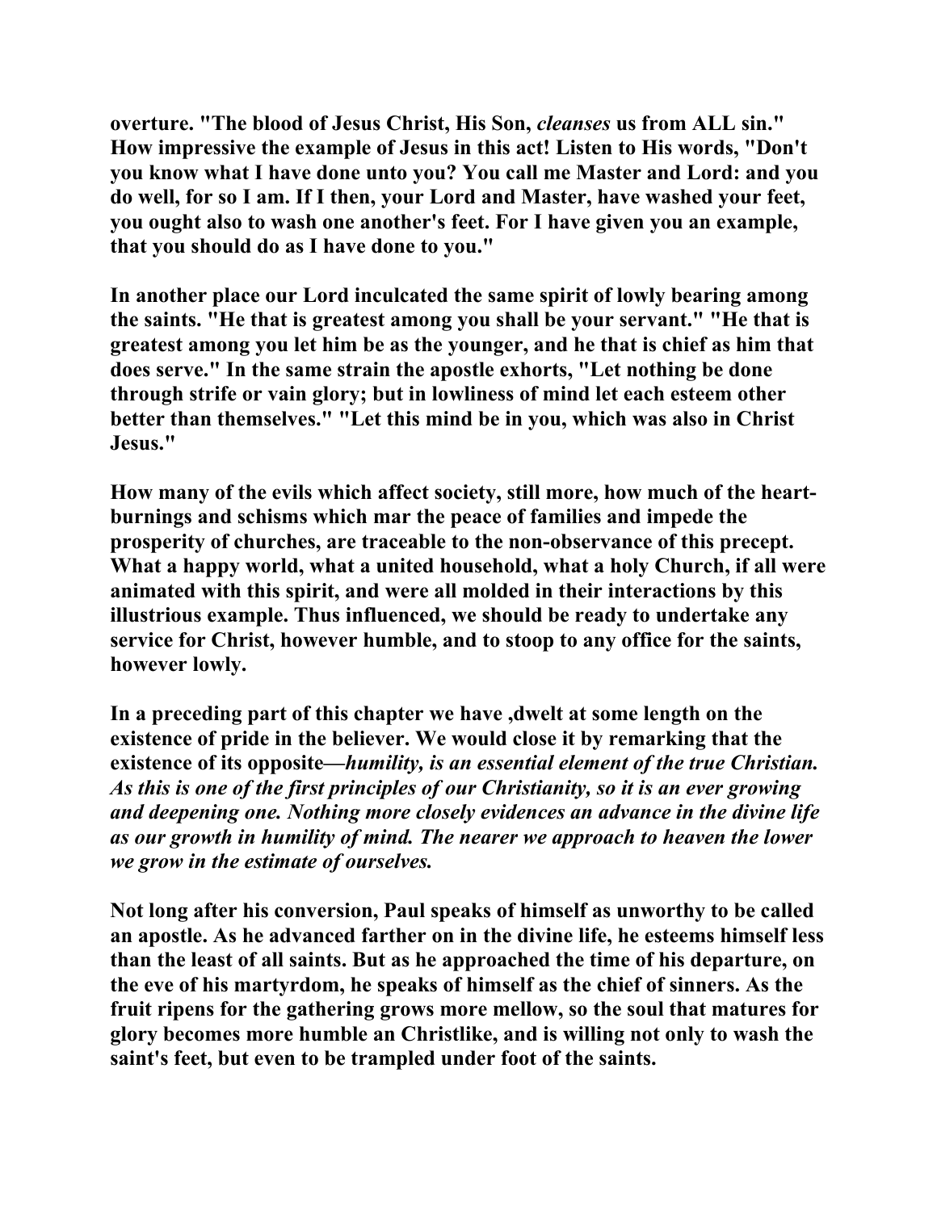**overture. "The blood of Jesus Christ, His Son, *cleanses* us from ALL sin." How impressive the example of Jesus in this act! Listen to His words, "Don't you know what I have done unto you? You call me Master and Lord: and you do well, for so I am. If I then, your Lord and Master, have washed your feet, you ought also to wash one another's feet. For I have given you an example, that you should do as I have done to you."**

**In another place our Lord inculcated the same spirit of lowly bearing among the saints. "He that is greatest among you shall be your servant." "He that is greatest among you let him be as the younger, and he that is chief as him that does serve." In the same strain the apostle exhorts, "Let nothing be done through strife or vain glory; but in lowliness of mind let each esteem other better than themselves." "Let this mind be in you, which was also in Christ Jesus."**

**How many of the evils which affect society, still more, how much of the heart-burnings and schisms which mar the peace of families and impede the prosperity of churches, are traceable to the non-observance of this precept. What a happy world, what a united household, what a holy Church, if all were animated with this spirit, and were all molded in their interactions by this illustrious example. Thus influenced, we should be ready to undertake any service for Christ, however humble, and to stoop to any office for the saints, however lowly.**

**In a preceding part of this chapter we have ,dwelt at some length on the existence of pride in the believer. We would close it by remarking that the existence of its opposite—*humility, is an essential element of the true Christian. As this is one of the first principles of our Christianity, so it is an ever growing and deepening one. Nothing more closely evidences an advance in the divine life as our growth in humility of mind. The nearer we approach to heaven the lower we grow in the estimate of ourselves.***

**Not long after his conversion, Paul speaks of himself as unworthy to be called an apostle. As he advanced farther on in the divine life, he esteems himself less than the least of all saints. But as he approached the time of his departure, on the eve of his martyrdom, he speaks of himself as the chief of sinners. As the fruit ripens for the gathering grows more mellow, so the soul that matures for glory becomes more humble an Christlike, and is willing not only to wash the saint's feet, but even to be trampled under foot of the saints.**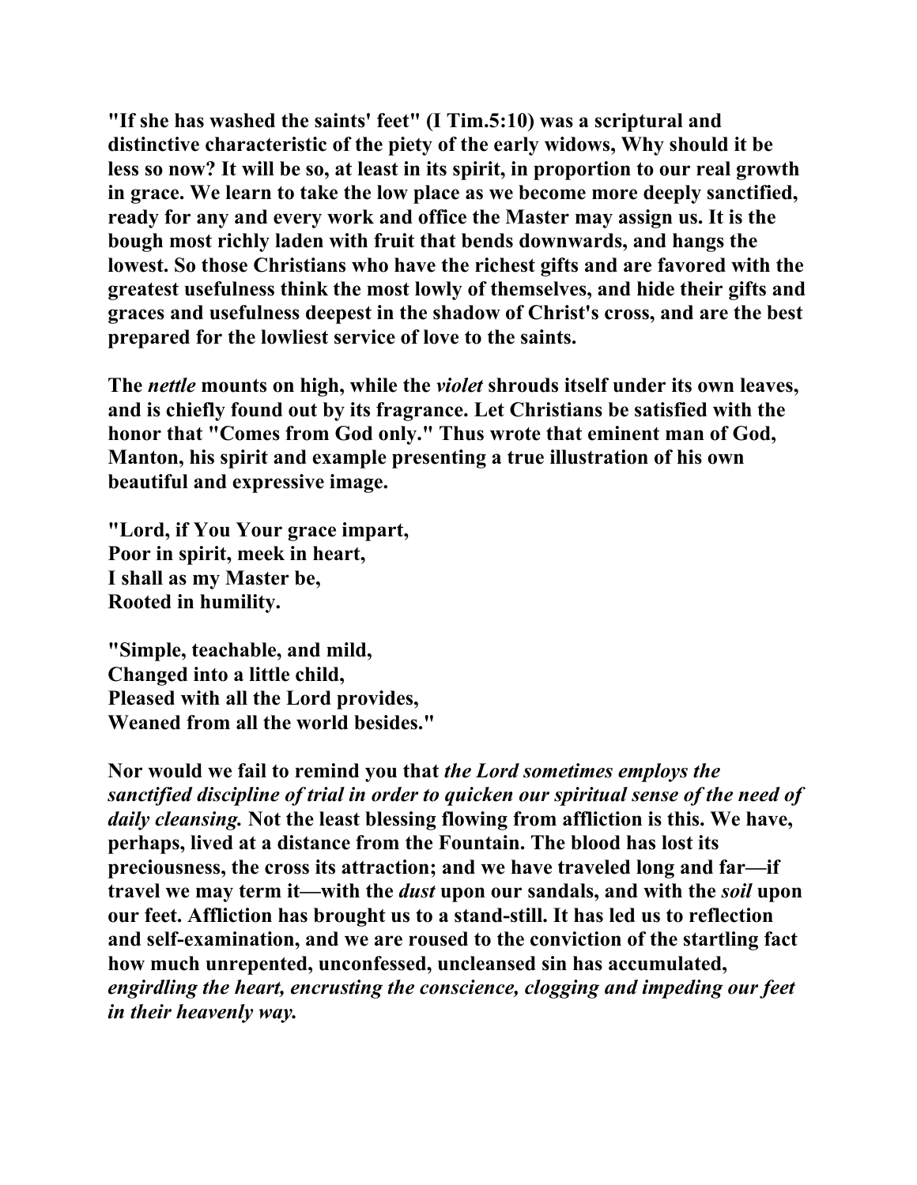**"If she has washed the saints' feet" (I Tim.5:10) was a scriptural and distinctive characteristic of the piety of the early widows, Why should it be less so now? It will be so, at least in its spirit, in proportion to our real growth in grace. We learn to take the low place as we become more deeply sanctified, ready for any and every work and office the Master may assign us. It is the bough most richly laden with fruit that bends downwards, and hangs the lowest. So those Christians who have the richest gifts and are favored with the greatest usefulness think the most lowly of themselves, and hide their gifts and graces and usefulness deepest in the shadow of Christ's cross, and are the best prepared for the lowliest service of love to the saints.**

**The *nettle* mounts on high, while the *violet* shrouds itself under its own leaves, and is chiefly found out by its fragrance. Let Christians be satisfied with the honor that "Comes from God only." Thus wrote that eminent man of God, Manton, his spirit and example presenting a true illustration of his own beautiful and expressive image.**

**"Lord, if You Your grace impart,
Poor in spirit, meek in heart,
I shall as my Master be,
Rooted in humility.**

**"Simple, teachable, and mild,
Changed into a little child,
Pleased with all the Lord provides,
Weaned from all the world besides."**

**Nor would we fail to remind you that *the Lord sometimes employs the sanctified discipline of trial in order to quicken our spiritual sense of the need of daily cleansing.* Not the least blessing flowing from affliction is this. We have, perhaps, lived at a distance from the Fountain. The blood has lost its preciousness, the cross its attraction; and we have traveled long and far—if travel we may term it—with the *dust* upon our sandals, and with the *soil* upon our feet. Affliction has brought us to a stand-still. It has led us to reflection and self-examination, and we are roused to the conviction of the startling fact how much unrepented, unconfessed, uncleansed sin has accumulated, *engirdling the heart, encrusting the conscience, clogging and impeding our feet in their heavenly way.***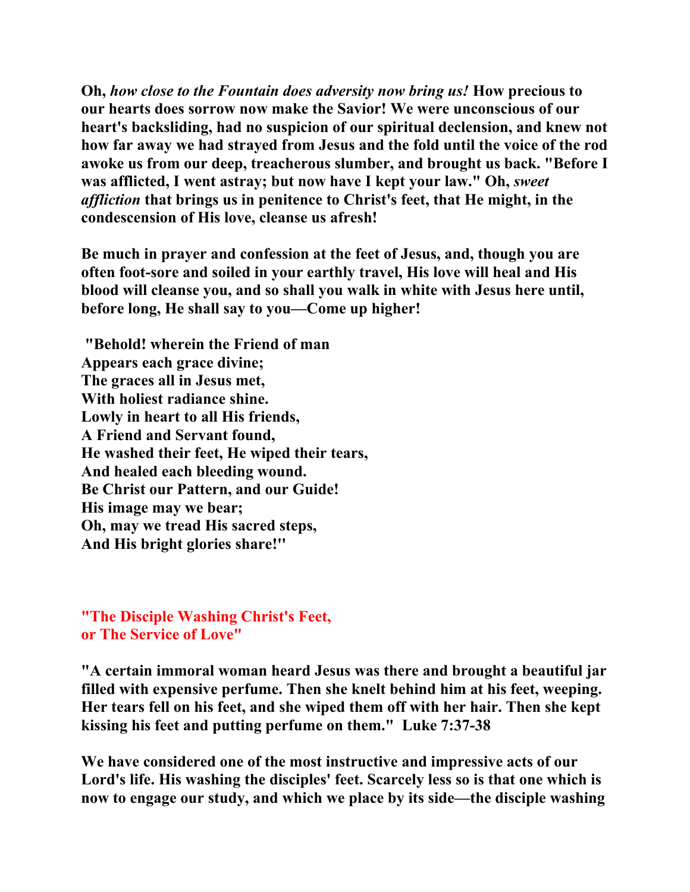**Oh,** ***how close to the Fountain does adversity now bring us!*** **How precious to our hearts does sorrow now make the Savior! We were unconscious of our heart's backsliding, had no suspicion of our spiritual declension, and knew not how far away we had strayed from Jesus and the fold until the voice of the rod awoke us from our deep, treacherous slumber, and brought us back. "Before I was afflicted, I went astray; but now have I kept your law." Oh,** ***sweet affliction*** **that brings us in penitence to Christ's feet, that He might, in the condescension of His love, cleanse us afresh!**

**Be much in prayer and confession at the feet of Jesus, and, though you are often foot-sore and soiled in your earthly travel, His love will heal and His blood will cleanse you, and so shall you walk in white with Jesus here until, before long, He shall say to you—Come up higher!**

**"Behold! wherein the Friend of man**
**Appears each grace divine;**
**The graces all in Jesus met,**
**With holiest radiance shine.**
**Lowly in heart to all His friends,**
**A Friend and Servant found,**
**He washed their feet, He wiped their tears,**
**And healed each bleeding wound.**
**Be Christ our Pattern, and our Guide!**
**His image may we bear;**
**Oh, may we tread His sacred steps,**
**And His bright glories share!"**

## "The Disciple Washing Christ's Feet, or The Service of Love"

**"A certain immoral woman heard Jesus was there and brought a beautiful jar filled with expensive perfume. Then she knelt behind him at his feet, weeping. Her tears fell on his feet, and she wiped them off with her hair. Then she kept kissing his feet and putting perfume on them." Luke 7:37-38**

**We have considered one of the most instructive and impressive acts of our Lord's life. His washing the disciples' feet. Scarcely less so is that one which is now to engage our study, and which we place by its side—the disciple washing**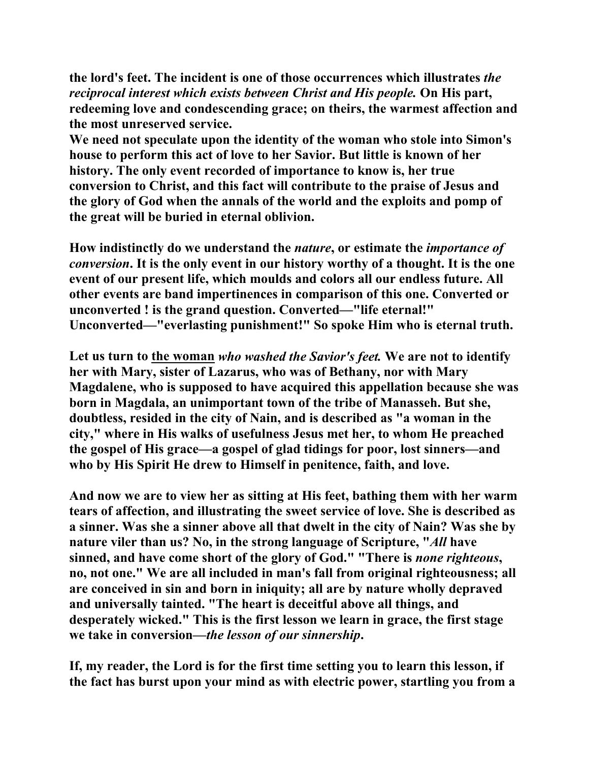**the lord's feet. The incident is one of those occurrences which illustrates *the reciprocal interest which exists between Christ and His people.* On His part, redeeming love and condescending grace; on theirs, the warmest affection and the most unreserved service.**
**We need not speculate upon the identity of the woman who stole into Simon's house to perform this act of love to her Savior. But little is known of her history. The only event recorded of importance to know is, her true conversion to Christ, and this fact will contribute to the praise of Jesus and the glory of God when the annals of the world and the exploits and pomp of the great will be buried in eternal oblivion.**

**How indistinctly do we understand the *nature*, or estimate the *importance of conversion*. It is the only event in our history worthy of a thought. It is the one event of our present life, which moulds and colors all our endless future. All other events are band impertinences in comparison of this one. Converted or unconverted ! is the grand question. Converted—"life eternal!" Unconverted—"everlasting punishment!" So spoke Him who is eternal truth.**

**Let us turn to <u>the woman</u> *who washed the Savior's feet.* We are not to identify her with Mary, sister of Lazarus, who was of Bethany, nor with Mary Magdalene, who is supposed to have acquired this appellation because she was born in Magdala, an unimportant town of the tribe of Manasseh. But she, doubtless, resided in the city of Nain, and is described as "a woman in the city," where in His walks of usefulness Jesus met her, to whom He preached the gospel of His grace—a gospel of glad tidings for poor, lost sinners—and who by His Spirit He drew to Himself in penitence, faith, and love.**

**And now we are to view her as sitting at His feet, bathing them with her warm tears of affection, and illustrating the sweet service of love. She is described as a sinner. Was she a sinner above all that dwelt in the city of Nain? Was she by nature viler than us? No, in the strong language of Scripture, "*All* have sinned, and have come short of the glory of God." "There is *none righteous*, no, not one." We are all included in man's fall from original righteousness; all are conceived in sin and born in iniquity; all are by nature wholly depraved and universally tainted. "The heart is deceitful above all things, and desperately wicked." This is the first lesson we learn in grace, the first stage we take in conversion—*the lesson of our sinnership*.**

**If, my reader, the Lord is for the first time setting you to learn this lesson, if the fact has burst upon your mind as with electric power, startling you from a**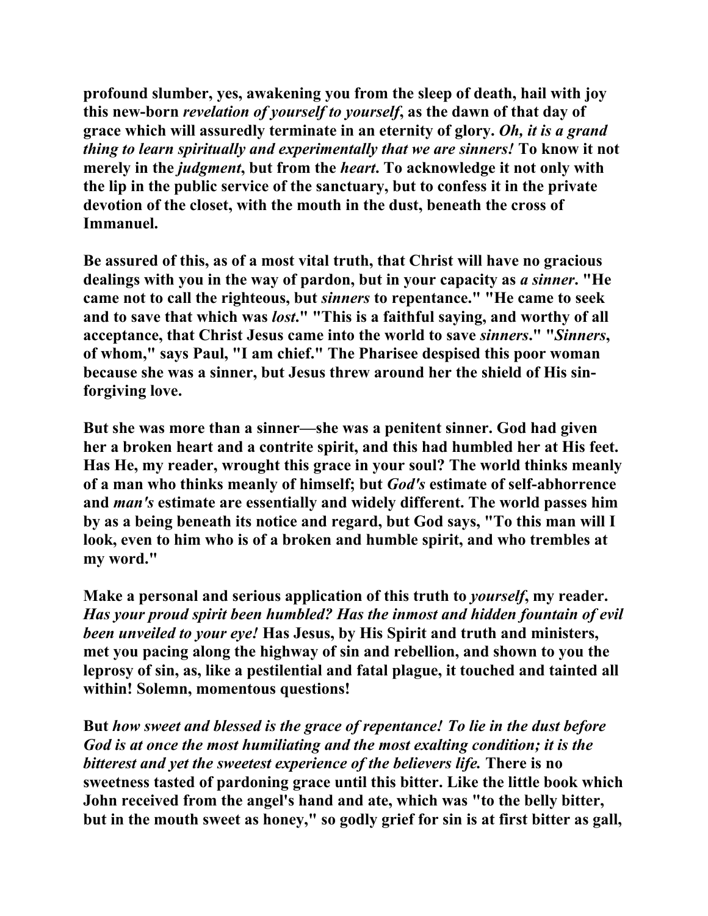profound slumber, yes, awakening you from the sleep of death, hail with joy this new-born *revelation of yourself to yourself*, as the dawn of that day of grace which will assuredly terminate in an eternity of glory. *Oh, it is a grand thing to learn spiritually and experimentally that we are sinners!* To know it not merely in the *judgment*, but from the *heart*. To acknowledge it not only with the lip in the public service of the sanctuary, but to confess it in the private devotion of the closet, with the mouth in the dust, beneath the cross of Immanuel.

Be assured of this, as of a most vital truth, that Christ will have no gracious dealings with you in the way of pardon, but in your capacity as *a sinner*. "He came not to call the righteous, but *sinners* to repentance." "He came to seek and to save that which was *lost*." "This is a faithful saying, and worthy of all acceptance, that Christ Jesus came into the world to save *sinners*." "*Sinners*, of whom," says Paul, "I am chief." The Pharisee despised this poor woman because she was a sinner, but Jesus threw around her the shield of His sin-forgiving love.

But she was more than a sinner—she was a penitent sinner. God had given her a broken heart and a contrite spirit, and this had humbled her at His feet. Has He, my reader, wrought this grace in your soul? The world thinks meanly of a man who thinks meanly of himself; but *God's* estimate of self-abhorrence and *man's* estimate are essentially and widely different. The world passes him by as a being beneath its notice and regard, but God says, "To this man will I look, even to him who is of a broken and humble spirit, and who trembles at my word."

Make a personal and serious application of this truth to *yourself*, my reader. *Has your proud spirit been humbled? Has the inmost and hidden fountain of evil been unveiled to your eye!* Has Jesus, by His Spirit and truth and ministers, met you pacing along the highway of sin and rebellion, and shown to you the leprosy of sin, as, like a pestilential and fatal plague, it touched and tainted all within! Solemn, momentous questions!

But *how sweet and blessed is the grace of repentance! To lie in the dust before God is at once the most humiliating and the most exalting condition; it is the bitterest and yet the sweetest experience of the believers life.* There is no sweetness tasted of pardoning grace until this bitter. Like the little book which John received from the angel's hand and ate, which was "to the belly bitter, but in the mouth sweet as honey," so godly grief for sin is at first bitter as gall,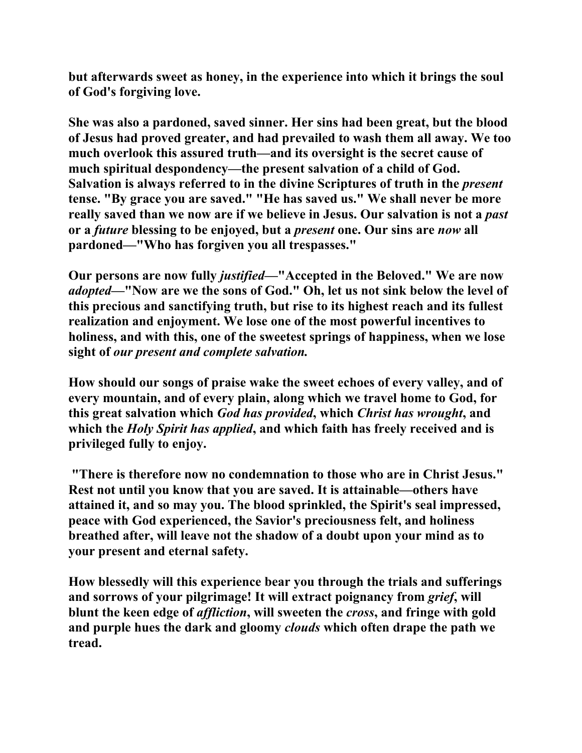**but afterwards sweet as honey, in the experience into which it brings the soul of God's forgiving love.**

**She was also a pardoned, saved sinner. Her sins had been great, but the blood of Jesus had proved greater, and had prevailed to wash them all away. We too much overlook this assured truth—and its oversight is the secret cause of much spiritual despondency—the present salvation of a child of God. Salvation is always referred to in the divine Scriptures of truth in the *present* tense. "By grace you are saved." "He has saved us." We shall never be more really saved than we now are if we believe in Jesus. Our salvation is not a *past* or a *future* blessing to be enjoyed, but a *present* one. Our sins are *now* all pardoned—"Who has forgiven you all trespasses."**

**Our persons are now fully *justified*—"Accepted in the Beloved." We are now *adopted*—"Now are we the sons of God." Oh, let us not sink below the level of this precious and sanctifying truth, but rise to its highest reach and its fullest realization and enjoyment. We lose one of the most powerful incentives to holiness, and with this, one of the sweetest springs of happiness, when we lose sight of *our present and complete salvation.***

**How should our songs of praise wake the sweet echoes of every valley, and of every mountain, and of every plain, along which we travel home to God, for this great salvation which *God has provided*, which *Christ has wrought*, and which the *Holy Spirit has applied*, and which faith has freely received and is privileged fully to enjoy.**

**"There is therefore now no condemnation to those who are in Christ Jesus." Rest not until you know that you are saved. It is attainable—others have attained it, and so may you. The blood sprinkled, the Spirit's seal impressed, peace with God experienced, the Savior's preciousness felt, and holiness breathed after, will leave not the shadow of a doubt upon your mind as to your present and eternal safety.**

**How blessedly will this experience bear you through the trials and sufferings and sorrows of your pilgrimage! It will extract poignancy from *grief*, will blunt the keen edge of *affliction*, will sweeten the *cross*, and fringe with gold and purple hues the dark and gloomy *clouds* which often drape the path we tread.**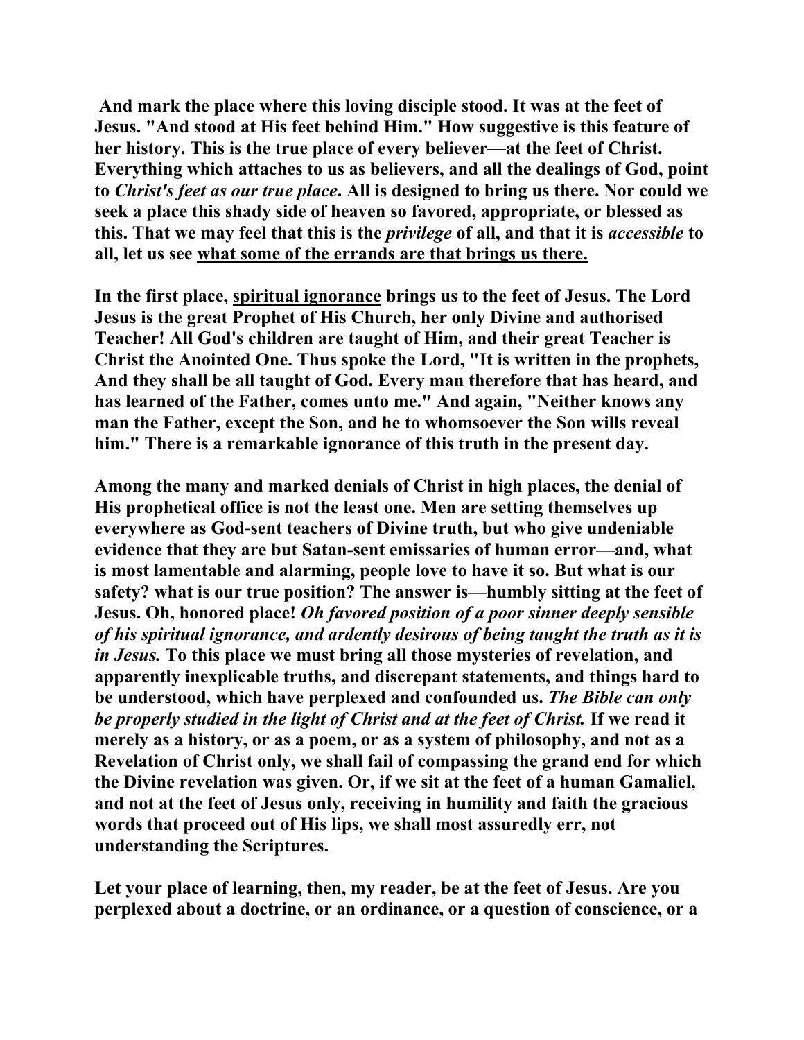**And mark the place where this loving disciple stood. It was at the feet of Jesus. "And stood at His feet behind Him." How suggestive is this feature of her history. This is the true place of every believer—at the feet of Christ. Everything which attaches to us as believers, and all the dealings of God, point to *Christ's feet as our true place*. All is designed to bring us there. Nor could we seek a place this shady side of heaven so favored, appropriate, or blessed as this. That we may feel that this is the *privilege* of all, and that it is *accessible* to all, let us see <u>what some of the errands are that brings us there.</u>**

**In the first place, <u>spiritual ignorance</u> brings us to the feet of Jesus. The Lord Jesus is the great Prophet of His Church, her only Divine and authorised Teacher! All God's children are taught of Him, and their great Teacher is Christ the Anointed One. Thus spoke the Lord, "It is written in the prophets, And they shall be all taught of God. Every man therefore that has heard, and has learned of the Father, comes unto me." And again, "Neither knows any man the Father, except the Son, and he to whomsoever the Son wills reveal him." There is a remarkable ignorance of this truth in the present day.**

**Among the many and marked denials of Christ in high places, the denial of His prophetical office is not the least one. Men are setting themselves up everywhere as God-sent teachers of Divine truth, but who give undeniable evidence that they are but Satan-sent emissaries of human error—and, what is most lamentable and alarming, people love to have it so. But what is our safety? what is our true position? The answer is—humbly sitting at the feet of Jesus. Oh, honored place! *Oh favored position of a poor sinner deeply sensible of his spiritual ignorance, and ardently desirous of being taught the truth as it is in Jesus.* To this place we must bring all those mysteries of revelation, and apparently inexplicable truths, and discrepant statements, and things hard to be understood, which have perplexed and confounded us. *The Bible can only be properly studied in the light of Christ and at the feet of Christ.* If we read it merely as a history, or as a poem, or as a system of philosophy, and not as a Revelation of Christ only, we shall fail of compassing the grand end for which the Divine revelation was given. Or, if we sit at the feet of a human Gamaliel, and not at the feet of Jesus only, receiving in humility and faith the gracious words that proceed out of His lips, we shall most assuredly err, not understanding the Scriptures.**

**Let your place of learning, then, my reader, be at the feet of Jesus. Are you perplexed about a doctrine, or an ordinance, or a question of conscience, or a**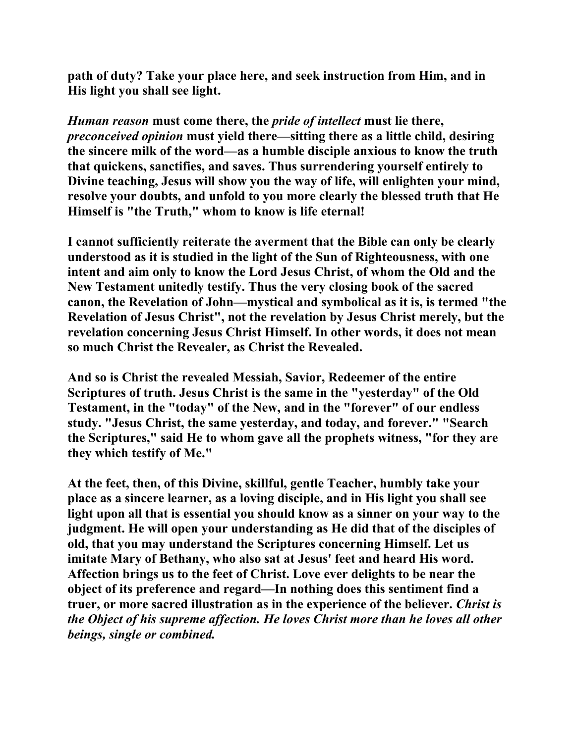**path of duty? Take your place here, and seek instruction from Him, and in His light you shall see light.**

***Human reason*** **must come there, the** ***pride of intellect*** **must lie there,** ***preconceived opinion*** **must yield there—sitting there as a little child, desiring the sincere milk of the word—as a humble disciple anxious to know the truth that quickens, sanctifies, and saves. Thus surrendering yourself entirely to Divine teaching, Jesus will show you the way of life, will enlighten your mind, resolve your doubts, and unfold to you more clearly the blessed truth that He Himself is "the Truth," whom to know is life eternal!**

**I cannot sufficiently reiterate the averment that the Bible can only be clearly understood as it is studied in the light of the Sun of Righteousness, with one intent and aim only to know the Lord Jesus Christ, of whom the Old and the New Testament unitedly testify. Thus the very closing book of the sacred canon, the Revelation of John—mystical and symbolical as it is, is termed "the Revelation of Jesus Christ", not the revelation by Jesus Christ merely, but the revelation concerning Jesus Christ Himself. In other words, it does not mean so much Christ the Revealer, as Christ the Revealed.**

**And so is Christ the revealed Messiah, Savior, Redeemer of the entire Scriptures of truth. Jesus Christ is the same in the "yesterday" of the Old Testament, in the "today" of the New, and in the "forever" of our endless study. "Jesus Christ, the same yesterday, and today, and forever." "Search the Scriptures," said He to whom gave all the prophets witness, "for they are they which testify of Me."**

**At the feet, then, of this Divine, skillful, gentle Teacher, humbly take your place as a sincere learner, as a loving disciple, and in His light you shall see light upon all that is essential you should know as a sinner on your way to the judgment. He will open your understanding as He did that of the disciples of old, that you may understand the Scriptures concerning Himself. Let us imitate Mary of Bethany, who also sat at Jesus' feet and heard His word. Affection brings us to the feet of Christ. Love ever delights to be near the object of its preference and regard—In nothing does this sentiment find a truer, or more sacred illustration as in the experience of the believer.** ***Christ is the Object of his supreme affection. He loves Christ more than he loves all other beings, single or combined.***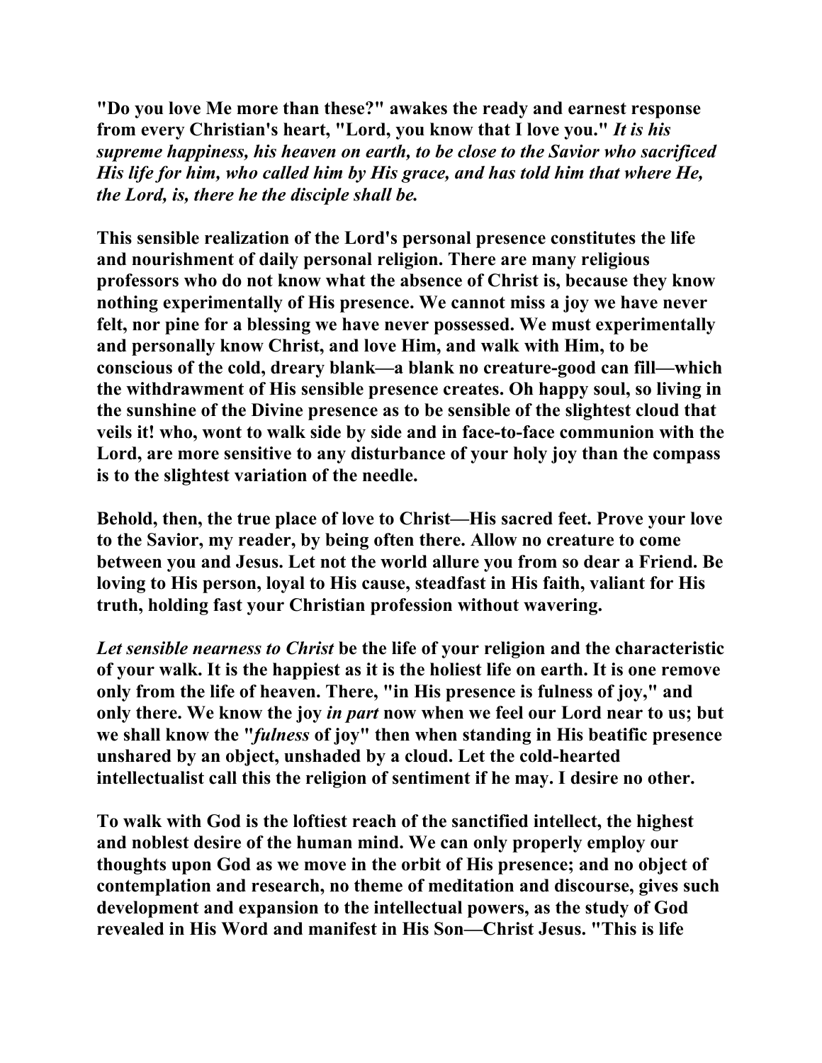"Do you love Me more than these?" awakes the ready and earnest response from every Christian's heart, "Lord, you know that I love you." *It is his supreme happiness, his heaven on earth, to be close to the Savior who sacrificed His life for him, who called him by His grace, and has told him that where He, the Lord, is, there he the disciple shall be.*

This sensible realization of the Lord's personal presence constitutes the life and nourishment of daily personal religion. There are many religious professors who do not know what the absence of Christ is, because they know nothing experimentally of His presence. We cannot miss a joy we have never felt, nor pine for a blessing we have never possessed. We must experimentally and personally know Christ, and love Him, and walk with Him, to be conscious of the cold, dreary blank—a blank no creature-good can fill—which the withdrawment of His sensible presence creates. Oh happy soul, so living in the sunshine of the Divine presence as to be sensible of the slightest cloud that veils it! who, wont to walk side by side and in face-to-face communion with the Lord, are more sensitive to any disturbance of your holy joy than the compass is to the slightest variation of the needle.

Behold, then, the true place of love to Christ—His sacred feet. Prove your love to the Savior, my reader, by being often there. Allow no creature to come between you and Jesus. Let not the world allure you from so dear a Friend. Be loving to His person, loyal to His cause, steadfast in His faith, valiant for His truth, holding fast your Christian profession without wavering.

*Let sensible nearness to Christ* be the life of your religion and the characteristic of your walk. It is the happiest as it is the holiest life on earth. It is one remove only from the life of heaven. There, "in His presence is fulness of joy," and only there. We know the joy *in part* now when we feel our Lord near to us; but we shall know the "*fulness* of joy" then when standing in His beatific presence unshared by an object, unshaded by a cloud. Let the cold-hearted intellectualist call this the religion of sentiment if he may. I desire no other.

To walk with God is the loftiest reach of the sanctified intellect, the highest and noblest desire of the human mind. We can only properly employ our thoughts upon God as we move in the orbit of His presence; and no object of contemplation and research, no theme of meditation and discourse, gives such development and expansion to the intellectual powers, as the study of God revealed in His Word and manifest in His Son—Christ Jesus. "This is life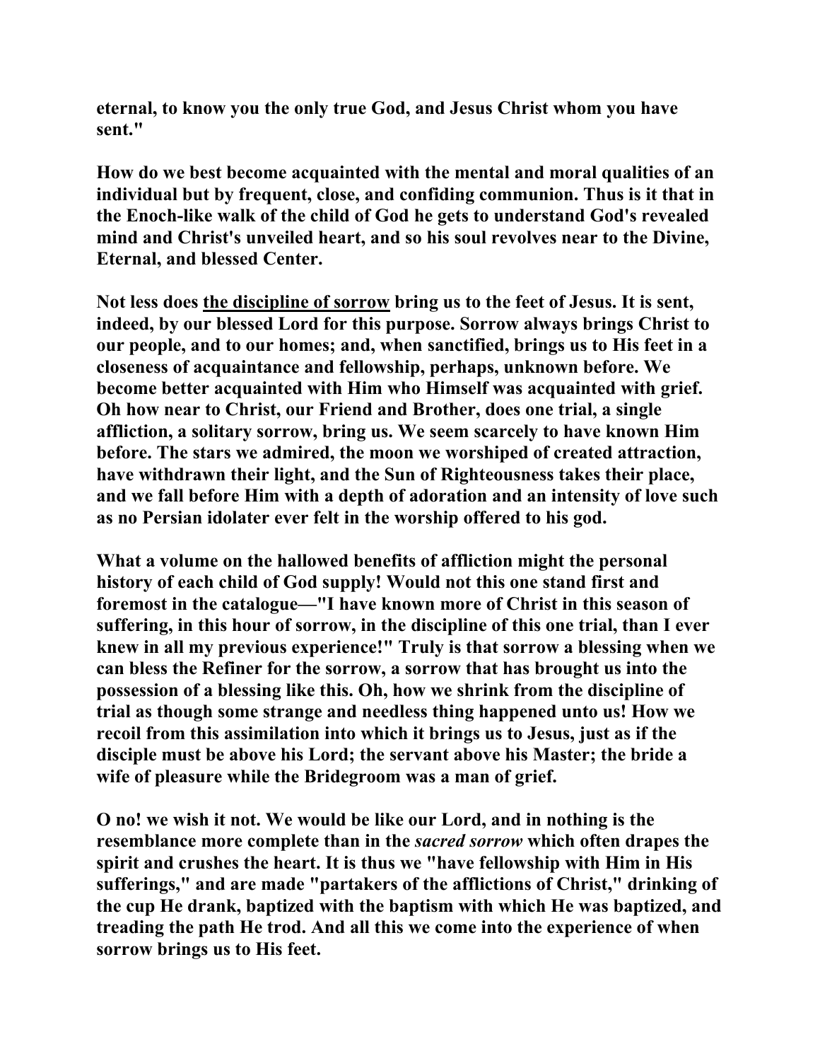**eternal, to know you the only true God, and Jesus Christ whom you have sent."**

**How do we best become acquainted with the mental and moral qualities of an individual but by frequent, close, and confiding communion. Thus is it that in the Enoch-like walk of the child of God he gets to understand God's revealed mind and Christ's unveiled heart, and so his soul revolves near to the Divine, Eternal, and blessed Center.**

**Not less does <u>the discipline of sorrow</u> bring us to the feet of Jesus. It is sent, indeed, by our blessed Lord for this purpose. Sorrow always brings Christ to our people, and to our homes; and, when sanctified, brings us to His feet in a closeness of acquaintance and fellowship, perhaps, unknown before. We become better acquainted with Him who Himself was acquainted with grief. Oh how near to Christ, our Friend and Brother, does one trial, a single affliction, a solitary sorrow, bring us. We seem scarcely to have known Him before. The stars we admired, the moon we worshiped of created attraction, have withdrawn their light, and the Sun of Righteousness takes their place, and we fall before Him with a depth of adoration and an intensity of love such as no Persian idolater ever felt in the worship offered to his god.**

**What a volume on the hallowed benefits of affliction might the personal history of each child of God supply! Would not this one stand first and foremost in the catalogue—"I have known more of Christ in this season of suffering, in this hour of sorrow, in the discipline of this one trial, than I ever knew in all my previous experience!" Truly is that sorrow a blessing when we can bless the Refiner for the sorrow, a sorrow that has brought us into the possession of a blessing like this. Oh, how we shrink from the discipline of trial as though some strange and needless thing happened unto us! How we recoil from this assimilation into which it brings us to Jesus, just as if the disciple must be above his Lord; the servant above his Master; the bride a wife of pleasure while the Bridegroom was a man of grief.**

**O no! we wish it not. We would be like our Lord, and in nothing is the resemblance more complete than in the *sacred sorrow* which often drapes the spirit and crushes the heart. It is thus we "have fellowship with Him in His sufferings," and are made "partakers of the afflictions of Christ," drinking of the cup He drank, baptized with the baptism with which He was baptized, and treading the path He trod. And all this we come into the experience of when sorrow brings us to His feet.**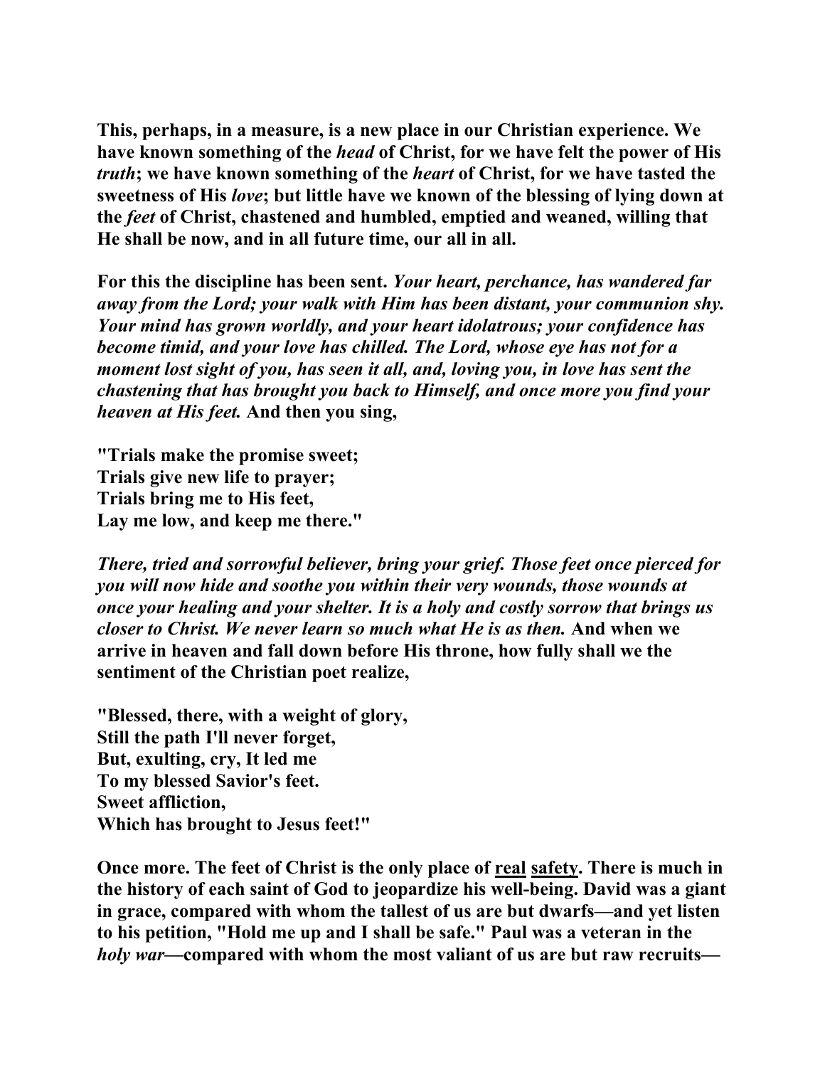**This, perhaps, in a measure, is a new place in our Christian experience. We have known something of the *head* of Christ, for we have felt the power of His *truth*; we have known something of the *heart* of Christ, for we have tasted the sweetness of His *love*; but little have we known of the blessing of lying down at the *feet* of Christ, chastened and humbled, emptied and weaned, willing that He shall be now, and in all future time, our all in all.**

**For this the discipline has been sent. *Your heart, perchance, has wandered far away from the Lord; your walk with Him has been distant, your communion shy. Your mind has grown worldly, and your heart idolatrous; your confidence has become timid, and your love has chilled. The Lord, whose eye has not for a moment lost sight of you, has seen it all, and, loving you, in love has sent the chastening that has brought you back to Himself, and once more you find your heaven at His feet.* And then you sing,**

**"Trials make the promise sweet;
Trials give new life to prayer;
Trials bring me to His feet,
Lay me low, and keep me there."**

***There, tried and sorrowful believer, bring your grief. Those feet once pierced for you will now hide and soothe you within their very wounds, those wounds at once your healing and your shelter. It is a holy and costly sorrow that brings us closer to Christ. We never learn so much what He is as then.* And when we arrive in heaven and fall down before His throne, how fully shall we the sentiment of the Christian poet realize,**

**"Blessed, there, with a weight of glory,
Still the path I'll never forget,
But, exulting, cry, It led me
To my blessed Savior's feet.
Sweet affliction,
Which has brought to Jesus feet!"**

**Once more. The feet of Christ is the only place of <u>real</u> <u>safety</u>. There is much in the history of each saint of God to jeopardize his well-being. David was a giant in grace, compared with whom the tallest of us are but dwarfs—and yet listen to his petition, "Hold me up and I shall be safe." Paul was a veteran in the *holy war*—compared with whom the most valiant of us are but raw recruits—**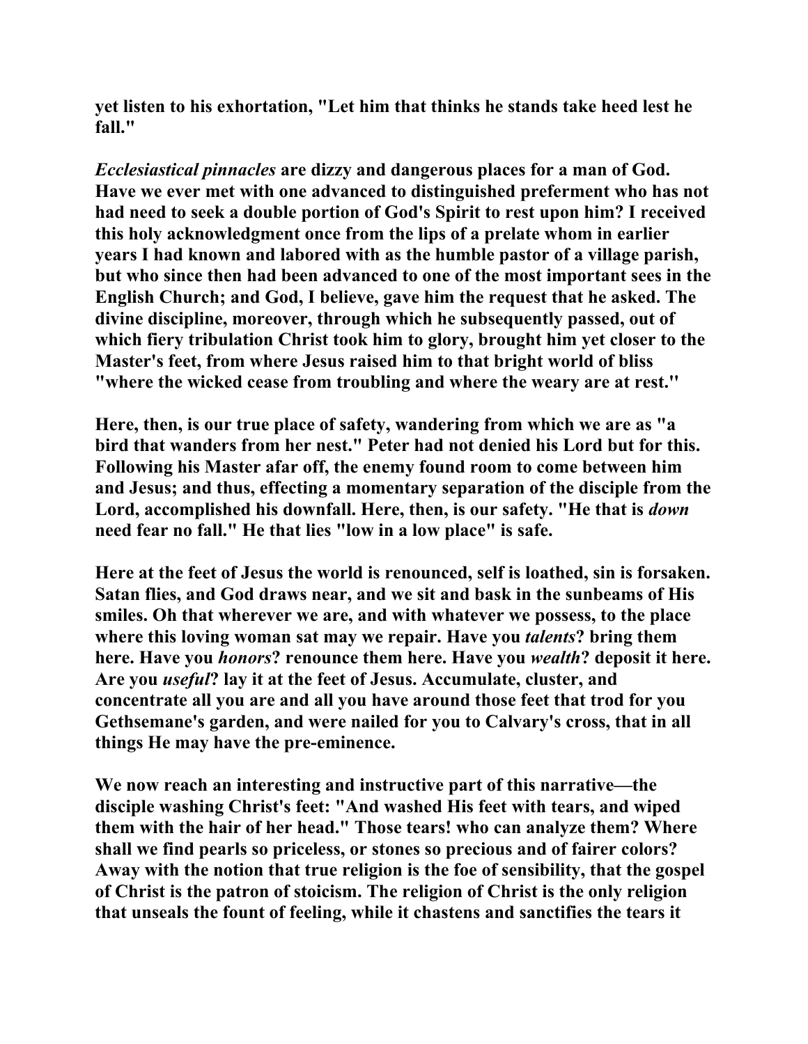yet listen to his exhortation, "Let him that thinks he stands take heed lest he fall."

*Ecclesiastical pinnacles* are dizzy and dangerous places for a man of God. Have we ever met with one advanced to distinguished preferment who has not had need to seek a double portion of God's Spirit to rest upon him? I received this holy acknowledgment once from the lips of a prelate whom in earlier years I had known and labored with as the humble pastor of a village parish, but who since then had been advanced to one of the most important sees in the English Church; and God, I believe, gave him the request that he asked. The divine discipline, moreover, through which he subsequently passed, out of which fiery tribulation Christ took him to glory, brought him yet closer to the Master's feet, from where Jesus raised him to that bright world of bliss "where the wicked cease from troubling and where the weary are at rest."

Here, then, is our true place of safety, wandering from which we are as "a bird that wanders from her nest." Peter had not denied his Lord but for this. Following his Master afar off, the enemy found room to come between him and Jesus; and thus, effecting a momentary separation of the disciple from the Lord, accomplished his downfall. Here, then, is our safety. "He that is *down* need fear no fall." He that lies "low in a low place" is safe.

Here at the feet of Jesus the world is renounced, self is loathed, sin is forsaken. Satan flies, and God draws near, and we sit and bask in the sunbeams of His smiles. Oh that wherever we are, and with whatever we possess, to the place where this loving woman sat may we repair. Have you *talents*? bring them here. Have you *honors*? renounce them here. Have you *wealth*? deposit it here. Are you *useful*? lay it at the feet of Jesus. Accumulate, cluster, and concentrate all you are and all you have around those feet that trod for you Gethsemane's garden, and were nailed for you to Calvary's cross, that in all things He may have the pre-eminence.

We now reach an interesting and instructive part of this narrative—the disciple washing Christ's feet: "And washed His feet with tears, and wiped them with the hair of her head." Those tears! who can analyze them? Where shall we find pearls so priceless, or stones so precious and of fairer colors? Away with the notion that true religion is the foe of sensibility, that the gospel of Christ is the patron of stoicism. The religion of Christ is the only religion that unseals the fount of feeling, while it chastens and sanctifies the tears it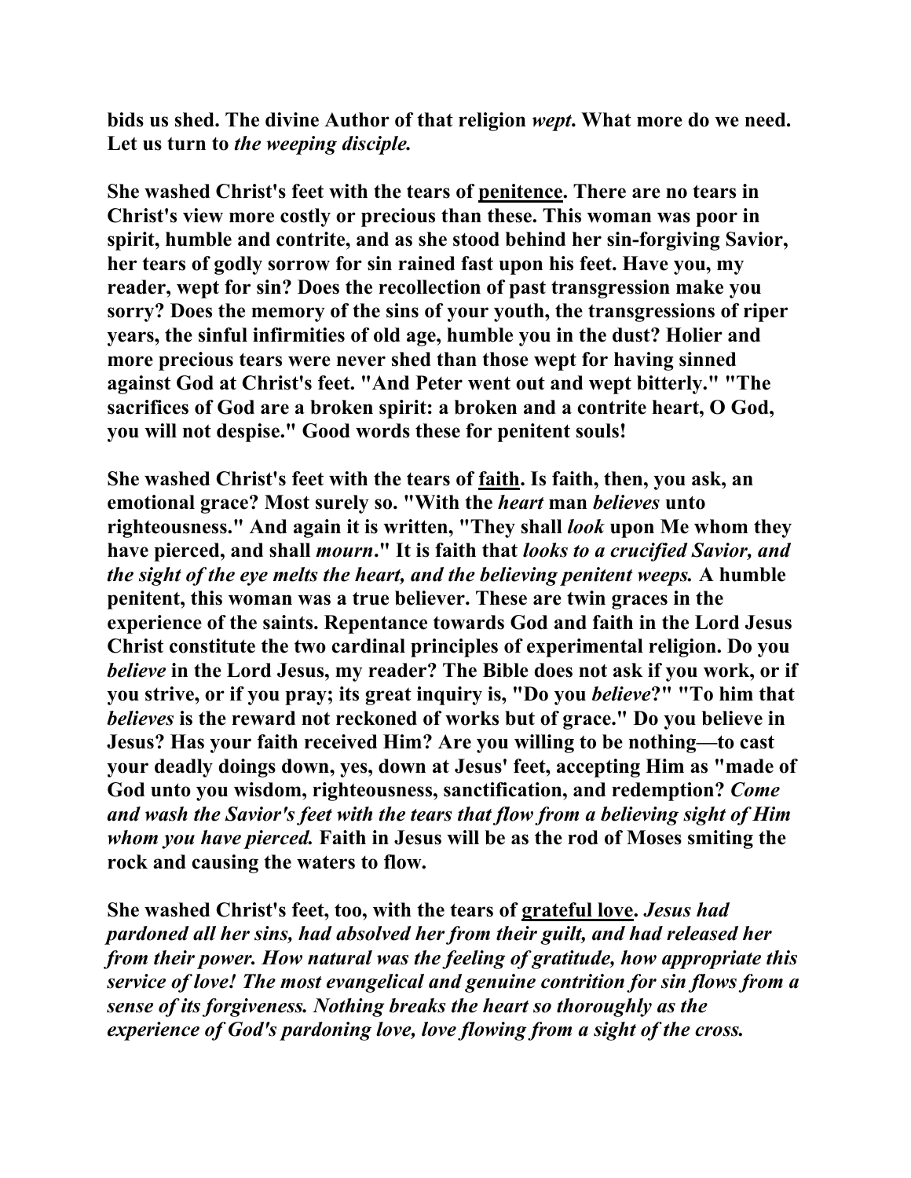**bids us shed. The divine Author of that religion *wept*. What more do we need. Let us turn to *the weeping disciple.***

**She washed Christ's feet with the tears of <u>penitence</u>. There are no tears in Christ's view more costly or precious than these. This woman was poor in spirit, humble and contrite, and as she stood behind her sin-forgiving Savior, her tears of godly sorrow for sin rained fast upon his feet. Have you, my reader, wept for sin? Does the recollection of past transgression make you sorry? Does the memory of the sins of your youth, the transgressions of riper years, the sinful infirmities of old age, humble you in the dust? Holier and more precious tears were never shed than those wept for having sinned against God at Christ's feet. "And Peter went out and wept bitterly." "The sacrifices of God are a broken spirit: a broken and a contrite heart, O God, you will not despise." Good words these for penitent souls!**

**She washed Christ's feet with the tears of <u>faith</u>. Is faith, then, you ask, an emotional grace? Most surely so. "With the *heart* man *believes* unto righteousness." And again it is written, "They shall *look* upon Me whom they have pierced, and shall *mourn*." It is faith that *looks to a crucified Savior, and the sight of the eye melts the heart, and the believing penitent weeps.* A humble penitent, this woman was a true believer. These are twin graces in the experience of the saints. Repentance towards God and faith in the Lord Jesus Christ constitute the two cardinal principles of experimental religion. Do you *believe* in the Lord Jesus, my reader? The Bible does not ask if you work, or if you strive, or if you pray; its great inquiry is, "Do you *believe*?" "To him that *believes* is the reward not reckoned of works but of grace." Do you believe in Jesus? Has your faith received Him? Are you willing to be nothing—to cast your deadly doings down, yes, down at Jesus' feet, accepting Him as "made of God unto you wisdom, righteousness, sanctification, and redemption? *Come and wash the Savior's feet with the tears that flow from a believing sight of Him whom you have pierced.* Faith in Jesus will be as the rod of Moses smiting the rock and causing the waters to flow.**

**She washed Christ's feet, too, with the tears of <u>grateful love</u>. *Jesus had pardoned all her sins, had absolved her from their guilt, and had released her from their power. How natural was the feeling of gratitude, how appropriate this service of love! The most evangelical and genuine contrition for sin flows from a sense of its forgiveness. Nothing breaks the heart so thoroughly as the experience of God's pardoning love, love flowing from a sight of the cross.***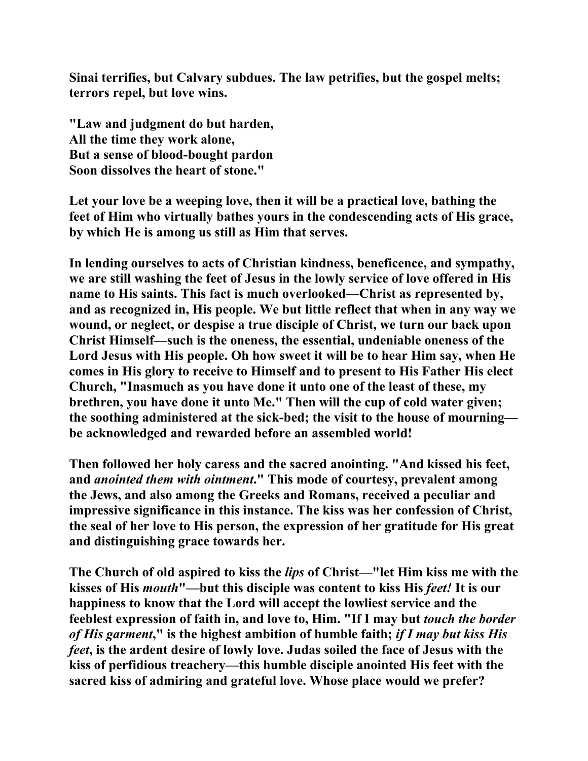**Sinai terrifies, but Calvary subdues. The law petrifies, but the gospel melts; terrors repel, but love wins.**

**"Law and judgment do but harden,**
**All the time they work alone,**
**But a sense of blood-bought pardon**
**Soon dissolves the heart of stone."**

**Let your love be a weeping love, then it will be a practical love, bathing the feet of Him who virtually bathes yours in the condescending acts of His grace, by which He is among us still as Him that serves.**

**In lending ourselves to acts of Christian kindness, beneficence, and sympathy, we are still washing the feet of Jesus in the lowly service of love offered in His name to His saints. This fact is much overlooked—Christ as represented by, and as recognized in, His people. We but little reflect that when in any way we wound, or neglect, or despise a true disciple of Christ, we turn our back upon Christ Himself—such is the oneness, the essential, undeniable oneness of the Lord Jesus with His people. Oh how sweet it will be to hear Him say, when He comes in His glory to receive to Himself and to present to His Father His elect Church, "Inasmuch as you have done it unto one of the least of these, my brethren, you have done it unto Me." Then will the cup of cold water given; the soothing administered at the sick-bed; the visit to the house of mourning—be acknowledged and rewarded before an assembled world!**

**Then followed her holy caress and the sacred anointing. "And kissed his feet, and *anointed them with ointment*." This mode of courtesy, prevalent among the Jews, and also among the Greeks and Romans, received a peculiar and impressive significance in this instance. The kiss was her confession of Christ, the seal of her love to His person, the expression of her gratitude for His great and distinguishing grace towards her.**

**The Church of old aspired to kiss the *lips* of Christ—"let Him kiss me with the kisses of His *mouth*"—but this disciple was content to kiss His *feet!* It is our happiness to know that the Lord will accept the lowliest service and the feeblest expression of faith in, and love to, Him. "If I may but *touch the border of His garment*," is the highest ambition of humble faith; *if I may but kiss His feet*, is the ardent desire of lowly love. Judas soiled the face of Jesus with the kiss of perfidious treachery—this humble disciple anointed His feet with the sacred kiss of admiring and grateful love. Whose place would we prefer?**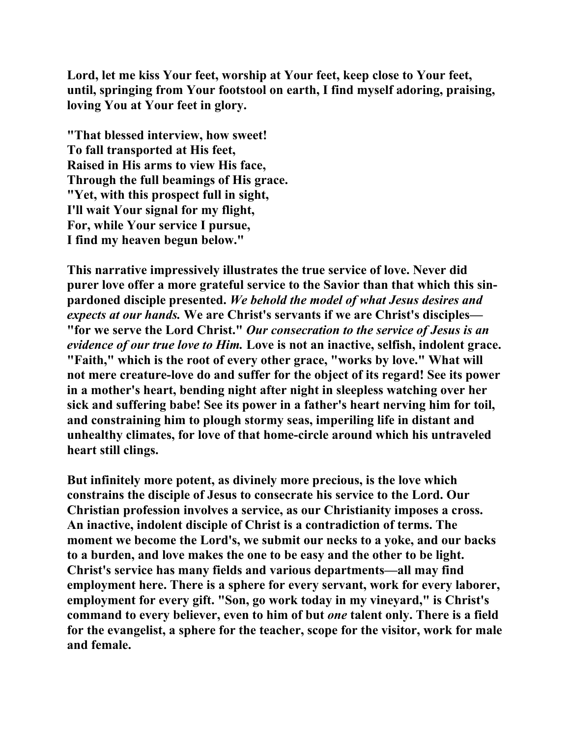**Lord, let me kiss Your feet, worship at Your feet, keep close to Your feet, until, springing from Your footstool on earth, I find myself adoring, praising, loving You at Your feet in glory.**

**"That blessed interview, how sweet!**
**To fall transported at His feet,**
**Raised in His arms to view His face,**
**Through the full beamings of His grace.**
**"Yet, with this prospect full in sight,**
**I'll wait Your signal for my flight,**
**For, while Your service I pursue,**
**I find my heaven begun below."**

**This narrative impressively illustrates the true service of love. Never did purer love offer a more grateful service to the Savior than that which this sin-pardoned disciple presented.** ***We behold the model of what Jesus desires and expects at our hands.*** **We are Christ's servants if we are Christ's disciples—"for we serve the Lord Christ."** ***Our consecration to the service of Jesus is an evidence of our true love to Him.*** **Love is not an inactive, selfish, indolent grace. "Faith," which is the root of every other grace, "works by love." What will not mere creature-love do and suffer for the object of its regard! See its power in a mother's heart, bending night after night in sleepless watching over her sick and suffering babe! See its power in a father's heart nerving him for toil, and constraining him to plough stormy seas, imperiling life in distant and unhealthy climates, for love of that home-circle around which his untraveled heart still clings.**

**But infinitely more potent, as divinely more precious, is the love which constrains the disciple of Jesus to consecrate his service to the Lord. Our Christian profession involves a service, as our Christianity imposes a cross. An inactive, indolent disciple of Christ is a contradiction of terms. The moment we become the Lord's, we submit our necks to a yoke, and our backs to a burden, and love makes the one to be easy and the other to be light. Christ's service has many fields and various departments—all may find employment here. There is a sphere for every servant, work for every laborer, employment for every gift. "Son, go work today in my vineyard," is Christ's command to every believer, even to him of but** ***one*** **talent only. There is a field for the evangelist, a sphere for the teacher, scope for the visitor, work for male and female.**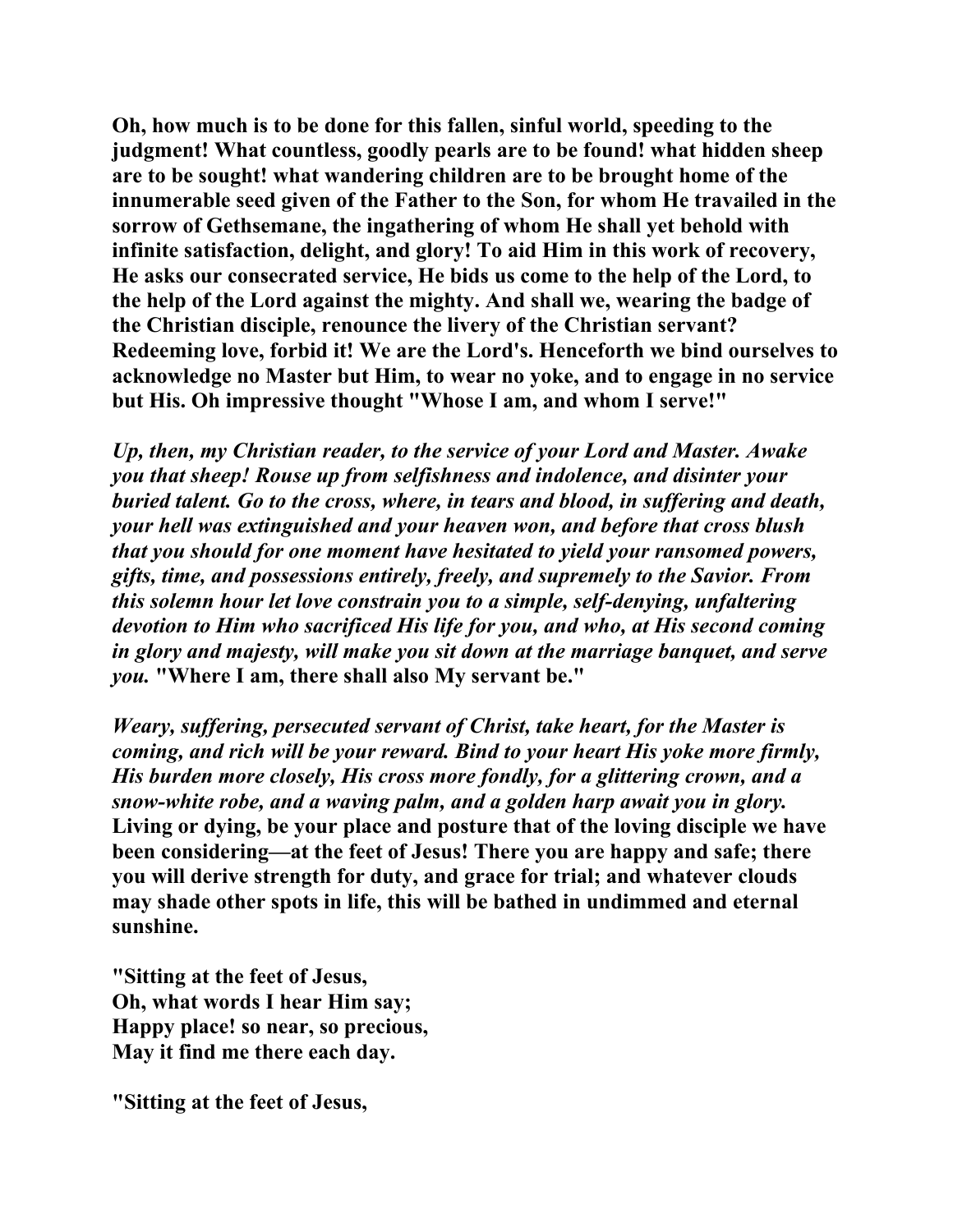**Oh, how much is to be done for this fallen, sinful world, speeding to the judgment! What countless, goodly pearls are to be found! what hidden sheep are to be sought! what wandering children are to be brought home of the innumerable seed given of the Father to the Son, for whom He travailed in the sorrow of Gethsemane, the ingathering of whom He shall yet behold with infinite satisfaction, delight, and glory! To aid Him in this work of recovery, He asks our consecrated service, He bids us come to the help of the Lord, to the help of the Lord against the mighty. And shall we, wearing the badge of the Christian disciple, renounce the livery of the Christian servant? Redeeming love, forbid it! We are the Lord's. Henceforth we bind ourselves to acknowledge no Master but Him, to wear no yoke, and to engage in no service but His. Oh impressive thought "Whose I am, and whom I serve!"**

***Up, then, my Christian reader, to the service of your Lord and Master. Awake you that sheep! Rouse up from selfishness and indolence, and disinter your buried talent. Go to the cross, where, in tears and blood, in suffering and death, your hell was extinguished and your heaven won, and before that cross blush that you should for one moment have hesitated to yield your ransomed powers, gifts, time, and possessions entirely, freely, and supremely to the Savior. From this solemn hour let love constrain you to a simple, self-denying, unfaltering devotion to Him who sacrificed His life for you, and who, at His second coming in glory and majesty, will make you sit down at the marriage banquet, and serve you.*** **"Where I am, there shall also My servant be."**

***Weary, suffering, persecuted servant of Christ, take heart, for the Master is coming, and rich will be your reward. Bind to your heart His yoke more firmly, His burden more closely, His cross more fondly, for a glittering crown, and a snow-white robe, and a waving palm, and a golden harp await you in glory.*** **Living or dying, be your place and posture that of the loving disciple we have been considering—at the feet of Jesus! There you are happy and safe; there you will derive strength for duty, and grace for trial; and whatever clouds may shade other spots in life, this will be bathed in undimmed and eternal sunshine.**

**"Sitting at the feet of Jesus,
Oh, what words I hear Him say;
Happy place! so near, so precious,
May it find me there each day.**

**"Sitting at the feet of Jesus,**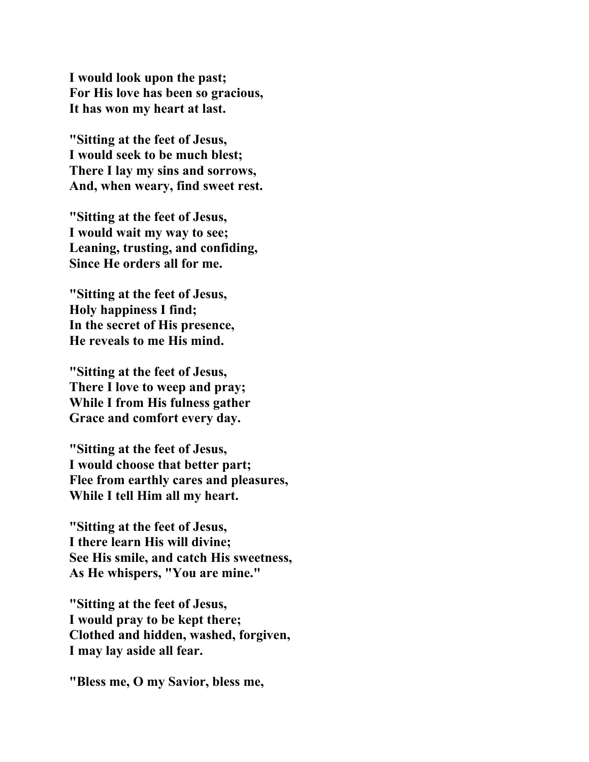**I would look upon the past;**
**For His love has been so gracious,**
**It has won my heart at last.**

**"Sitting at the feet of Jesus,**
**I would seek to be much blest;**
**There I lay my sins and sorrows,**
**And, when weary, find sweet rest.**

**"Sitting at the feet of Jesus,**
**I would wait my way to see;**
**Leaning, trusting, and confiding,**
**Since He orders all for me.**

**"Sitting at the feet of Jesus,**
**Holy happiness I find;**
**In the secret of His presence,**
**He reveals to me His mind.**

**"Sitting at the feet of Jesus,**
**There I love to weep and pray;**
**While I from His fulness gather**
**Grace and comfort every day.**

**"Sitting at the feet of Jesus,**
**I would choose that better part;**
**Flee from earthly cares and pleasures,**
**While I tell Him all my heart.**

**"Sitting at the feet of Jesus,**
**I there learn His will divine;**
**See His smile, and catch His sweetness,**
**As He whispers, "You are mine."**

**"Sitting at the feet of Jesus,**
**I would pray to be kept there;**
**Clothed and hidden, washed, forgiven,**
**I may lay aside all fear.**

**"Bless me, O my Savior, bless me,**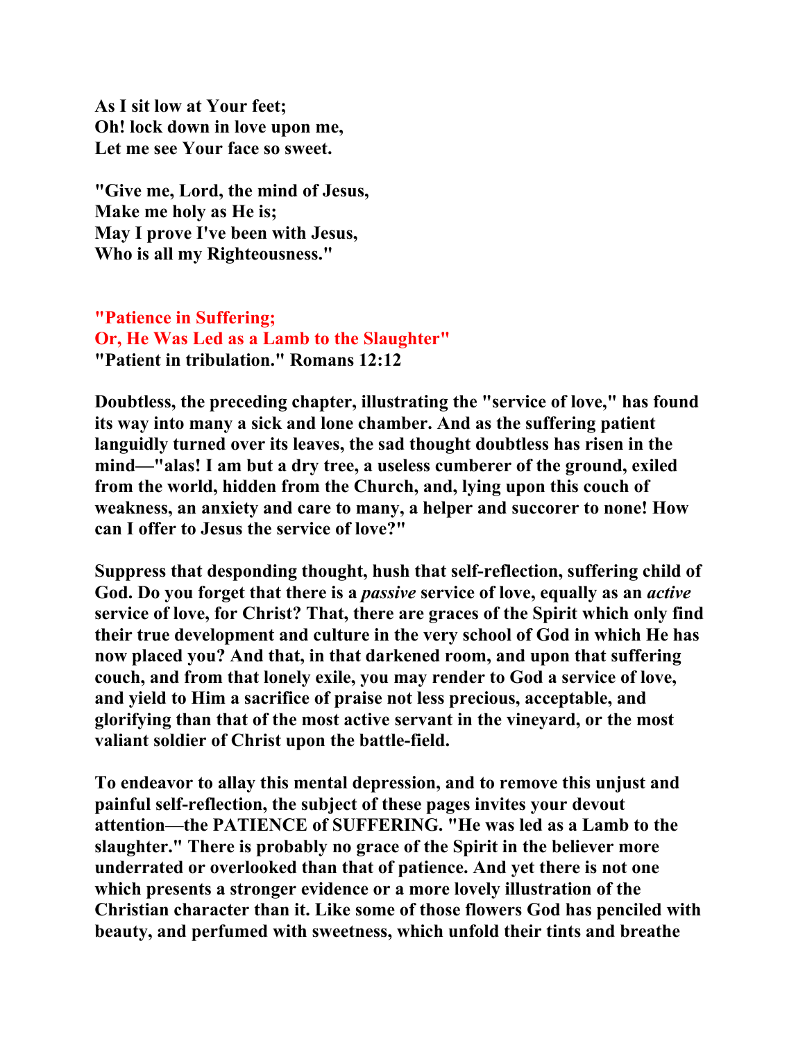**As I sit low at Your feet;**
**Oh! lock down in love upon me,**
**Let me see Your face so sweet.**

**"Give me, Lord, the mind of Jesus,**
**Make me holy as He is;**
**May I prove I've been with Jesus,**
**Who is all my Righteousness."**

## "Patience in Suffering; Or, He Was Led as a Lamb to the Slaughter"

**"Patient in tribulation." Romans 12:12**

**Doubtless, the preceding chapter, illustrating the "service of love," has found its way into many a sick and lone chamber. And as the suffering patient languidly turned over its leaves, the sad thought doubtless has risen in the mind—"alas! I am but a dry tree, a useless cumberer of the ground, exiled from the world, hidden from the Church, and, lying upon this couch of weakness, an anxiety and care to many, a helper and succorer to none! How can I offer to Jesus the service of love?"**

**Suppress that desponding thought, hush that self-reflection, suffering child of God. Do you forget that there is a *passive* service of love, equally as an *active* service of love, for Christ? That, there are graces of the Spirit which only find their true development and culture in the very school of God in which He has now placed you? And that, in that darkened room, and upon that suffering couch, and from that lonely exile, you may render to God a service of love, and yield to Him a sacrifice of praise not less precious, acceptable, and glorifying than that of the most active servant in the vineyard, or the most valiant soldier of Christ upon the battle-field.**

**To endeavor to allay this mental depression, and to remove this unjust and painful self-reflection, the subject of these pages invites your devout attention—the PATIENCE of SUFFERING. "He was led as a Lamb to the slaughter." There is probably no grace of the Spirit in the believer more underrated or overlooked than that of patience. And yet there is not one which presents a stronger evidence or a more lovely illustration of the Christian character than it. Like some of those flowers God has penciled with beauty, and perfumed with sweetness, which unfold their tints and breathe**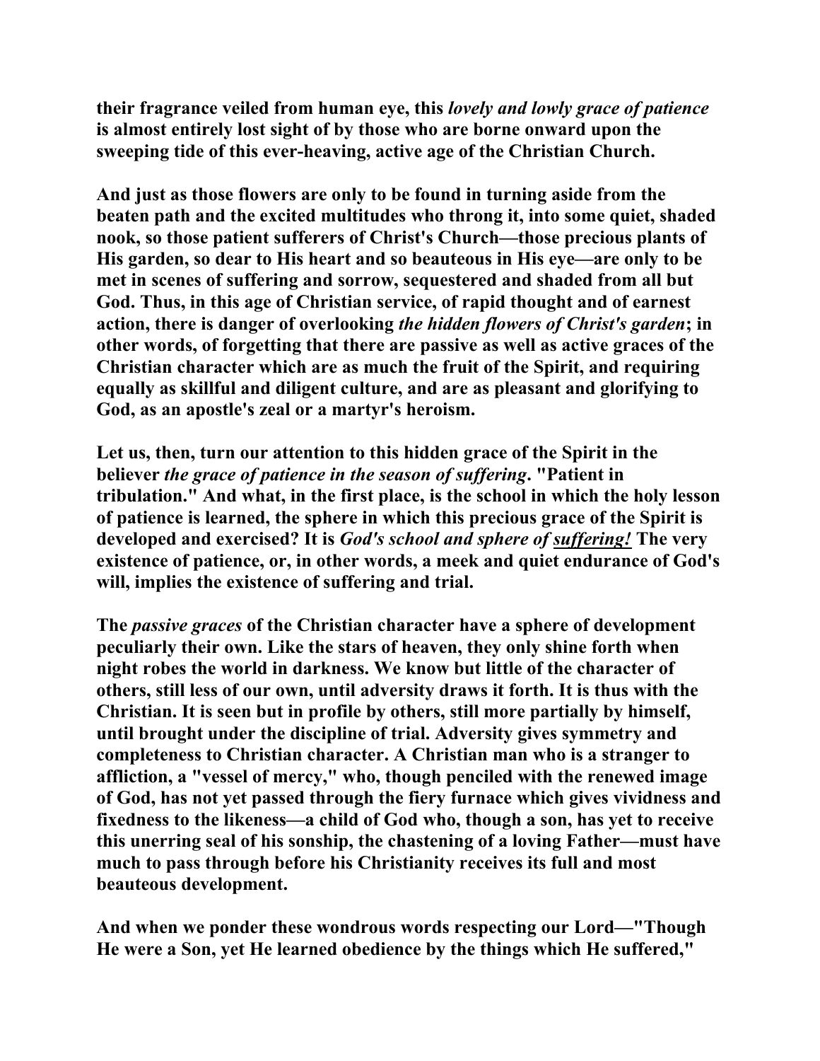**their fragrance veiled from human eye, this *lovely and lowly grace of patience* is almost entirely lost sight of by those who are borne onward upon the sweeping tide of this ever-heaving, active age of the Christian Church.**

**And just as those flowers are only to be found in turning aside from the beaten path and the excited multitudes who throng it, into some quiet, shaded nook, so those patient sufferers of Christ's Church—those precious plants of His garden, so dear to His heart and so beauteous in His eye—are only to be met in scenes of suffering and sorrow, sequestered and shaded from all but God. Thus, in this age of Christian service, of rapid thought and of earnest action, there is danger of overlooking *the hidden flowers of Christ's garden*; in other words, of forgetting that there are passive as well as active graces of the Christian character which are as much the fruit of the Spirit, and requiring equally as skillful and diligent culture, and are as pleasant and glorifying to God, as an apostle's zeal or a martyr's heroism.**

**Let us, then, turn our attention to this hidden grace of the Spirit in the believer *the grace of patience in the season of suffering*. "Patient in tribulation." And what, in the first place, is the school in which the holy lesson of patience is learned, the sphere in which this precious grace of the Spirit is developed and exercised? It is *God's school and sphere of suffering!* The very existence of patience, or, in other words, a meek and quiet endurance of God's will, implies the existence of suffering and trial.**

**The *passive graces* of the Christian character have a sphere of development peculiarly their own. Like the stars of heaven, they only shine forth when night robes the world in darkness. We know but little of the character of others, still less of our own, until adversity draws it forth. It is thus with the Christian. It is seen but in profile by others, still more partially by himself, until brought under the discipline of trial. Adversity gives symmetry and completeness to Christian character. A Christian man who is a stranger to affliction, a "vessel of mercy," who, though penciled with the renewed image of God, has not yet passed through the fiery furnace which gives vividness and fixedness to the likeness—a child of God who, though a son, has yet to receive this unerring seal of his sonship, the chastening of a loving Father—must have much to pass through before his Christianity receives its full and most beauteous development.**

**And when we ponder these wondrous words respecting our Lord—"Though He were a Son, yet He learned obedience by the things which He suffered,"**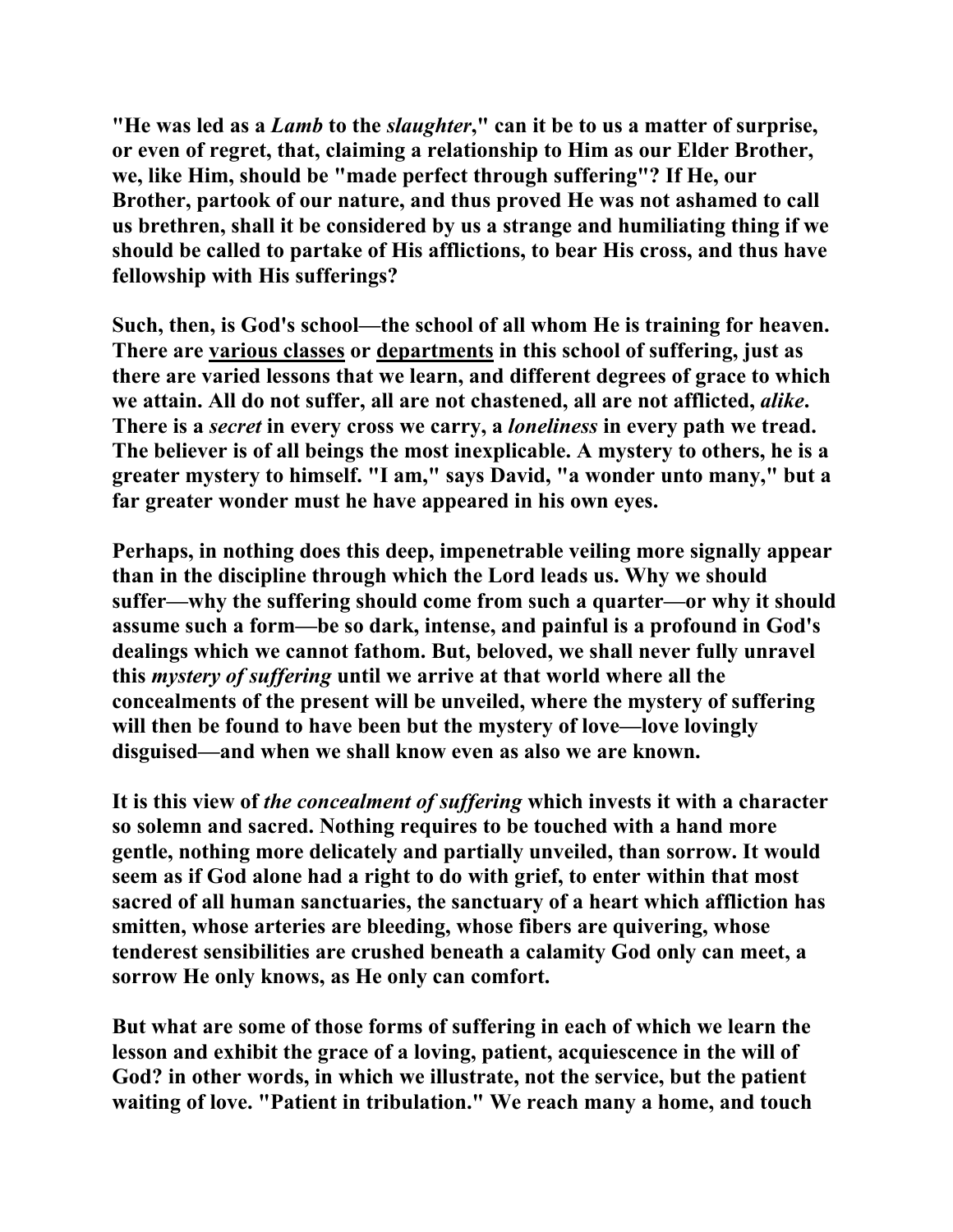**"He was led as a *Lamb* to the *slaughter*," can it be to us a matter of surprise, or even of regret, that, claiming a relationship to Him as our Elder Brother, we, like Him, should be "made perfect through suffering"? If He, our Brother, partook of our nature, and thus proved He was not ashamed to call us brethren, shall it be considered by us a strange and humiliating thing if we should be called to partake of His afflictions, to bear His cross, and thus have fellowship with His sufferings?**

**Such, then, is God's school—the school of all whom He is training for heaven. There are various classes or departments in this school of suffering, just as there are varied lessons that we learn, and different degrees of grace to which we attain. All do not suffer, all are not chastened, all are not afflicted, *alike*. There is a *secret* in every cross we carry, a *loneliness* in every path we tread. The believer is of all beings the most inexplicable. A mystery to others, he is a greater mystery to himself. "I am," says David, "a wonder unto many," but a far greater wonder must he have appeared in his own eyes.**

**Perhaps, in nothing does this deep, impenetrable veiling more signally appear than in the discipline through which the Lord leads us. Why we should suffer—why the suffering should come from such a quarter—or why it should assume such a form—be so dark, intense, and painful is a profound in God's dealings which we cannot fathom. But, beloved, we shall never fully unravel this *mystery of suffering* until we arrive at that world where all the concealments of the present will be unveiled, where the mystery of suffering will then be found to have been but the mystery of love—love lovingly disguised—and when we shall know even as also we are known.**

**It is this view of *the concealment of suffering* which invests it with a character so solemn and sacred. Nothing requires to be touched with a hand more gentle, nothing more delicately and partially unveiled, than sorrow. It would seem as if God alone had a right to do with grief, to enter within that most sacred of all human sanctuaries, the sanctuary of a heart which affliction has smitten, whose arteries are bleeding, whose fibers are quivering, whose tenderest sensibilities are crushed beneath a calamity God only can meet, a sorrow He only knows, as He only can comfort.**

**But what are some of those forms of suffering in each of which we learn the lesson and exhibit the grace of a loving, patient, acquiescence in the will of God? in other words, in which we illustrate, not the service, but the patient waiting of love. "Patient in tribulation." We reach many a home, and touch**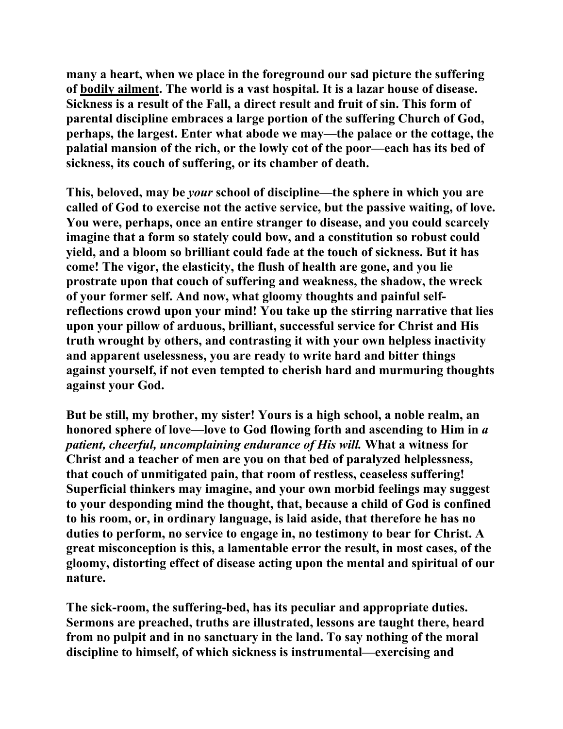**many a heart, when we place in the foreground our sad picture the suffering of bodily ailment. The world is a vast hospital. It is a lazar house of disease. Sickness is a result of the Fall, a direct result and fruit of sin. This form of parental discipline embraces a large portion of the suffering Church of God, perhaps, the largest. Enter what abode we may—the palace or the cottage, the palatial mansion of the rich, or the lowly cot of the poor—each has its bed of sickness, its couch of suffering, or its chamber of death.**

**This, beloved, may be *your* school of discipline—the sphere in which you are called of God to exercise not the active service, but the passive waiting, of love. You were, perhaps, once an entire stranger to disease, and you could scarcely imagine that a form so stately could bow, and a constitution so robust could yield, and a bloom so brilliant could fade at the touch of sickness. But it has come! The vigor, the elasticity, the flush of health are gone, and you lie prostrate upon that couch of suffering and weakness, the shadow, the wreck of your former self. And now, what gloomy thoughts and painful self-reflections crowd upon your mind! You take up the stirring narrative that lies upon your pillow of arduous, brilliant, successful service for Christ and His truth wrought by others, and contrasting it with your own helpless inactivity and apparent uselessness, you are ready to write hard and bitter things against yourself, if not even tempted to cherish hard and murmuring thoughts against your God.**

**But be still, my brother, my sister! Yours is a high school, a noble realm, an honored sphere of love—love to God flowing forth and ascending to Him in *a patient, cheerful, uncomplaining endurance of His will.* What a witness for Christ and a teacher of men are you on that bed of paralyzed helplessness, that couch of unmitigated pain, that room of restless, ceaseless suffering! Superficial thinkers may imagine, and your own morbid feelings may suggest to your desponding mind the thought, that, because a child of God is confined to his room, or, in ordinary language, is laid aside, that therefore he has no duties to perform, no service to engage in, no testimony to bear for Christ. A great misconception is this, a lamentable error the result, in most cases, of the gloomy, distorting effect of disease acting upon the mental and spiritual of our nature.**

**The sick-room, the suffering-bed, has its peculiar and appropriate duties. Sermons are preached, truths are illustrated, lessons are taught there, heard from no pulpit and in no sanctuary in the land. To say nothing of the moral discipline to himself, of which sickness is instrumental—exercising and**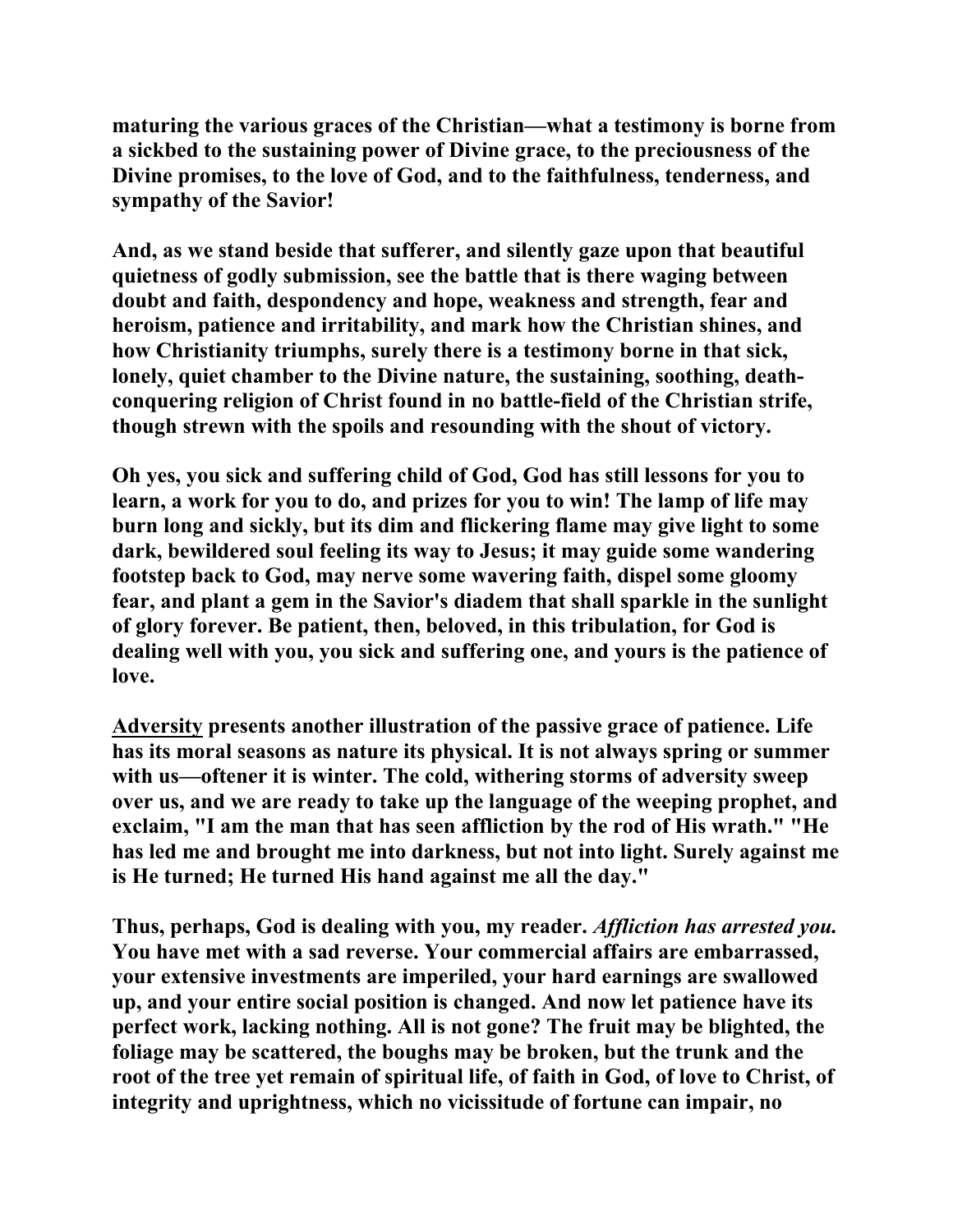**maturing the various graces of the Christian—what a testimony is borne from a sickbed to the sustaining power of Divine grace, to the preciousness of the Divine promises, to the love of God, and to the faithfulness, tenderness, and sympathy of the Savior!**

**And, as we stand beside that sufferer, and silently gaze upon that beautiful quietness of godly submission, see the battle that is there waging between doubt and faith, despondency and hope, weakness and strength, fear and heroism, patience and irritability, and mark how the Christian shines, and how Christianity triumphs, surely there is a testimony borne in that sick, lonely, quiet chamber to the Divine nature, the sustaining, soothing, death-conquering religion of Christ found in no battle-field of the Christian strife, though strewn with the spoils and resounding with the shout of victory.**

**Oh yes, you sick and suffering child of God, God has still lessons for you to learn, a work for you to do, and prizes for you to win! The lamp of life may burn long and sickly, but its dim and flickering flame may give light to some dark, bewildered soul feeling its way to Jesus; it may guide some wandering footstep back to God, may nerve some wavering faith, dispel some gloomy fear, and plant a gem in the Savior's diadem that shall sparkle in the sunlight of glory forever. Be patient, then, beloved, in this tribulation, for God is dealing well with you, you sick and suffering one, and yours is the patience of love.**

**<u>Adversity</u> presents another illustration of the passive grace of patience. Life has its moral seasons as nature its physical. It is not always spring or summer with us—oftener it is winter. The cold, withering storms of adversity sweep over us, and we are ready to take up the language of the weeping prophet, and exclaim, "I am the man that has seen affliction by the rod of His wrath." "He has led me and brought me into darkness, but not into light. Surely against me is He turned; He turned His hand against me all the day."**

**Thus, perhaps, God is dealing with you, my reader. *Affliction has arrested you.* You have met with a sad reverse. Your commercial affairs are embarrassed, your extensive investments are imperiled, your hard earnings are swallowed up, and your entire social position is changed. And now let patience have its perfect work, lacking nothing. All is not gone? The fruit may be blighted, the foliage may be scattered, the boughs may be broken, but the trunk and the root of the tree yet remain of spiritual life, of faith in God, of love to Christ, of integrity and uprightness, which no vicissitude of fortune can impair, no**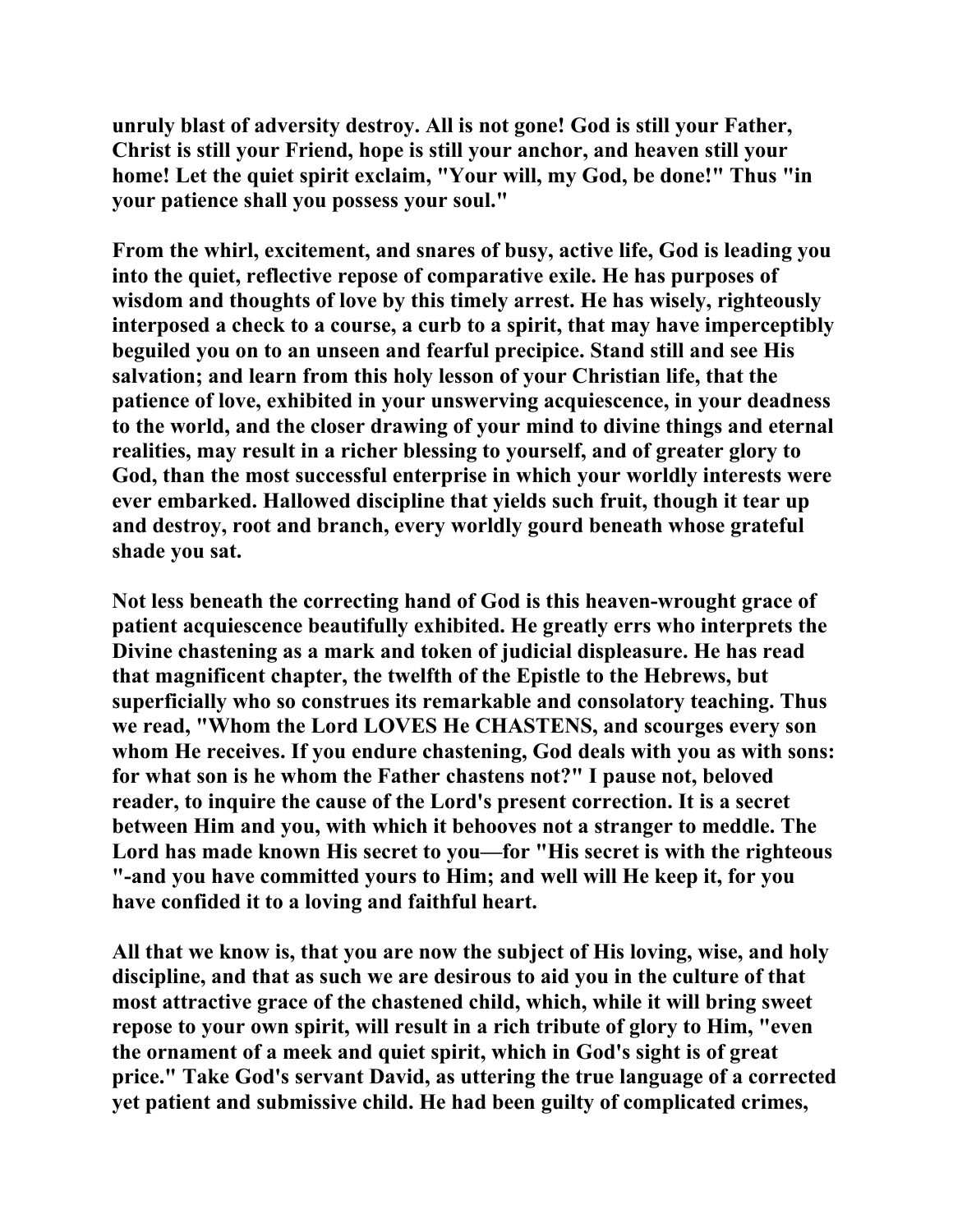**unruly blast of adversity destroy. All is not gone! God is still your Father, Christ is still your Friend, hope is still your anchor, and heaven still your home! Let the quiet spirit exclaim, "Your will, my God, be done!" Thus "in your patience shall you possess your soul."**

**From the whirl, excitement, and snares of busy, active life, God is leading you into the quiet, reflective repose of comparative exile. He has purposes of wisdom and thoughts of love by this timely arrest. He has wisely, righteously interposed a check to a course, a curb to a spirit, that may have imperceptibly beguiled you on to an unseen and fearful precipice. Stand still and see His salvation; and learn from this holy lesson of your Christian life, that the patience of love, exhibited in your unswerving acquiescence, in your deadness to the world, and the closer drawing of your mind to divine things and eternal realities, may result in a richer blessing to yourself, and of greater glory to God, than the most successful enterprise in which your worldly interests were ever embarked. Hallowed discipline that yields such fruit, though it tear up and destroy, root and branch, every worldly gourd beneath whose grateful shade you sat.**

**Not less beneath the correcting hand of God is this heaven-wrought grace of patient acquiescence beautifully exhibited. He greatly errs who interprets the Divine chastening as a mark and token of judicial displeasure. He has read that magnificent chapter, the twelfth of the Epistle to the Hebrews, but superficially who so construes its remarkable and consolatory teaching. Thus we read, "Whom the Lord LOVES He CHASTENS, and scourges every son whom He receives. If you endure chastening, God deals with you as with sons: for what son is he whom the Father chastens not?" I pause not, beloved reader, to inquire the cause of the Lord's present correction. It is a secret between Him and you, with which it behooves not a stranger to meddle. The Lord has made known His secret to you—for "His secret is with the righteous "-and you have committed yours to Him; and well will He keep it, for you have confided it to a loving and faithful heart.**

**All that we know is, that you are now the subject of His loving, wise, and holy discipline, and that as such we are desirous to aid you in the culture of that most attractive grace of the chastened child, which, while it will bring sweet repose to your own spirit, will result in a rich tribute of glory to Him, "even the ornament of a meek and quiet spirit, which in God's sight is of great price." Take God's servant David, as uttering the true language of a corrected yet patient and submissive child. He had been guilty of complicated crimes,**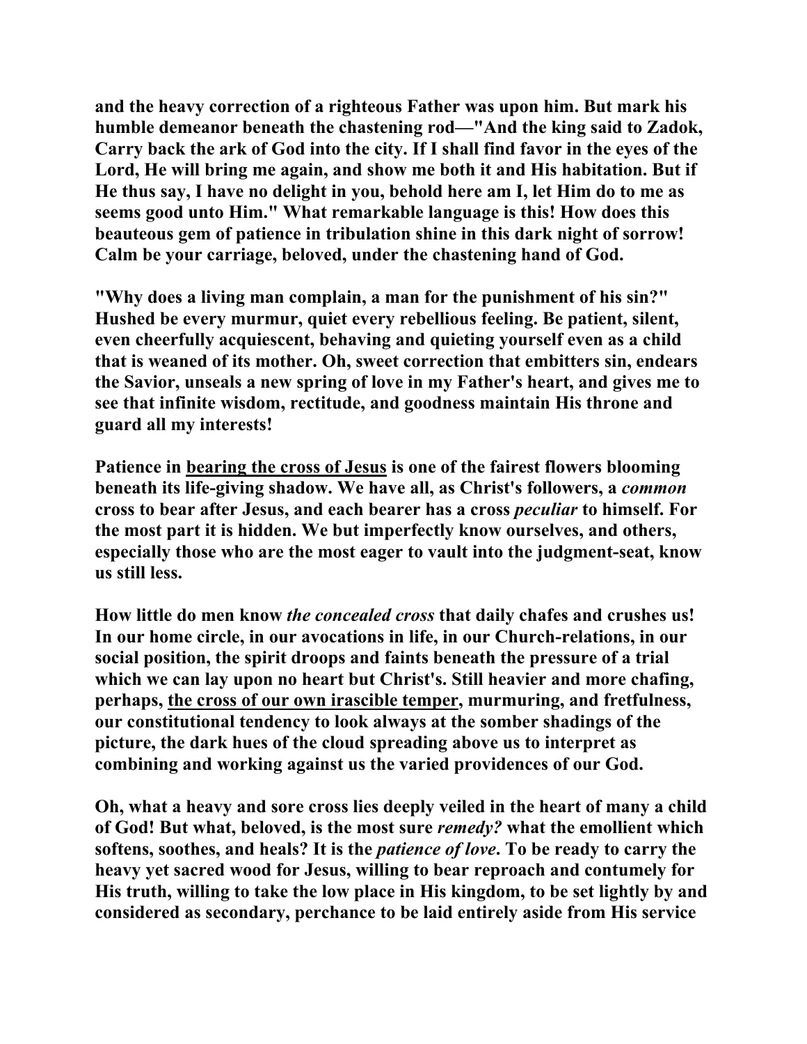**and the heavy correction of a righteous Father was upon him. But mark his humble demeanor beneath the chastening rod—"And the king said to Zadok, Carry back the ark of God into the city. If I shall find favor in the eyes of the Lord, He will bring me again, and show me both it and His habitation. But if He thus say, I have no delight in you, behold here am I, let Him do to me as seems good unto Him." What remarkable language is this! How does this beauteous gem of patience in tribulation shine in this dark night of sorrow! Calm be your carriage, beloved, under the chastening hand of God.**

**"Why does a living man complain, a man for the punishment of his sin?" Hushed be every murmur, quiet every rebellious feeling. Be patient, silent, even cheerfully acquiescent, behaving and quieting yourself even as a child that is weaned of its mother. Oh, sweet correction that embitters sin, endears the Savior, unseals a new spring of love in my Father's heart, and gives me to see that infinite wisdom, rectitude, and goodness maintain His throne and guard all my interests!**

**Patience in <u>bearing the cross of Jesus</u> is one of the fairest flowers blooming beneath its life-giving shadow. We have all, as Christ's followers, a *common* cross to bear after Jesus, and each bearer has a cross *peculiar* to himself. For the most part it is hidden. We but imperfectly know ourselves, and others, especially those who are the most eager to vault into the judgment-seat, know us still less.**

**How little do men know *the concealed cross* that daily chafes and crushes us! In our home circle, in our avocations in life, in our Church-relations, in our social position, the spirit droops and faints beneath the pressure of a trial which we can lay upon no heart but Christ's. Still heavier and more chafing, perhaps, <u>the cross of our own irascible temper</u>, murmuring, and fretfulness, our constitutional tendency to look always at the somber shadings of the picture, the dark hues of the cloud spreading above us to interpret as combining and working against us the varied providences of our God.**

**Oh, what a heavy and sore cross lies deeply veiled in the heart of many a child of God! But what, beloved, is the most sure *remedy?* what the emollient which softens, soothes, and heals? It is the *patience of love*. To be ready to carry the heavy yet sacred wood for Jesus, willing to bear reproach and contumely for His truth, willing to take the low place in His kingdom, to be set lightly by and considered as secondary, perchance to be laid entirely aside from His service**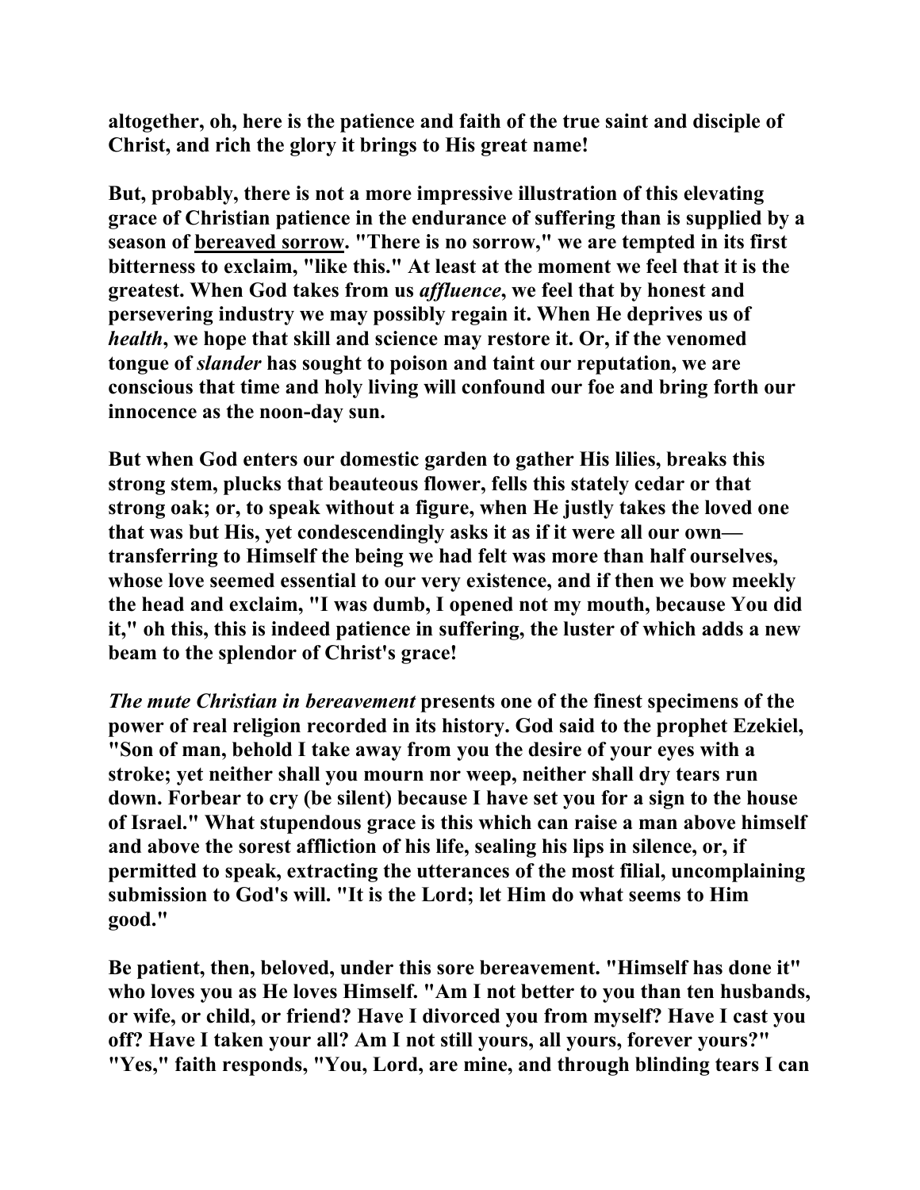**altogether, oh, here is the patience and faith of the true saint and disciple of Christ, and rich the glory it brings to His great name!**

**But, probably, there is not a more impressive illustration of this elevating grace of Christian patience in the endurance of suffering than is supplied by a season of bereaved sorrow. "There is no sorrow," we are tempted in its first bitterness to exclaim, "like this." At least at the moment we feel that it is the greatest. When God takes from us *affluence*, we feel that by honest and persevering industry we may possibly regain it. When He deprives us of *health*, we hope that skill and science may restore it. Or, if the venomed tongue of *slander* has sought to poison and taint our reputation, we are conscious that time and holy living will confound our foe and bring forth our innocence as the noon-day sun.**

**But when God enters our domestic garden to gather His lilies, breaks this strong stem, plucks that beauteous flower, fells this stately cedar or that strong oak; or, to speak without a figure, when He justly takes the loved one that was but His, yet condescendingly asks it as if it were all our own—transferring to Himself the being we had felt was more than half ourselves, whose love seemed essential to our very existence, and if then we bow meekly the head and exclaim, "I was dumb, I opened not my mouth, because You did it," oh this, this is indeed patience in suffering, the luster of which adds a new beam to the splendor of Christ's grace!**

***The mute Christian in bereavement* presents one of the finest specimens of the power of real religion recorded in its history. God said to the prophet Ezekiel, "Son of man, behold I take away from you the desire of your eyes with a stroke; yet neither shall you mourn nor weep, neither shall dry tears run down. Forbear to cry (be silent) because I have set you for a sign to the house of Israel." What stupendous grace is this which can raise a man above himself and above the sorest affliction of his life, sealing his lips in silence, or, if permitted to speak, extracting the utterances of the most filial, uncomplaining submission to God's will. "It is the Lord; let Him do what seems to Him good."**

**Be patient, then, beloved, under this sore bereavement. "Himself has done it" who loves you as He loves Himself. "Am I not better to you than ten husbands, or wife, or child, or friend? Have I divorced you from myself? Have I cast you off? Have I taken your all? Am I not still yours, all yours, forever yours?" "Yes," faith responds, "You, Lord, are mine, and through blinding tears I can**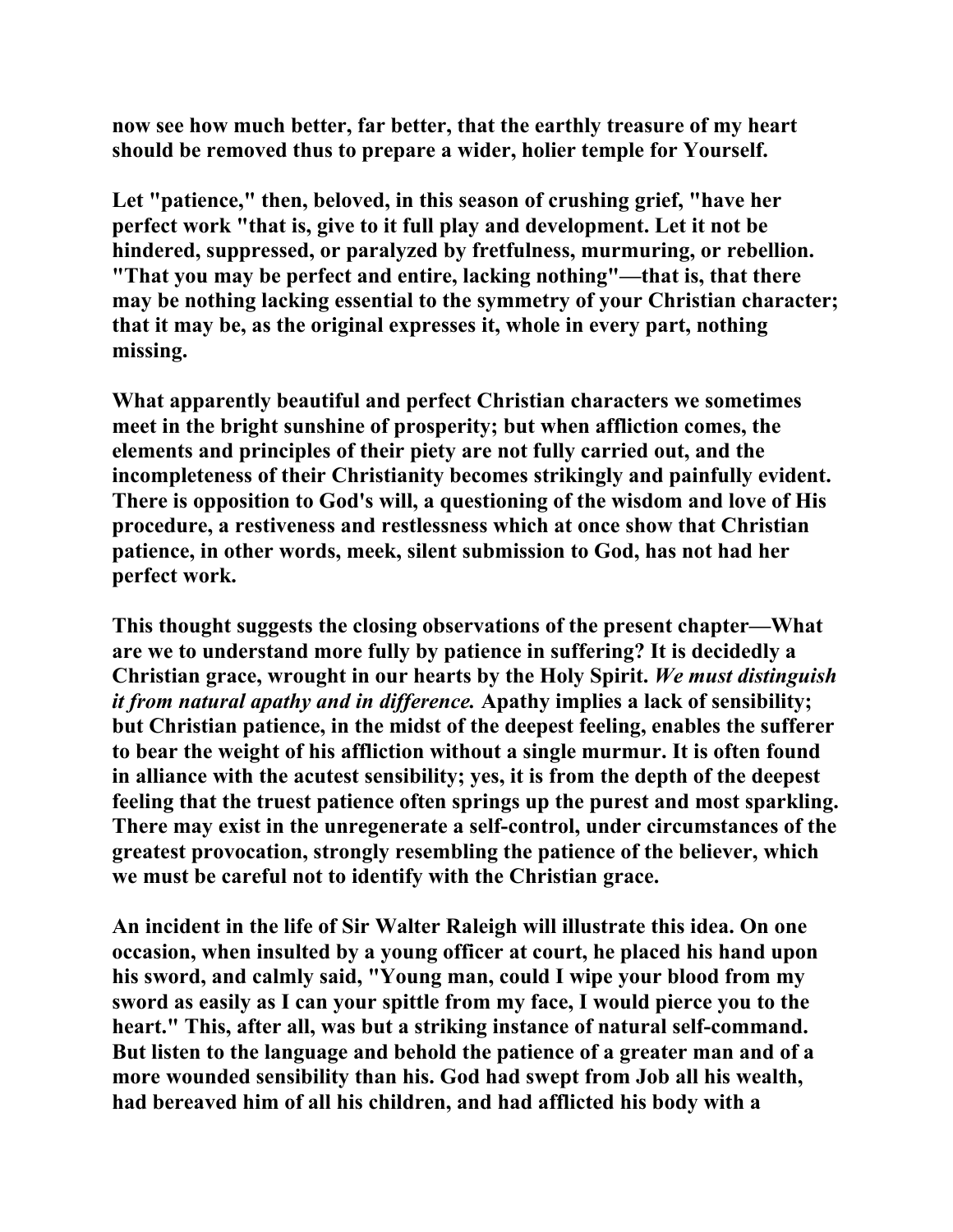now see how much better, far better, that the earthly treasure of my heart should be removed thus to prepare a wider, holier temple for Yourself.

Let "patience," then, beloved, in this season of crushing grief, "have her perfect work "that is, give to it full play and development. Let it not be hindered, suppressed, or paralyzed by fretfulness, murmuring, or rebellion. "That you may be perfect and entire, lacking nothing"—that is, that there may be nothing lacking essential to the symmetry of your Christian character; that it may be, as the original expresses it, whole in every part, nothing missing.

What apparently beautiful and perfect Christian characters we sometimes meet in the bright sunshine of prosperity; but when affliction comes, the elements and principles of their piety are not fully carried out, and the incompleteness of their Christianity becomes strikingly and painfully evident. There is opposition to God's will, a questioning of the wisdom and love of His procedure, a restiveness and restlessness which at once show that Christian patience, in other words, meek, silent submission to God, has not had her perfect work.

This thought suggests the closing observations of the present chapter—What are we to understand more fully by patience in suffering? It is decidedly a Christian grace, wrought in our hearts by the Holy Spirit. *We must distinguish it from natural apathy and in difference.* Apathy implies a lack of sensibility; but Christian patience, in the midst of the deepest feeling, enables the sufferer to bear the weight of his affliction without a single murmur. It is often found in alliance with the acutest sensibility; yes, it is from the depth of the deepest feeling that the truest patience often springs up the purest and most sparkling. There may exist in the unregenerate a self-control, under circumstances of the greatest provocation, strongly resembling the patience of the believer, which we must be careful not to identify with the Christian grace.

An incident in the life of Sir Walter Raleigh will illustrate this idea. On one occasion, when insulted by a young officer at court, he placed his hand upon his sword, and calmly said, "Young man, could I wipe your blood from my sword as easily as I can your spittle from my face, I would pierce you to the heart." This, after all, was but a striking instance of natural self-command. But listen to the language and behold the patience of a greater man and of a more wounded sensibility than his. God had swept from Job all his wealth, had bereaved him of all his children, and had afflicted his body with a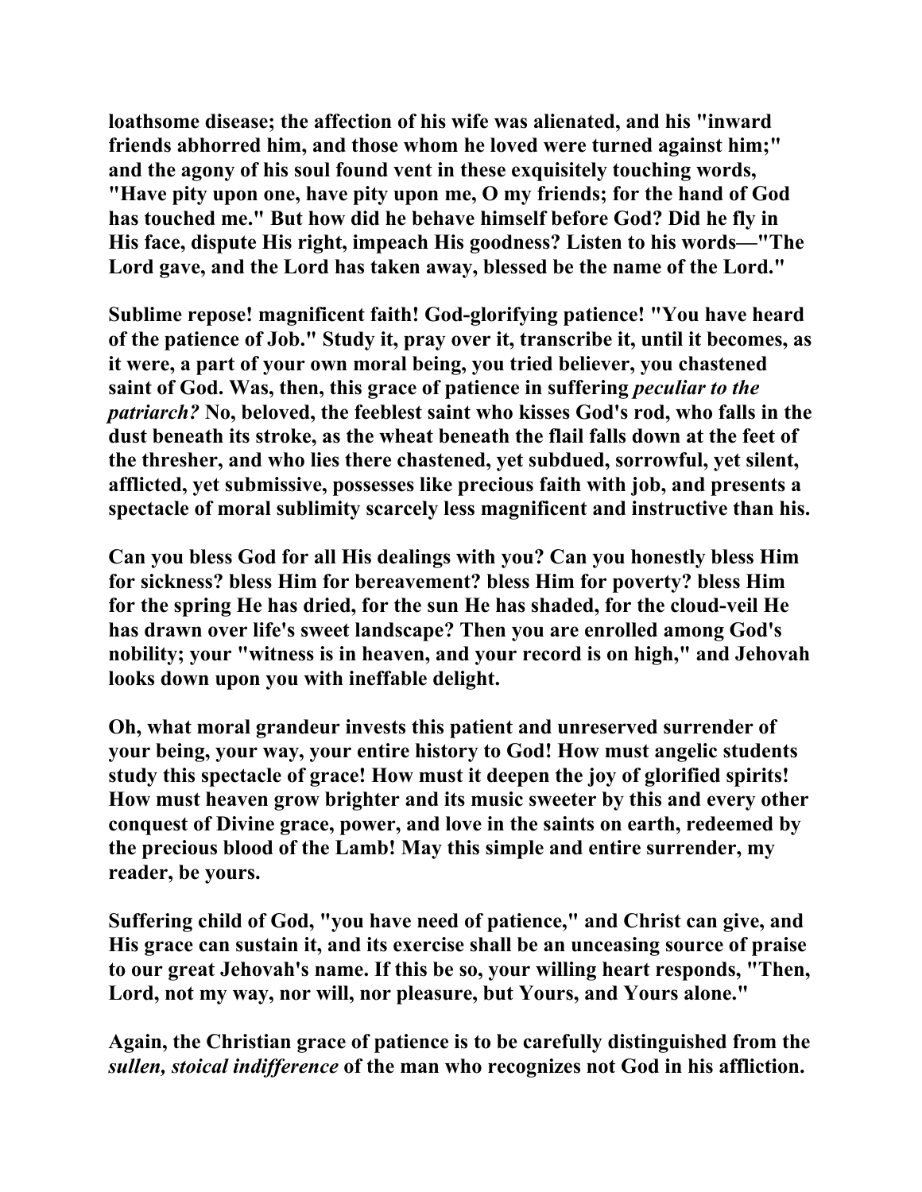loathsome disease; the affection of his wife was alienated, and his "inward friends abhorred him, and those whom he loved were turned against him;" and the agony of his soul found vent in these exquisitely touching words, "Have pity upon one, have pity upon me, O my friends; for the hand of God has touched me." But how did he behave himself before God? Did he fly in His face, dispute His right, impeach His goodness? Listen to his words—"The Lord gave, and the Lord has taken away, blessed be the name of the Lord."

Sublime repose! magnificent faith! God-glorifying patience! "You have heard of the patience of Job." Study it, pray over it, transcribe it, until it becomes, as it were, a part of your own moral being, you tried believer, you chastened saint of God. Was, then, this grace of patience in suffering *peculiar to the patriarch?* No, beloved, the feeblest saint who kisses God's rod, who falls in the dust beneath its stroke, as the wheat beneath the flail falls down at the feet of the thresher, and who lies there chastened, yet subdued, sorrowful, yet silent, afflicted, yet submissive, possesses like precious faith with job, and presents a spectacle of moral sublimity scarcely less magnificent and instructive than his.

Can you bless God for all His dealings with you? Can you honestly bless Him for sickness? bless Him for bereavement? bless Him for poverty? bless Him for the spring He has dried, for the sun He has shaded, for the cloud-veil He has drawn over life's sweet landscape? Then you are enrolled among God's nobility; your "witness is in heaven, and your record is on high," and Jehovah looks down upon you with ineffable delight.

Oh, what moral grandeur invests this patient and unreserved surrender of your being, your way, your entire history to God! How must angelic students study this spectacle of grace! How must it deepen the joy of glorified spirits! How must heaven grow brighter and its music sweeter by this and every other conquest of Divine grace, power, and love in the saints on earth, redeemed by the precious blood of the Lamb! May this simple and entire surrender, my reader, be yours.

Suffering child of God, "you have need of patience," and Christ can give, and His grace can sustain it, and its exercise shall be an unceasing source of praise to our great Jehovah's name. If this be so, your willing heart responds, "Then, Lord, not my way, nor will, nor pleasure, but Yours, and Yours alone."

Again, the Christian grace of patience is to be carefully distinguished from the *sullen, stoical indifference* of the man who recognizes not God in his affliction.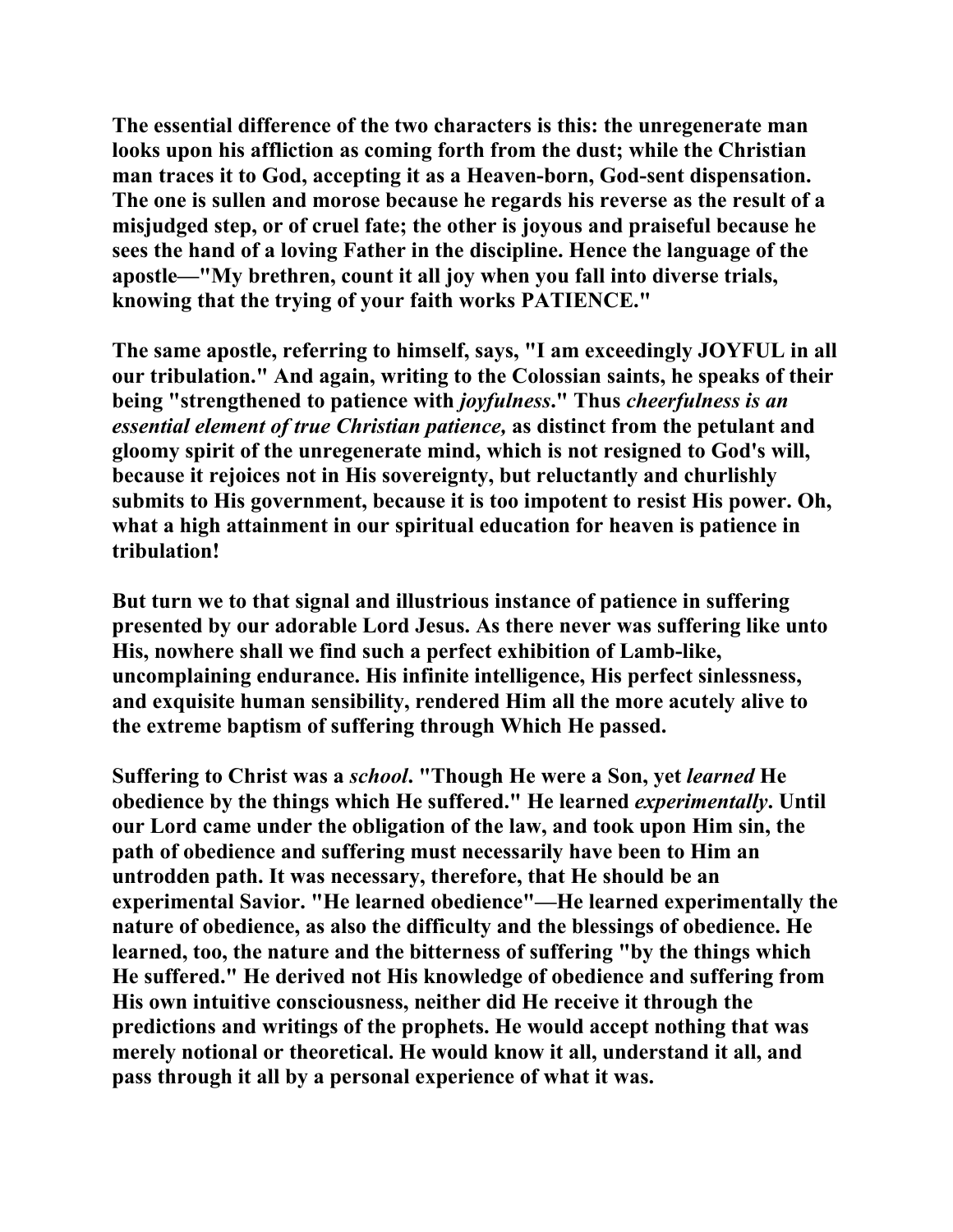The essential difference of the two characters is this: the unregenerate man looks upon his affliction as coming forth from the dust; while the Christian man traces it to God, accepting it as a Heaven-born, God-sent dispensation. The one is sullen and morose because he regards his reverse as the result of a misjudged step, or of cruel fate; the other is joyous and praiseful because he sees the hand of a loving Father in the discipline. Hence the language of the apostle—"My brethren, count it all joy when you fall into diverse trials, knowing that the trying of your faith works PATIENCE."

The same apostle, referring to himself, says, "I am exceedingly JOYFUL in all our tribulation." And again, writing to the Colossian saints, he speaks of their being "strengthened to patience with *joyfulness*." Thus *cheerfulness is an essential element of true Christian patience,* as distinct from the petulant and gloomy spirit of the unregenerate mind, which is not resigned to God's will, because it rejoices not in His sovereignty, but reluctantly and churlishly submits to His government, because it is too impotent to resist His power. Oh, what a high attainment in our spiritual education for heaven is patience in tribulation!

But turn we to that signal and illustrious instance of patience in suffering presented by our adorable Lord Jesus. As there never was suffering like unto His, nowhere shall we find such a perfect exhibition of Lamb-like, uncomplaining endurance. His infinite intelligence, His perfect sinlessness, and exquisite human sensibility, rendered Him all the more acutely alive to the extreme baptism of suffering through Which He passed.

Suffering to Christ was a *school*. "Though He were a Son, yet *learned* He obedience by the things which He suffered." He learned *experimentally*. Until our Lord came under the obligation of the law, and took upon Him sin, the path of obedience and suffering must necessarily have been to Him an untrodden path. It was necessary, therefore, that He should be an experimental Savior. "He learned obedience"—He learned experimentally the nature of obedience, as also the difficulty and the blessings of obedience. He learned, too, the nature and the bitterness of suffering "by the things which He suffered." He derived not His knowledge of obedience and suffering from His own intuitive consciousness, neither did He receive it through the predictions and writings of the prophets. He would accept nothing that was merely notional or theoretical. He would know it all, understand it all, and pass through it all by a personal experience of what it was.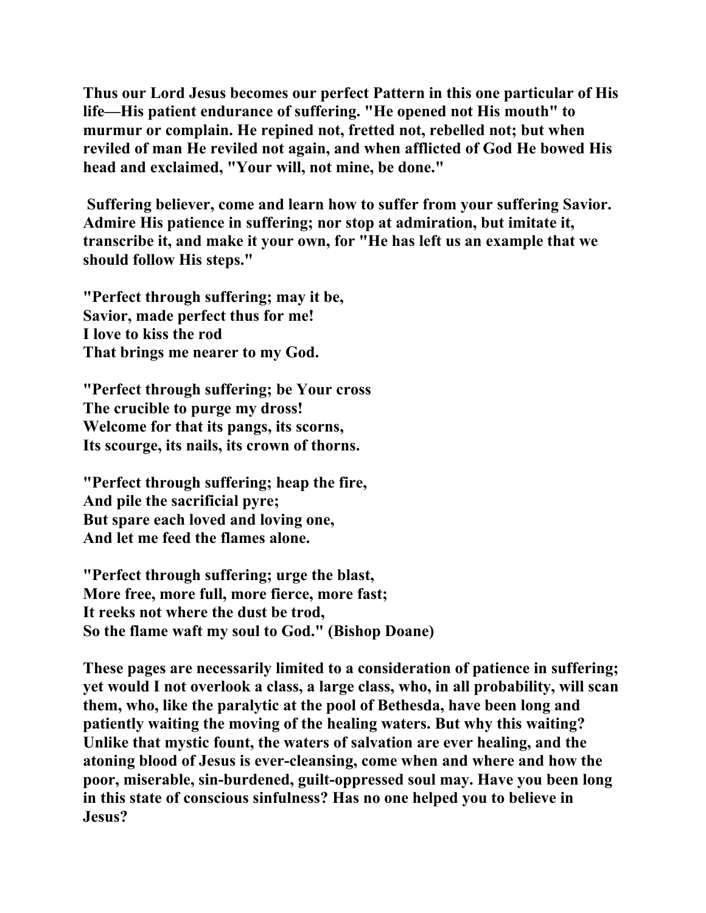**Thus our Lord Jesus becomes our perfect Pattern in this one particular of His life—His patient endurance of suffering. "He opened not His mouth" to murmur or complain. He repined not, fretted not, rebelled not; but when reviled of man He reviled not again, and when afflicted of God He bowed His head and exclaimed, "Your will, not mine, be done."**

**Suffering believer, come and learn how to suffer from your suffering Savior. Admire His patience in suffering; nor stop at admiration, but imitate it, transcribe it, and make it your own, for "He has left us an example that we should follow His steps."**

**"Perfect through suffering; may it be,**
**Savior, made perfect thus for me!**
**I love to kiss the rod**
**That brings me nearer to my God.**

**"Perfect through suffering; be Your cross**
**The crucible to purge my dross!**
**Welcome for that its pangs, its scorns,**
**Its scourge, its nails, its crown of thorns.**

**"Perfect through suffering; heap the fire,**
**And pile the sacrificial pyre;**
**But spare each loved and loving one,**
**And let me feed the flames alone.**

**"Perfect through suffering; urge the blast,**
**More free, more full, more fierce, more fast;**
**It reeks not where the dust be trod,**
**So the flame waft my soul to God." (Bishop Doane)**

**These pages are necessarily limited to a consideration of patience in suffering; yet would I not overlook a class, a large class, who, in all probability, will scan them, who, like the paralytic at the pool of Bethesda, have been long and patiently waiting the moving of the healing waters. But why this waiting? Unlike that mystic fount, the waters of salvation are ever healing, and the atoning blood of Jesus is ever-cleansing, come when and where and how the poor, miserable, sin-burdened, guilt-oppressed soul may. Have you been long in this state of conscious sinfulness? Has no one helped you to believe in Jesus?**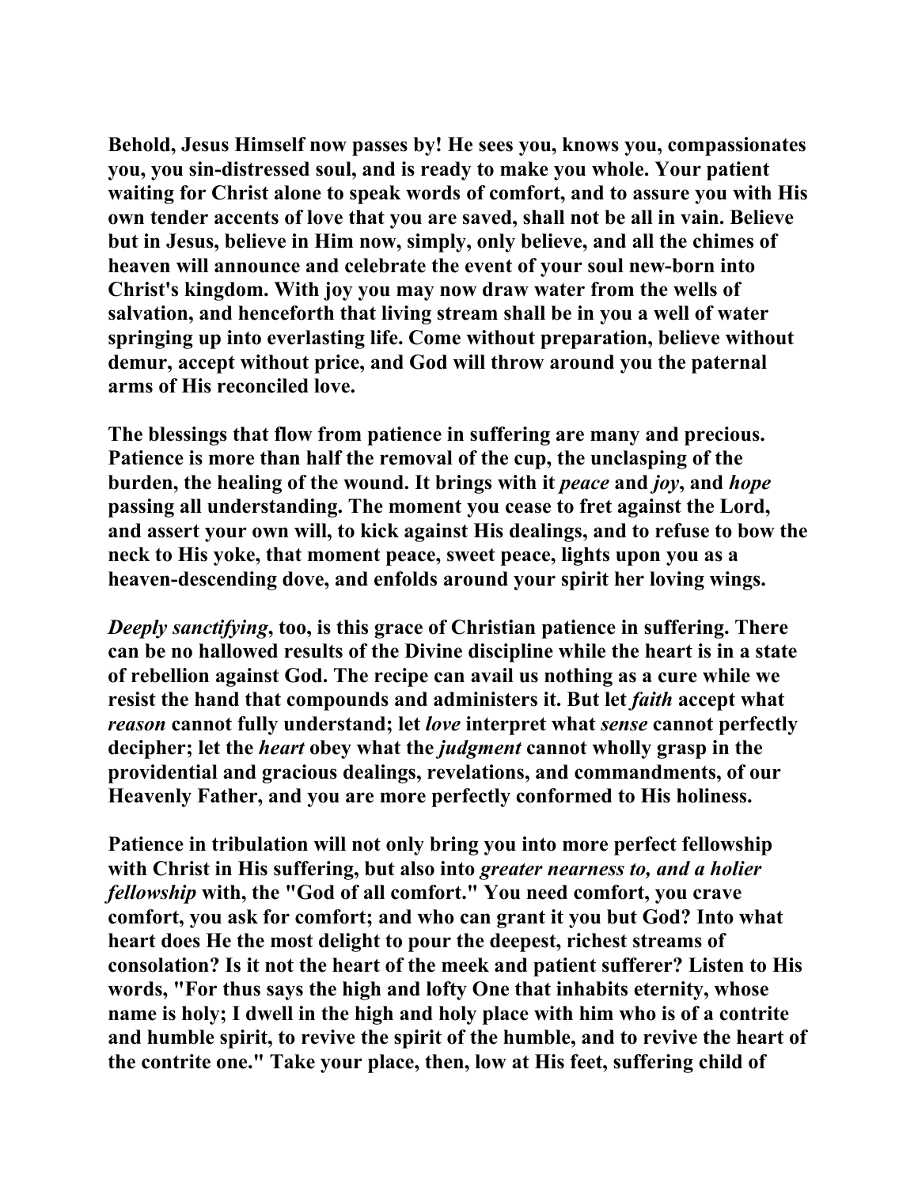Behold, Jesus Himself now passes by! He sees you, knows you, compassionates you, you sin-distressed soul, and is ready to make you whole. Your patient waiting for Christ alone to speak words of comfort, and to assure you with His own tender accents of love that you are saved, shall not be all in vain. Believe but in Jesus, believe in Him now, simply, only believe, and all the chimes of heaven will announce and celebrate the event of your soul new-born into Christ's kingdom. With joy you may now draw water from the wells of salvation, and henceforth that living stream shall be in you a well of water springing up into everlasting life. Come without preparation, believe without demur, accept without price, and God will throw around you the paternal arms of His reconciled love.

The blessings that flow from patience in suffering are many and precious. Patience is more than half the removal of the cup, the unclasping of the burden, the healing of the wound. It brings with it *peace* and *joy*, and *hope* passing all understanding. The moment you cease to fret against the Lord, and assert your own will, to kick against His dealings, and to refuse to bow the neck to His yoke, that moment peace, sweet peace, lights upon you as a heaven-descending dove, and enfolds around your spirit her loving wings.

*Deeply sanctifying*, too, is this grace of Christian patience in suffering. There can be no hallowed results of the Divine discipline while the heart is in a state of rebellion against God. The recipe can avail us nothing as a cure while we resist the hand that compounds and administers it. But let *faith* accept what *reason* cannot fully understand; let *love* interpret what *sense* cannot perfectly decipher; let the *heart* obey what the *judgment* cannot wholly grasp in the providential and gracious dealings, revelations, and commandments, of our Heavenly Father, and you are more perfectly conformed to His holiness.

Patience in tribulation will not only bring you into more perfect fellowship with Christ in His suffering, but also into *greater nearness to, and a holier fellowship* with, the "God of all comfort." You need comfort, you crave comfort, you ask for comfort; and who can grant it you but God? Into what heart does He the most delight to pour the deepest, richest streams of consolation? Is it not the heart of the meek and patient sufferer? Listen to His words, "For thus says the high and lofty One that inhabits eternity, whose name is holy; I dwell in the high and holy place with him who is of a contrite and humble spirit, to revive the spirit of the humble, and to revive the heart of the contrite one." Take your place, then, low at His feet, suffering child of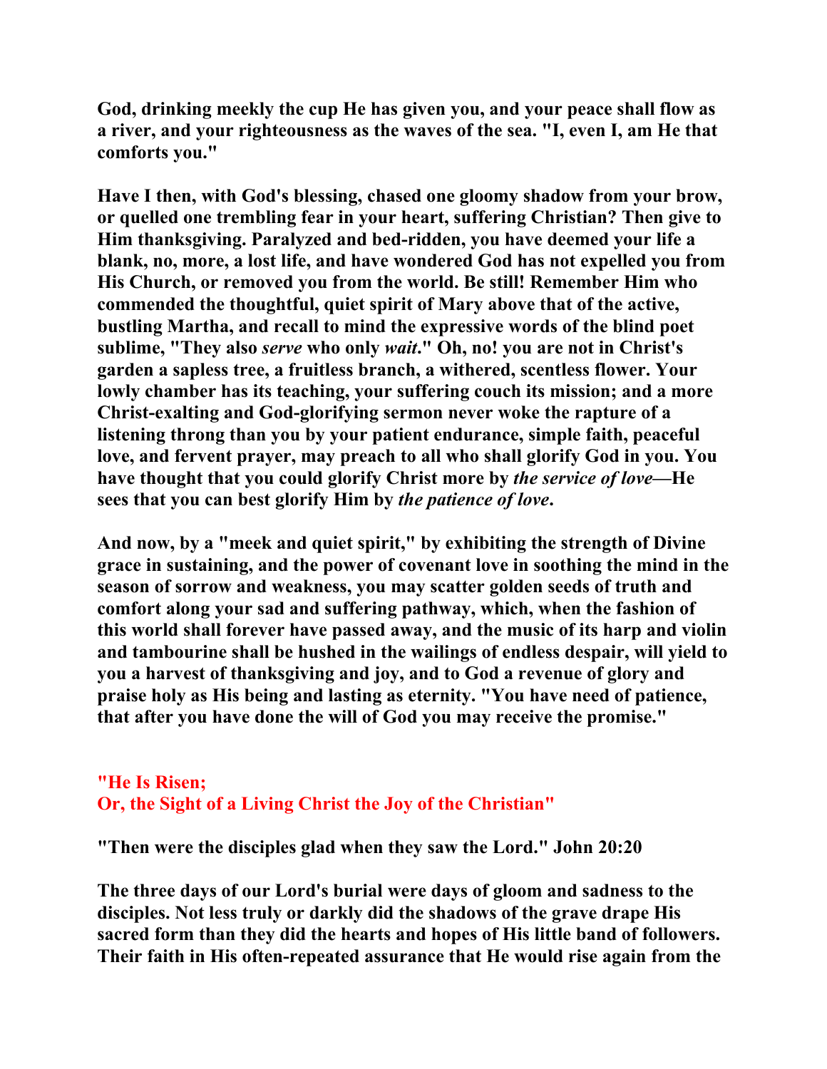God, drinking meekly the cup He has given you, and your peace shall flow as a river, and your righteousness as the waves of the sea. "I, even I, am He that comforts you."

Have I then, with God's blessing, chased one gloomy shadow from your brow, or quelled one trembling fear in your heart, suffering Christian? Then give to Him thanksgiving. Paralyzed and bed-ridden, you have deemed your life a blank, no, more, a lost life, and have wondered God has not expelled you from His Church, or removed you from the world. Be still! Remember Him who commended the thoughtful, quiet spirit of Mary above that of the active, bustling Martha, and recall to mind the expressive words of the blind poet sublime, "They also *serve* who only *wait*." Oh, no! you are not in Christ's garden a sapless tree, a fruitless branch, a withered, scentless flower. Your lowly chamber has its teaching, your suffering couch its mission; and a more Christ-exalting and God-glorifying sermon never woke the rapture of a listening throng than you by your patient endurance, simple faith, peaceful love, and fervent prayer, may preach to all who shall glorify God in you. You have thought that you could glorify Christ more by *the service of love*—He sees that you can best glorify Him by *the patience of love*.

And now, by a "meek and quiet spirit," by exhibiting the strength of Divine grace in sustaining, and the power of covenant love in soothing the mind in the season of sorrow and weakness, you may scatter golden seeds of truth and comfort along your sad and suffering pathway, which, when the fashion of this world shall forever have passed away, and the music of its harp and violin and tambourine shall be hushed in the wailings of endless despair, will yield to you a harvest of thanksgiving and joy, and to God a revenue of glory and praise holy as His being and lasting as eternity. "You have need of patience, that after you have done the will of God you may receive the promise."

## "He Is Risen; Or, the Sight of a Living Christ the Joy of the Christian"

"Then were the disciples glad when they saw the Lord." John 20:20

The three days of our Lord's burial were days of gloom and sadness to the disciples. Not less truly or darkly did the shadows of the grave drape His sacred form than they did the hearts and hopes of His little band of followers. Their faith in His often-repeated assurance that He would rise again from the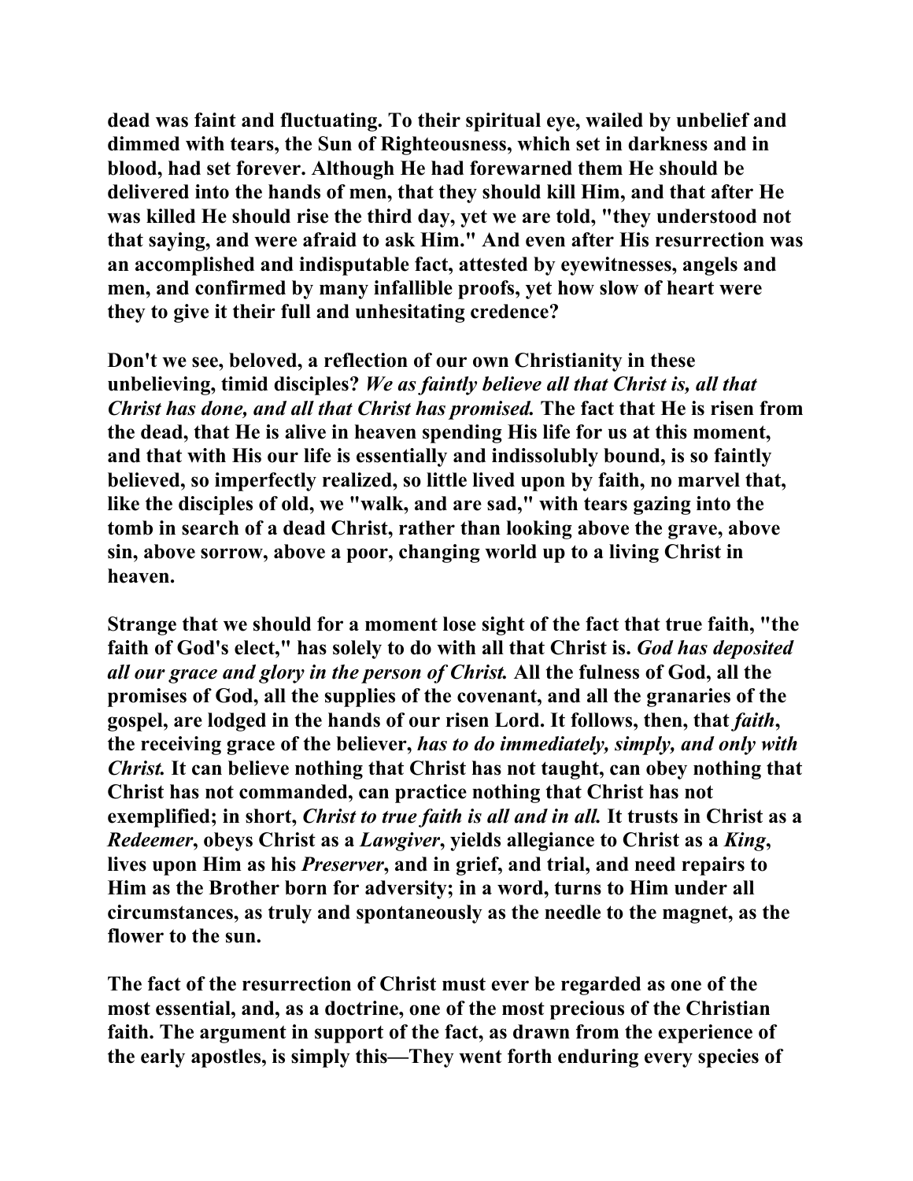dead was faint and fluctuating. To their spiritual eye, wailed by unbelief and dimmed with tears, the Sun of Righteousness, which set in darkness and in blood, had set forever. Although He had forewarned them He should be delivered into the hands of men, that they should kill Him, and that after He was killed He should rise the third day, yet we are told, "they understood not that saying, and were afraid to ask Him." And even after His resurrection was an accomplished and indisputable fact, attested by eyewitnesses, angels and men, and confirmed by many infallible proofs, yet how slow of heart were they to give it their full and unhesitating credence?

Don't we see, beloved, a reflection of our own Christianity in these unbelieving, timid disciples? *We as faintly believe all that Christ is, all that Christ has done, and all that Christ has promised.* The fact that He is risen from the dead, that He is alive in heaven spending His life for us at this moment, and that with His our life is essentially and indissolubly bound, is so faintly believed, so imperfectly realized, so little lived upon by faith, no marvel that, like the disciples of old, we "walk, and are sad," with tears gazing into the tomb in search of a dead Christ, rather than looking above the grave, above sin, above sorrow, above a poor, changing world up to a living Christ in heaven.

Strange that we should for a moment lose sight of the fact that true faith, "the faith of God's elect," has solely to do with all that Christ is. *God has deposited all our grace and glory in the person of Christ.* All the fulness of God, all the promises of God, all the supplies of the covenant, and all the granaries of the gospel, are lodged in the hands of our risen Lord. It follows, then, that *faith*, the receiving grace of the believer, *has to do immediately, simply, and only with Christ.* It can believe nothing that Christ has not taught, can obey nothing that Christ has not commanded, can practice nothing that Christ has not exemplified; in short, *Christ to true faith is all and in all.* It trusts in Christ as a *Redeemer*, obeys Christ as a *Lawgiver*, yields allegiance to Christ as a *King*, lives upon Him as his *Preserver*, and in grief, and trial, and need repairs to Him as the Brother born for adversity; in a word, turns to Him under all circumstances, as truly and spontaneously as the needle to the magnet, as the flower to the sun.

The fact of the resurrection of Christ must ever be regarded as one of the most essential, and, as a doctrine, one of the most precious of the Christian faith. The argument in support of the fact, as drawn from the experience of the early apostles, is simply this—They went forth enduring every species of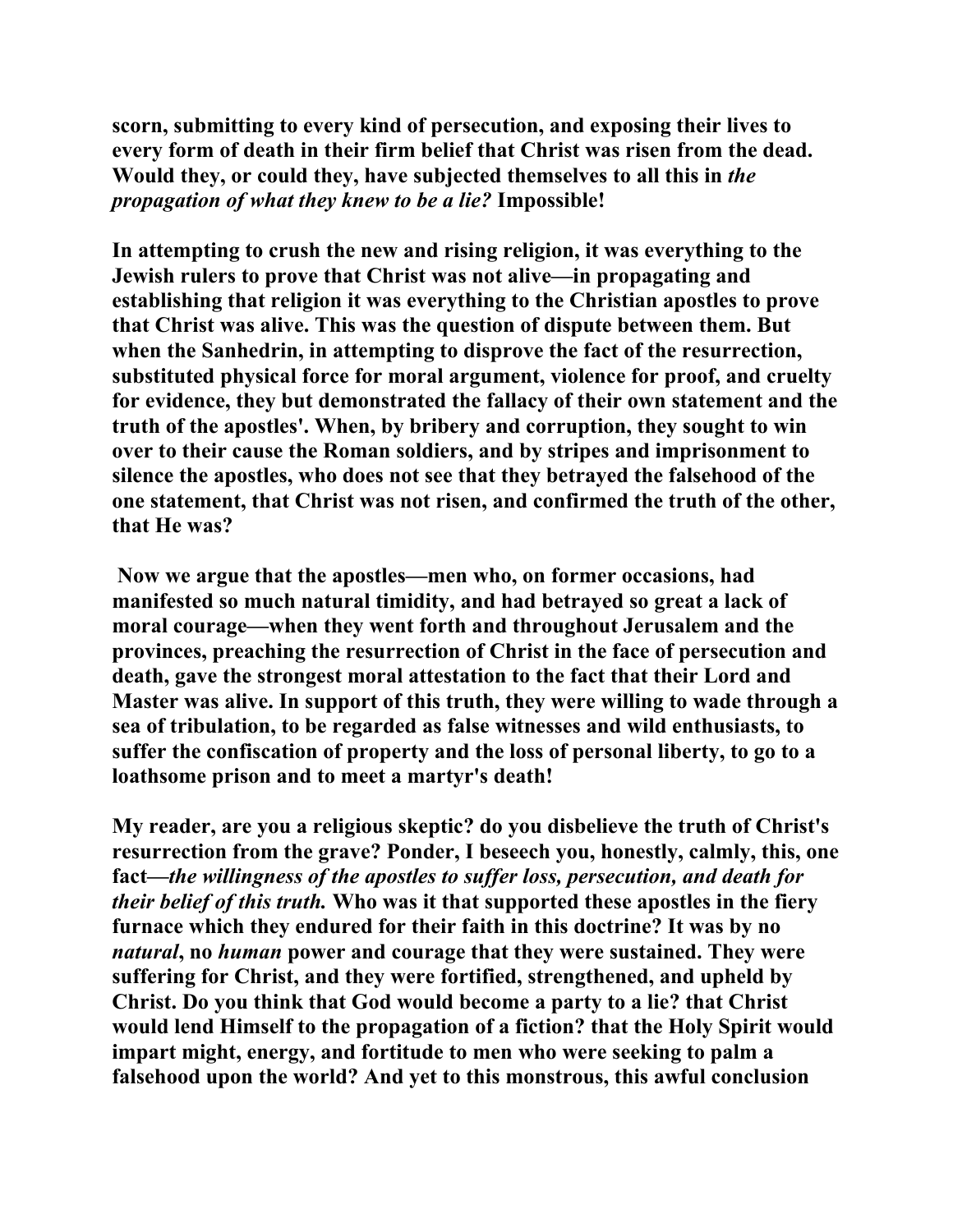**scorn, submitting to every kind of persecution, and exposing their lives to every form of death in their firm belief that Christ was risen from the dead. Would they, or could they, have subjected themselves to all this in *the propagation of what they knew to be a lie?* Impossible!**

**In attempting to crush the new and rising religion, it was everything to the Jewish rulers to prove that Christ was not alive—in propagating and establishing that religion it was everything to the Christian apostles to prove that Christ was alive. This was the question of dispute between them. But when the Sanhedrin, in attempting to disprove the fact of the resurrection, substituted physical force for moral argument, violence for proof, and cruelty for evidence, they but demonstrated the fallacy of their own statement and the truth of the apostles'. When, by bribery and corruption, they sought to win over to their cause the Roman soldiers, and by stripes and imprisonment to silence the apostles, who does not see that they betrayed the falsehood of the one statement, that Christ was not risen, and confirmed the truth of the other, that He was?**

**Now we argue that the apostles—men who, on former occasions, had manifested so much natural timidity, and had betrayed so great a lack of moral courage—when they went forth and throughout Jerusalem and the provinces, preaching the resurrection of Christ in the face of persecution and death, gave the strongest moral attestation to the fact that their Lord and Master was alive. In support of this truth, they were willing to wade through a sea of tribulation, to be regarded as false witnesses and wild enthusiasts, to suffer the confiscation of property and the loss of personal liberty, to go to a loathsome prison and to meet a martyr's death!**

**My reader, are you a religious skeptic? do you disbelieve the truth of Christ's resurrection from the grave? Ponder, I beseech you, honestly, calmly, this, one fact—*the willingness of the apostles to suffer loss, persecution, and death for their belief of this truth.* Who was it that supported these apostles in the fiery furnace which they endured for their faith in this doctrine? It was by no *natural*, no *human* power and courage that they were sustained. They were suffering for Christ, and they were fortified, strengthened, and upheld by Christ. Do you think that God would become a party to a lie? that Christ would lend Himself to the propagation of a fiction? that the Holy Spirit would impart might, energy, and fortitude to men who were seeking to palm a falsehood upon the world? And yet to this monstrous, this awful conclusion**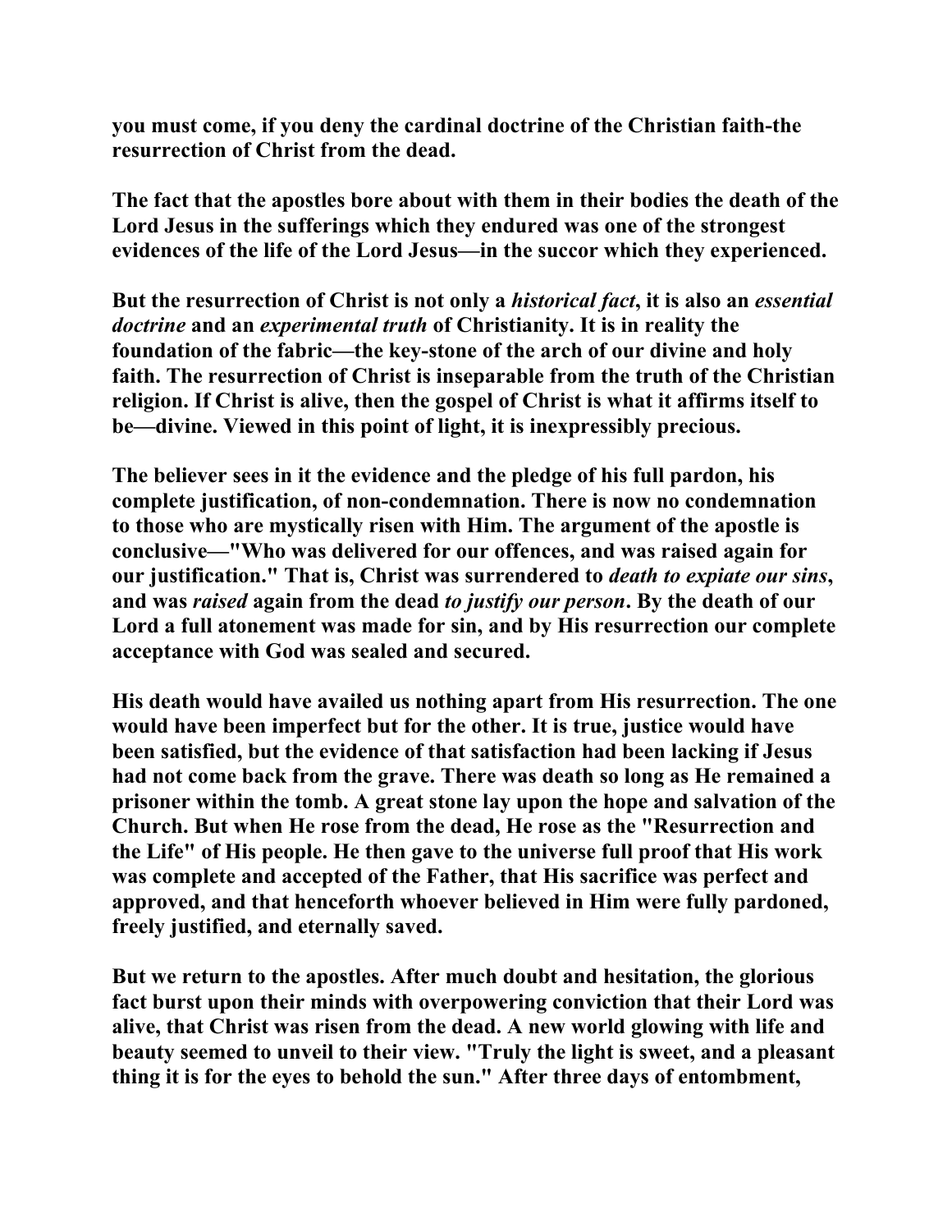**you must come, if you deny the cardinal doctrine of the Christian faith-the resurrection of Christ from the dead.**

**The fact that the apostles bore about with them in their bodies the death of the Lord Jesus in the sufferings which they endured was one of the strongest evidences of the life of the Lord Jesus—in the succor which they experienced.**

**But the resurrection of Christ is not only a *historical fact*, it is also an *essential doctrine* and an *experimental truth* of Christianity. It is in reality the foundation of the fabric—the key-stone of the arch of our divine and holy faith. The resurrection of Christ is inseparable from the truth of the Christian religion. If Christ is alive, then the gospel of Christ is what it affirms itself to be—divine. Viewed in this point of light, it is inexpressibly precious.**

**The believer sees in it the evidence and the pledge of his full pardon, his complete justification, of non-condemnation. There is now no condemnation to those who are mystically risen with Him. The argument of the apostle is conclusive—"Who was delivered for our offences, and was raised again for our justification." That is, Christ was surrendered to *death to expiate our sins*, and was *raised* again from the dead *to justify our person*. By the death of our Lord a full atonement was made for sin, and by His resurrection our complete acceptance with God was sealed and secured.**

**His death would have availed us nothing apart from His resurrection. The one would have been imperfect but for the other. It is true, justice would have been satisfied, but the evidence of that satisfaction had been lacking if Jesus had not come back from the grave. There was death so long as He remained a prisoner within the tomb. A great stone lay upon the hope and salvation of the Church. But when He rose from the dead, He rose as the "Resurrection and the Life" of His people. He then gave to the universe full proof that His work was complete and accepted of the Father, that His sacrifice was perfect and approved, and that henceforth whoever believed in Him were fully pardoned, freely justified, and eternally saved.**

**But we return to the apostles. After much doubt and hesitation, the glorious fact burst upon their minds with overpowering conviction that their Lord was alive, that Christ was risen from the dead. A new world glowing with life and beauty seemed to unveil to their view. "Truly the light is sweet, and a pleasant thing it is for the eyes to behold the sun." After three days of entombment,**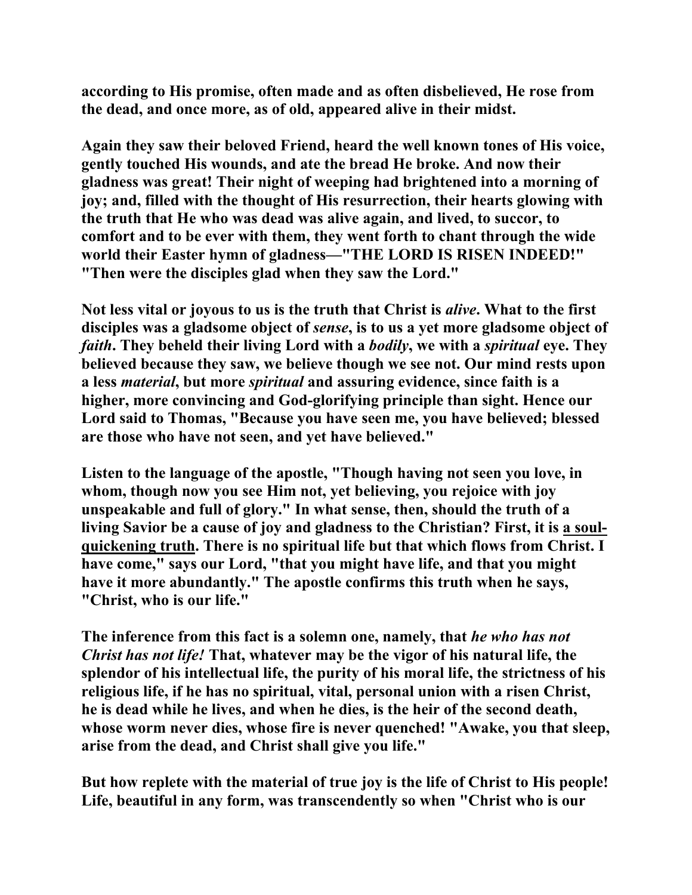according to His promise, often made and as often disbelieved, He rose from the dead, and once more, as of old, appeared alive in their midst.

Again they saw their beloved Friend, heard the well known tones of His voice, gently touched His wounds, and ate the bread He broke. And now their gladness was great! Their night of weeping had brightened into a morning of joy; and, filled with the thought of His resurrection, their hearts glowing with the truth that He who was dead was alive again, and lived, to succor, to comfort and to be ever with them, they went forth to chant through the wide world their Easter hymn of gladness—"THE LORD IS RISEN INDEED!" "Then were the disciples glad when they saw the Lord."

Not less vital or joyous to us is the truth that Christ is *alive*. What to the first disciples was a gladsome object of *sense*, is to us a yet more gladsome object of *faith*. They beheld their living Lord with a *bodily*, we with a *spiritual* eye. They believed because they saw, we believe though we see not. Our mind rests upon a less *material*, but more *spiritual* and assuring evidence, since faith is a higher, more convincing and God-glorifying principle than sight. Hence our Lord said to Thomas, "Because you have seen me, you have believed; blessed are those who have not seen, and yet have believed."

Listen to the language of the apostle, "Though having not seen you love, in whom, though now you see Him not, yet believing, you rejoice with joy unspeakable and full of glory." In what sense, then, should the truth of a living Savior be a cause of joy and gladness to the Christian? First, it is <u>a soul-quickening truth</u>. There is no spiritual life but that which flows from Christ. I have come," says our Lord, "that you might have life, and that you might have it more abundantly." The apostle confirms this truth when he says, "Christ, who is our life."

The inference from this fact is a solemn one, namely, that *he who has not Christ has not life!* That, whatever may be the vigor of his natural life, the splendor of his intellectual life, the purity of his moral life, the strictness of his religious life, if he has no spiritual, vital, personal union with a risen Christ, he is dead while he lives, and when he dies, is the heir of the second death, whose worm never dies, whose fire is never quenched! "Awake, you that sleep, arise from the dead, and Christ shall give you life."

But how replete with the material of true joy is the life of Christ to His people! Life, beautiful in any form, was transcendently so when "Christ who is our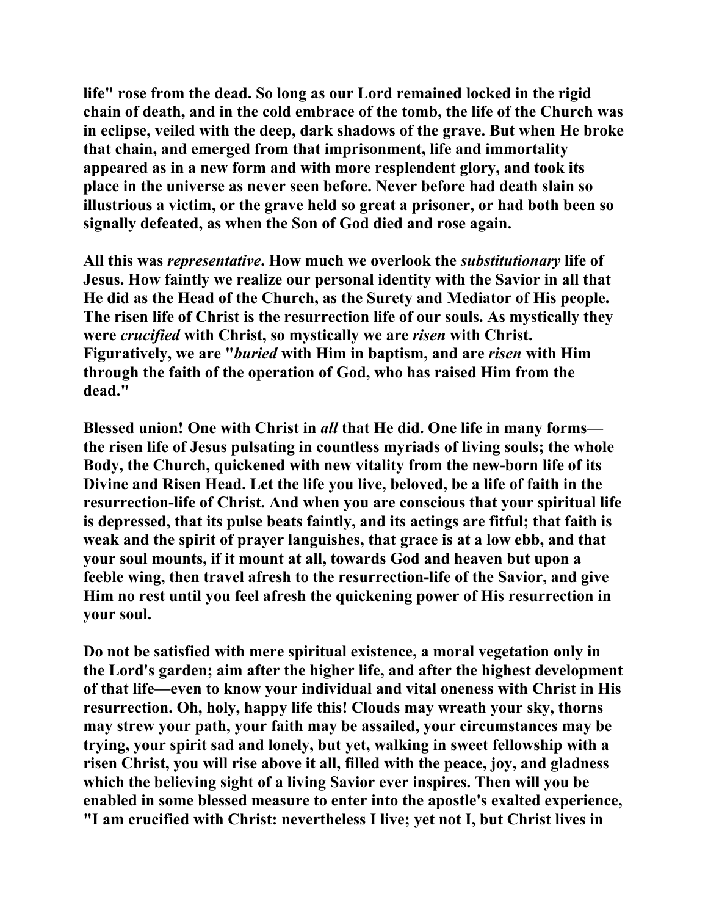life" rose from the dead. So long as our Lord remained locked in the rigid chain of death, and in the cold embrace of the tomb, the life of the Church was in eclipse, veiled with the deep, dark shadows of the grave. But when He broke that chain, and emerged from that imprisonment, life and immortality appeared as in a new form and with more resplendent glory, and took its place in the universe as never seen before. Never before had death slain so illustrious a victim, or the grave held so great a prisoner, or had both been so signally defeated, as when the Son of God died and rose again.

All this was *representative*. How much we overlook the *substitutionary* life of Jesus. How faintly we realize our personal identity with the Savior in all that He did as the Head of the Church, as the Surety and Mediator of His people. The risen life of Christ is the resurrection life of our souls. As mystically they were *crucified* with Christ, so mystically we are *risen* with Christ. Figuratively, we are "*buried* with Him in baptism, and are *risen* with Him through the faith of the operation of God, who has raised Him from the dead."

Blessed union! One with Christ in *all* that He did. One life in many forms—the risen life of Jesus pulsating in countless myriads of living souls; the whole Body, the Church, quickened with new vitality from the new-born life of its Divine and Risen Head. Let the life you live, beloved, be a life of faith in the resurrection-life of Christ. And when you are conscious that your spiritual life is depressed, that its pulse beats faintly, and its actings are fitful; that faith is weak and the spirit of prayer languishes, that grace is at a low ebb, and that your soul mounts, if it mount at all, towards God and heaven but upon a feeble wing, then travel afresh to the resurrection-life of the Savior, and give Him no rest until you feel afresh the quickening power of His resurrection in your soul.

Do not be satisfied with mere spiritual existence, a moral vegetation only in the Lord's garden; aim after the higher life, and after the highest development of that life—even to know your individual and vital oneness with Christ in His resurrection. Oh, holy, happy life this! Clouds may wreath your sky, thorns may strew your path, your faith may be assailed, your circumstances may be trying, your spirit sad and lonely, but yet, walking in sweet fellowship with a risen Christ, you will rise above it all, filled with the peace, joy, and gladness which the believing sight of a living Savior ever inspires. Then will you be enabled in some blessed measure to enter into the apostle's exalted experience, "I am crucified with Christ: nevertheless I live; yet not I, but Christ lives in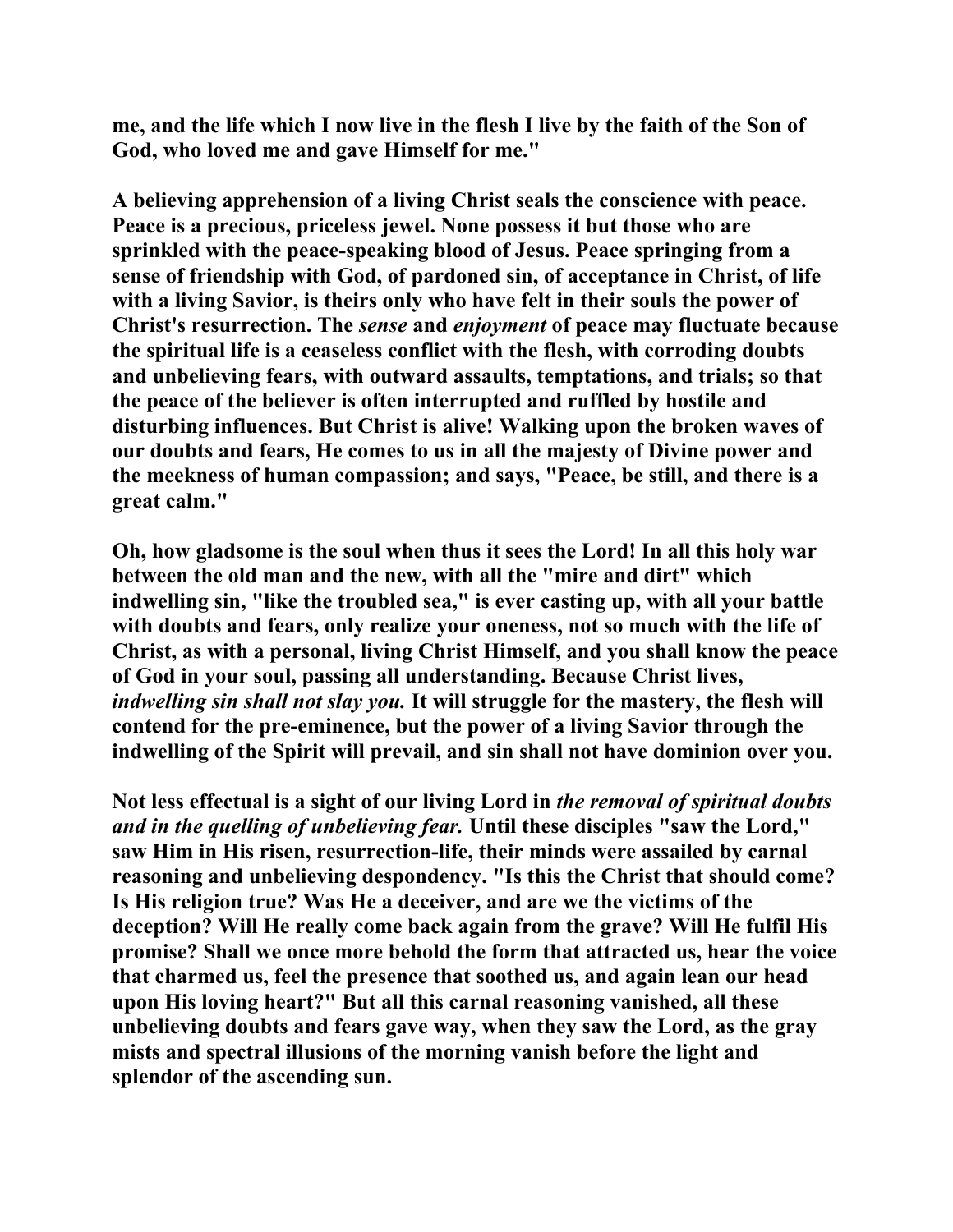**me, and the life which I now live in the flesh I live by the faith of the Son of God, who loved me and gave Himself for me."**

**A believing apprehension of a living Christ seals the conscience with peace. Peace is a precious, priceless jewel. None possess it but those who are sprinkled with the peace-speaking blood of Jesus. Peace springing from a sense of friendship with God, of pardoned sin, of acceptance in Christ, of life with a living Savior, is theirs only who have felt in their souls the power of Christ's resurrection. The *sense* and *enjoyment* of peace may fluctuate because the spiritual life is a ceaseless conflict with the flesh, with corroding doubts and unbelieving fears, with outward assaults, temptations, and trials; so that the peace of the believer is often interrupted and ruffled by hostile and disturbing influences. But Christ is alive! Walking upon the broken waves of our doubts and fears, He comes to us in all the majesty of Divine power and the meekness of human compassion; and says, "Peace, be still, and there is a great calm."**

**Oh, how gladsome is the soul when thus it sees the Lord! In all this holy war between the old man and the new, with all the "mire and dirt" which indwelling sin, "like the troubled sea," is ever casting up, with all your battle with doubts and fears, only realize your oneness, not so much with the life of Christ, as with a personal, living Christ Himself, and you shall know the peace of God in your soul, passing all understanding. Because Christ lives, *indwelling sin shall not slay you.* It will struggle for the mastery, the flesh will contend for the pre-eminence, but the power of a living Savior through the indwelling of the Spirit will prevail, and sin shall not have dominion over you.**

**Not less effectual is a sight of our living Lord in *the removal of spiritual doubts and in the quelling of unbelieving fear.* Until these disciples "saw the Lord," saw Him in His risen, resurrection-life, their minds were assailed by carnal reasoning and unbelieving despondency. "Is this the Christ that should come? Is His religion true? Was He a deceiver, and are we the victims of the deception? Will He really come back again from the grave? Will He fulfil His promise? Shall we once more behold the form that attracted us, hear the voice that charmed us, feel the presence that soothed us, and again lean our head upon His loving heart?" But all this carnal reasoning vanished, all these unbelieving doubts and fears gave way, when they saw the Lord, as the gray mists and spectral illusions of the morning vanish before the light and splendor of the ascending sun.**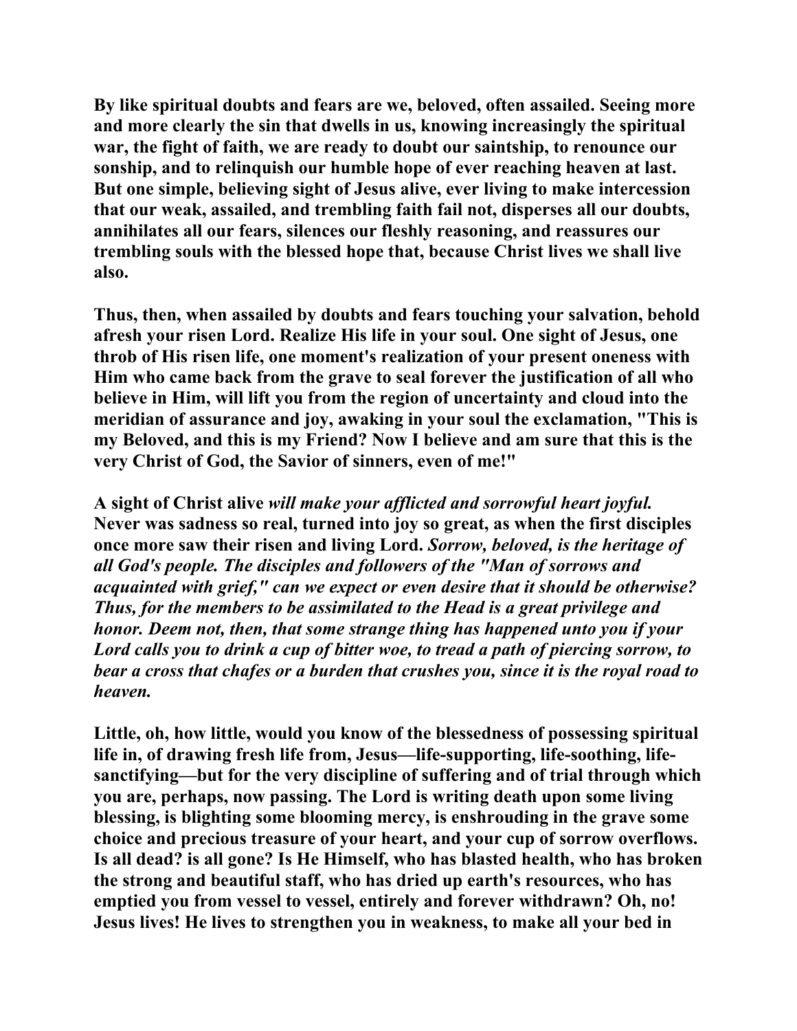By like spiritual doubts and fears are we, beloved, often assailed. Seeing more and more clearly the sin that dwells in us, knowing increasingly the spiritual war, the fight of faith, we are ready to doubt our saintship, to renounce our sonship, and to relinquish our humble hope of ever reaching heaven at last. But one simple, believing sight of Jesus alive, ever living to make intercession that our weak, assailed, and trembling faith fail not, disperses all our doubts, annihilates all our fears, silences our fleshly reasoning, and reassures our trembling souls with the blessed hope that, because Christ lives we shall live also.

Thus, then, when assailed by doubts and fears touching your salvation, behold afresh your risen Lord. Realize His life in your soul. One sight of Jesus, one throb of His risen life, one moment's realization of your present oneness with Him who came back from the grave to seal forever the justification of all who believe in Him, will lift you from the region of uncertainty and cloud into the meridian of assurance and joy, awaking in your soul the exclamation, "This is my Beloved, and this is my Friend? Now I believe and am sure that this is the very Christ of God, the Savior of sinners, even of me!"

A sight of Christ alive *will make your afflicted and sorrowful heart joyful.* Never was sadness so real, turned into joy so great, as when the first disciples once more saw their risen and living Lord. *Sorrow, beloved, is the heritage of all God's people. The disciples and followers of the "Man of sorrows and acquainted with grief," can we expect or even desire that it should be otherwise? Thus, for the members to be assimilated to the Head is a great privilege and honor. Deem not, then, that some strange thing has happened unto you if your Lord calls you to drink a cup of bitter woe, to tread a path of piercing sorrow, to bear a cross that chafes or a burden that crushes you, since it is the royal road to heaven.*

Little, oh, how little, would you know of the blessedness of possessing spiritual life in, of drawing fresh life from, Jesus—life-supporting, life-soothing, life-sanctifying—but for the very discipline of suffering and of trial through which you are, perhaps, now passing. The Lord is writing death upon some living blessing, is blighting some blooming mercy, is enshrouding in the grave some choice and precious treasure of your heart, and your cup of sorrow overflows. Is all dead? is all gone? Is He Himself, who has blasted health, who has broken the strong and beautiful staff, who has dried up earth's resources, who has emptied you from vessel to vessel, entirely and forever withdrawn? Oh, no! Jesus lives! He lives to strengthen you in weakness, to make all your bed in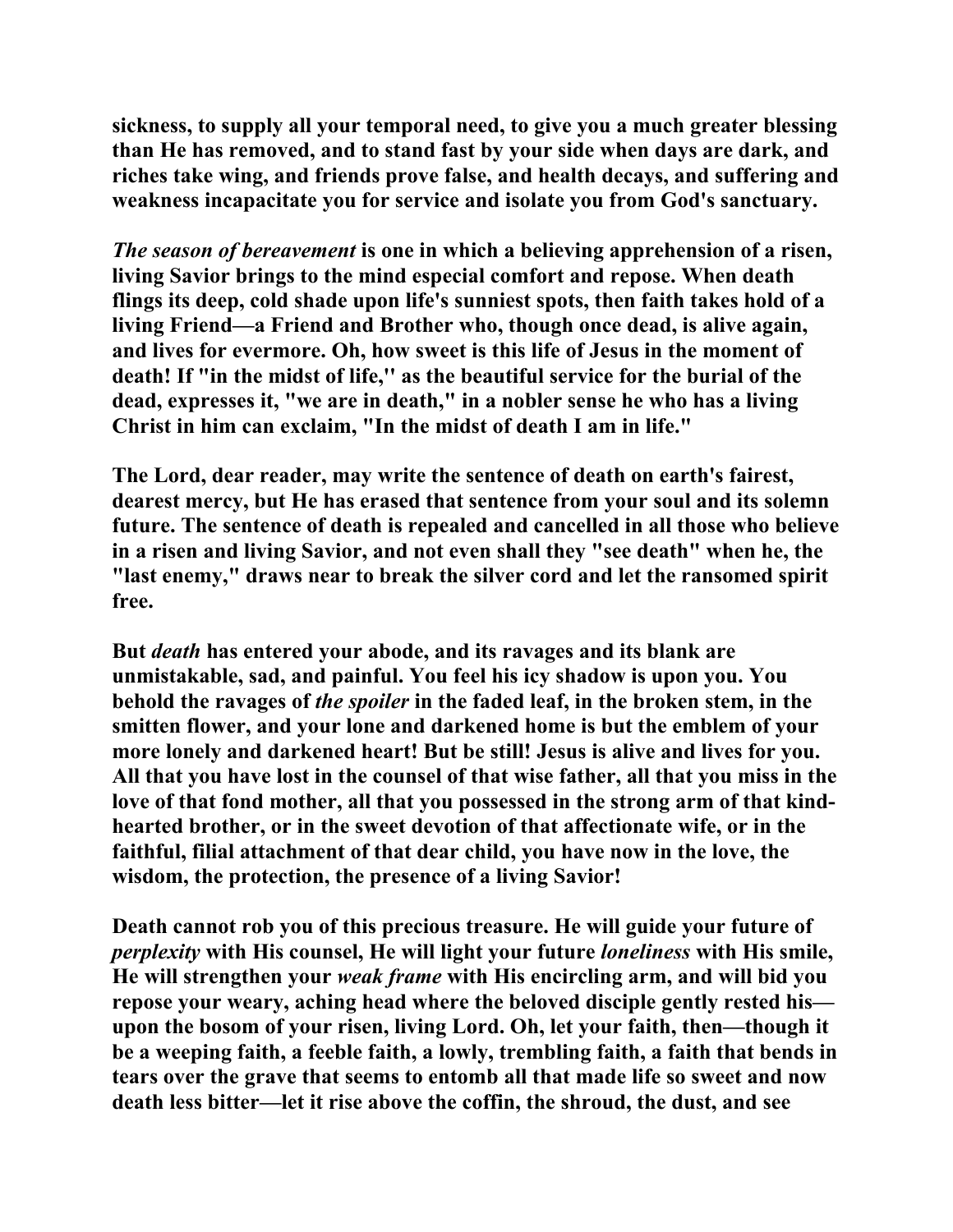**sickness, to supply all your temporal need, to give you a much greater blessing than He has removed, and to stand fast by your side when days are dark, and riches take wing, and friends prove false, and health decays, and suffering and weakness incapacitate you for service and isolate you from God's sanctuary.**

***The season of bereavement*** **is one in which a believing apprehension of a risen, living Savior brings to the mind especial comfort and repose. When death flings its deep, cold shade upon life's sunniest spots, then faith takes hold of a living Friend—a Friend and Brother who, though once dead, is alive again, and lives for evermore. Oh, how sweet is this life of Jesus in the moment of death! If "in the midst of life," as the beautiful service for the burial of the dead, expresses it, "we are in death," in a nobler sense he who has a living Christ in him can exclaim, "In the midst of death I am in life."**

**The Lord, dear reader, may write the sentence of death on earth's fairest, dearest mercy, but He has erased that sentence from your soul and its solemn future. The sentence of death is repealed and cancelled in all those who believe in a risen and living Savior, and not even shall they "see death" when he, the "last enemy," draws near to break the silver cord and let the ransomed spirit free.**

**But *death* has entered your abode, and its ravages and its blank are unmistakable, sad, and painful. You feel his icy shadow is upon you. You behold the ravages of *the spoiler* in the faded leaf, in the broken stem, in the smitten flower, and your lone and darkened home is but the emblem of your more lonely and darkened heart! But be still! Jesus is alive and lives for you. All that you have lost in the counsel of that wise father, all that you miss in the love of that fond mother, all that you possessed in the strong arm of that kind-hearted brother, or in the sweet devotion of that affectionate wife, or in the faithful, filial attachment of that dear child, you have now in the love, the wisdom, the protection, the presence of a living Savior!**

**Death cannot rob you of this precious treasure. He will guide your future of *perplexity* with His counsel, He will light your future *loneliness* with His smile, He will strengthen your *weak frame* with His encircling arm, and will bid you repose your weary, aching head where the beloved disciple gently rested his—upon the bosom of your risen, living Lord. Oh, let your faith, then—though it be a weeping faith, a feeble faith, a lowly, trembling faith, a faith that bends in tears over the grave that seems to entomb all that made life so sweet and now death less bitter—let it rise above the coffin, the shroud, the dust, and see**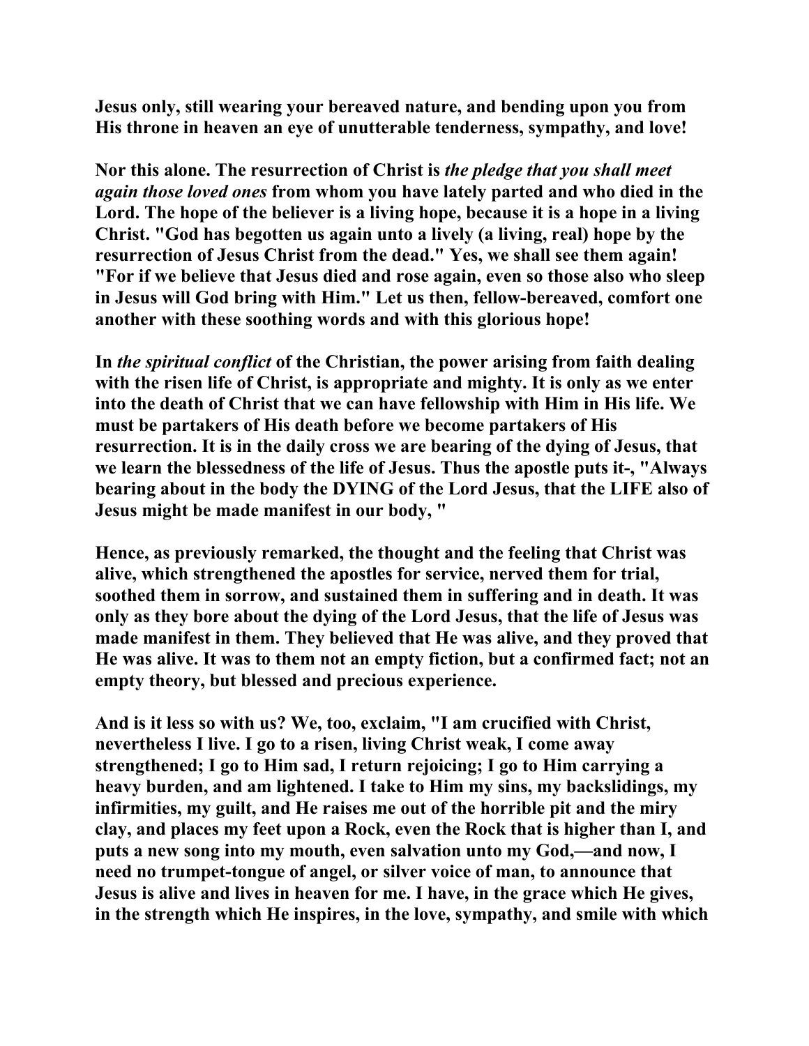**Jesus only, still wearing your bereaved nature, and bending upon you from His throne in heaven an eye of unutterable tenderness, sympathy, and love!**

**Nor this alone. The resurrection of Christ is *the pledge that you shall meet again those loved ones* from whom you have lately parted and who died in the Lord. The hope of the believer is a living hope, because it is a hope in a living Christ. "God has begotten us again unto a lively (a living, real) hope by the resurrection of Jesus Christ from the dead." Yes, we shall see them again! "For if we believe that Jesus died and rose again, even so those also who sleep in Jesus will God bring with Him." Let us then, fellow-bereaved, comfort one another with these soothing words and with this glorious hope!**

**In *the spiritual conflict* of the Christian, the power arising from faith dealing with the risen life of Christ, is appropriate and mighty. It is only as we enter into the death of Christ that we can have fellowship with Him in His life. We must be partakers of His death before we become partakers of His resurrection. It is in the daily cross we are bearing of the dying of Jesus, that we learn the blessedness of the life of Jesus. Thus the apostle puts it-, "Always bearing about in the body the DYING of the Lord Jesus, that the LIFE also of Jesus might be made manifest in our body, "**

**Hence, as previously remarked, the thought and the feeling that Christ was alive, which strengthened the apostles for service, nerved them for trial, soothed them in sorrow, and sustained them in suffering and in death. It was only as they bore about the dying of the Lord Jesus, that the life of Jesus was made manifest in them. They believed that He was alive, and they proved that He was alive. It was to them not an empty fiction, but a confirmed fact; not an empty theory, but blessed and precious experience.**

**And is it less so with us? We, too, exclaim, "I am crucified with Christ, nevertheless I live. I go to a risen, living Christ weak, I come away strengthened; I go to Him sad, I return rejoicing; I go to Him carrying a heavy burden, and am lightened. I take to Him my sins, my backslidings, my infirmities, my guilt, and He raises me out of the horrible pit and the miry clay, and places my feet upon a Rock, even the Rock that is higher than I, and puts a new song into my mouth, even salvation unto my God,—and now, I need no trumpet-tongue of angel, or silver voice of man, to announce that Jesus is alive and lives in heaven for me. I have, in the grace which He gives, in the strength which He inspires, in the love, sympathy, and smile with which**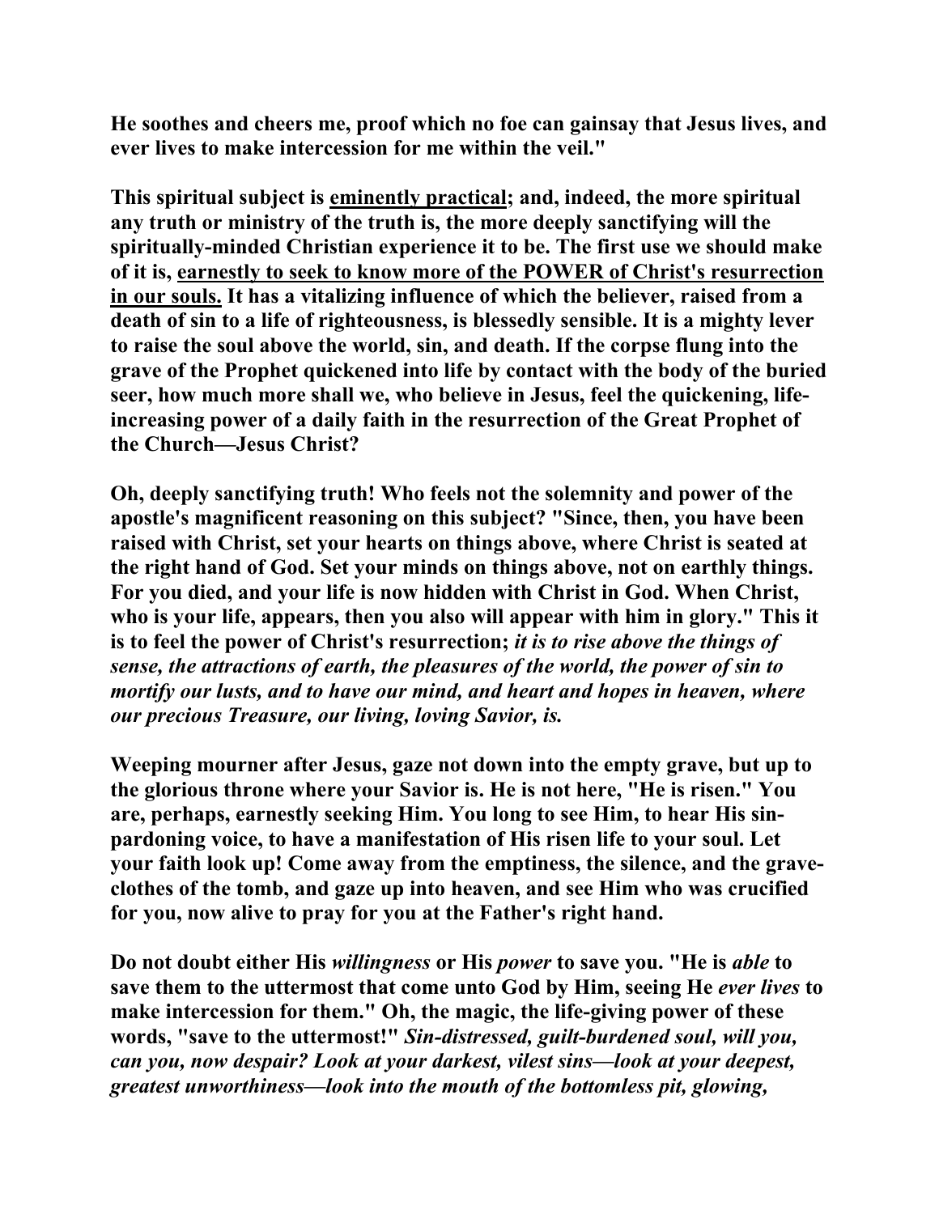**He soothes and cheers me, proof which no foe can gainsay that Jesus lives, and ever lives to make intercession for me within the veil."**

**This spiritual subject is <u>eminently practical</u>; and, indeed, the more spiritual any truth or ministry of the truth is, the more deeply sanctifying will the spiritually-minded Christian experience it to be. The first use we should make of it is, <u>earnestly to seek to know more of the POWER of Christ's resurrection in our souls.</u> It has a vitalizing influence of which the believer, raised from a death of sin to a life of righteousness, is blessedly sensible. It is a mighty lever to raise the soul above the world, sin, and death. If the corpse flung into the grave of the Prophet quickened into life by contact with the body of the buried seer, how much more shall we, who believe in Jesus, feel the quickening, life-increasing power of a daily faith in the resurrection of the Great Prophet of the Church—Jesus Christ?**

**Oh, deeply sanctifying truth! Who feels not the solemnity and power of the apostle's magnificent reasoning on this subject? "Since, then, you have been raised with Christ, set your hearts on things above, where Christ is seated at the right hand of God. Set your minds on things above, not on earthly things. For you died, and your life is now hidden with Christ in God. When Christ, who is your life, appears, then you also will appear with him in glory." This it is to feel the power of Christ's resurrection; *it is to rise above the things of sense, the attractions of earth, the pleasures of the world, the power of sin to mortify our lusts, and to have our mind, and heart and hopes in heaven, where our precious Treasure, our living, loving Savior, is.***

**Weeping mourner after Jesus, gaze not down into the empty grave, but up to the glorious throne where your Savior is. He is not here, "He is risen." You are, perhaps, earnestly seeking Him. You long to see Him, to hear His sin-pardoning voice, to have a manifestation of His risen life to your soul. Let your faith look up! Come away from the emptiness, the silence, and the grave-clothes of the tomb, and gaze up into heaven, and see Him who was crucified for you, now alive to pray for you at the Father's right hand.**

**Do not doubt either His *willingness* or His *power* to save you. "He is *able* to save them to the uttermost that come unto God by Him, seeing He *ever lives* to make intercession for them." Oh, the magic, the life-giving power of these words, "save to the uttermost!" *Sin-distressed, guilt-burdened soul, will you, can you, now despair? Look at your darkest, vilest sins—look at your deepest, greatest unworthiness—look into the mouth of the bottomless pit, glowing,***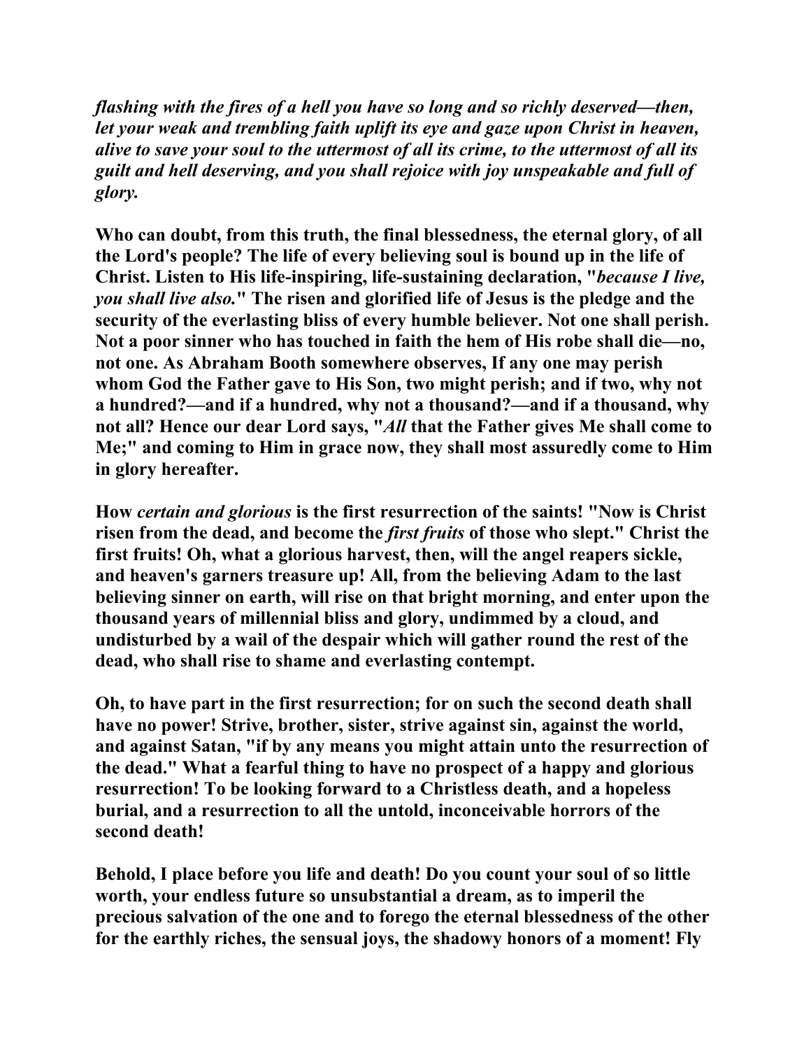***flashing with the fires of a hell you have so long and so richly deserved—then, let your weak and trembling faith uplift its eye and gaze upon Christ in heaven, alive to save your soul to the uttermost of all its crime, to the uttermost of all its guilt and hell deserving, and you shall rejoice with joy unspeakable and full of glory.***

**Who can doubt, from this truth, the final blessedness, the eternal glory, of all the Lord's people? The life of every believing soul is bound up in the life of Christ. Listen to His life-inspiring, life-sustaining declaration, "*because I live, you shall live also.*" The risen and glorified life of Jesus is the pledge and the security of the everlasting bliss of every humble believer. Not one shall perish. Not a poor sinner who has touched in faith the hem of His robe shall die—no, not one. As Abraham Booth somewhere observes, If any one may perish whom God the Father gave to His Son, two might perish; and if two, why not a hundred?—and if a hundred, why not a thousand?—and if a thousand, why not all? Hence our dear Lord says, "*All* that the Father gives Me shall come to Me;" and coming to Him in grace now, they shall most assuredly come to Him in glory hereafter.**

**How *certain and glorious* is the first resurrection of the saints! "Now is Christ risen from the dead, and become the *first fruits* of those who slept." Christ the first fruits! Oh, what a glorious harvest, then, will the angel reapers sickle, and heaven's garners treasure up! All, from the believing Adam to the last believing sinner on earth, will rise on that bright morning, and enter upon the thousand years of millennial bliss and glory, undimmed by a cloud, and undisturbed by a wail of the despair which will gather round the rest of the dead, who shall rise to shame and everlasting contempt.**

**Oh, to have part in the first resurrection; for on such the second death shall have no power! Strive, brother, sister, strive against sin, against the world, and against Satan, "if by any means you might attain unto the resurrection of the dead." What a fearful thing to have no prospect of a happy and glorious resurrection! To be looking forward to a Christless death, and a hopeless burial, and a resurrection to all the untold, inconceivable horrors of the second death!**

**Behold, I place before you life and death! Do you count your soul of so little worth, your endless future so unsubstantial a dream, as to imperil the precious salvation of the one and to forego the eternal blessedness of the other for the earthly riches, the sensual joys, the shadowy honors of a moment! Fly**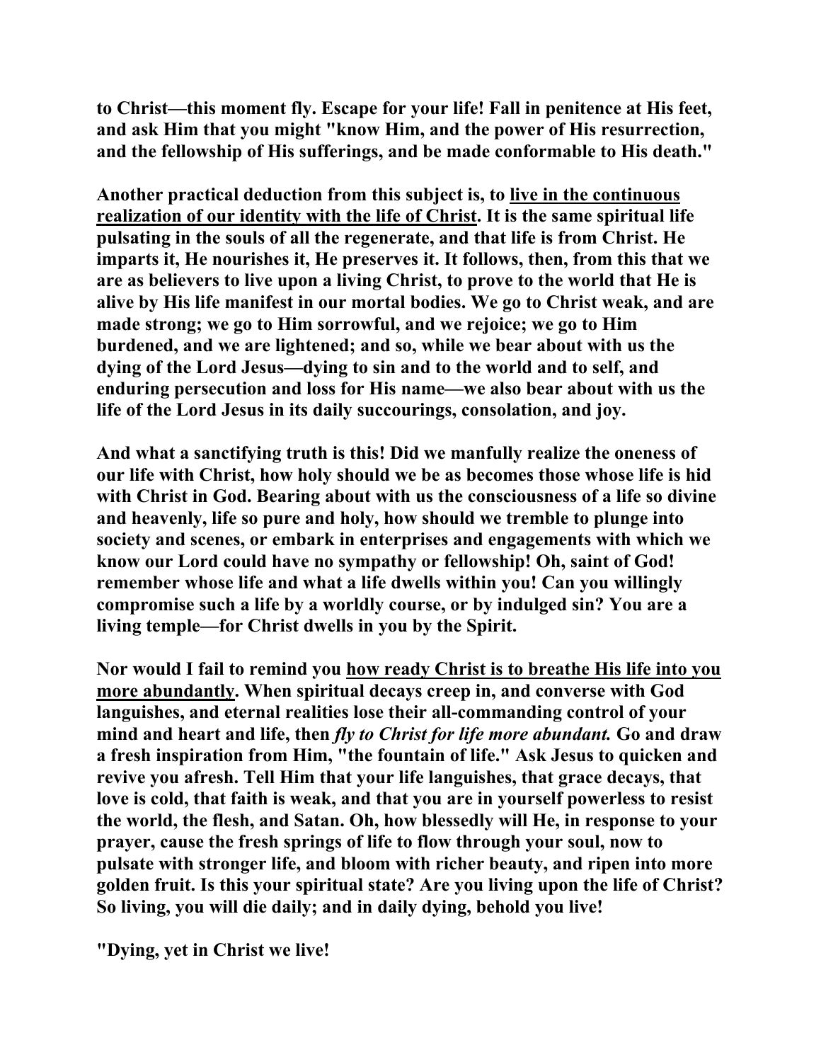**to Christ—this moment fly. Escape for your life! Fall in penitence at His feet, and ask Him that you might "know Him, and the power of His resurrection, and the fellowship of His sufferings, and be made conformable to His death."**

**Another practical deduction from this subject is, to <u>live in the continuous realization of our identity with the life of Christ</u>. It is the same spiritual life pulsating in the souls of all the regenerate, and that life is from Christ. He imparts it, He nourishes it, He preserves it. It follows, then, from this that we are as believers to live upon a living Christ, to prove to the world that He is alive by His life manifest in our mortal bodies. We go to Christ weak, and are made strong; we go to Him sorrowful, and we rejoice; we go to Him burdened, and we are lightened; and so, while we bear about with us the dying of the Lord Jesus—dying to sin and to the world and to self, and enduring persecution and loss for His name—we also bear about with us the life of the Lord Jesus in its daily succourings, consolation, and joy.**

**And what a sanctifying truth is this! Did we manfully realize the oneness of our life with Christ, how holy should we be as becomes those whose life is hid with Christ in God. Bearing about with us the consciousness of a life so divine and heavenly, life so pure and holy, how should we tremble to plunge into society and scenes, or embark in enterprises and engagements with which we know our Lord could have no sympathy or fellowship! Oh, saint of God! remember whose life and what a life dwells within you! Can you willingly compromise such a life by a worldly course, or by indulged sin? You are a living temple—for Christ dwells in you by the Spirit.**

**Nor would I fail to remind you <u>how ready Christ is to breathe His life into you more abundantly</u>. When spiritual decays creep in, and converse with God languishes, and eternal realities lose their all-commanding control of your mind and heart and life, then *fly to Christ for life more abundant.* Go and draw a fresh inspiration from Him, "the fountain of life." Ask Jesus to quicken and revive you afresh. Tell Him that your life languishes, that grace decays, that love is cold, that faith is weak, and that you are in yourself powerless to resist the world, the flesh, and Satan. Oh, how blessedly will He, in response to your prayer, cause the fresh springs of life to flow through your soul, now to pulsate with stronger life, and bloom with richer beauty, and ripen into more golden fruit. Is this your spiritual state? Are you living upon the life of Christ? So living, you will die daily; and in daily dying, behold you live!**

**"Dying, yet in Christ we live!**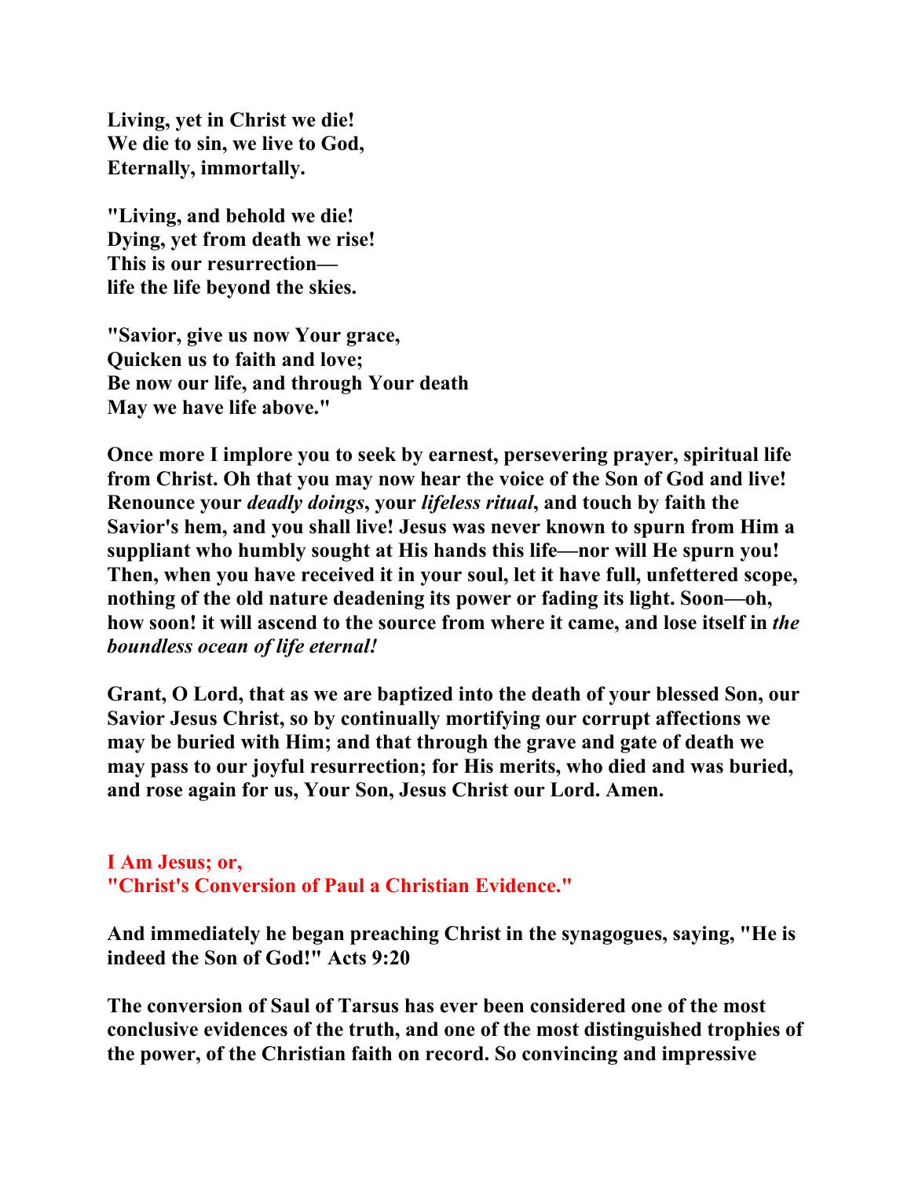**Living, yet in Christ we die!**
**We die to sin, we live to God,**
**Eternally, immortally.**

**"Living, and behold we die!**
**Dying, yet from death we rise!**
**This is our resurrection—**
**life the life beyond the skies.**

**"Savior, give us now Your grace,**
**Quicken us to faith and love;**
**Be now our life, and through Your death**
**May we have life above."**

**Once more I implore you to seek by earnest, persevering prayer, spiritual life from Christ. Oh that you may now hear the voice of the Son of God and live! Renounce your *deadly doings*, your *lifeless ritual*, and touch by faith the Savior's hem, and you shall live! Jesus was never known to spurn from Him a suppliant who humbly sought at His hands this life—nor will He spurn you! Then, when you have received it in your soul, let it have full, unfettered scope, nothing of the old nature deadening its power or fading its light. Soon—oh, how soon! it will ascend to the source from where it came, and lose itself in *the boundless ocean of life eternal!***

**Grant, O Lord, that as we are baptized into the death of your blessed Son, our Savior Jesus Christ, so by continually mortifying our corrupt affections we may be buried with Him; and that through the grave and gate of death we may pass to our joyful resurrection; for His merits, who died and was buried, and rose again for us, Your Son, Jesus Christ our Lord. Amen.**

## I Am Jesus; or, "Christ's Conversion of Paul a Christian Evidence."

**And immediately he began preaching Christ in the synagogues, saying, "He is indeed the Son of God!" Acts 9:20**

**The conversion of Saul of Tarsus has ever been considered one of the most conclusive evidences of the truth, and one of the most distinguished trophies of the power, of the Christian faith on record. So convincing and impressive**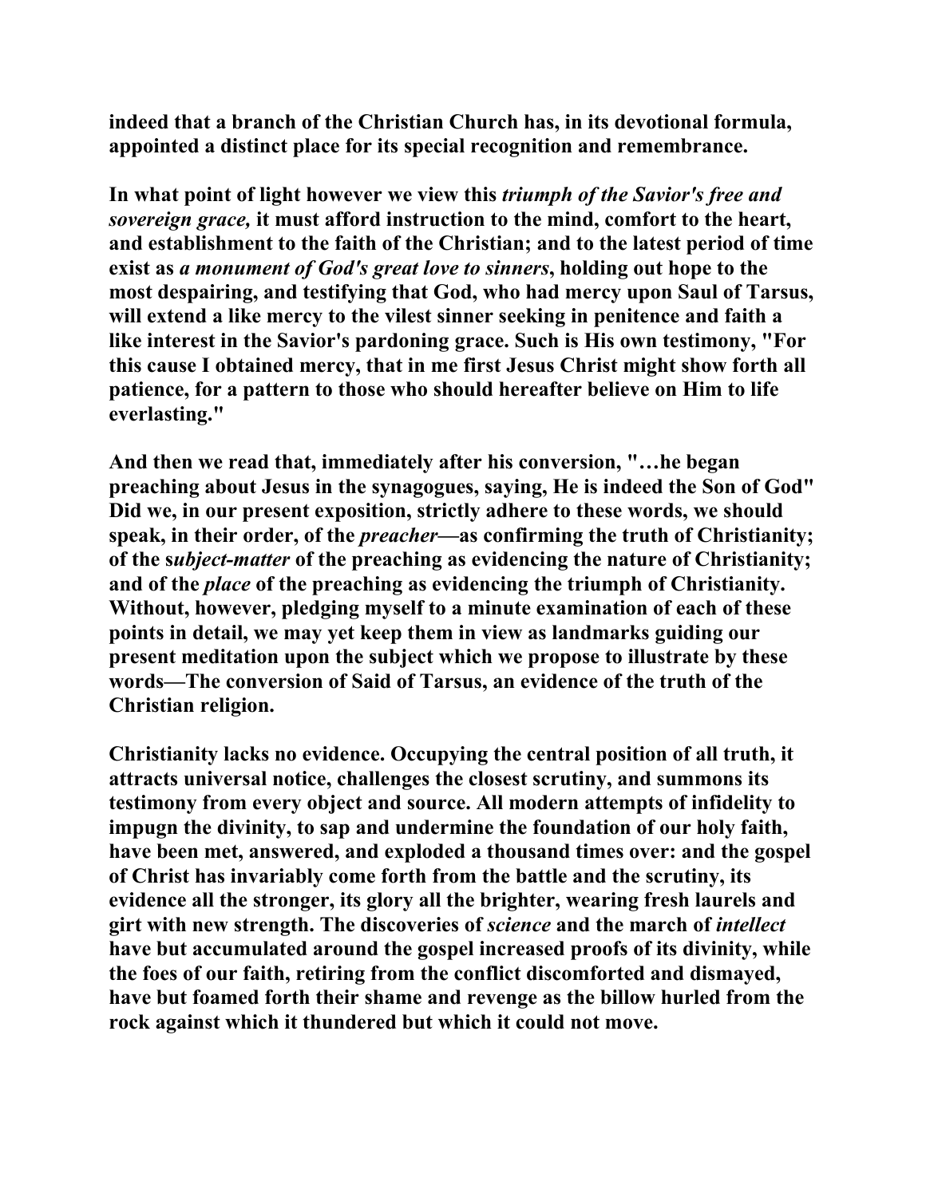**indeed that a branch of the Christian Church has, in its devotional formula, appointed a distinct place for its special recognition and remembrance.**

**In what point of light however we view this *triumph of the Savior's free and sovereign grace,* it must afford instruction to the mind, comfort to the heart, and establishment to the faith of the Christian; and to the latest period of time exist as *a monument of God's great love to sinners*, holding out hope to the most despairing, and testifying that God, who had mercy upon Saul of Tarsus, will extend a like mercy to the vilest sinner seeking in penitence and faith a like interest in the Savior's pardoning grace. Such is His own testimony, "For this cause I obtained mercy, that in me first Jesus Christ might show forth all patience, for a pattern to those who should hereafter believe on Him to life everlasting."**

**And then we read that, immediately after his conversion, "…he began preaching about Jesus in the synagogues, saying, He is indeed the Son of God" Did we, in our present exposition, strictly adhere to these words, we should speak, in their order, of the *preacher*—as confirming the truth of Christianity; of the s*ubject-matter* of the preaching as evidencing the nature of Christianity; and of the *place* of the preaching as evidencing the triumph of Christianity. Without, however, pledging myself to a minute examination of each of these points in detail, we may yet keep them in view as landmarks guiding our present meditation upon the subject which we propose to illustrate by these words—The conversion of Said of Tarsus, an evidence of the truth of the Christian religion.**

**Christianity lacks no evidence. Occupying the central position of all truth, it attracts universal notice, challenges the closest scrutiny, and summons its testimony from every object and source. All modern attempts of infidelity to impugn the divinity, to sap and undermine the foundation of our holy faith, have been met, answered, and exploded a thousand times over: and the gospel of Christ has invariably come forth from the battle and the scrutiny, its evidence all the stronger, its glory all the brighter, wearing fresh laurels and girt with new strength. The discoveries of *science* and the march of *intellect* have but accumulated around the gospel increased proofs of its divinity, while the foes of our faith, retiring from the conflict discomforted and dismayed, have but foamed forth their shame and revenge as the billow hurled from the rock against which it thundered but which it could not move.**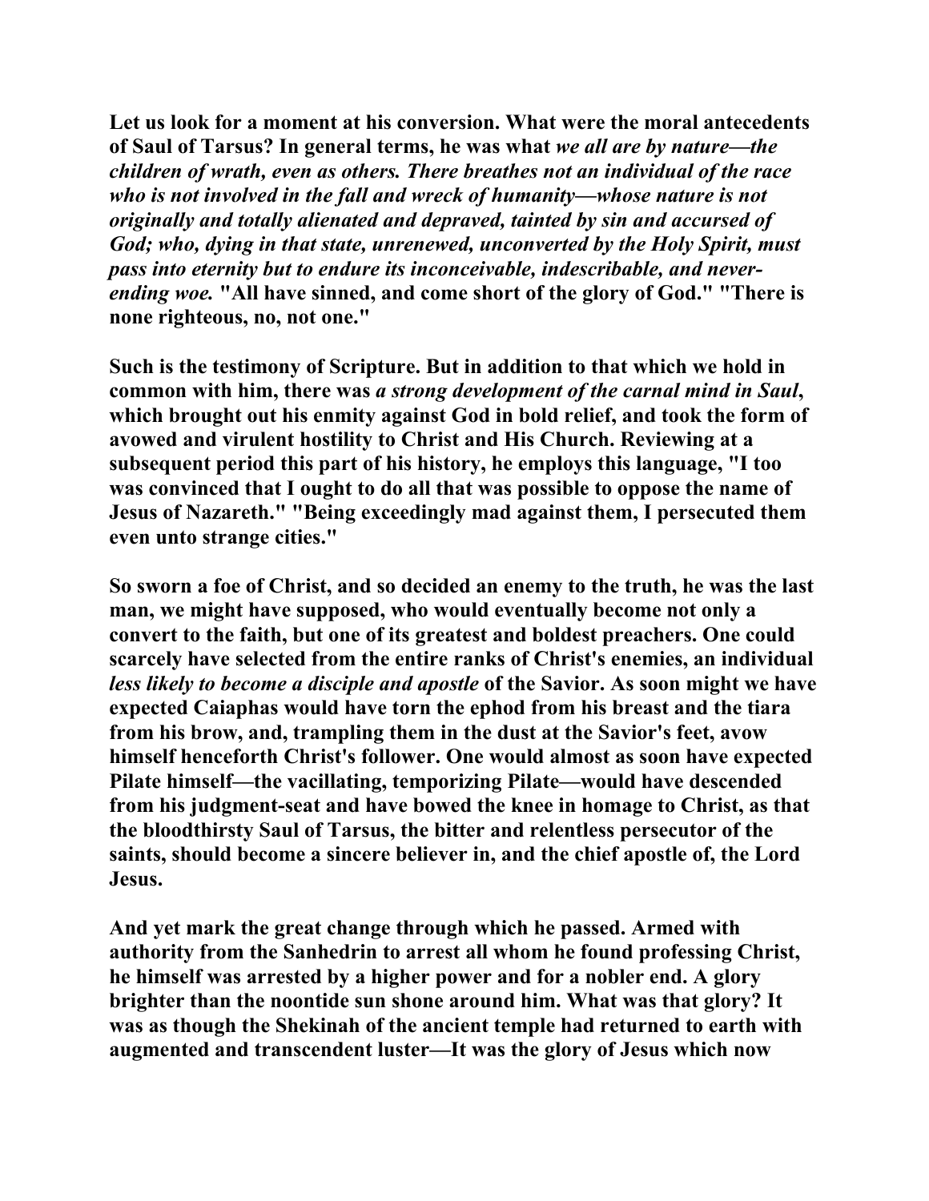Let us look for a moment at his conversion. What were the moral antecedents of Saul of Tarsus? In general terms, he was what *we all are by nature—the children of wrath, even as others. There breathes not an individual of the race who is not involved in the fall and wreck of humanity—whose nature is not originally and totally alienated and depraved, tainted by sin and accursed of God; who, dying in that state, unrenewed, unconverted by the Holy Spirit, must pass into eternity but to endure its inconceivable, indescribable, and never-ending woe.* "All have sinned, and come short of the glory of God." "There is none righteous, no, not one."

Such is the testimony of Scripture. But in addition to that which we hold in common with him, there was *a strong development of the carnal mind in Saul*, which brought out his enmity against God in bold relief, and took the form of avowed and virulent hostility to Christ and His Church. Reviewing at a subsequent period this part of his history, he employs this language, "I too was convinced that I ought to do all that was possible to oppose the name of Jesus of Nazareth." "Being exceedingly mad against them, I persecuted them even unto strange cities."

So sworn a foe of Christ, and so decided an enemy to the truth, he was the last man, we might have supposed, who would eventually become not only a convert to the faith, but one of its greatest and boldest preachers. One could scarcely have selected from the entire ranks of Christ's enemies, an individual *less likely to become a disciple and apostle* of the Savior. As soon might we have expected Caiaphas would have torn the ephod from his breast and the tiara from his brow, and, trampling them in the dust at the Savior's feet, avow himself henceforth Christ's follower. One would almost as soon have expected Pilate himself—the vacillating, temporizing Pilate—would have descended from his judgment-seat and have bowed the knee in homage to Christ, as that the bloodthirsty Saul of Tarsus, the bitter and relentless persecutor of the saints, should become a sincere believer in, and the chief apostle of, the Lord Jesus.

And yet mark the great change through which he passed. Armed with authority from the Sanhedrin to arrest all whom he found professing Christ, he himself was arrested by a higher power and for a nobler end. A glory brighter than the noontide sun shone around him. What was that glory? It was as though the Shekinah of the ancient temple had returned to earth with augmented and transcendent luster—It was the glory of Jesus which now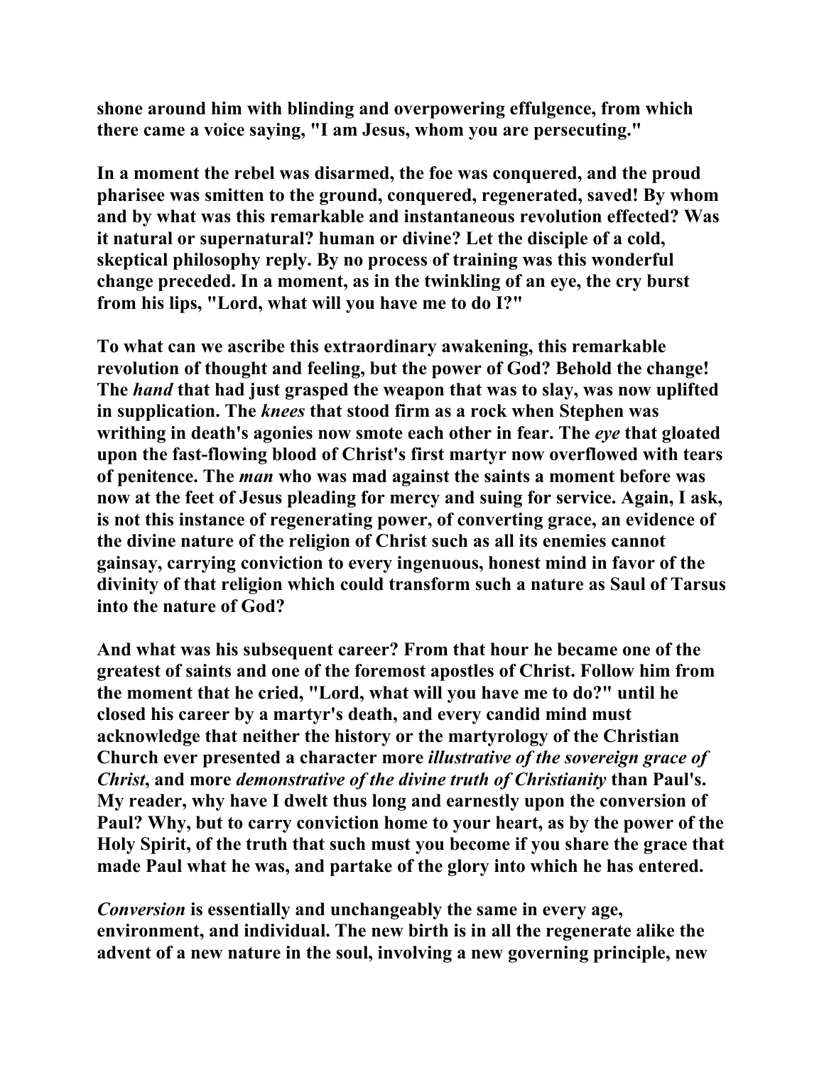**shone around him with blinding and overpowering effulgence, from which there came a voice saying, "I am Jesus, whom you are persecuting."**

**In a moment the rebel was disarmed, the foe was conquered, and the proud pharisee was smitten to the ground, conquered, regenerated, saved! By whom and by what was this remarkable and instantaneous revolution effected? Was it natural or supernatural? human or divine? Let the disciple of a cold, skeptical philosophy reply. By no process of training was this wonderful change preceded. In a moment, as in the twinkling of an eye, the cry burst from his lips, "Lord, what will you have me to do I?"**

**To what can we ascribe this extraordinary awakening, this remarkable revolution of thought and feeling, but the power of God? Behold the change! The *hand* that had just grasped the weapon that was to slay, was now uplifted in supplication. The *knees* that stood firm as a rock when Stephen was writhing in death's agonies now smote each other in fear. The *eye* that gloated upon the fast-flowing blood of Christ's first martyr now overflowed with tears of penitence. The *man* who was mad against the saints a moment before was now at the feet of Jesus pleading for mercy and suing for service. Again, I ask, is not this instance of regenerating power, of converting grace, an evidence of the divine nature of the religion of Christ such as all its enemies cannot gainsay, carrying conviction to every ingenuous, honest mind in favor of the divinity of that religion which could transform such a nature as Saul of Tarsus into the nature of God?**

**And what was his subsequent career? From that hour he became one of the greatest of saints and one of the foremost apostles of Christ. Follow him from the moment that he cried, "Lord, what will you have me to do?" until he closed his career by a martyr's death, and every candid mind must acknowledge that neither the history or the martyrology of the Christian Church ever presented a character more *illustrative of the sovereign grace of Christ*, and more *demonstrative of the divine truth of Christianity* than Paul's. My reader, why have I dwelt thus long and earnestly upon the conversion of Paul? Why, but to carry conviction home to your heart, as by the power of the Holy Spirit, of the truth that such must you become if you share the grace that made Paul what he was, and partake of the glory into which he has entered.**

***Conversion* is essentially and unchangeably the same in every age, environment, and individual. The new birth is in all the regenerate alike the advent of a new nature in the soul, involving a new governing principle, new**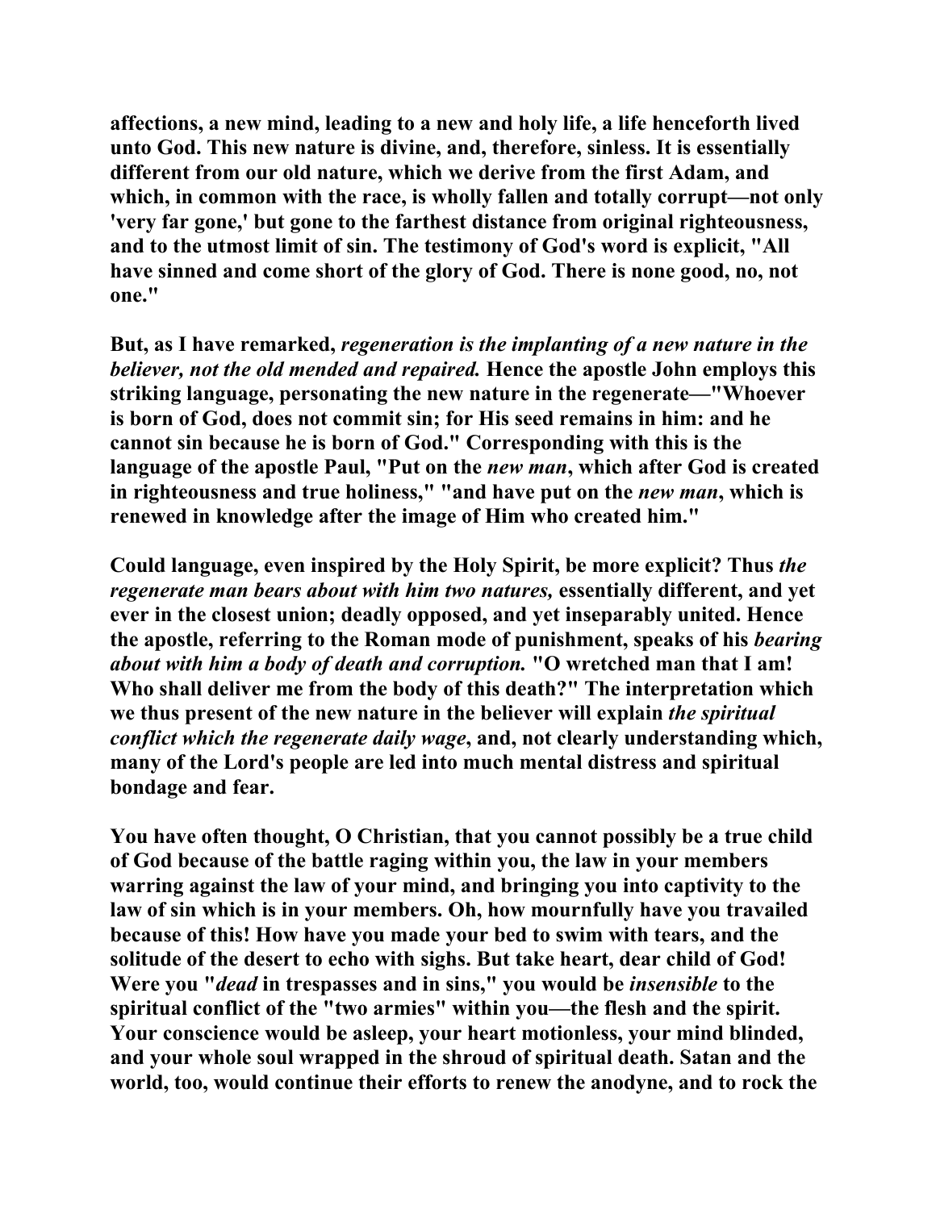**affections, a new mind, leading to a new and holy life, a life henceforth lived unto God. This new nature is divine, and, therefore, sinless. It is essentially different from our old nature, which we derive from the first Adam, and which, in common with the race, is wholly fallen and totally corrupt—not only 'very far gone,' but gone to the farthest distance from original righteousness, and to the utmost limit of sin. The testimony of God's word is explicit, "All have sinned and come short of the glory of God. There is none good, no, not one."**

**But, as I have remarked, *regeneration is the implanting of a new nature in the believer, not the old mended and repaired.* Hence the apostle John employs this striking language, personating the new nature in the regenerate—"Whoever is born of God, does not commit sin; for His seed remains in him: and he cannot sin because he is born of God." Corresponding with this is the language of the apostle Paul, "Put on the *new man*, which after God is created in righteousness and true holiness," "and have put on the *new man*, which is renewed in knowledge after the image of Him who created him."**

**Could language, even inspired by the Holy Spirit, be more explicit? Thus *the regenerate man bears about with him two natures,* essentially different, and yet ever in the closest union; deadly opposed, and yet inseparably united. Hence the apostle, referring to the Roman mode of punishment, speaks of his *bearing about with him a body of death and corruption.* "O wretched man that I am! Who shall deliver me from the body of this death?" The interpretation which we thus present of the new nature in the believer will explain *the spiritual conflict which the regenerate daily wage*, and, not clearly understanding which, many of the Lord's people are led into much mental distress and spiritual bondage and fear.**

**You have often thought, O Christian, that you cannot possibly be a true child of God because of the battle raging within you, the law in your members warring against the law of your mind, and bringing you into captivity to the law of sin which is in your members. Oh, how mournfully have you travailed because of this! How have you made your bed to swim with tears, and the solitude of the desert to echo with sighs. But take heart, dear child of God! Were you "*dead* in trespasses and in sins," you would be *insensible* to the spiritual conflict of the "two armies" within you—the flesh and the spirit. Your conscience would be asleep, your heart motionless, your mind blinded, and your whole soul wrapped in the shroud of spiritual death. Satan and the world, too, would continue their efforts to renew the anodyne, and to rock the**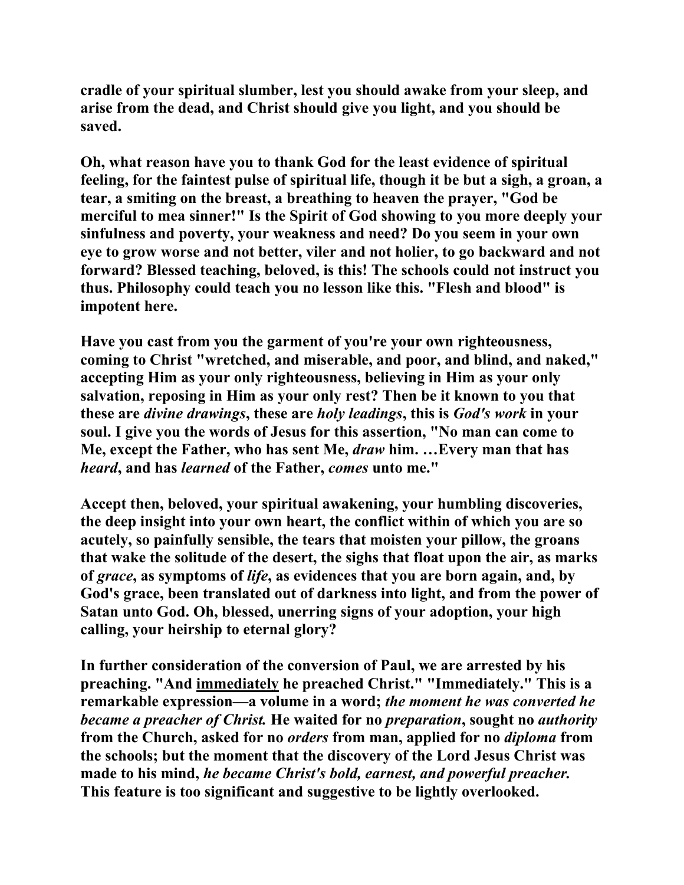**cradle of your spiritual slumber, lest you should awake from your sleep, and arise from the dead, and Christ should give you light, and you should be saved.**

**Oh, what reason have you to thank God for the least evidence of spiritual feeling, for the faintest pulse of spiritual life, though it be but a sigh, a groan, a tear, a smiting on the breast, a breathing to heaven the prayer, "God be merciful to mea sinner!" Is the Spirit of God showing to you more deeply your sinfulness and poverty, your weakness and need? Do you seem in your own eye to grow worse and not better, viler and not holier, to go backward and not forward? Blessed teaching, beloved, is this! The schools could not instruct you thus. Philosophy could teach you no lesson like this. "Flesh and blood" is impotent here.**

**Have you cast from you the garment of you're your own righteousness, coming to Christ "wretched, and miserable, and poor, and blind, and naked," accepting Him as your only righteousness, believing in Him as your only salvation, reposing in Him as your only rest? Then be it known to you that these are *divine drawings*, these are *holy leadings*, this is *God's work* in your soul. I give you the words of Jesus for this assertion, "No man can come to Me, except the Father, who has sent Me, *draw* him. …Every man that has *heard*, and has *learned* of the Father, *comes* unto me."**

**Accept then, beloved, your spiritual awakening, your humbling discoveries, the deep insight into your own heart, the conflict within of which you are so acutely, so painfully sensible, the tears that moisten your pillow, the groans that wake the solitude of the desert, the sighs that float upon the air, as marks of *grace*, as symptoms of *life*, as evidences that you are born again, and, by God's grace, been translated out of darkness into light, and from the power of Satan unto God. Oh, blessed, unerring signs of your adoption, your high calling, your heirship to eternal glory?**

**In further consideration of the conversion of Paul, we are arrested by his preaching. "And <u>immediately</u> he preached Christ." "Immediately." This is a remarkable expression—a volume in a word; *the moment he was converted he became a preacher of Christ.* He waited for no *preparation*, sought no *authority* from the Church, asked for no *orders* from man, applied for no *diploma* from the schools; but the moment that the discovery of the Lord Jesus Christ was made to his mind, *he became Christ's bold, earnest, and powerful preacher.* This feature is too significant and suggestive to be lightly overlooked.**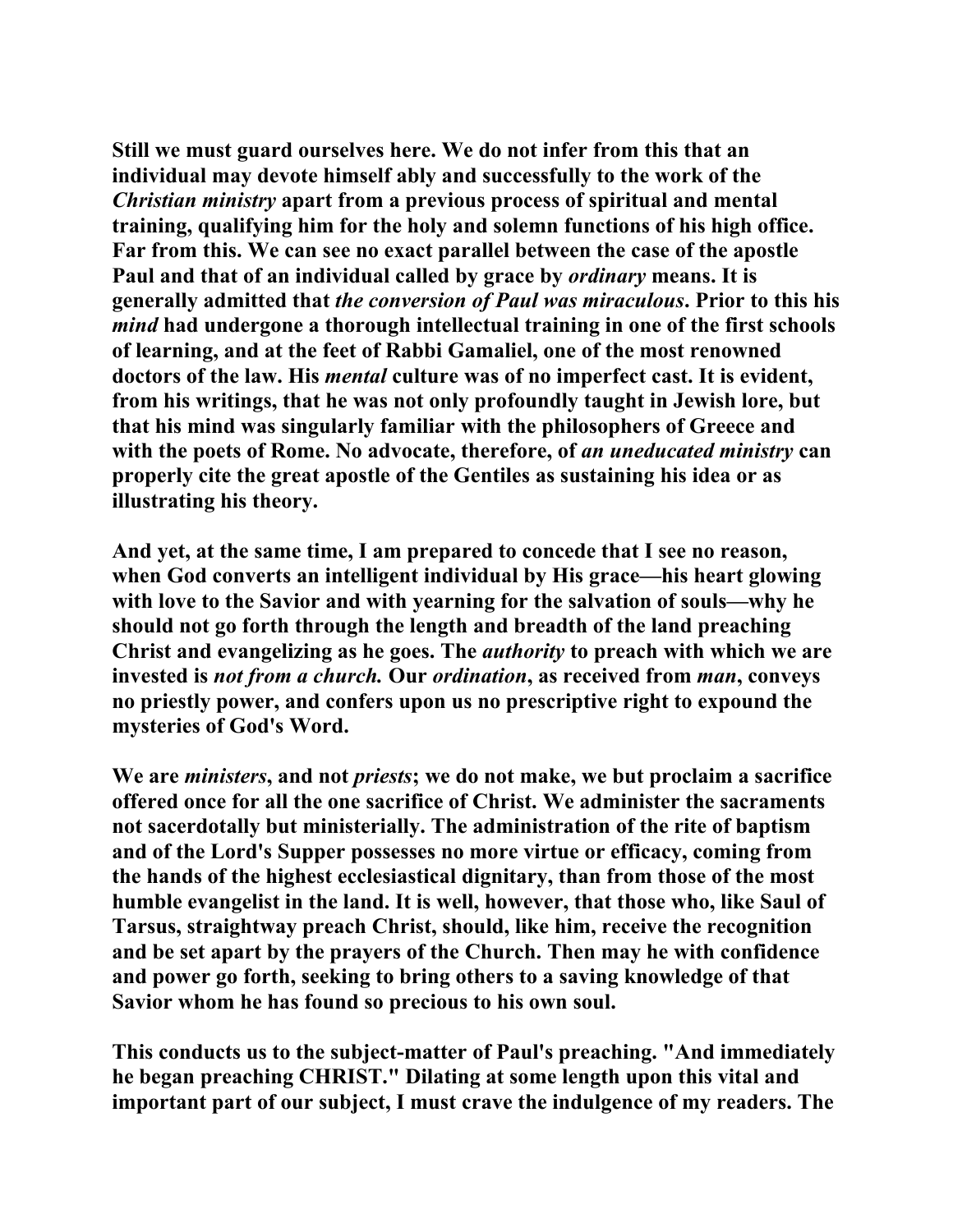**Still we must guard ourselves here. We do not infer from this that an individual may devote himself ably and successfully to the work of the *Christian ministry* apart from a previous process of spiritual and mental training, qualifying him for the holy and solemn functions of his high office. Far from this. We can see no exact parallel between the case of the apostle Paul and that of an individual called by grace by *ordinary* means. It is generally admitted that *the conversion of Paul was miraculous*. Prior to this his *mind* had undergone a thorough intellectual training in one of the first schools of learning, and at the feet of Rabbi Gamaliel, one of the most renowned doctors of the law. His *mental* culture was of no imperfect cast. It is evident, from his writings, that he was not only profoundly taught in Jewish lore, but that his mind was singularly familiar with the philosophers of Greece and with the poets of Rome. No advocate, therefore, of *an uneducated ministry* can properly cite the great apostle of the Gentiles as sustaining his idea or as illustrating his theory.**

**And yet, at the same time, I am prepared to concede that I see no reason, when God converts an intelligent individual by His grace—his heart glowing with love to the Savior and with yearning for the salvation of souls—why he should not go forth through the length and breadth of the land preaching Christ and evangelizing as he goes. The *authority* to preach with which we are invested is *not from a church.* Our *ordination*, as received from *man*, conveys no priestly power, and confers upon us no prescriptive right to expound the mysteries of God's Word.**

**We are *ministers*, and not *priests*; we do not make, we but proclaim a sacrifice offered once for all the one sacrifice of Christ. We administer the sacraments not sacerdotally but ministerially. The administration of the rite of baptism and of the Lord's Supper possesses no more virtue or efficacy, coming from the hands of the highest ecclesiastical dignitary, than from those of the most humble evangelist in the land. It is well, however, that those who, like Saul of Tarsus, straightway preach Christ, should, like him, receive the recognition and be set apart by the prayers of the Church. Then may he with confidence and power go forth, seeking to bring others to a saving knowledge of that Savior whom he has found so precious to his own soul.**

**This conducts us to the subject-matter of Paul's preaching. "And immediately he began preaching CHRIST." Dilating at some length upon this vital and important part of our subject, I must crave the indulgence of my readers. The**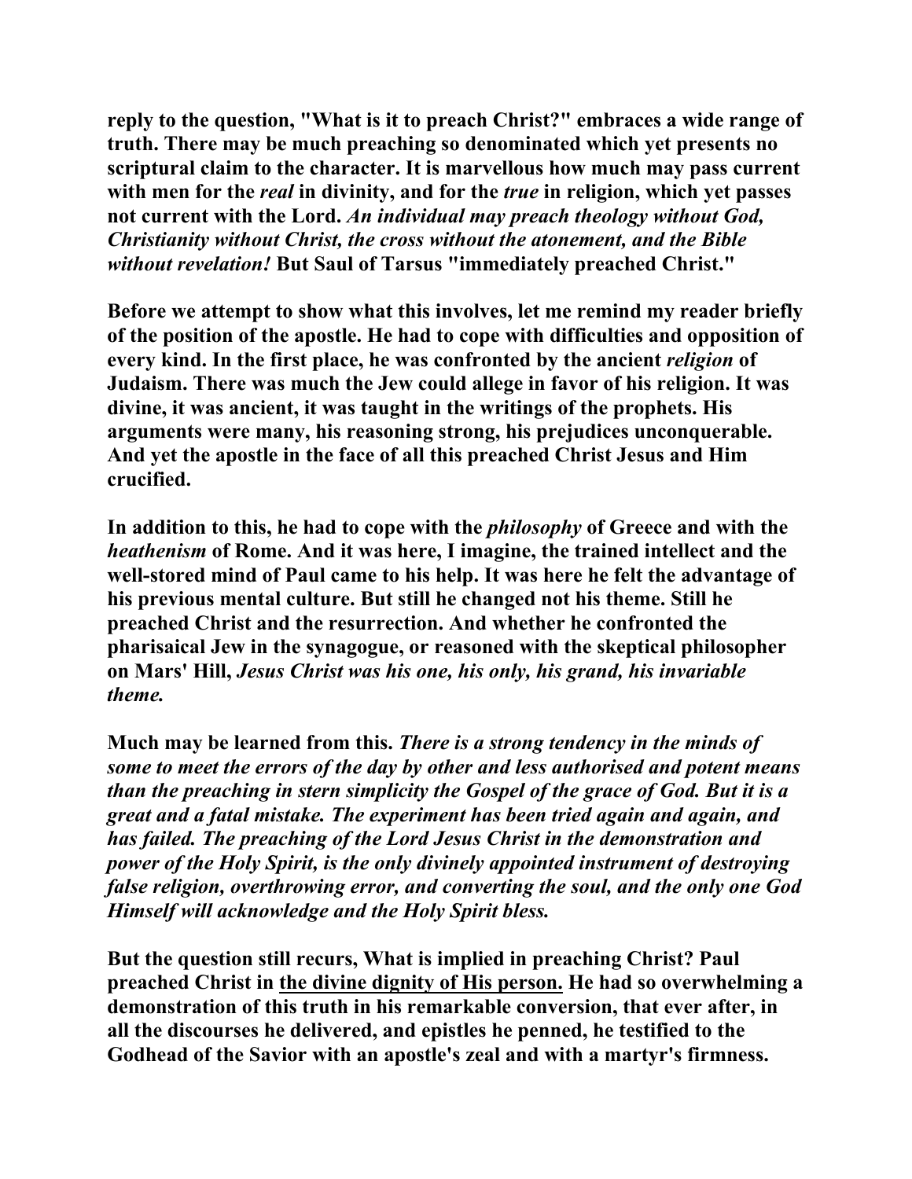**reply to the question, "What is it to preach Christ?" embraces a wide range of truth. There may be much preaching so denominated which yet presents no scriptural claim to the character. It is marvellous how much may pass current with men for the *real* in divinity, and for the *true* in religion, which yet passes not current with the Lord. *An individual may preach theology without God, Christianity without Christ, the cross without the atonement, and the Bible without revelation!* But Saul of Tarsus "immediately preached Christ."**

**Before we attempt to show what this involves, let me remind my reader briefly of the position of the apostle. He had to cope with difficulties and opposition of every kind. In the first place, he was confronted by the ancient *religion* of Judaism. There was much the Jew could allege in favor of his religion. It was divine, it was ancient, it was taught in the writings of the prophets. His arguments were many, his reasoning strong, his prejudices unconquerable. And yet the apostle in the face of all this preached Christ Jesus and Him crucified.**

**In addition to this, he had to cope with the *philosophy* of Greece and with the *heathenism* of Rome. And it was here, I imagine, the trained intellect and the well-stored mind of Paul came to his help. It was here he felt the advantage of his previous mental culture. But still he changed not his theme. Still he preached Christ and the resurrection. And whether he confronted the pharisaical Jew in the synagogue, or reasoned with the skeptical philosopher on Mars' Hill, *Jesus Christ was his one, his only, his grand, his invariable theme.***

**Much may be learned from this. *There is a strong tendency in the minds of some to meet the errors of the day by other and less authorised and potent means than the preaching in stern simplicity the Gospel of the grace of God. But it is a great and a fatal mistake. The experiment has been tried again and again, and has failed. The preaching of the Lord Jesus Christ in the demonstration and power of the Holy Spirit, is the only divinely appointed instrument of destroying false religion, overthrowing error, and converting the soul, and the only one God Himself will acknowledge and the Holy Spirit bless.***

**But the question still recurs, What is implied in preaching Christ? Paul preached Christ in <u>the divine dignity of His person.</u> He had so overwhelming a demonstration of this truth in his remarkable conversion, that ever after, in all the discourses he delivered, and epistles he penned, he testified to the Godhead of the Savior with an apostle's zeal and with a martyr's firmness.**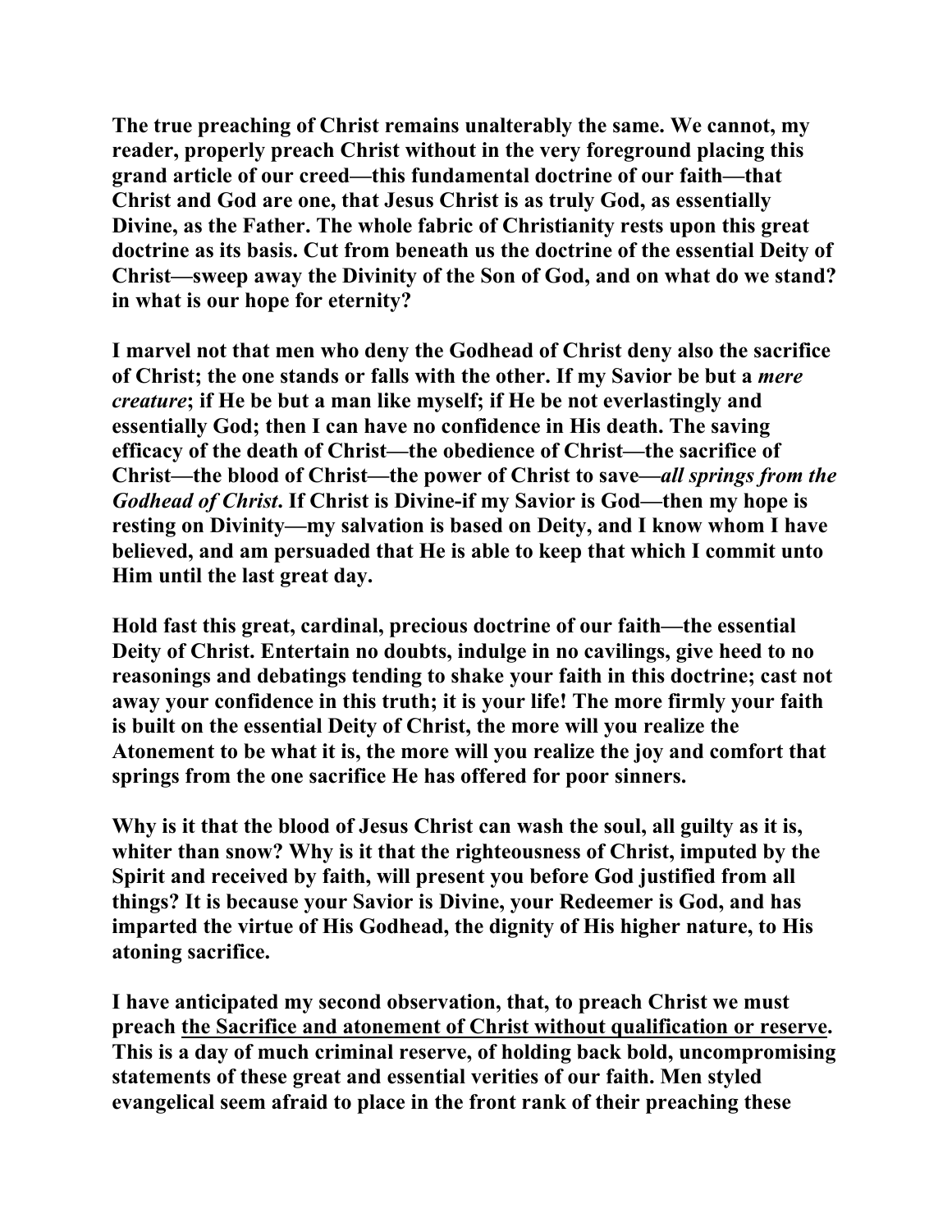**The true preaching of Christ remains unalterably the same. We cannot, my reader, properly preach Christ without in the very foreground placing this grand article of our creed—this fundamental doctrine of our faith—that Christ and God are one, that Jesus Christ is as truly God, as essentially Divine, as the Father. The whole fabric of Christianity rests upon this great doctrine as its basis. Cut from beneath us the doctrine of the essential Deity of Christ—sweep away the Divinity of the Son of God, and on what do we stand? in what is our hope for eternity?**

**I marvel not that men who deny the Godhead of Christ deny also the sacrifice of Christ; the one stands or falls with the other. If my Savior be but a *mere creature*; if He be but a man like myself; if He be not everlastingly and essentially God; then I can have no confidence in His death. The saving efficacy of the death of Christ—the obedience of Christ—the sacrifice of Christ—the blood of Christ—the power of Christ to save—*all springs from the Godhead of Christ*. If Christ is Divine-if my Savior is God—then my hope is resting on Divinity—my salvation is based on Deity, and I know whom I have believed, and am persuaded that He is able to keep that which I commit unto Him until the last great day.**

**Hold fast this great, cardinal, precious doctrine of our faith—the essential Deity of Christ. Entertain no doubts, indulge in no cavilings, give heed to no reasonings and debatings tending to shake your faith in this doctrine; cast not away your confidence in this truth; it is your life! The more firmly your faith is built on the essential Deity of Christ, the more will you realize the Atonement to be what it is, the more will you realize the joy and comfort that springs from the one sacrifice He has offered for poor sinners.**

**Why is it that the blood of Jesus Christ can wash the soul, all guilty as it is, whiter than snow? Why is it that the righteousness of Christ, imputed by the Spirit and received by faith, will present you before God justified from all things? It is because your Savior is Divine, your Redeemer is God, and has imparted the virtue of His Godhead, the dignity of His higher nature, to His atoning sacrifice.**

**I have anticipated my second observation, that, to preach Christ we must preach <u>the Sacrifice and atonement of Christ without qualification or reserve</u>. This is a day of much criminal reserve, of holding back bold, uncompromising statements of these great and essential verities of our faith. Men styled evangelical seem afraid to place in the front rank of their preaching these**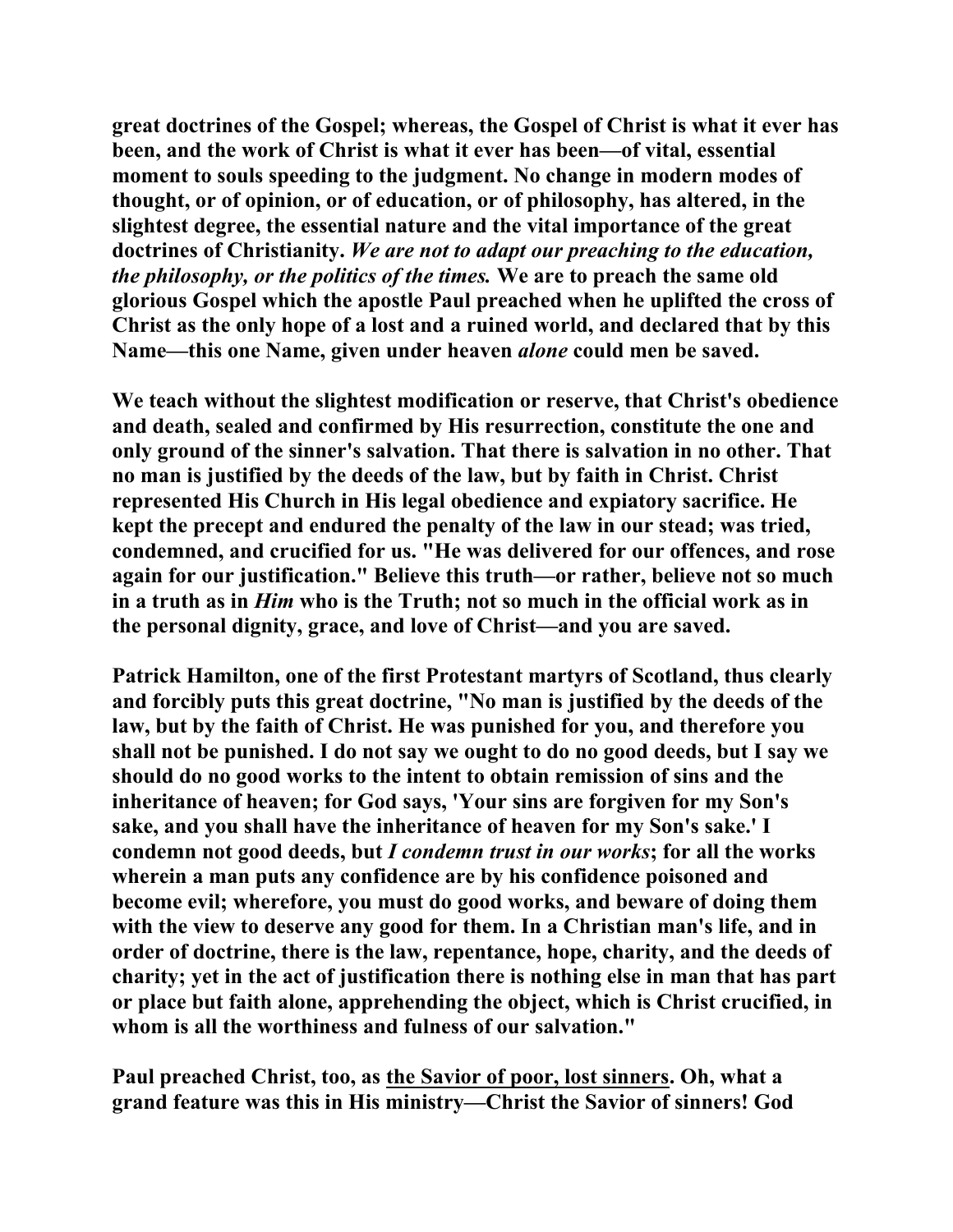great doctrines of the Gospel; whereas, the Gospel of Christ is what it ever has been, and the work of Christ is what it ever has been—of vital, essential moment to souls speeding to the judgment. No change in modern modes of thought, or of opinion, or of education, or of philosophy, has altered, in the slightest degree, the essential nature and the vital importance of the great doctrines of Christianity. *We are not to adapt our preaching to the education, the philosophy, or the politics of the times.* We are to preach the same old glorious Gospel which the apostle Paul preached when he uplifted the cross of Christ as the only hope of a lost and a ruined world, and declared that by this Name—this one Name, given under heaven *alone* could men be saved.

We teach without the slightest modification or reserve, that Christ's obedience and death, sealed and confirmed by His resurrection, constitute the one and only ground of the sinner's salvation. That there is salvation in no other. That no man is justified by the deeds of the law, but by faith in Christ. Christ represented His Church in His legal obedience and expiatory sacrifice. He kept the precept and endured the penalty of the law in our stead; was tried, condemned, and crucified for us. "He was delivered for our offences, and rose again for our justification." Believe this truth—or rather, believe not so much in a truth as in *Him* who is the Truth; not so much in the official work as in the personal dignity, grace, and love of Christ—and you are saved.

Patrick Hamilton, one of the first Protestant martyrs of Scotland, thus clearly and forcibly puts this great doctrine, "No man is justified by the deeds of the law, but by the faith of Christ. He was punished for you, and therefore you shall not be punished. I do not say we ought to do no good deeds, but I say we should do no good works to the intent to obtain remission of sins and the inheritance of heaven; for God says, 'Your sins are forgiven for my Son's sake, and you shall have the inheritance of heaven for my Son's sake.' I condemn not good deeds, but *I condemn trust in our works*; for all the works wherein a man puts any confidence are by his confidence poisoned and become evil; wherefore, you must do good works, and beware of doing them with the view to deserve any good for them. In a Christian man's life, and in order of doctrine, there is the law, repentance, hope, charity, and the deeds of charity; yet in the act of justification there is nothing else in man that has part or place but faith alone, apprehending the object, which is Christ crucified, in whom is all the worthiness and fulness of our salvation."

Paul preached Christ, too, as <u>the Savior of poor, lost sinners</u>. Oh, what a grand feature was this in His ministry—Christ the Savior of sinners! God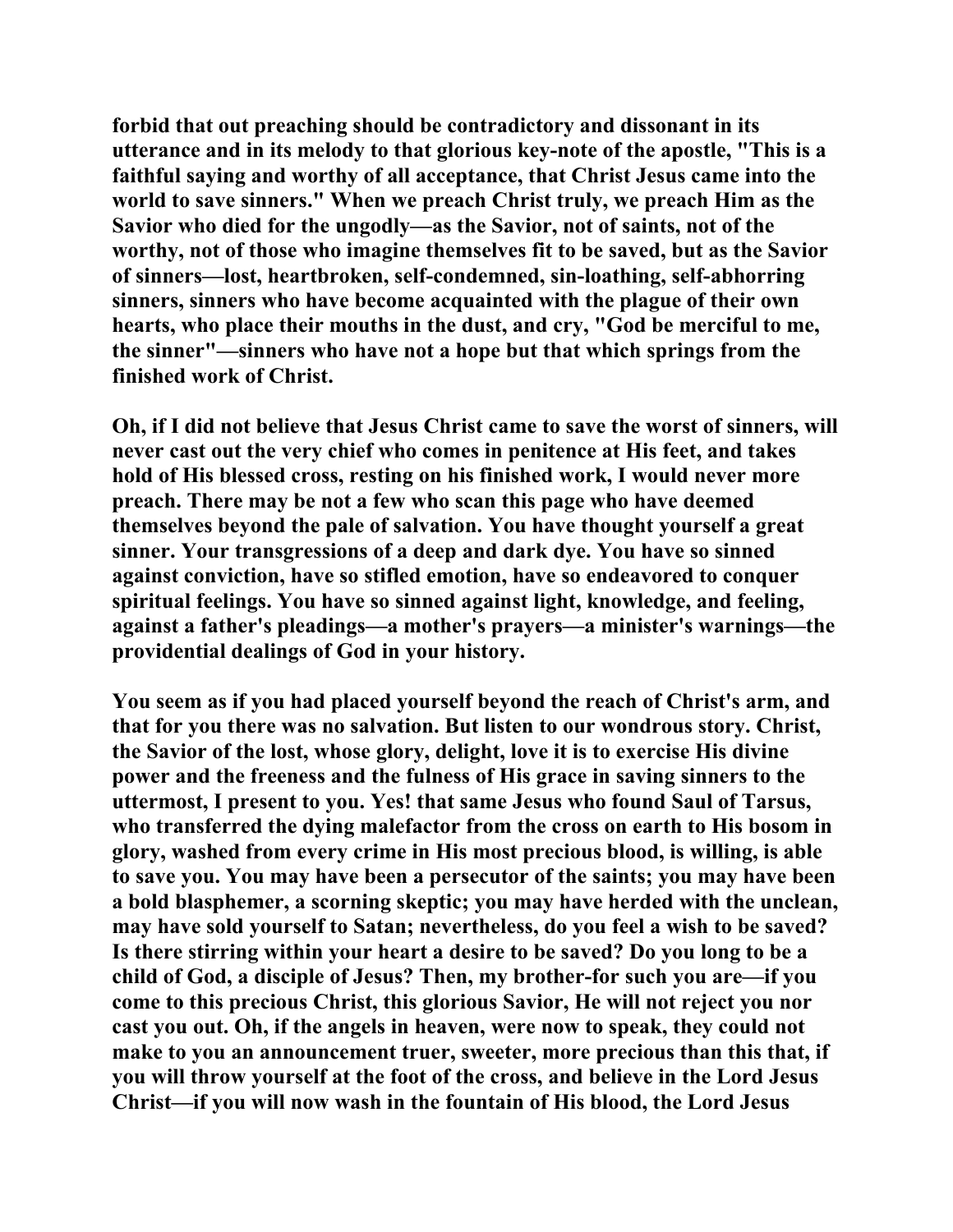**forbid that out preaching should be contradictory and dissonant in its utterance and in its melody to that glorious key-note of the apostle, "This is a faithful saying and worthy of all acceptance, that Christ Jesus came into the world to save sinners." When we preach Christ truly, we preach Him as the Savior who died for the ungodly—as the Savior, not of saints, not of the worthy, not of those who imagine themselves fit to be saved, but as the Savior of sinners—lost, heartbroken, self-condemned, sin-loathing, self-abhorring sinners, sinners who have become acquainted with the plague of their own hearts, who place their mouths in the dust, and cry, "God be merciful to me, the sinner"—sinners who have not a hope but that which springs from the finished work of Christ.**

**Oh, if I did not believe that Jesus Christ came to save the worst of sinners, will never cast out the very chief who comes in penitence at His feet, and takes hold of His blessed cross, resting on his finished work, I would never more preach. There may be not a few who scan this page who have deemed themselves beyond the pale of salvation. You have thought yourself a great sinner. Your transgressions of a deep and dark dye. You have so sinned against conviction, have so stifled emotion, have so endeavored to conquer spiritual feelings. You have so sinned against light, knowledge, and feeling, against a father's pleadings—a mother's prayers—a minister's warnings—the providential dealings of God in your history.**

**You seem as if you had placed yourself beyond the reach of Christ's arm, and that for you there was no salvation. But listen to our wondrous story. Christ, the Savior of the lost, whose glory, delight, love it is to exercise His divine power and the freeness and the fulness of His grace in saving sinners to the uttermost, I present to you. Yes! that same Jesus who found Saul of Tarsus, who transferred the dying malefactor from the cross on earth to His bosom in glory, washed from every crime in His most precious blood, is willing, is able to save you. You may have been a persecutor of the saints; you may have been a bold blasphemer, a scorning skeptic; you may have herded with the unclean, may have sold yourself to Satan; nevertheless, do you feel a wish to be saved? Is there stirring within your heart a desire to be saved? Do you long to be a child of God, a disciple of Jesus? Then, my brother-for such you are—if you come to this precious Christ, this glorious Savior, He will not reject you nor cast you out. Oh, if the angels in heaven, were now to speak, they could not make to you an announcement truer, sweeter, more precious than this that, if you will throw yourself at the foot of the cross, and believe in the Lord Jesus Christ—if you will now wash in the fountain of His blood, the Lord Jesus**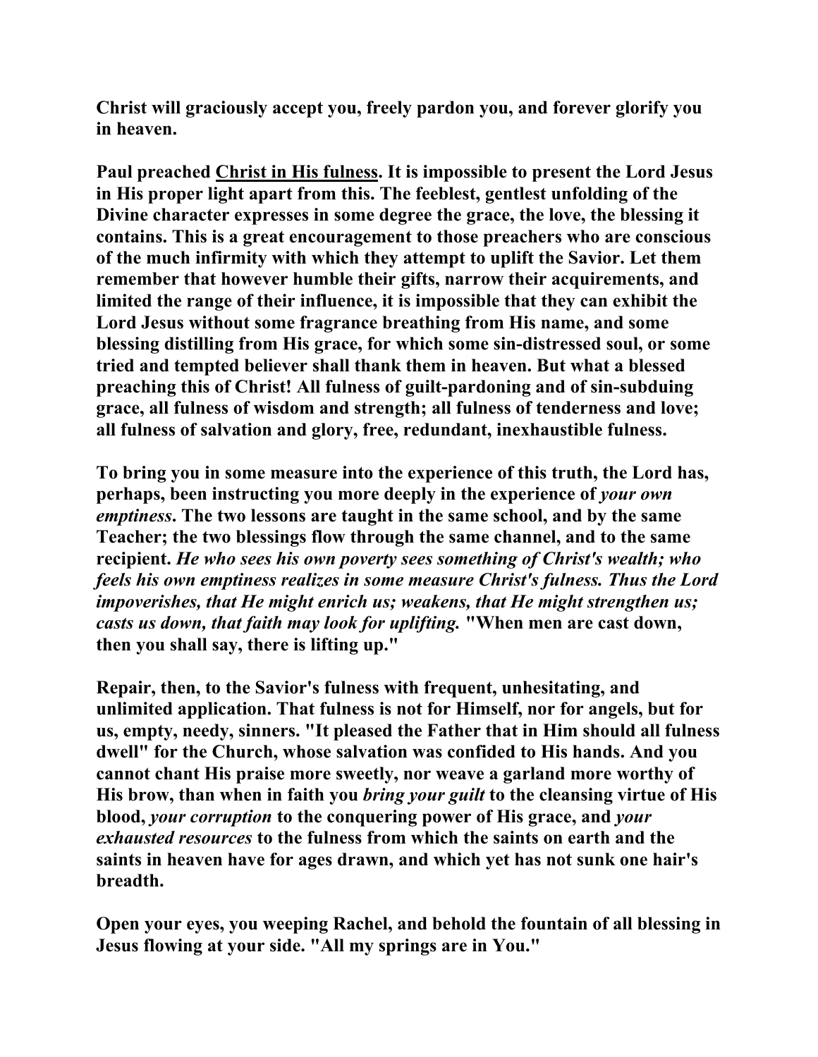**Christ will graciously accept you, freely pardon you, and forever glorify you in heaven.**

**Paul preached <u>Christ in His fulness</u>. It is impossible to present the Lord Jesus in His proper light apart from this. The feeblest, gentlest unfolding of the Divine character expresses in some degree the grace, the love, the blessing it contains. This is a great encouragement to those preachers who are conscious of the much infirmity with which they attempt to uplift the Savior. Let them remember that however humble their gifts, narrow their acquirements, and limited the range of their influence, it is impossible that they can exhibit the Lord Jesus without some fragrance breathing from His name, and some blessing distilling from His grace, for which some sin-distressed soul, or some tried and tempted believer shall thank them in heaven. But what a blessed preaching this of Christ! All fulness of guilt-pardoning and of sin-subduing grace, all fulness of wisdom and strength; all fulness of tenderness and love; all fulness of salvation and glory, free, redundant, inexhaustible fulness.**

**To bring you in some measure into the experience of this truth, the Lord has, perhaps, been instructing you more deeply in the experience of *your own emptiness*. The two lessons are taught in the same school, and by the same Teacher; the two blessings flow through the same channel, and to the same recipient. *He who sees his own poverty sees something of Christ's wealth; who feels his own emptiness realizes in some measure Christ's fulness. Thus the Lord impoverishes, that He might enrich us; weakens, that He might strengthen us; casts us down, that faith may look for uplifting.* "When men are cast down, then you shall say, there is lifting up."**

**Repair, then, to the Savior's fulness with frequent, unhesitating, and unlimited application. That fulness is not for Himself, nor for angels, but for us, empty, needy, sinners. "It pleased the Father that in Him should all fulness dwell" for the Church, whose salvation was confided to His hands. And you cannot chant His praise more sweetly, nor weave a garland more worthy of His brow, than when in faith you *bring your guilt* to the cleansing virtue of His blood, *your corruption* to the conquering power of His grace, and *your exhausted resources* to the fulness from which the saints on earth and the saints in heaven have for ages drawn, and which yet has not sunk one hair's breadth.**

**Open your eyes, you weeping Rachel, and behold the fountain of all blessing in Jesus flowing at your side. "All my springs are in You."**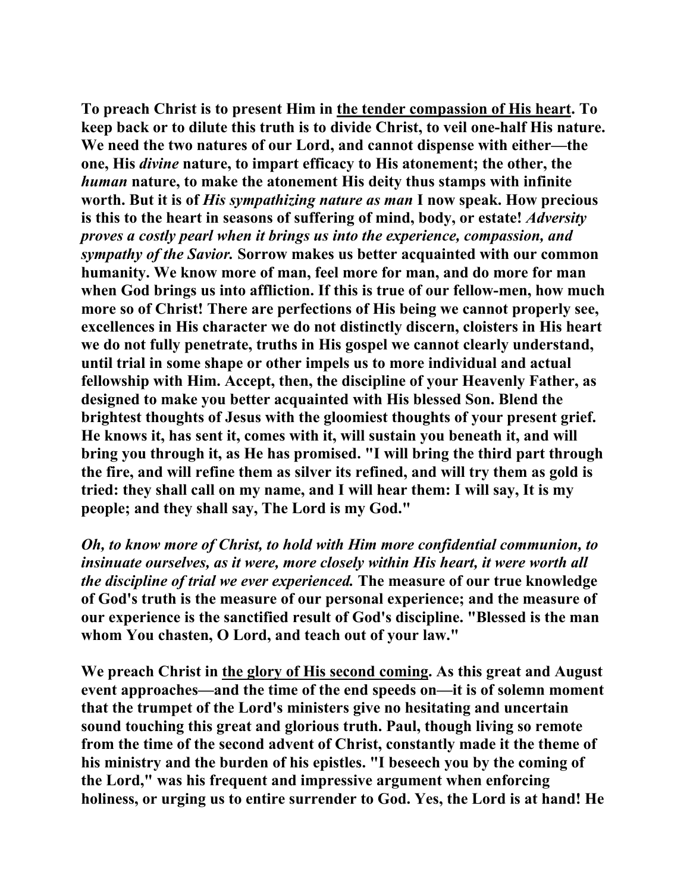**To preach Christ is to present Him in <u>the tender compassion of His heart</u>. To keep back or to dilute this truth is to divide Christ, to veil one-half His nature. We need the two natures of our Lord, and cannot dispense with either—the one, His *divine* nature, to impart efficacy to His atonement; the other, the *human* nature, to make the atonement His deity thus stamps with infinite worth. But it is of *His sympathizing nature as man* I now speak. How precious is this to the heart in seasons of suffering of mind, body, or estate! *Adversity proves a costly pearl when it brings us into the experience, compassion, and sympathy of the Savior.* Sorrow makes us better acquainted with our common humanity. We know more of man, feel more for man, and do more for man when God brings us into affliction. If this is true of our fellow-men, how much more so of Christ! There are perfections of His being we cannot properly see, excellences in His character we do not distinctly discern, cloisters in His heart we do not fully penetrate, truths in His gospel we cannot clearly understand, until trial in some shape or other impels us to more individual and actual fellowship with Him. Accept, then, the discipline of your Heavenly Father, as designed to make you better acquainted with His blessed Son. Blend the brightest thoughts of Jesus with the gloomiest thoughts of your present grief. He knows it, has sent it, comes with it, will sustain you beneath it, and will bring you through it, as He has promised. "I will bring the third part through the fire, and will refine them as silver its refined, and will try them as gold is tried: they shall call on my name, and I will hear them: I will say, It is my people; and they shall say, The Lord is my God."**

***Oh, to know more of Christ, to hold with Him more confidential communion, to insinuate ourselves, as it were, more closely within His heart, it were worth all the discipline of trial we ever experienced.* The measure of our true knowledge of God's truth is the measure of our personal experience; and the measure of our experience is the sanctified result of God's discipline. "Blessed is the man whom You chasten, O Lord, and teach out of your law."**

**We preach Christ in <u>the glory of His second coming</u>. As this great and August event approaches—and the time of the end speeds on—it is of solemn moment that the trumpet of the Lord's ministers give no hesitating and uncertain sound touching this great and glorious truth. Paul, though living so remote from the time of the second advent of Christ, constantly made it the theme of his ministry and the burden of his epistles. "I beseech you by the coming of the Lord," was his frequent and impressive argument when enforcing holiness, or urging us to entire surrender to God. Yes, the Lord is at hand! He**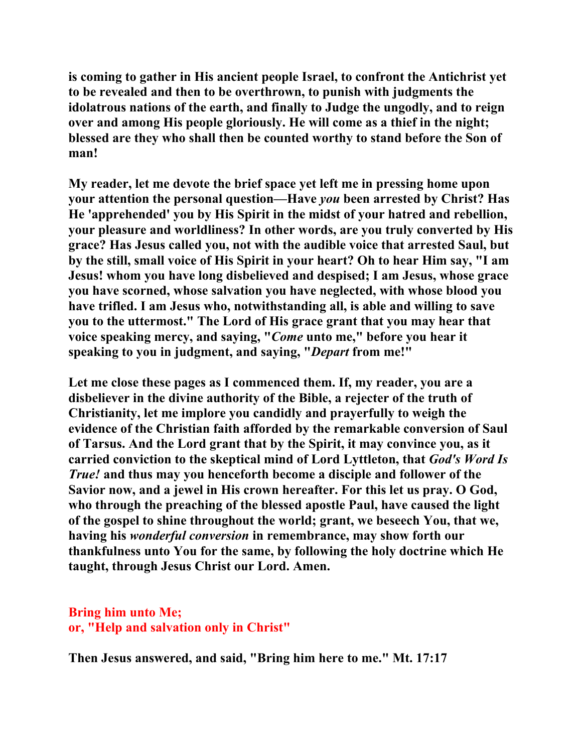is coming to gather in His ancient people Israel, to confront the Antichrist yet to be revealed and then to be overthrown, to punish with judgments the idolatrous nations of the earth, and finally to Judge the ungodly, and to reign over and among His people gloriously. He will come as a thief in the night; blessed are they who shall then be counted worthy to stand before the Son of man!

My reader, let me devote the brief space yet left me in pressing home upon your attention the personal question—Have *you* been arrested by Christ? Has He 'apprehended' you by His Spirit in the midst of your hatred and rebellion, your pleasure and worldliness? In other words, are you truly converted by His grace? Has Jesus called you, not with the audible voice that arrested Saul, but by the still, small voice of His Spirit in your heart? Oh to hear Him say, "I am Jesus! whom you have long disbelieved and despised; I am Jesus, whose grace you have scorned, whose salvation you have neglected, with whose blood you have trifled. I am Jesus who, notwithstanding all, is able and willing to save you to the uttermost." The Lord of His grace grant that you may hear that voice speaking mercy, and saying, "*Come* unto me," before you hear it speaking to you in judgment, and saying, "*Depart* from me!"

Let me close these pages as I commenced them. If, my reader, you are a disbeliever in the divine authority of the Bible, a rejecter of the truth of Christianity, let me implore you candidly and prayerfully to weigh the evidence of the Christian faith afforded by the remarkable conversion of Saul of Tarsus. And the Lord grant that by the Spirit, it may convince you, as it carried conviction to the skeptical mind of Lord Lyttleton, that *God's Word Is True!* and thus may you henceforth become a disciple and follower of the Savior now, and a jewel in His crown hereafter. For this let us pray. O God, who through the preaching of the blessed apostle Paul, have caused the light of the gospel to shine throughout the world; grant, we beseech You, that we, having his *wonderful conversion* in remembrance, may show forth our thankfulness unto You for the same, by following the holy doctrine which He taught, through Jesus Christ our Lord. Amen.

## Bring him unto Me;
## or, "Help and salvation only in Christ"

Then Jesus answered, and said, "Bring him here to me." Mt. 17:17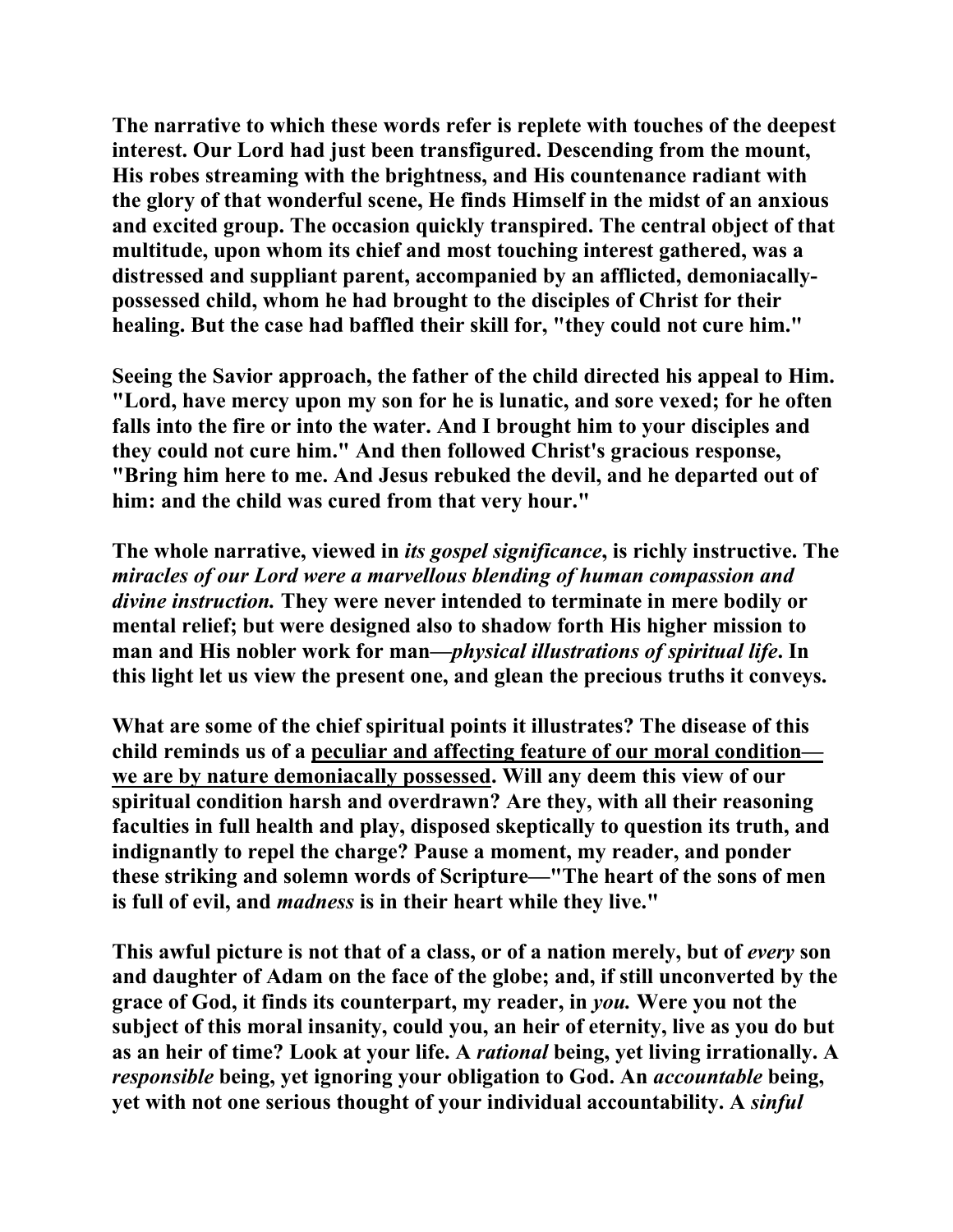**The narrative to which these words refer is replete with touches of the deepest interest. Our Lord had just been transfigured. Descending from the mount, His robes streaming with the brightness, and His countenance radiant with the glory of that wonderful scene, He finds Himself in the midst of an anxious and excited group. The occasion quickly transpired. The central object of that multitude, upon whom its chief and most touching interest gathered, was a distressed and suppliant parent, accompanied by an afflicted, demoniacally-possessed child, whom he had brought to the disciples of Christ for their healing. But the case had baffled their skill for, "they could not cure him."**

**Seeing the Savior approach, the father of the child directed his appeal to Him. "Lord, have mercy upon my son for he is lunatic, and sore vexed; for he often falls into the fire or into the water. And I brought him to your disciples and they could not cure him." And then followed Christ's gracious response, "Bring him here to me. And Jesus rebuked the devil, and he departed out of him: and the child was cured from that very hour."**

**The whole narrative, viewed in *its gospel significance*, is richly instructive. The *miracles of our Lord were a marvellous blending of human compassion and divine instruction.* They were never intended to terminate in mere bodily or mental relief; but were designed also to shadow forth His higher mission to man and His nobler work for man—*physical illustrations of spiritual life*. In this light let us view the present one, and glean the precious truths it conveys.**

**What are some of the chief spiritual points it illustrates? The disease of this child reminds us of a <u>peculiar and affecting feature of our moral condition—we are by nature demoniacally possessed</u>. Will any deem this view of our spiritual condition harsh and overdrawn? Are they, with all their reasoning faculties in full health and play, disposed skeptically to question its truth, and indignantly to repel the charge? Pause a moment, my reader, and ponder these striking and solemn words of Scripture—"The heart of the sons of men is full of evil, and *madness* is in their heart while they live."**

**This awful picture is not that of a class, or of a nation merely, but of *every* son and daughter of Adam on the face of the globe; and, if still unconverted by the grace of God, it finds its counterpart, my reader, in *you.* Were you not the subject of this moral insanity, could you, an heir of eternity, live as you do but as an heir of time? Look at your life. A *rational* being, yet living irrationally. A *responsible* being, yet ignoring your obligation to God. An *accountable* being, yet with not one serious thought of your individual accountability. A *sinful***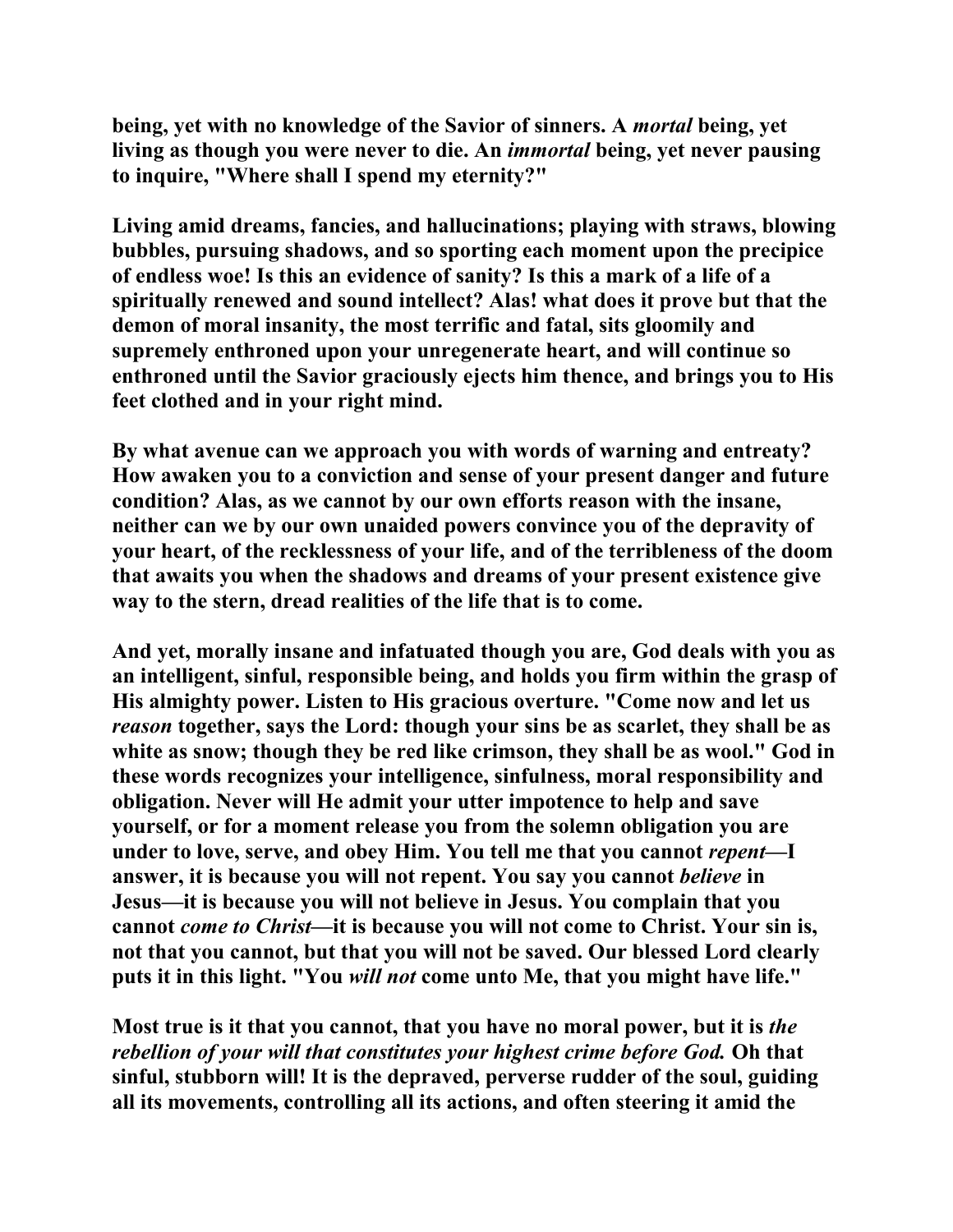**being, yet with no knowledge of the Savior of sinners. A *mortal* being, yet living as though you were never to die. An *immortal* being, yet never pausing to inquire, "Where shall I spend my eternity?"**

**Living amid dreams, fancies, and hallucinations; playing with straws, blowing bubbles, pursuing shadows, and so sporting each moment upon the precipice of endless woe! Is this an evidence of sanity? Is this a mark of a life of a spiritually renewed and sound intellect? Alas! what does it prove but that the demon of moral insanity, the most terrific and fatal, sits gloomily and supremely enthroned upon your unregenerate heart, and will continue so enthroned until the Savior graciously ejects him thence, and brings you to His feet clothed and in your right mind.**

**By what avenue can we approach you with words of warning and entreaty? How awaken you to a conviction and sense of your present danger and future condition? Alas, as we cannot by our own efforts reason with the insane, neither can we by our own unaided powers convince you of the depravity of your heart, of the recklessness of your life, and of the terribleness of the doom that awaits you when the shadows and dreams of your present existence give way to the stern, dread realities of the life that is to come.**

**And yet, morally insane and infatuated though you are, God deals with you as an intelligent, sinful, responsible being, and holds you firm within the grasp of His almighty power. Listen to His gracious overture. "Come now and let us *reason* together, says the Lord: though your sins be as scarlet, they shall be as white as snow; though they be red like crimson, they shall be as wool." God in these words recognizes your intelligence, sinfulness, moral responsibility and obligation. Never will He admit your utter impotence to help and save yourself, or for a moment release you from the solemn obligation you are under to love, serve, and obey Him. You tell me that you cannot *repent*—I answer, it is because you will not repent. You say you cannot *believe* in Jesus—it is because you will not believe in Jesus. You complain that you cannot *come to Christ*—it is because you will not come to Christ. Your sin is, not that you cannot, but that you will not be saved. Our blessed Lord clearly puts it in this light. "You *will not* come unto Me, that you might have life."**

**Most true is it that you cannot, that you have no moral power, but it is *the rebellion of your will that constitutes your highest crime before God.* Oh that sinful, stubborn will! It is the depraved, perverse rudder of the soul, guiding all its movements, controlling all its actions, and often steering it amid the**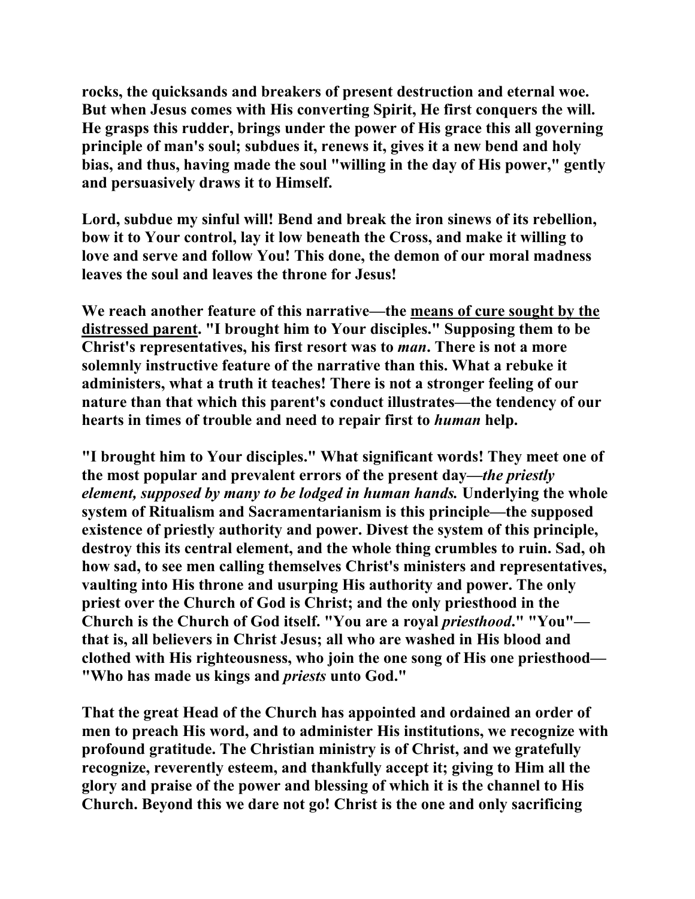**rocks, the quicksands and breakers of present destruction and eternal woe. But when Jesus comes with His converting Spirit, He first conquers the will. He grasps this rudder, brings under the power of His grace this all governing principle of man's soul; subdues it, renews it, gives it a new bend and holy bias, and thus, having made the soul "willing in the day of His power," gently and persuasively draws it to Himself.**

**Lord, subdue my sinful will! Bend and break the iron sinews of its rebellion, bow it to Your control, lay it low beneath the Cross, and make it willing to love and serve and follow You! This done, the demon of our moral madness leaves the soul and leaves the throne for Jesus!**

**We reach another feature of this narrative—the <u>means of cure sought by the distressed parent</u>. "I brought him to Your disciples." Supposing them to be Christ's representatives, his first resort was to *man*. There is not a more solemnly instructive feature of the narrative than this. What a rebuke it administers, what a truth it teaches! There is not a stronger feeling of our nature than that which this parent's conduct illustrates—the tendency of our hearts in times of trouble and need to repair first to *human* help.**

**"I brought him to Your disciples." What significant words! They meet one of the most popular and prevalent errors of the present day—*the priestly element, supposed by many to be lodged in human hands.* Underlying the whole system of Ritualism and Sacramentarianism is this principle—the supposed existence of priestly authority and power. Divest the system of this principle, destroy this its central element, and the whole thing crumbles to ruin. Sad, oh how sad, to see men calling themselves Christ's ministers and representatives, vaulting into His throne and usurping His authority and power. The only priest over the Church of God is Christ; and the only priesthood in the Church is the Church of God itself. "You are a royal *priesthood*." "You"—that is, all believers in Christ Jesus; all who are washed in His blood and clothed with His righteousness, who join the one song of His one priesthood—"Who has made us kings and *priests* unto God."**

**That the great Head of the Church has appointed and ordained an order of men to preach His word, and to administer His institutions, we recognize with profound gratitude. The Christian ministry is of Christ, and we gratefully recognize, reverently esteem, and thankfully accept it; giving to Him all the glory and praise of the power and blessing of which it is the channel to His Church. Beyond this we dare not go! Christ is the one and only sacrificing**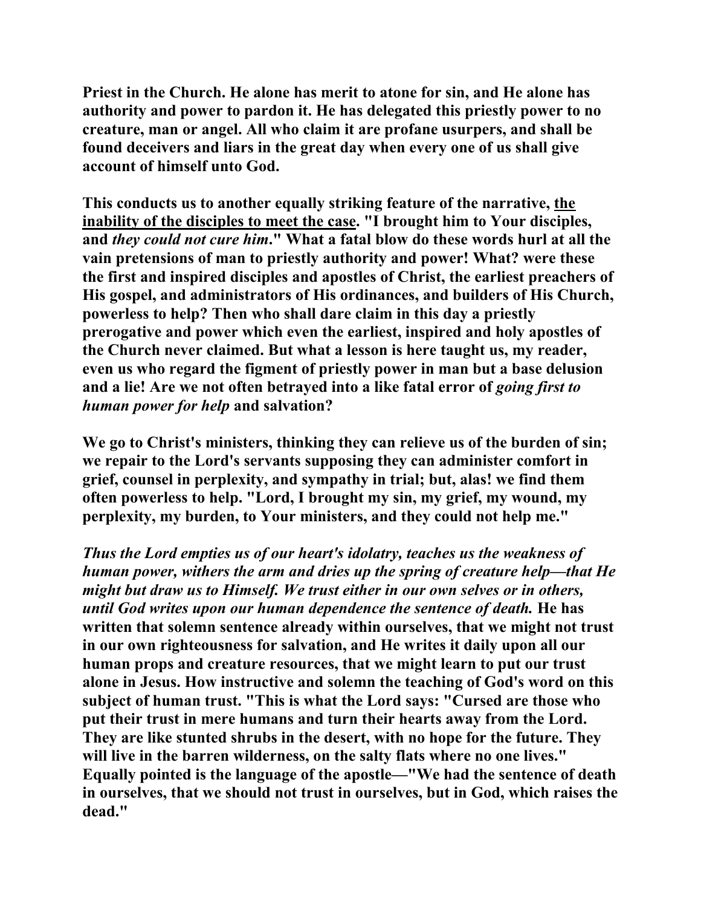**Priest in the Church. He alone has merit to atone for sin, and He alone has authority and power to pardon it. He has delegated this priestly power to no creature, man or angel. All who claim it are profane usurpers, and shall be found deceivers and liars in the great day when every one of us shall give account of himself unto God.**

**This conducts us to another equally striking feature of the narrative, <u>the inability of the disciples to meet the case</u>. "I brought him to Your disciples, and *they could not cure him*." What a fatal blow do these words hurl at all the vain pretensions of man to priestly authority and power! What? were these the first and inspired disciples and apostles of Christ, the earliest preachers of His gospel, and administrators of His ordinances, and builders of His Church, powerless to help? Then who shall dare claim in this day a priestly prerogative and power which even the earliest, inspired and holy apostles of the Church never claimed. But what a lesson is here taught us, my reader, even us who regard the figment of priestly power in man but a base delusion and a lie! Are we not often betrayed into a like fatal error of *going first to human power for help* and salvation?**

**We go to Christ's ministers, thinking they can relieve us of the burden of sin; we repair to the Lord's servants supposing they can administer comfort in grief, counsel in perplexity, and sympathy in trial; but, alas! we find them often powerless to help. "Lord, I brought my sin, my grief, my wound, my perplexity, my burden, to Your ministers, and they could not help me."**

***Thus the Lord empties us of our heart's idolatry, teaches us the weakness of human power, withers the arm and dries up the spring of creature help—that He might but draw us to Himself. We trust either in our own selves or in others, until God writes upon our human dependence the sentence of death.* He has written that solemn sentence already within ourselves, that we might not trust in our own righteousness for salvation, and He writes it daily upon all our human props and creature resources, that we might learn to put our trust alone in Jesus. How instructive and solemn the teaching of God's word on this subject of human trust. "This is what the Lord says: "Cursed are those who put their trust in mere humans and turn their hearts away from the Lord. They are like stunted shrubs in the desert, with no hope for the future. They will live in the barren wilderness, on the salty flats where no one lives." Equally pointed is the language of the apostle—"We had the sentence of death in ourselves, that we should not trust in ourselves, but in God, which raises the dead."**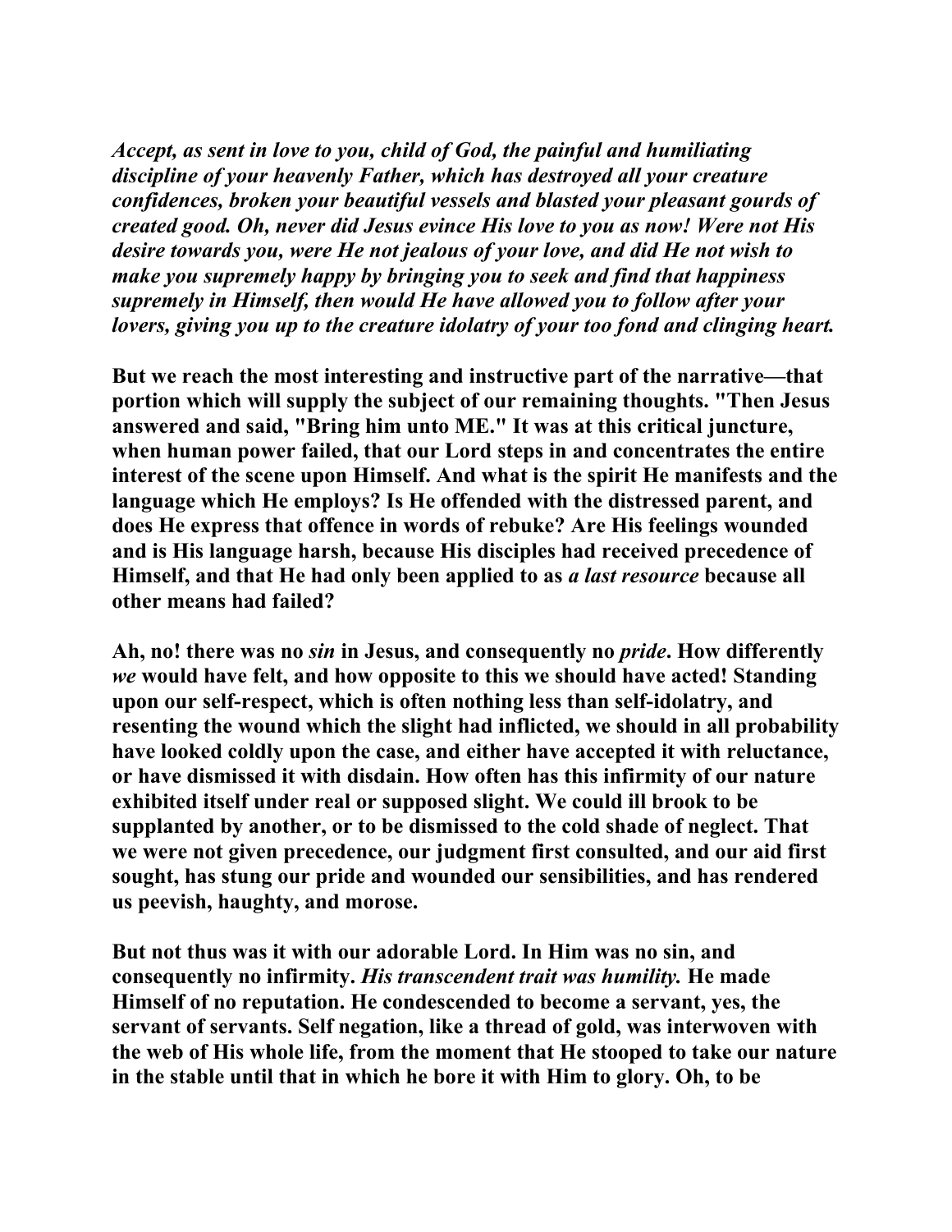***Accept, as sent in love to you, child of God, the painful and humiliating discipline of your heavenly Father, which has destroyed all your creature confidences, broken your beautiful vessels and blasted your pleasant gourds of created good. Oh, never did Jesus evince His love to you as now! Were not His desire towards you, were He not jealous of your love, and did He not wish to make you supremely happy by bringing you to seek and find that happiness supremely in Himself, then would He have allowed you to follow after your lovers, giving you up to the creature idolatry of your too fond and clinging heart.***

**But we reach the most interesting and instructive part of the narrative—that portion which will supply the subject of our remaining thoughts. "Then Jesus answered and said, "Bring him unto ME." It was at this critical juncture, when human power failed, that our Lord steps in and concentrates the entire interest of the scene upon Himself. And what is the spirit He manifests and the language which He employs? Is He offended with the distressed parent, and does He express that offence in words of rebuke? Are His feelings wounded and is His language harsh, because His disciples had received precedence of Himself, and that He had only been applied to as *a last resource* because all other means had failed?**

**Ah, no! there was no *sin* in Jesus, and consequently no *pride*. How differently *we* would have felt, and how opposite to this we should have acted! Standing upon our self-respect, which is often nothing less than self-idolatry, and resenting the wound which the slight had inflicted, we should in all probability have looked coldly upon the case, and either have accepted it with reluctance, or have dismissed it with disdain. How often has this infirmity of our nature exhibited itself under real or supposed slight. We could ill brook to be supplanted by another, or to be dismissed to the cold shade of neglect. That we were not given precedence, our judgment first consulted, and our aid first sought, has stung our pride and wounded our sensibilities, and has rendered us peevish, haughty, and morose.**

**But not thus was it with our adorable Lord. In Him was no sin, and consequently no infirmity. *His transcendent trait was humility.* He made Himself of no reputation. He condescended to become a servant, yes, the servant of servants. Self negation, like a thread of gold, was interwoven with the web of His whole life, from the moment that He stooped to take our nature in the stable until that in which he bore it with Him to glory. Oh, to be**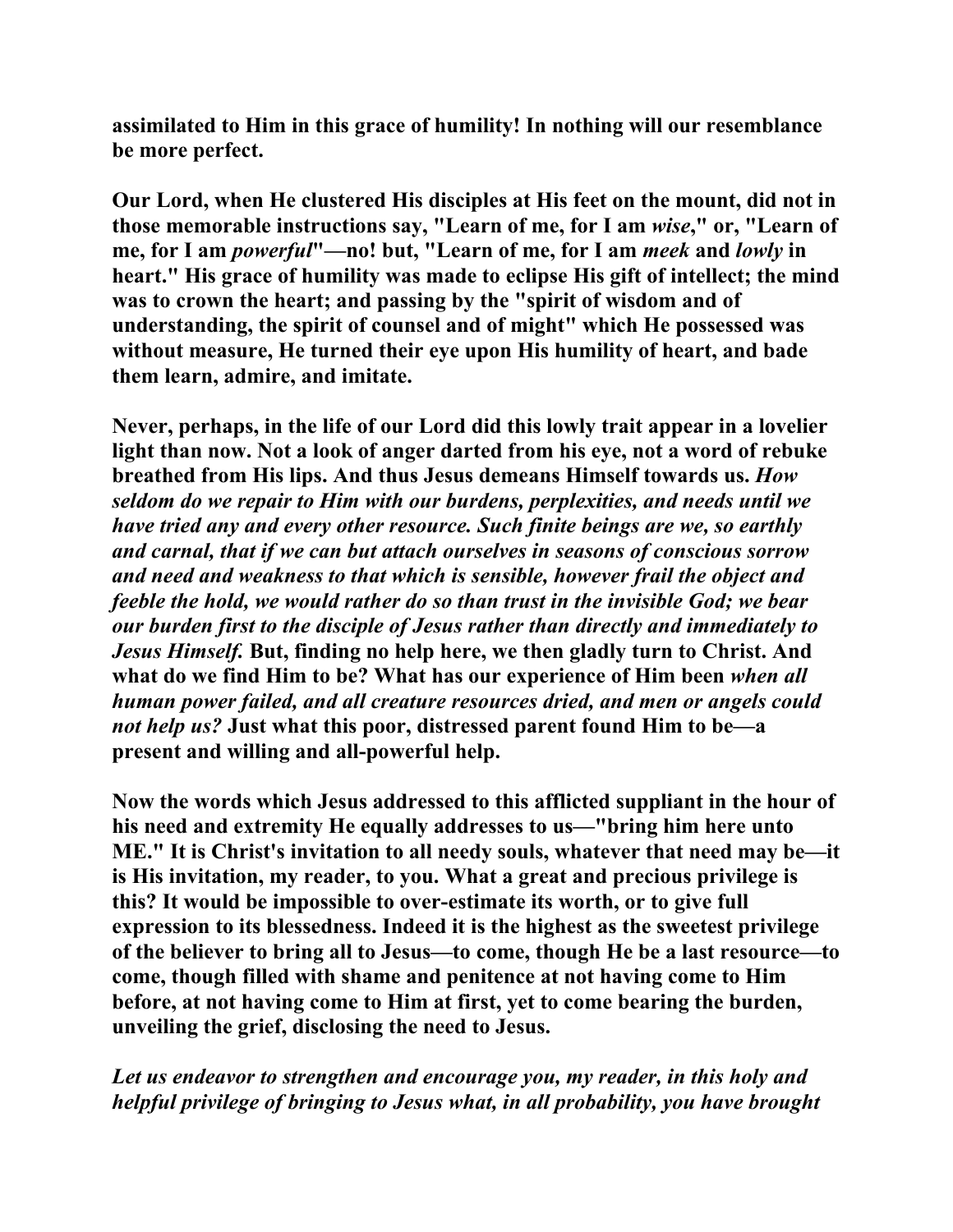assimilated to Him in this grace of humility! In nothing will our resemblance be more perfect.

Our Lord, when He clustered His disciples at His feet on the mount, did not in those memorable instructions say, "Learn of me, for I am *wise*," or, "Learn of me, for I am *powerful*"—no! but, "Learn of me, for I am *meek* and *lowly* in heart." His grace of humility was made to eclipse His gift of intellect; the mind was to crown the heart; and passing by the "spirit of wisdom and of understanding, the spirit of counsel and of might" which He possessed was without measure, He turned their eye upon His humility of heart, and bade them learn, admire, and imitate.

Never, perhaps, in the life of our Lord did this lowly trait appear in a lovelier light than now. Not a look of anger darted from his eye, not a word of rebuke breathed from His lips. And thus Jesus demeans Himself towards us. *How seldom do we repair to Him with our burdens, perplexities, and needs until we have tried any and every other resource. Such finite beings are we, so earthly and carnal, that if we can but attach ourselves in seasons of conscious sorrow and need and weakness to that which is sensible, however frail the object and feeble the hold, we would rather do so than trust in the invisible God; we bear our burden first to the disciple of Jesus rather than directly and immediately to Jesus Himself.* But, finding no help here, we then gladly turn to Christ. And what do we find Him to be? What has our experience of Him been *when all human power failed, and all creature resources dried, and men or angels could not help us?* Just what this poor, distressed parent found Him to be—a present and willing and all-powerful help.

Now the words which Jesus addressed to this afflicted suppliant in the hour of his need and extremity He equally addresses to us—"bring him here unto ME." It is Christ's invitation to all needy souls, whatever that need may be—it is His invitation, my reader, to you. What a great and precious privilege is this? It would be impossible to over-estimate its worth, or to give full expression to its blessedness. Indeed it is the highest as the sweetest privilege of the believer to bring all to Jesus—to come, though He be a last resource—to come, though filled with shame and penitence at not having come to Him before, at not having come to Him at first, yet to come bearing the burden, unveiling the grief, disclosing the need to Jesus.

*Let us endeavor to strengthen and encourage you, my reader, in this holy and helpful privilege of bringing to Jesus what, in all probability, you have brought*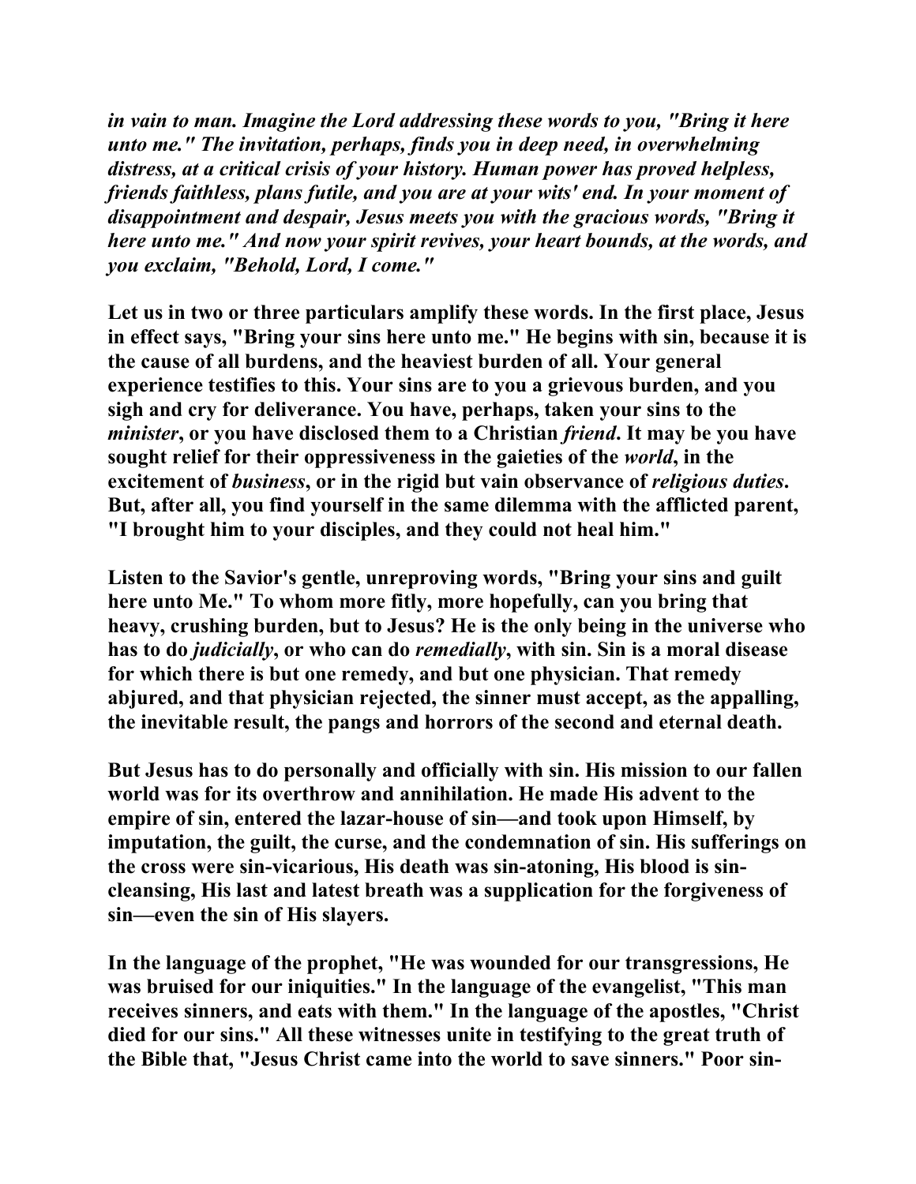***in vain to man. Imagine the Lord addressing these words to you, "Bring it here unto me." The invitation, perhaps, finds you in deep need, in overwhelming distress, at a critical crisis of your history. Human power has proved helpless, friends faithless, plans futile, and you are at your wits' end. In your moment of disappointment and despair, Jesus meets you with the gracious words, "Bring it here unto me." And now your spirit revives, your heart bounds, at the words, and you exclaim, "Behold, Lord, I come."***

**Let us in two or three particulars amplify these words. In the first place, Jesus in effect says, "Bring your sins here unto me." He begins with sin, because it is the cause of all burdens, and the heaviest burden of all. Your general experience testifies to this. Your sins are to you a grievous burden, and you sigh and cry for deliverance. You have, perhaps, taken your sins to the *minister*, or you have disclosed them to a Christian *friend*. It may be you have sought relief for their oppressiveness in the gaieties of the *world*, in the excitement of *business*, or in the rigid but vain observance of *religious duties*. But, after all, you find yourself in the same dilemma with the afflicted parent, "I brought him to your disciples, and they could not heal him."**

**Listen to the Savior's gentle, unreproving words, "Bring your sins and guilt here unto Me." To whom more fitly, more hopefully, can you bring that heavy, crushing burden, but to Jesus? He is the only being in the universe who has to do *judicially*, or who can do *remedially*, with sin. Sin is a moral disease for which there is but one remedy, and but one physician. That remedy abjured, and that physician rejected, the sinner must accept, as the appalling, the inevitable result, the pangs and horrors of the second and eternal death.**

**But Jesus has to do personally and officially with sin. His mission to our fallen world was for its overthrow and annihilation. He made His advent to the empire of sin, entered the lazar-house of sin—and took upon Himself, by imputation, the guilt, the curse, and the condemnation of sin. His sufferings on the cross were sin-vicarious, His death was sin-atoning, His blood is sin-cleansing, His last and latest breath was a supplication for the forgiveness of sin—even the sin of His slayers.**

**In the language of the prophet, "He was wounded for our transgressions, He was bruised for our iniquities." In the language of the evangelist, "This man receives sinners, and eats with them." In the language of the apostles, "Christ died for our sins." All these witnesses unite in testifying to the great truth of the Bible that, "Jesus Christ came into the world to save sinners." Poor sin-**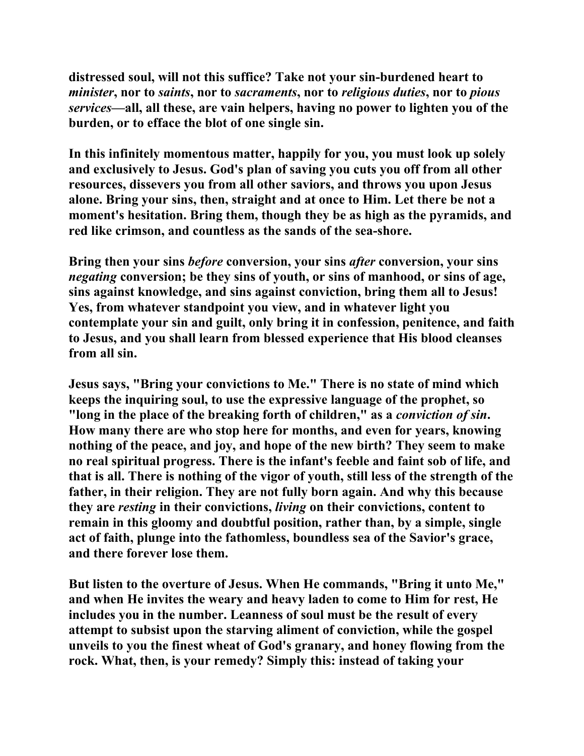**distressed soul, will not this suffice? Take not your sin-burdened heart to *minister*, nor to *saints*, nor to *sacraments*, nor to *religious duties*, nor to *pious services*—all, all these, are vain helpers, having no power to lighten you of the burden, or to efface the blot of one single sin.**

**In this infinitely momentous matter, happily for you, you must look up solely and exclusively to Jesus. God's plan of saving you cuts you off from all other resources, dissevers you from all other saviors, and throws you upon Jesus alone. Bring your sins, then, straight and at once to Him. Let there be not a moment's hesitation. Bring them, though they be as high as the pyramids, and red like crimson, and countless as the sands of the sea-shore.**

**Bring then your sins *before* conversion, your sins *after* conversion, your sins *negating* conversion; be they sins of youth, or sins of manhood, or sins of age, sins against knowledge, and sins against conviction, bring them all to Jesus! Yes, from whatever standpoint you view, and in whatever light you contemplate your sin and guilt, only bring it in confession, penitence, and faith to Jesus, and you shall learn from blessed experience that His blood cleanses from all sin.**

**Jesus says, "Bring your convictions to Me." There is no state of mind which keeps the inquiring soul, to use the expressive language of the prophet, so "long in the place of the breaking forth of children," as a *conviction of sin*. How many there are who stop here for months, and even for years, knowing nothing of the peace, and joy, and hope of the new birth? They seem to make no real spiritual progress. There is the infant's feeble and faint sob of life, and that is all. There is nothing of the vigor of youth, still less of the strength of the father, in their religion. They are not fully born again. And why this because they are *resting* in their convictions, *living* on their convictions, content to remain in this gloomy and doubtful position, rather than, by a simple, single act of faith, plunge into the fathomless, boundless sea of the Savior's grace, and there forever lose them.**

**But listen to the overture of Jesus. When He commands, "Bring it unto Me," and when He invites the weary and heavy laden to come to Him for rest, He includes you in the number. Leanness of soul must be the result of every attempt to subsist upon the starving aliment of conviction, while the gospel unveils to you the finest wheat of God's granary, and honey flowing from the rock. What, then, is your remedy? Simply this: instead of taking your**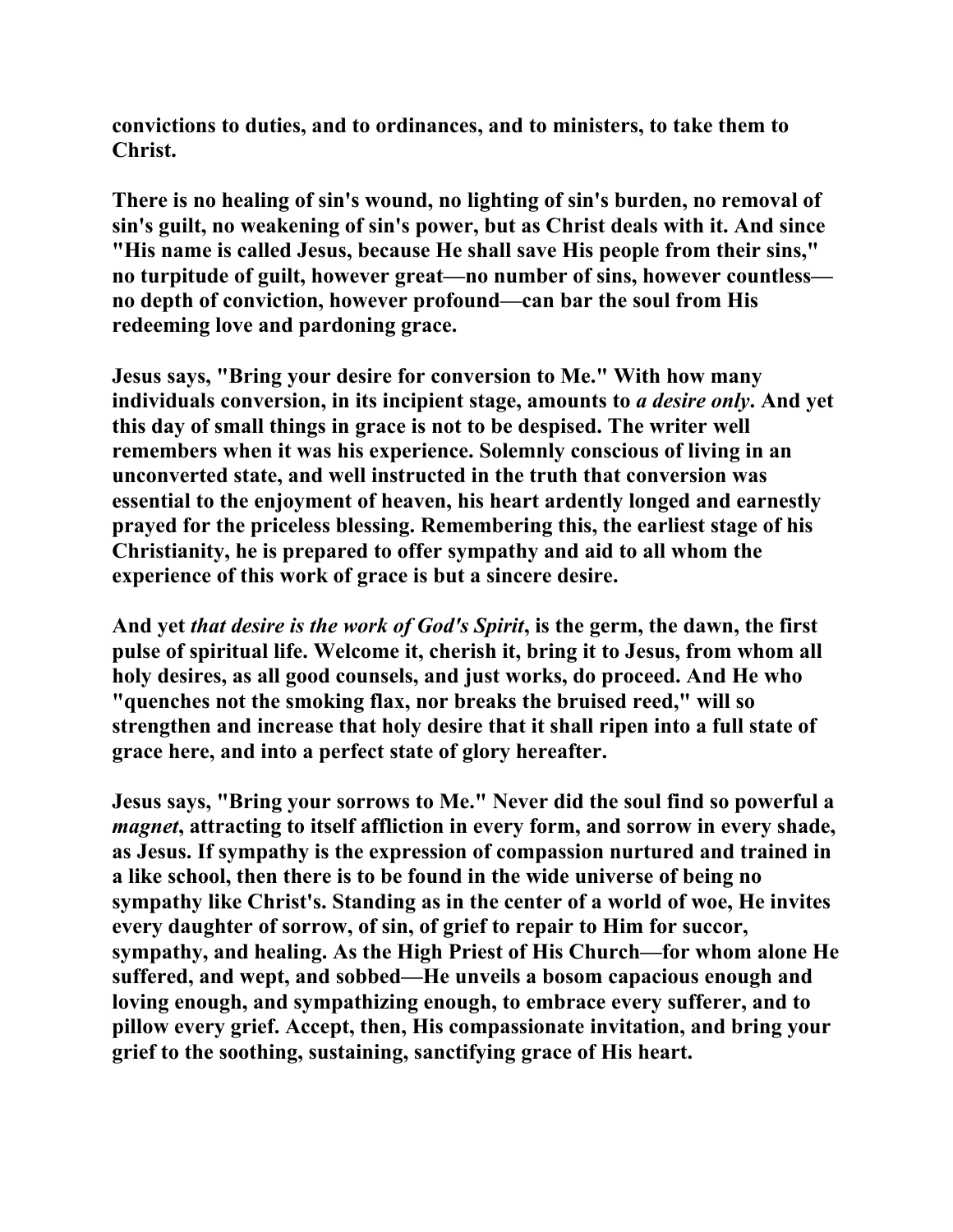convictions to duties, and to ordinances, and to ministers, to take them to Christ.

There is no healing of sin's wound, no lighting of sin's burden, no removal of sin's guilt, no weakening of sin's power, but as Christ deals with it. And since "His name is called Jesus, because He shall save His people from their sins," no turpitude of guilt, however great—no number of sins, however countless—no depth of conviction, however profound—can bar the soul from His redeeming love and pardoning grace.

Jesus says, "Bring your desire for conversion to Me." With how many individuals conversion, in its incipient stage, amounts to *a desire only*. And yet this day of small things in grace is not to be despised. The writer well remembers when it was his experience. Solemnly conscious of living in an unconverted state, and well instructed in the truth that conversion was essential to the enjoyment of heaven, his heart ardently longed and earnestly prayed for the priceless blessing. Remembering this, the earliest stage of his Christianity, he is prepared to offer sympathy and aid to all whom the experience of this work of grace is but a sincere desire.

And yet *that desire is the work of God's Spirit*, is the germ, the dawn, the first pulse of spiritual life. Welcome it, cherish it, bring it to Jesus, from whom all holy desires, as all good counsels, and just works, do proceed. And He who "quenches not the smoking flax, nor breaks the bruised reed," will so strengthen and increase that holy desire that it shall ripen into a full state of grace here, and into a perfect state of glory hereafter.

Jesus says, "Bring your sorrows to Me." Never did the soul find so powerful a *magnet*, attracting to itself affliction in every form, and sorrow in every shade, as Jesus. If sympathy is the expression of compassion nurtured and trained in a like school, then there is to be found in the wide universe of being no sympathy like Christ's. Standing as in the center of a world of woe, He invites every daughter of sorrow, of sin, of grief to repair to Him for succor, sympathy, and healing. As the High Priest of His Church—for whom alone He suffered, and wept, and sobbed—He unveils a bosom capacious enough and loving enough, and sympathizing enough, to embrace every sufferer, and to pillow every grief. Accept, then, His compassionate invitation, and bring your grief to the soothing, sustaining, sanctifying grace of His heart.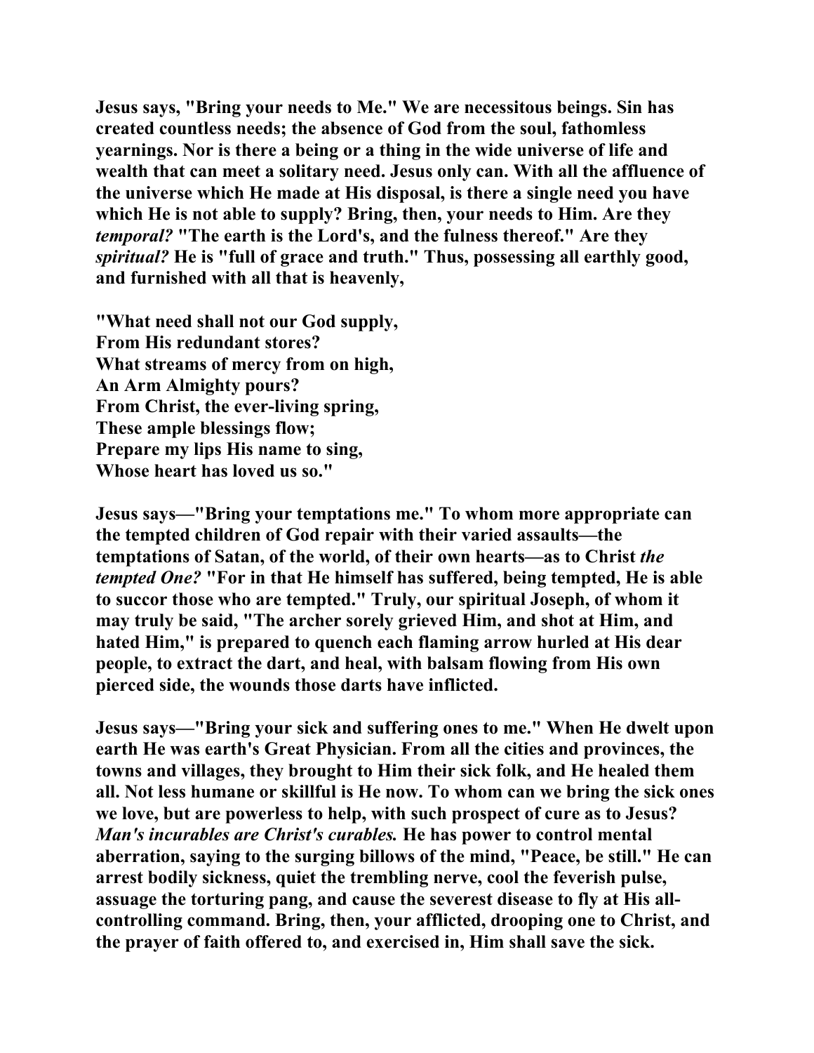Jesus says, "Bring your needs to Me." We are necessitous beings. Sin has created countless needs; the absence of God from the soul, fathomless yearnings. Nor is there a being or a thing in the wide universe of life and wealth that can meet a solitary need. Jesus only can. With all the affluence of the universe which He made at His disposal, is there a single need you have which He is not able to supply? Bring, then, your needs to Him. Are they *temporal?* "The earth is the Lord's, and the fulness thereof." Are they *spiritual?* He is "full of grace and truth." Thus, possessing all earthly good, and furnished with all that is heavenly,

"What need shall not our God supply,  
From His redundant stores?  
What streams of mercy from on high,  
An Arm Almighty pours?  
From Christ, the ever-living spring,  
These ample blessings flow;  
Prepare my lips His name to sing,  
Whose heart has loved us so."

Jesus says—"Bring your temptations me." To whom more appropriate can the tempted children of God repair with their varied assaults—the temptations of Satan, of the world, of their own hearts—as to Christ *the tempted One?* "For in that He himself has suffered, being tempted, He is able to succor those who are tempted." Truly, our spiritual Joseph, of whom it may truly be said, "The archer sorely grieved Him, and shot at Him, and hated Him," is prepared to quench each flaming arrow hurled at His dear people, to extract the dart, and heal, with balsam flowing from His own pierced side, the wounds those darts have inflicted.

Jesus says—"Bring your sick and suffering ones to me." When He dwelt upon earth He was earth's Great Physician. From all the cities and provinces, the towns and villages, they brought to Him their sick folk, and He healed them all. Not less humane or skillful is He now. To whom can we bring the sick ones we love, but are powerless to help, with such prospect of cure as to Jesus? *Man's incurables are Christ's curables.* He has power to control mental aberration, saying to the surging billows of the mind, "Peace, be still." He can arrest bodily sickness, quiet the trembling nerve, cool the feverish pulse, assuage the torturing pang, and cause the severest disease to fly at His all-controlling command. Bring, then, your afflicted, drooping one to Christ, and the prayer of faith offered to, and exercised in, Him shall save the sick.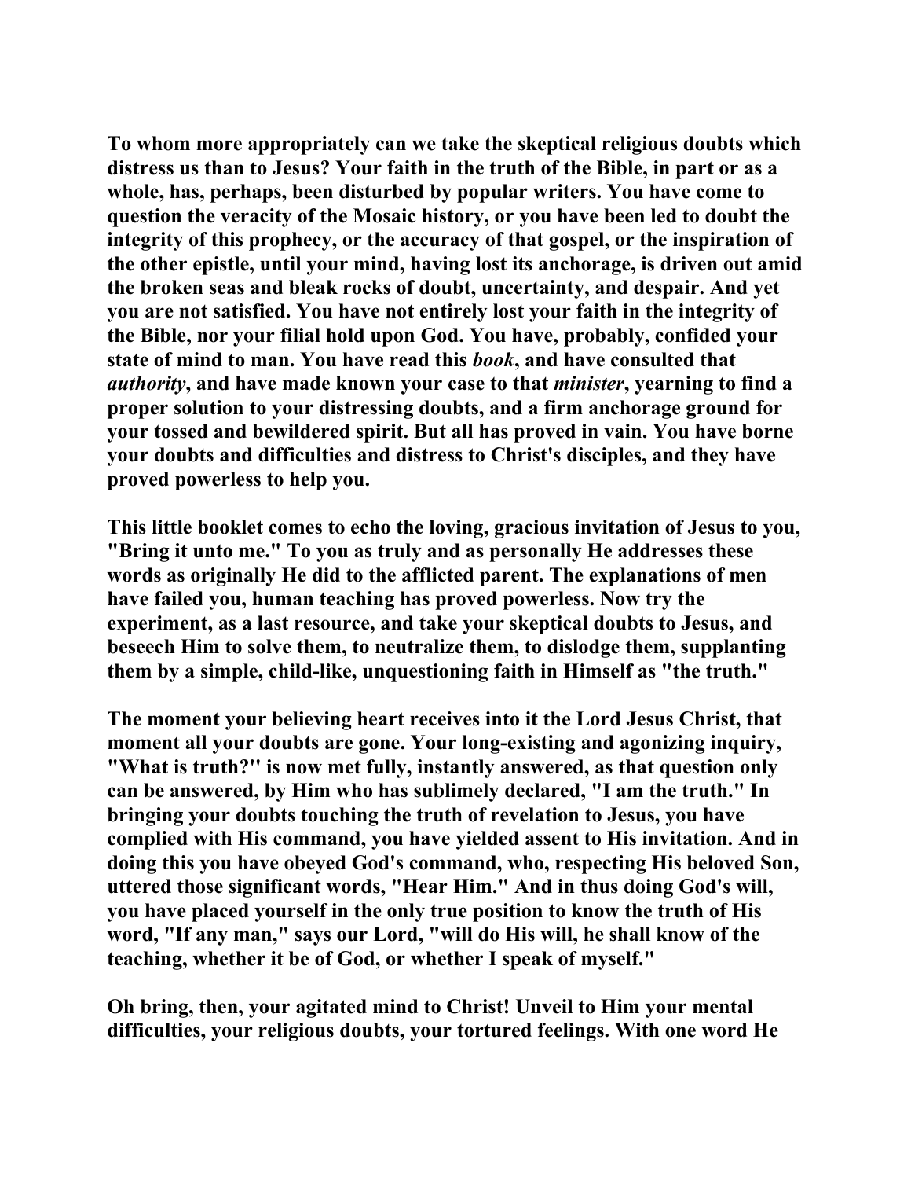To whom more appropriately can we take the skeptical religious doubts which distress us than to Jesus? Your faith in the truth of the Bible, in part or as a whole, has, perhaps, been disturbed by popular writers. You have come to question the veracity of the Mosaic history, or you have been led to doubt the integrity of this prophecy, or the accuracy of that gospel, or the inspiration of the other epistle, until your mind, having lost its anchorage, is driven out amid the broken seas and bleak rocks of doubt, uncertainty, and despair. And yet you are not satisfied. You have not entirely lost your faith in the integrity of the Bible, nor your filial hold upon God. You have, probably, confided your state of mind to man. You have read this *book*, and have consulted that *authority*, and have made known your case to that *minister*, yearning to find a proper solution to your distressing doubts, and a firm anchorage ground for your tossed and bewildered spirit. But all has proved in vain. You have borne your doubts and difficulties and distress to Christ's disciples, and they have proved powerless to help you.

This little booklet comes to echo the loving, gracious invitation of Jesus to you, "Bring it unto me." To you as truly and as personally He addresses these words as originally He did to the afflicted parent. The explanations of men have failed you, human teaching has proved powerless. Now try the experiment, as a last resource, and take your skeptical doubts to Jesus, and beseech Him to solve them, to neutralize them, to dislodge them, supplanting them by a simple, child-like, unquestioning faith in Himself as "the truth."

The moment your believing heart receives into it the Lord Jesus Christ, that moment all your doubts are gone. Your long-existing and agonizing inquiry, "What is truth?" is now met fully, instantly answered, as that question only can be answered, by Him who has sublimely declared, "I am the truth." In bringing your doubts touching the truth of revelation to Jesus, you have complied with His command, you have yielded assent to His invitation. And in doing this you have obeyed God's command, who, respecting His beloved Son, uttered those significant words, "Hear Him." And in thus doing God's will, you have placed yourself in the only true position to know the truth of His word, "If any man," says our Lord, "will do His will, he shall know of the teaching, whether it be of God, or whether I speak of myself."

Oh bring, then, your agitated mind to Christ! Unveil to Him your mental difficulties, your religious doubts, your tortured feelings. With one word He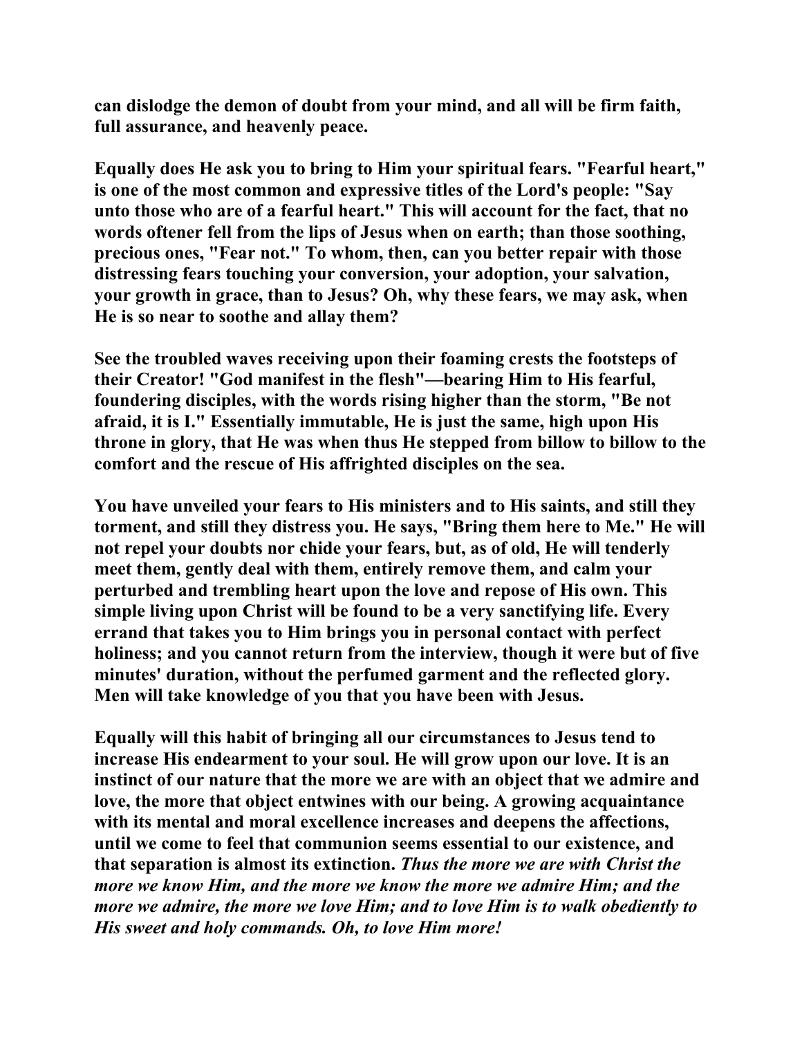**can dislodge the demon of doubt from your mind, and all will be firm faith, full assurance, and heavenly peace.**

**Equally does He ask you to bring to Him your spiritual fears. "Fearful heart," is one of the most common and expressive titles of the Lord's people: "Say unto those who are of a fearful heart." This will account for the fact, that no words oftener fell from the lips of Jesus when on earth; than those soothing, precious ones, "Fear not." To whom, then, can you better repair with those distressing fears touching your conversion, your adoption, your salvation, your growth in grace, than to Jesus? Oh, why these fears, we may ask, when He is so near to soothe and allay them?**

**See the troubled waves receiving upon their foaming crests the footsteps of their Creator! "God manifest in the flesh"—bearing Him to His fearful, foundering disciples, with the words rising higher than the storm, "Be not afraid, it is I." Essentially immutable, He is just the same, high upon His throne in glory, that He was when thus He stepped from billow to billow to the comfort and the rescue of His affrighted disciples on the sea.**

**You have unveiled your fears to His ministers and to His saints, and still they torment, and still they distress you. He says, "Bring them here to Me." He will not repel your doubts nor chide your fears, but, as of old, He will tenderly meet them, gently deal with them, entirely remove them, and calm your perturbed and trembling heart upon the love and repose of His own. This simple living upon Christ will be found to be a very sanctifying life. Every errand that takes you to Him brings you in personal contact with perfect holiness; and you cannot return from the interview, though it were but of five minutes' duration, without the perfumed garment and the reflected glory. Men will take knowledge of you that you have been with Jesus.**

**Equally will this habit of bringing all our circumstances to Jesus tend to increase His endearment to your soul. He will grow upon our love. It is an instinct of our nature that the more we are with an object that we admire and love, the more that object entwines with our being. A growing acquaintance with its mental and moral excellence increases and deepens the affections, until we come to feel that communion seems essential to our existence, and that separation is almost its extinction.** ***Thus the more we are with Christ the more we know Him, and the more we know the more we admire Him; and the more we admire, the more we love Him; and to love Him is to walk obediently to His sweet and holy commands. Oh, to love Him more!***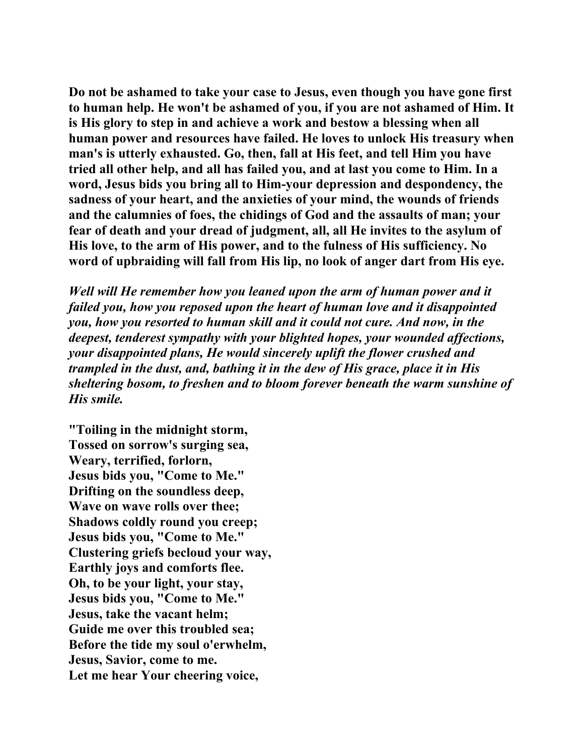**Do not be ashamed to take your case to Jesus, even though you have gone first to human help. He won't be ashamed of you, if you are not ashamed of Him. It is His glory to step in and achieve a work and bestow a blessing when all human power and resources have failed. He loves to unlock His treasury when man's is utterly exhausted. Go, then, fall at His feet, and tell Him you have tried all other help, and all has failed you, and at last you come to Him. In a word, Jesus bids you bring all to Him-your depression and despondency, the sadness of your heart, and the anxieties of your mind, the wounds of friends and the calumnies of foes, the chidings of God and the assaults of man; your fear of death and your dread of judgment, all, all He invites to the asylum of His love, to the arm of His power, and to the fulness of His sufficiency. No word of upbraiding will fall from His lip, no look of anger dart from His eye.**

***Well will He remember how you leaned upon the arm of human power and it failed you, how you reposed upon the heart of human love and it disappointed you, how you resorted to human skill and it could not cure. And now, in the deepest, tenderest sympathy with your blighted hopes, your wounded affections, your disappointed plans, He would sincerely uplift the flower crushed and trampled in the dust, and, bathing it in the dew of His grace, place it in His sheltering bosom, to freshen and to bloom forever beneath the warm sunshine of His smile.***

**"Toiling in the midnight storm,
Tossed on sorrow's surging sea,
Weary, terrified, forlorn,
Jesus bids you, "Come to Me."
Drifting on the soundless deep,
Wave on wave rolls over thee;
Shadows coldly round you creep;
Jesus bids you, "Come to Me."
Clustering griefs becloud your way,
Earthly joys and comforts flee.
Oh, to be your light, your stay,
Jesus bids you, "Come to Me."
Jesus, take the vacant helm;
Guide me over this troubled sea;
Before the tide my soul o'erwhelm,
Jesus, Savior, come to me.
Let me hear Your cheering voice,**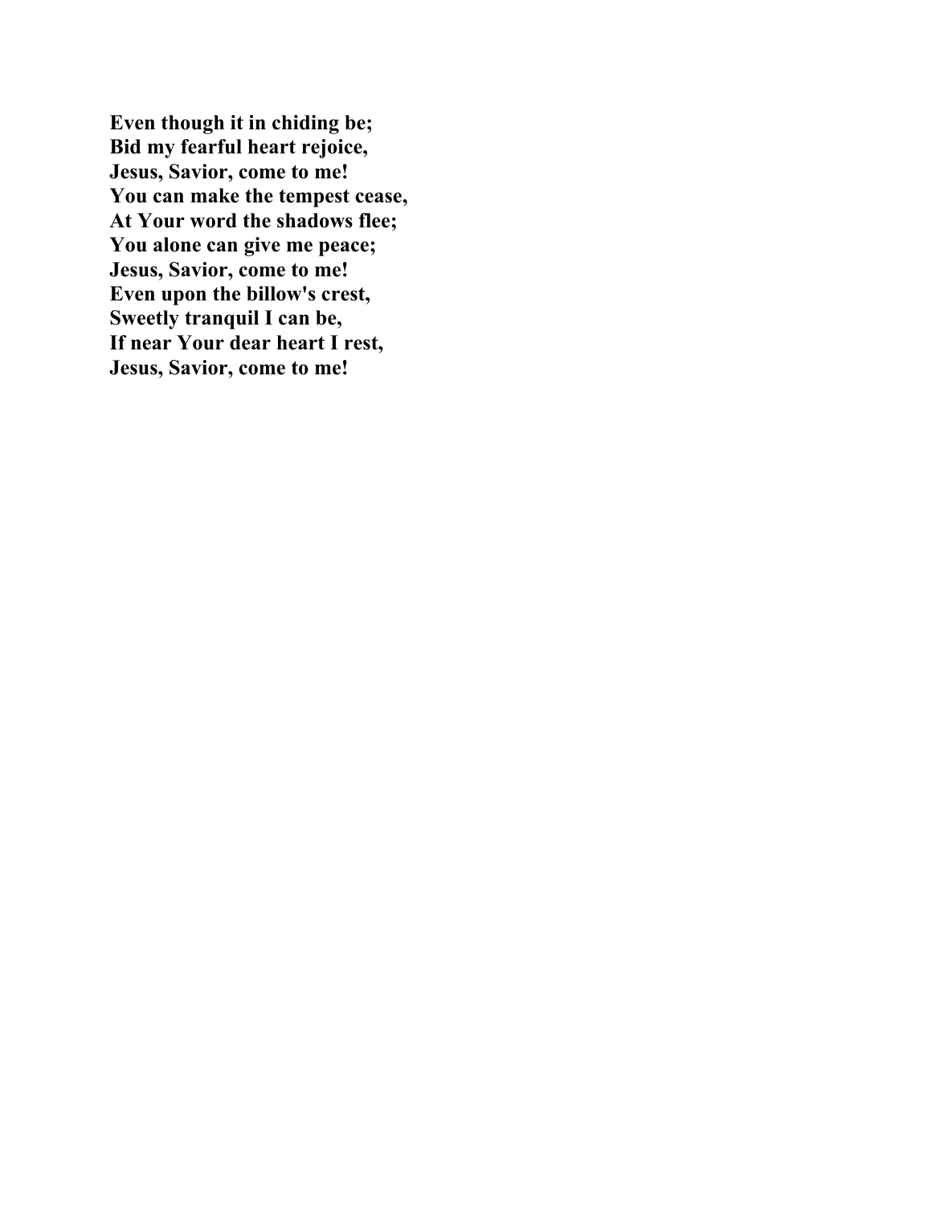**Even though it in chiding be;**
**Bid my fearful heart rejoice,**
**Jesus, Savior, come to me!**
**You can make the tempest cease,**
**At Your word the shadows flee;**
**You alone can give me peace;**
**Jesus, Savior, come to me!**
**Even upon the billow's crest,**
**Sweetly tranquil I can be,**
**If near Your dear heart I rest,**
**Jesus, Savior, come to me!**